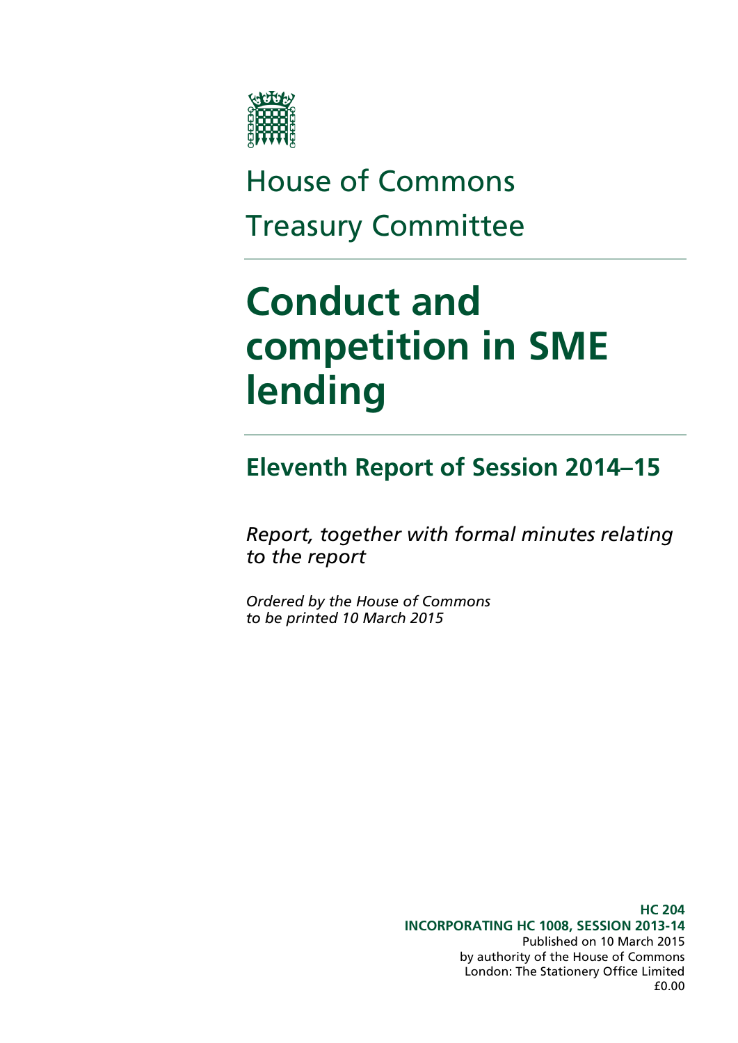House of Commons

Treasury Committee

# Conduct and competition in SME lending

## Eleventh Report of Session 2014–15

*Report, together with formal minutes relating to the report*

*Ordered by the House of Commons to be printed 10 March 2015*

**HC 204**
**INCORPORATING HC 1008, SESSION 2013-14**
Published on 10 March 2015
by authority of the House of Commons
London: The Stationery Office Limited
£0.00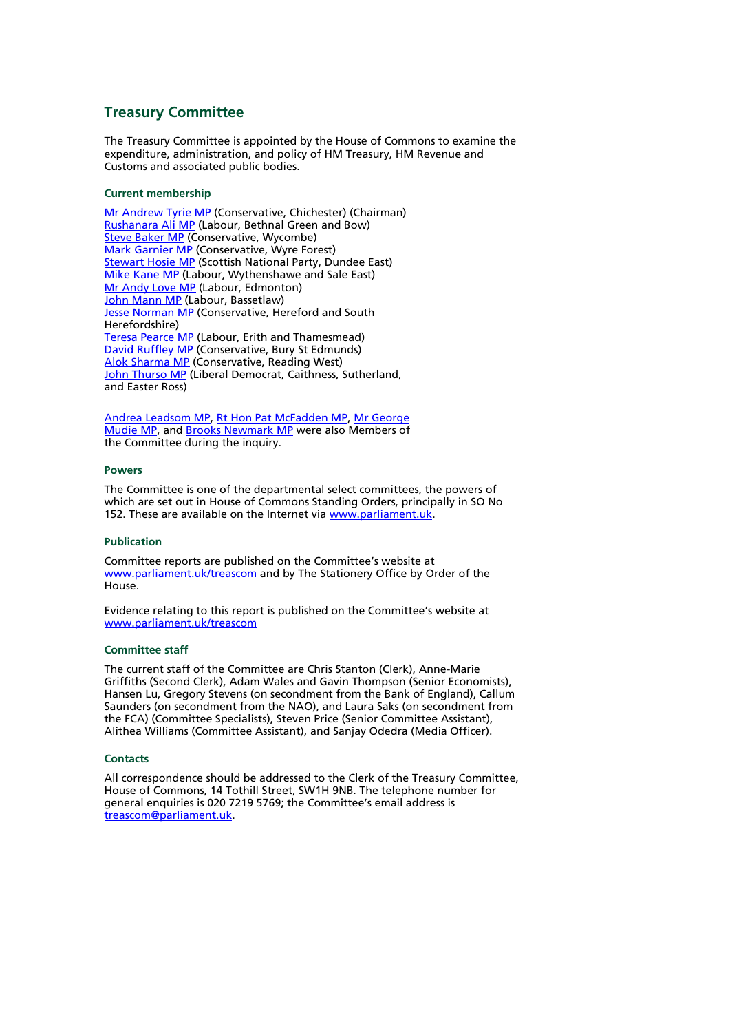## Treasury Committee

The Treasury Committee is appointed by the House of Commons to examine the expenditure, administration, and policy of HM Treasury, HM Revenue and Customs and associated public bodies.

### Current membership

Mr Andrew Tyrie MP (Conservative, Chichester) (Chairman)
Rushanara Ali MP (Labour, Bethnal Green and Bow)
Steve Baker MP (Conservative, Wycombe)
Mark Garnier MP (Conservative, Wyre Forest)
Stewart Hosie MP (Scottish National Party, Dundee East)
Mike Kane MP (Labour, Wythenshawe and Sale East)
Mr Andy Love MP (Labour, Edmonton)
John Mann MP (Labour, Bassetlaw)
Jesse Norman MP (Conservative, Hereford and South Herefordshire)
Teresa Pearce MP (Labour, Erith and Thamesmead)
David Ruffley MP (Conservative, Bury St Edmunds)
Alok Sharma MP (Conservative, Reading West)
John Thurso MP (Liberal Democrat, Caithness, Sutherland, and Easter Ross)

Andrea Leadsom MP, Rt Hon Pat McFadden MP, Mr George Mudie MP, and Brooks Newmark MP were also Members of the Committee during the inquiry.

#### Powers

The Committee is one of the departmental select committees, the powers of which are set out in House of Commons Standing Orders, principally in SO No 152. These are available on the Internet via www.parliament.uk.

#### Publication

Committee reports are published on the Committee's website at www.parliament.uk/treascom and by The Stationery Office by Order of the House.

Evidence relating to this report is published on the Committee's website at www.parliament.uk/treascom

#### Committee staff

The current staff of the Committee are Chris Stanton (Clerk), Anne-Marie Griffiths (Second Clerk), Adam Wales and Gavin Thompson (Senior Economists), Hansen Lu, Gregory Stevens (on secondment from the Bank of England), Callum Saunders (on secondment from the NAO), and Laura Saks (on secondment from the FCA) (Committee Specialists), Steven Price (Senior Committee Assistant), Alithea Williams (Committee Assistant), and Sanjay Odedra (Media Officer).

#### Contacts

All correspondence should be addressed to the Clerk of the Treasury Committee, House of Commons, 14 Tothill Street, SW1H 9NB. The telephone number for general enquiries is 020 7219 5769; the Committee's email address is treascom@parliament.uk.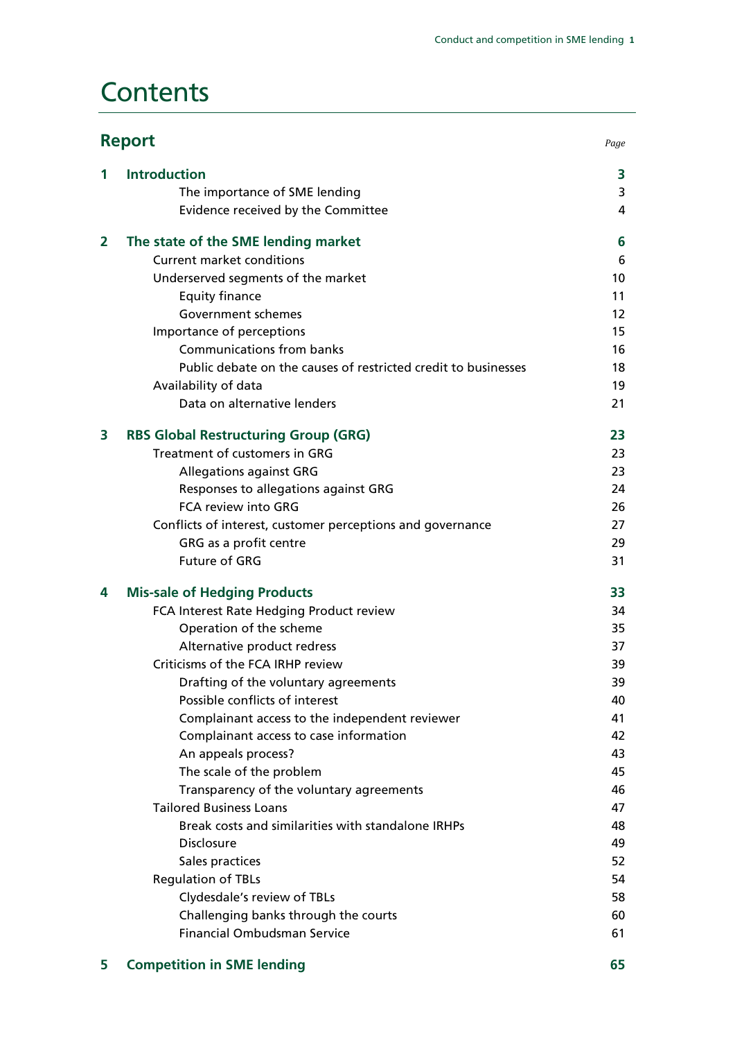# Contents

## Report

| | | Page |
|---|---|---|
| **1** | **Introduction** | **3** |
| | The importance of SME lending | 3 |
| | Evidence received by the Committee | 4 |
| **2** | **The state of the SME lending market** | **6** |
| | Current market conditions | 6 |
| | Underserved segments of the market | 10 |
| | Equity finance | 11 |
| | Government schemes | 12 |
| | Importance of perceptions | 15 |
| | Communications from banks | 16 |
| | Public debate on the causes of restricted credit to businesses | 18 |
| | Availability of data | 19 |
| | Data on alternative lenders | 21 |
| **3** | **RBS Global Restructuring Group (GRG)** | **23** |
| | Treatment of customers in GRG | 23 |
| | Allegations against GRG | 23 |
| | Responses to allegations against GRG | 24 |
| | FCA review into GRG | 26 |
| | Conflicts of interest, customer perceptions and governance | 27 |
| | GRG as a profit centre | 29 |
| | Future of GRG | 31 |
| **4** | **Mis-sale of Hedging Products** | **33** |
| | FCA Interest Rate Hedging Product review | 34 |
| | Operation of the scheme | 35 |
| | Alternative product redress | 37 |
| | Criticisms of the FCA IRHP review | 39 |
| | Drafting of the voluntary agreements | 39 |
| | Possible conflicts of interest | 40 |
| | Complainant access to the independent reviewer | 41 |
| | Complainant access to case information | 42 |
| | An appeals process? | 43 |
| | The scale of the problem | 45 |
| | Transparency of the voluntary agreements | 46 |
| | Tailored Business Loans | 47 |
| | Break costs and similarities with standalone IRHPs | 48 |
| | Disclosure | 49 |
| | Sales practices | 52 |
| | Regulation of TBLs | 54 |
| | Clydesdale's review of TBLs | 58 |
| | Challenging banks through the courts | 60 |
| | Financial Ombudsman Service | 61 |
| **5** | **Competition in SME lending** | **65** |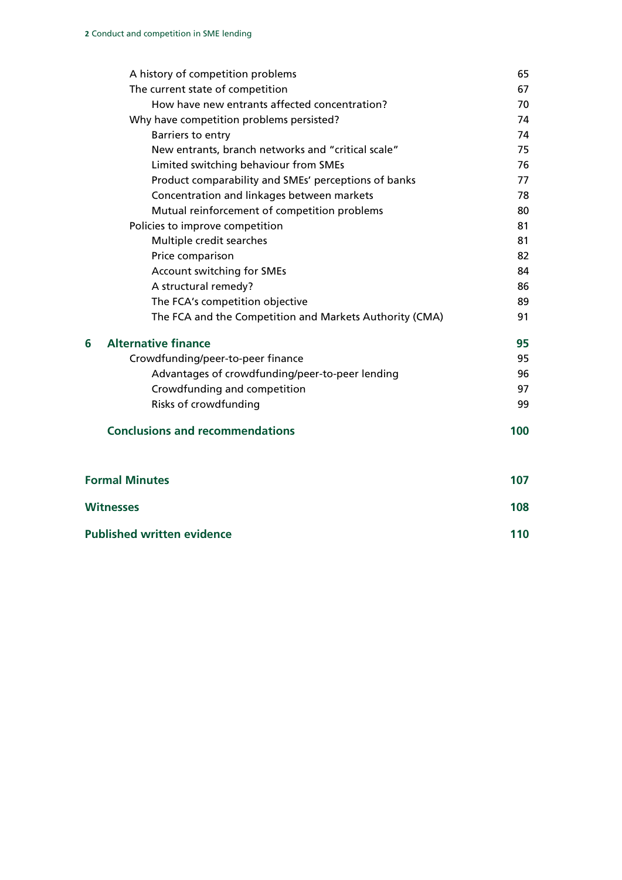A history of competition problems 65

The current state of competition 67

How have new entrants affected concentration? 70

Why have competition problems persisted? 74

Barriers to entry 74

New entrants, branch networks and "critical scale" 75

Limited switching behaviour from SMEs 76

Product comparability and SMEs' perceptions of banks 77

Concentration and linkages between markets 78

Mutual reinforcement of competition problems 80

Policies to improve competition 81

Multiple credit searches 81

Price comparison 82

Account switching for SMEs 84

A structural remedy? 86

The FCA's competition objective 89

The FCA and the Competition and Markets Authority (CMA) 91

**6 Alternative finance 95**

Crowdfunding/peer-to-peer finance 95

Advantages of crowdfunding/peer-to-peer lending 96

Crowdfunding and competition 97

Risks of crowdfunding 99

**Conclusions and recommendations 100**

**Formal Minutes 107**

**Witnesses 108**

**Published written evidence 110**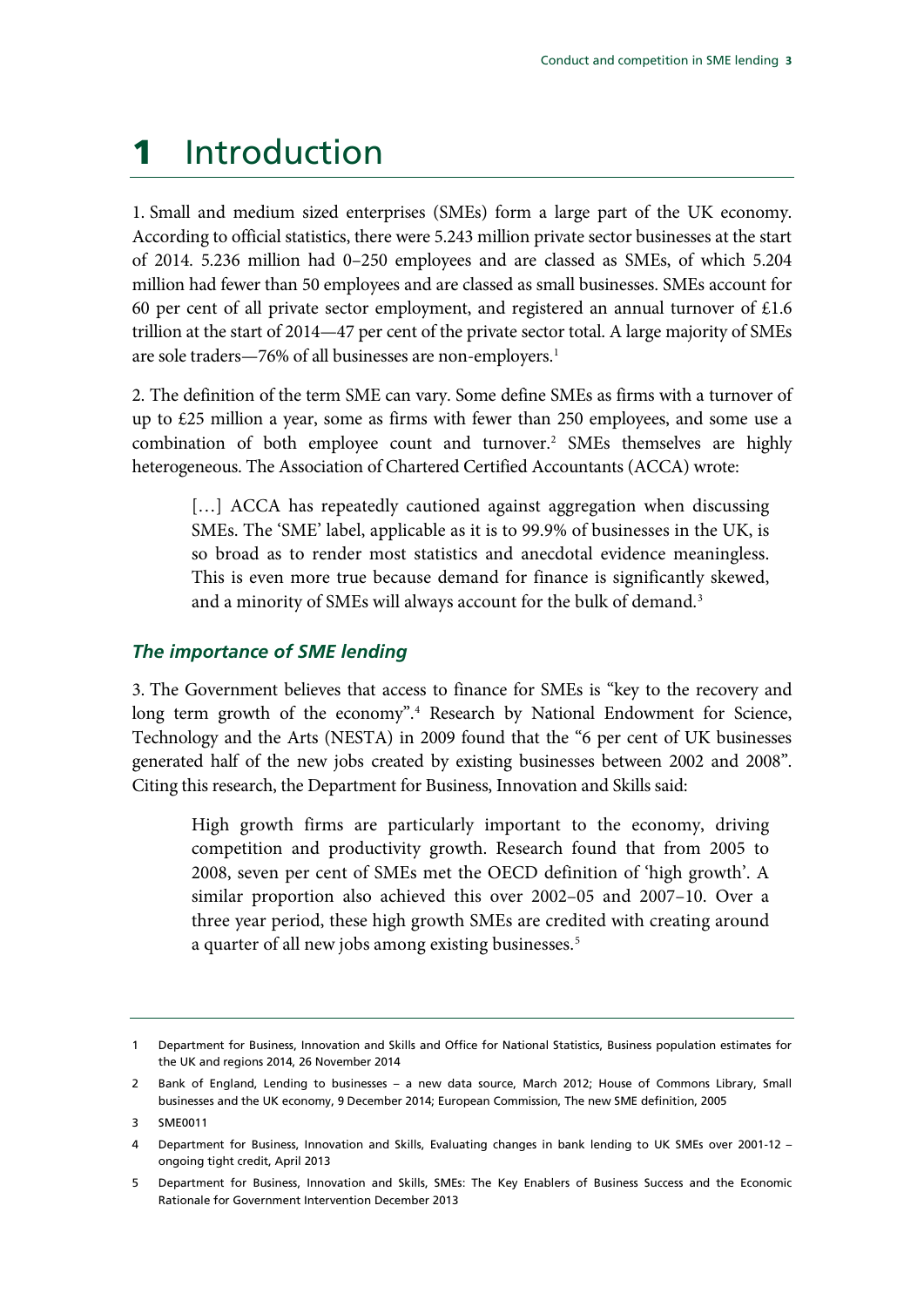# 1 Introduction

1. Small and medium sized enterprises (SMEs) form a large part of the UK economy. According to official statistics, there were 5.243 million private sector businesses at the start of 2014. 5.236 million had 0–250 employees and are classed as SMEs, of which 5.204 million had fewer than 50 employees and are classed as small businesses. SMEs account for 60 per cent of all private sector employment, and registered an annual turnover of £1.6 trillion at the start of 2014—47 per cent of the private sector total. A large majority of SMEs are sole traders—76% of all businesses are non-employers.[1]

2. The definition of the term SME can vary. Some define SMEs as firms with a turnover of up to £25 million a year, some as firms with fewer than 250 employees, and some use a combination of both employee count and turnover.[2] SMEs themselves are highly heterogeneous. The Association of Chartered Certified Accountants (ACCA) wrote:

> […] ACCA has repeatedly cautioned against aggregation when discussing SMEs. The 'SME' label, applicable as it is to 99.9% of businesses in the UK, is so broad as to render most statistics and anecdotal evidence meaningless. This is even more true because demand for finance is significantly skewed, and a minority of SMEs will always account for the bulk of demand.[3]

### *The importance of SME lending*

3. The Government believes that access to finance for SMEs is "key to the recovery and long term growth of the economy".[4] Research by National Endowment for Science, Technology and the Arts (NESTA) in 2009 found that the "6 per cent of UK businesses generated half of the new jobs created by existing businesses between 2002 and 2008". Citing this research, the Department for Business, Innovation and Skills said:

> High growth firms are particularly important to the economy, driving competition and productivity growth. Research found that from 2005 to 2008, seven per cent of SMEs met the OECD definition of 'high growth'. A similar proportion also achieved this over 2002–05 and 2007–10. Over a three year period, these high growth SMEs are credited with creating around a quarter of all new jobs among existing businesses.[5]

---

1 Department for Business, Innovation and Skills and Office for National Statistics, Business population estimates for the UK and regions 2014, 26 November 2014

2 Bank of England, Lending to businesses – a new data source, March 2012; House of Commons Library, Small businesses and the UK economy, 9 December 2014; European Commission, The new SME definition, 2005

3 SME0011

4 Department for Business, Innovation and Skills, Evaluating changes in bank lending to UK SMEs over 2001-12 – ongoing tight credit, April 2013

5 Department for Business, Innovation and Skills, SMEs: The Key Enablers of Business Success and the Economic Rationale for Government Intervention December 2013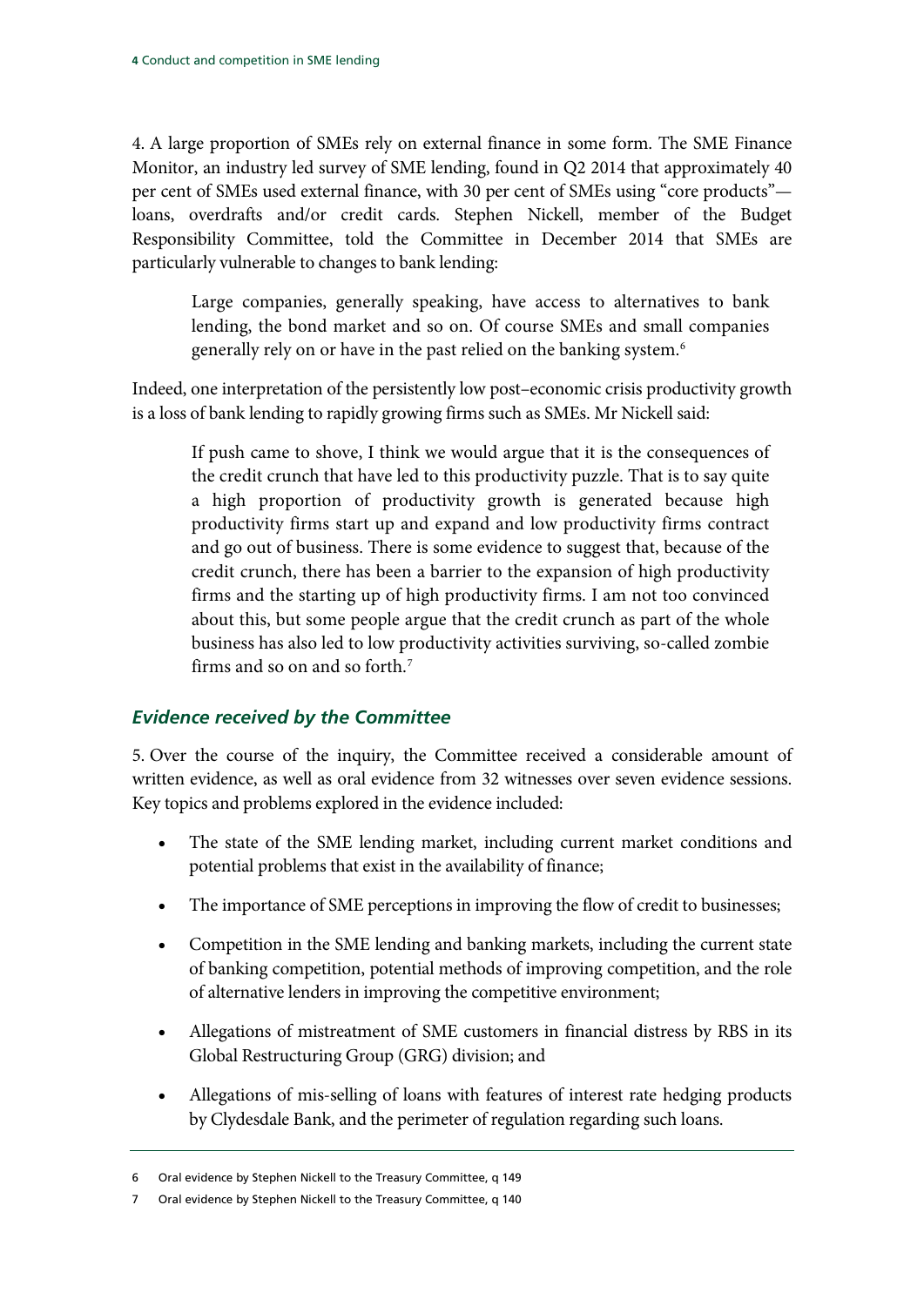4. A large proportion of SMEs rely on external finance in some form. The SME Finance Monitor, an industry led survey of SME lending, found in Q2 2014 that approximately 40 per cent of SMEs used external finance, with 30 per cent of SMEs using "core products"—loans, overdrafts and/or credit cards. Stephen Nickell, member of the Budget Responsibility Committee, told the Committee in December 2014 that SMEs are particularly vulnerable to changes to bank lending:

> Large companies, generally speaking, have access to alternatives to bank lending, the bond market and so on. Of course SMEs and small companies generally rely on or have in the past relied on the banking system.[6]

Indeed, one interpretation of the persistently low post–economic crisis productivity growth is a loss of bank lending to rapidly growing firms such as SMEs. Mr Nickell said:

> If push came to shove, I think we would argue that it is the consequences of the credit crunch that have led to this productivity puzzle. That is to say quite a high proportion of productivity growth is generated because high productivity firms start up and expand and low productivity firms contract and go out of business. There is some evidence to suggest that, because of the credit crunch, there has been a barrier to the expansion of high productivity firms and the starting up of high productivity firms. I am not too convinced about this, but some people argue that the credit crunch as part of the whole business has also led to low productivity activities surviving, so-called zombie firms and so on and so forth.[7]

### *Evidence received by the Committee*

5. Over the course of the inquiry, the Committee received a considerable amount of written evidence, as well as oral evidence from 32 witnesses over seven evidence sessions. Key topics and problems explored in the evidence included:

- The state of the SME lending market, including current market conditions and potential problems that exist in the availability of finance;
- The importance of SME perceptions in improving the flow of credit to businesses;
- Competition in the SME lending and banking markets, including the current state of banking competition, potential methods of improving competition, and the role of alternative lenders in improving the competitive environment;
- Allegations of mistreatment of SME customers in financial distress by RBS in its Global Restructuring Group (GRG) division; and
- Allegations of mis-selling of loans with features of interest rate hedging products by Clydesdale Bank, and the perimeter of regulation regarding such loans.

---

6 Oral evidence by Stephen Nickell to the Treasury Committee, q 149

7 Oral evidence by Stephen Nickell to the Treasury Committee, q 140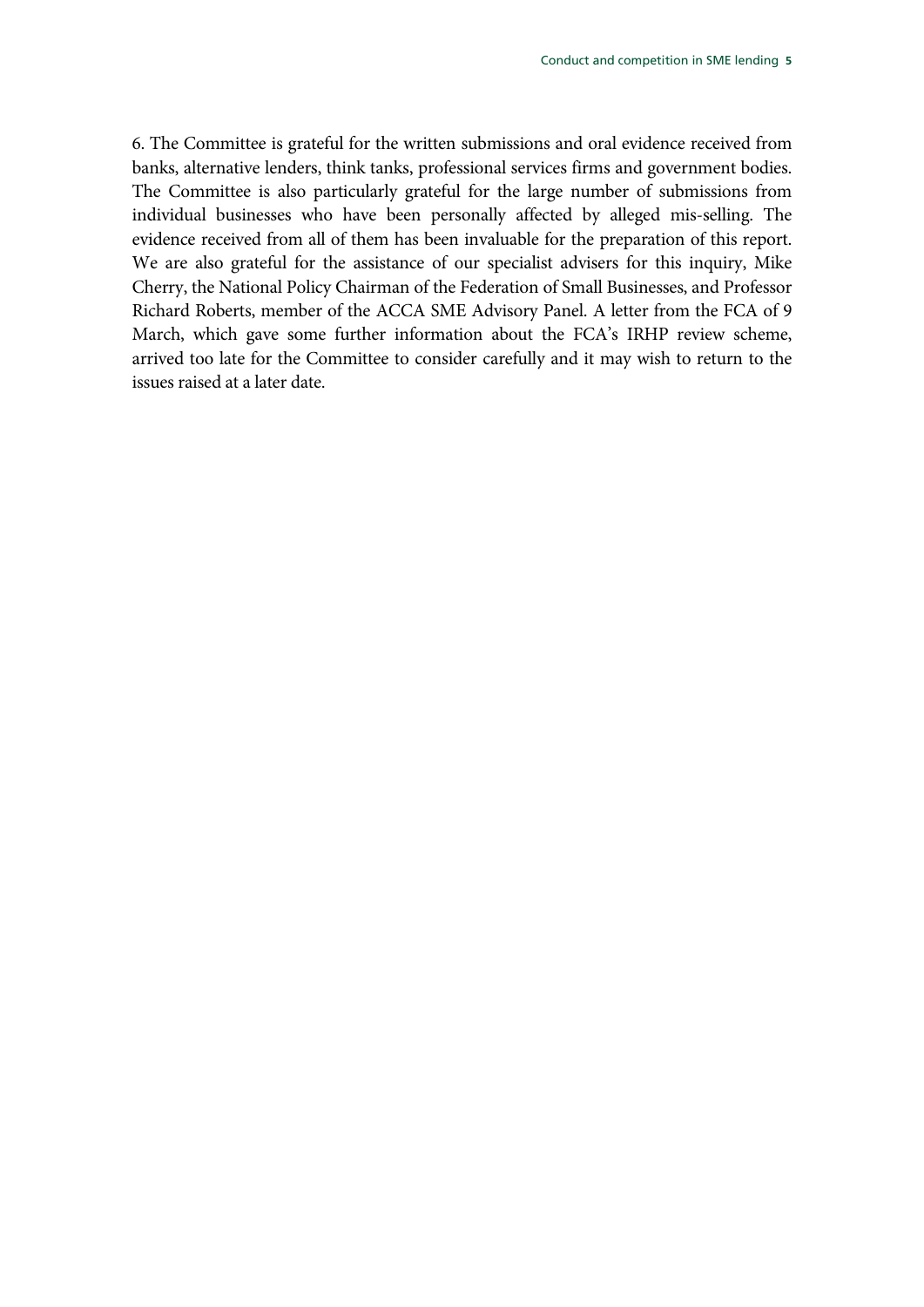6. The Committee is grateful for the written submissions and oral evidence received from banks, alternative lenders, think tanks, professional services firms and government bodies. The Committee is also particularly grateful for the large number of submissions from individual businesses who have been personally affected by alleged mis-selling. The evidence received from all of them has been invaluable for the preparation of this report. We are also grateful for the assistance of our specialist advisers for this inquiry, Mike Cherry, the National Policy Chairman of the Federation of Small Businesses, and Professor Richard Roberts, member of the ACCA SME Advisory Panel. A letter from the FCA of 9 March, which gave some further information about the FCA's IRHP review scheme, arrived too late for the Committee to consider carefully and it may wish to return to the issues raised at a later date.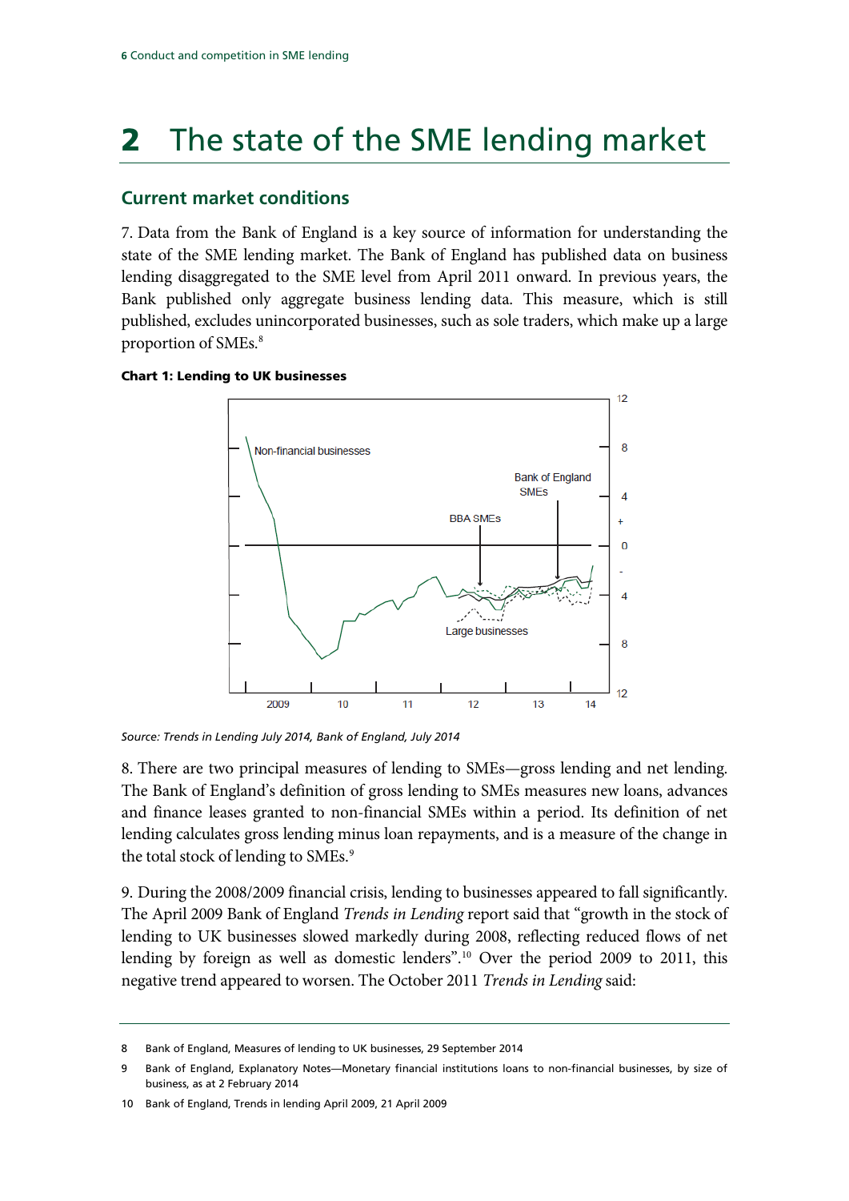# 2 The state of the SME lending market

## Current market conditions

7. Data from the Bank of England is a key source of information for understanding the state of the SME lending market. The Bank of England has published data on business lending disaggregated to the SME level from April 2011 onward. In previous years, the Bank published only aggregate business lending data. This measure, which is still published, excludes unincorporated businesses, such as sole traders, which make up a large proportion of SMEs.[8]

**Chart 1: Lending to UK businesses**

*Source: Trends in Lending July 2014, Bank of England, July 2014*

8. There are two principal measures of lending to SMEs—gross lending and net lending. The Bank of England's definition of gross lending to SMEs measures new loans, advances and finance leases granted to non-financial SMEs within a period. Its definition of net lending calculates gross lending minus loan repayments, and is a measure of the change in the total stock of lending to SMEs.[9]

9. During the 2008/2009 financial crisis, lending to businesses appeared to fall significantly. The April 2009 Bank of England *Trends in Lending* report said that "growth in the stock of lending to UK businesses slowed markedly during 2008, reflecting reduced flows of net lending by foreign as well as domestic lenders".[10] Over the period 2009 to 2011, this negative trend appeared to worsen. The October 2011 *Trends in Lending* said:

---

8 Bank of England, Measures of lending to UK businesses, 29 September 2014

9 Bank of England, Explanatory Notes—Monetary financial institutions loans to non-financial businesses, by size of business, as at 2 February 2014

10 Bank of England, Trends in lending April 2009, 21 April 2009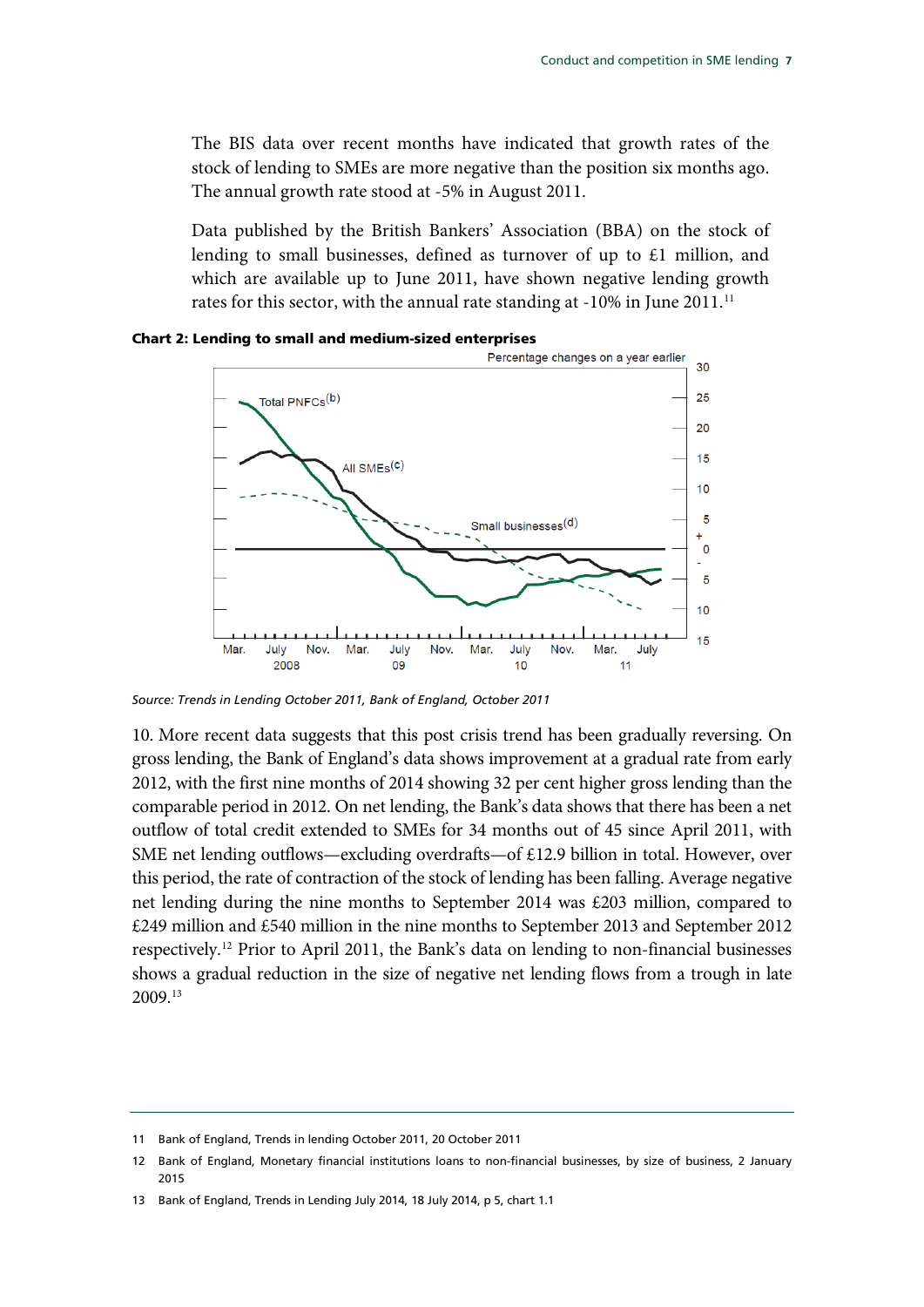The BIS data over recent months have indicated that growth rates of the stock of lending to SMEs are more negative than the position six months ago. The annual growth rate stood at -5% in August 2011.

Data published by the British Bankers' Association (BBA) on the stock of lending to small businesses, defined as turnover of up to £1 million, and which are available up to June 2011, have shown negative lending growth rates for this sector, with the annual rate standing at -10% in June 2011.[11]

**Chart 2: Lending to small and medium-sized enterprises**

*Source: Trends in Lending October 2011, Bank of England, October 2011*

10. More recent data suggests that this post crisis trend has been gradually reversing. On gross lending, the Bank of England's data shows improvement at a gradual rate from early 2012, with the first nine months of 2014 showing 32 per cent higher gross lending than the comparable period in 2012. On net lending, the Bank's data shows that there has been a net outflow of total credit extended to SMEs for 34 months out of 45 since April 2011, with SME net lending outflows—excluding overdrafts—of £12.9 billion in total. However, over this period, the rate of contraction of the stock of lending has been falling. Average negative net lending during the nine months to September 2014 was £203 million, compared to £249 million and £540 million in the nine months to September 2013 and September 2012 respectively.[12] Prior to April 2011, the Bank's data on lending to non-financial businesses shows a gradual reduction in the size of negative net lending flows from a trough in late 2009.[13]

11 Bank of England, Trends in lending October 2011, 20 October 2011

12 Bank of England, Monetary financial institutions loans to non-financial businesses, by size of business, 2 January 2015

13 Bank of England, Trends in Lending July 2014, 18 July 2014, p 5, chart 1.1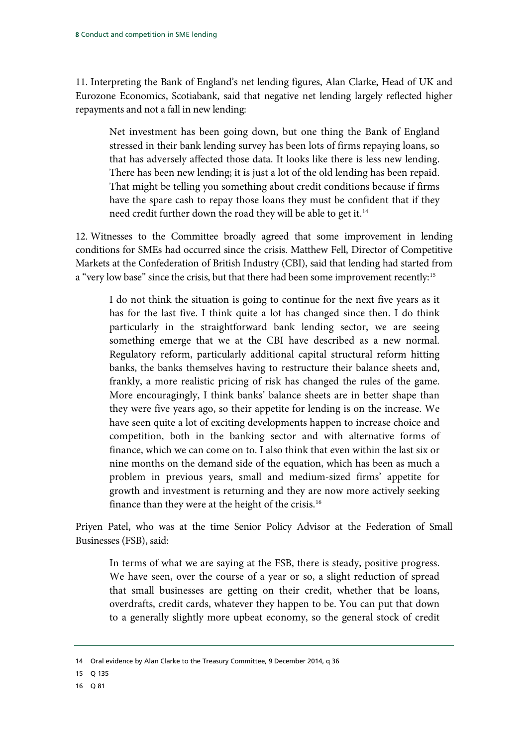11. Interpreting the Bank of England's net lending figures, Alan Clarke, Head of UK and Eurozone Economics, Scotiabank, said that negative net lending largely reflected higher repayments and not a fall in new lending:

> Net investment has been going down, but one thing the Bank of England stressed in their bank lending survey has been lots of firms repaying loans, so that has adversely affected those data. It looks like there is less new lending. There has been new lending; it is just a lot of the old lending has been repaid. That might be telling you something about credit conditions because if firms have the spare cash to repay those loans they must be confident that if they need credit further down the road they will be able to get it.[14]

12. Witnesses to the Committee broadly agreed that some improvement in lending conditions for SMEs had occurred since the crisis. Matthew Fell, Director of Competitive Markets at the Confederation of British Industry (CBI), said that lending had started from a "very low base" since the crisis, but that there had been some improvement recently:[15]

> I do not think the situation is going to continue for the next five years as it has for the last five. I think quite a lot has changed since then. I do think particularly in the straightforward bank lending sector, we are seeing something emerge that we at the CBI have described as a new normal. Regulatory reform, particularly additional capital structural reform hitting banks, the banks themselves having to restructure their balance sheets and, frankly, a more realistic pricing of risk has changed the rules of the game. More encouragingly, I think banks' balance sheets are in better shape than they were five years ago, so their appetite for lending is on the increase. We have seen quite a lot of exciting developments happen to increase choice and competition, both in the banking sector and with alternative forms of finance, which we can come on to. I also think that even within the last six or nine months on the demand side of the equation, which has been as much a problem in previous years, small and medium-sized firms' appetite for growth and investment is returning and they are now more actively seeking finance than they were at the height of the crisis.[16]

Priyen Patel, who was at the time Senior Policy Advisor at the Federation of Small Businesses (FSB), said:

> In terms of what we are saying at the FSB, there is steady, positive progress. We have seen, over the course of a year or so, a slight reduction of spread that small businesses are getting on their credit, whether that be loans, overdrafts, credit cards, whatever they happen to be. You can put that down to a generally slightly more upbeat economy, so the general stock of credit

---

14 Oral evidence by Alan Clarke to the Treasury Committee, 9 December 2014, q 36

15 Q 135

16 Q 81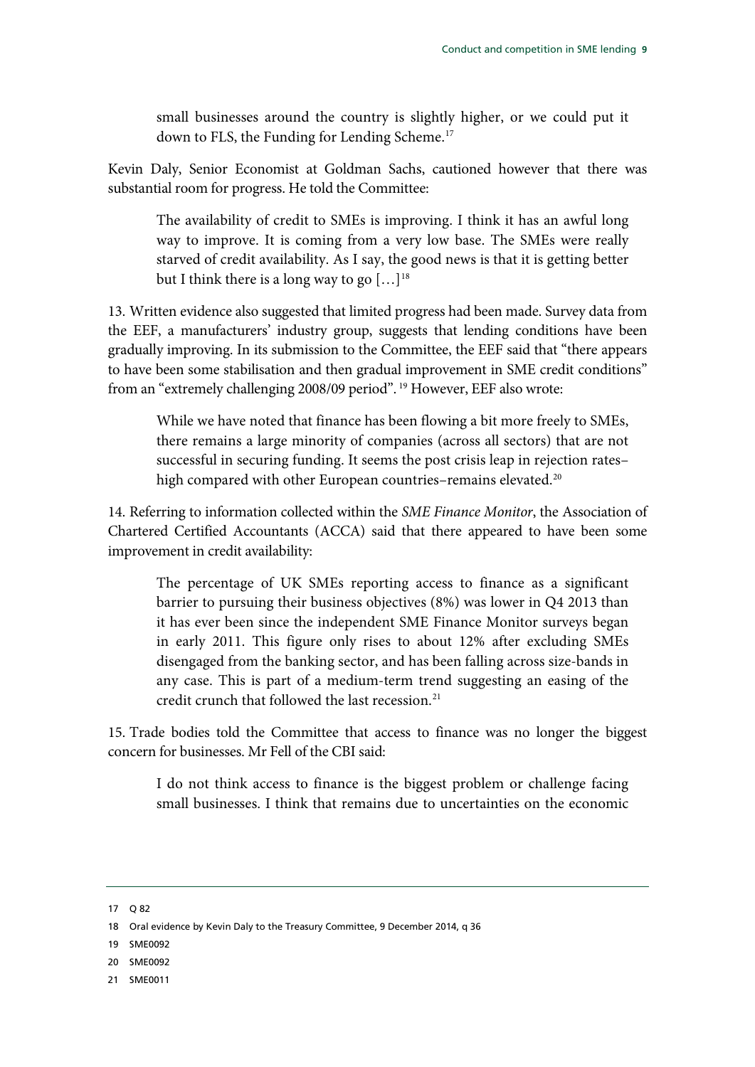small businesses around the country is slightly higher, or we could put it down to FLS, the Funding for Lending Scheme.[17]

Kevin Daly, Senior Economist at Goldman Sachs, cautioned however that there was substantial room for progress. He told the Committee:

> The availability of credit to SMEs is improving. I think it has an awful long way to improve. It is coming from a very low base. The SMEs were really starved of credit availability. As I say, the good news is that it is getting better but I think there is a long way to go […][18]

13. Written evidence also suggested that limited progress had been made. Survey data from the EEF, a manufacturers' industry group, suggests that lending conditions have been gradually improving. In its submission to the Committee, the EEF said that "there appears to have been some stabilisation and then gradual improvement in SME credit conditions" from an "extremely challenging 2008/09 period".[19] However, EEF also wrote:

> While we have noted that finance has been flowing a bit more freely to SMEs, there remains a large minority of companies (across all sectors) that are not successful in securing funding. It seems the post crisis leap in rejection rates–high compared with other European countries–remains elevated.[20]

14. Referring to information collected within the *SME Finance Monitor*, the Association of Chartered Certified Accountants (ACCA) said that there appeared to have been some improvement in credit availability:

> The percentage of UK SMEs reporting access to finance as a significant barrier to pursuing their business objectives (8%) was lower in Q4 2013 than it has ever been since the independent SME Finance Monitor surveys began in early 2011. This figure only rises to about 12% after excluding SMEs disengaged from the banking sector, and has been falling across size-bands in any case. This is part of a medium-term trend suggesting an easing of the credit crunch that followed the last recession.[21]

15. Trade bodies told the Committee that access to finance was no longer the biggest concern for businesses. Mr Fell of the CBI said:

> I do not think access to finance is the biggest problem or challenge facing small businesses. I think that remains due to uncertainties on the economic

---

17 Q 82

18 Oral evidence by Kevin Daly to the Treasury Committee, 9 December 2014, q 36

19 SME0092

20 SME0092

21 SME0011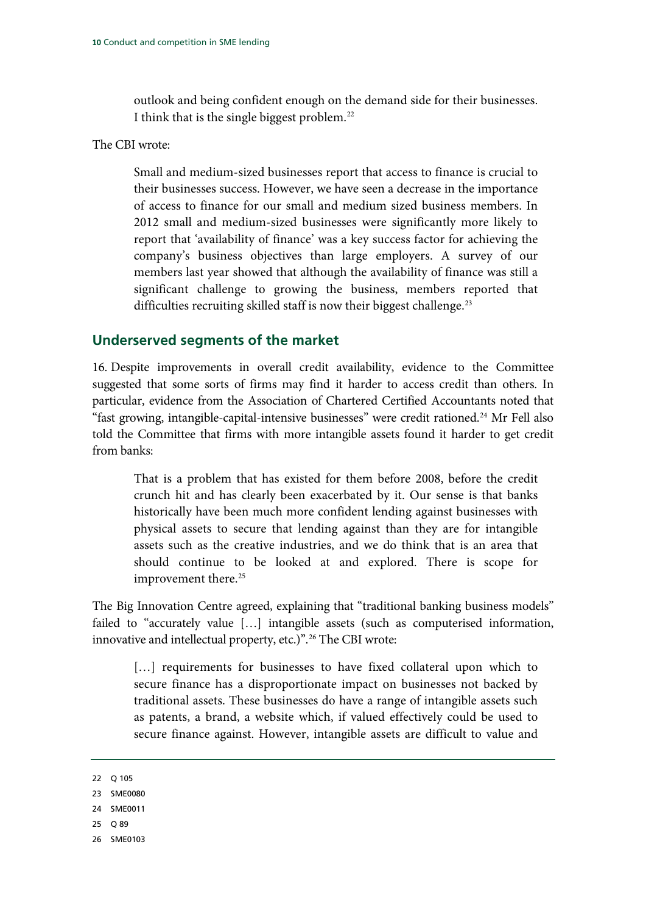> outlook and being confident enough on the demand side for their businesses. I think that is the single biggest problem.[22]

The CBI wrote:

> Small and medium-sized businesses report that access to finance is crucial to their businesses success. However, we have seen a decrease in the importance of access to finance for our small and medium sized business members. In 2012 small and medium-sized businesses were significantly more likely to report that 'availability of finance' was a key success factor for achieving the company's business objectives than large employers. A survey of our members last year showed that although the availability of finance was still a significant challenge to growing the business, members reported that difficulties recruiting skilled staff is now their biggest challenge.[23]

## Underserved segments of the market

16. Despite improvements in overall credit availability, evidence to the Committee suggested that some sorts of firms may find it harder to access credit than others. In particular, evidence from the Association of Chartered Certified Accountants noted that "fast growing, intangible-capital-intensive businesses" were credit rationed.[24] Mr Fell also told the Committee that firms with more intangible assets found it harder to get credit from banks:

> That is a problem that has existed for them before 2008, before the credit crunch hit and has clearly been exacerbated by it. Our sense is that banks historically have been much more confident lending against businesses with physical assets to secure that lending against than they are for intangible assets such as the creative industries, and we do think that is an area that should continue to be looked at and explored. There is scope for improvement there.[25]

The Big Innovation Centre agreed, explaining that "traditional banking business models" failed to "accurately value […] intangible assets (such as computerised information, innovative and intellectual property, etc.)".[26] The CBI wrote:

> […] requirements for businesses to have fixed collateral upon which to secure finance has a disproportionate impact on businesses not backed by traditional assets. These businesses do have a range of intangible assets such as patents, a brand, a website which, if valued effectively could be used to secure finance against. However, intangible assets are difficult to value and

22 Q 105

23 SME0080

24 SME0011

25 Q 89

26 SME0103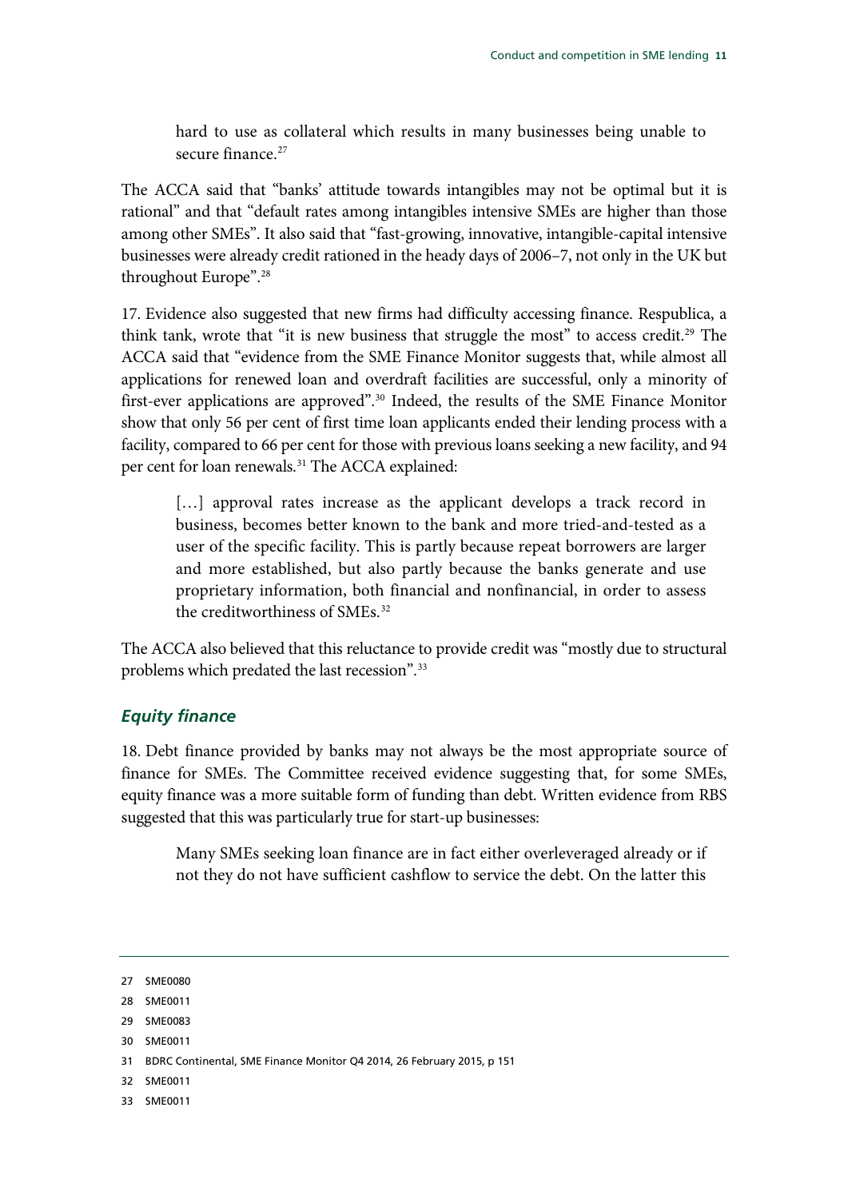> hard to use as collateral which results in many businesses being unable to secure finance.[27]

The ACCA said that "banks' attitude towards intangibles may not be optimal but it is rational" and that "default rates among intangibles intensive SMEs are higher than those among other SMEs". It also said that "fast-growing, innovative, intangible-capital intensive businesses were already credit rationed in the heady days of 2006–7, not only in the UK but throughout Europe".[28]

17. Evidence also suggested that new firms had difficulty accessing finance. Respublica, a think tank, wrote that "it is new business that struggle the most" to access credit.[29] The ACCA said that "evidence from the SME Finance Monitor suggests that, while almost all applications for renewed loan and overdraft facilities are successful, only a minority of first-ever applications are approved".[30] Indeed, the results of the SME Finance Monitor show that only 56 per cent of first time loan applicants ended their lending process with a facility, compared to 66 per cent for those with previous loans seeking a new facility, and 94 per cent for loan renewals.[31] The ACCA explained:

> […] approval rates increase as the applicant develops a track record in business, becomes better known to the bank and more tried-and-tested as a user of the specific facility. This is partly because repeat borrowers are larger and more established, but also partly because the banks generate and use proprietary information, both financial and nonfinancial, in order to assess the creditworthiness of SMEs.[32]

The ACCA also believed that this reluctance to provide credit was "mostly due to structural problems which predated the last recession".[33]

### *Equity finance*

18. Debt finance provided by banks may not always be the most appropriate source of finance for SMEs. The Committee received evidence suggesting that, for some SMEs, equity finance was a more suitable form of funding than debt. Written evidence from RBS suggested that this was particularly true for start-up businesses:

> Many SMEs seeking loan finance are in fact either overleveraged already or if not they do not have sufficient cashflow to service the debt. On the latter this

27 SME0080

28 SME0011

29 SME0083

30 SME0011

31 BDRC Continental, SME Finance Monitor Q4 2014, 26 February 2015, p 151

32 SME0011

33 SME0011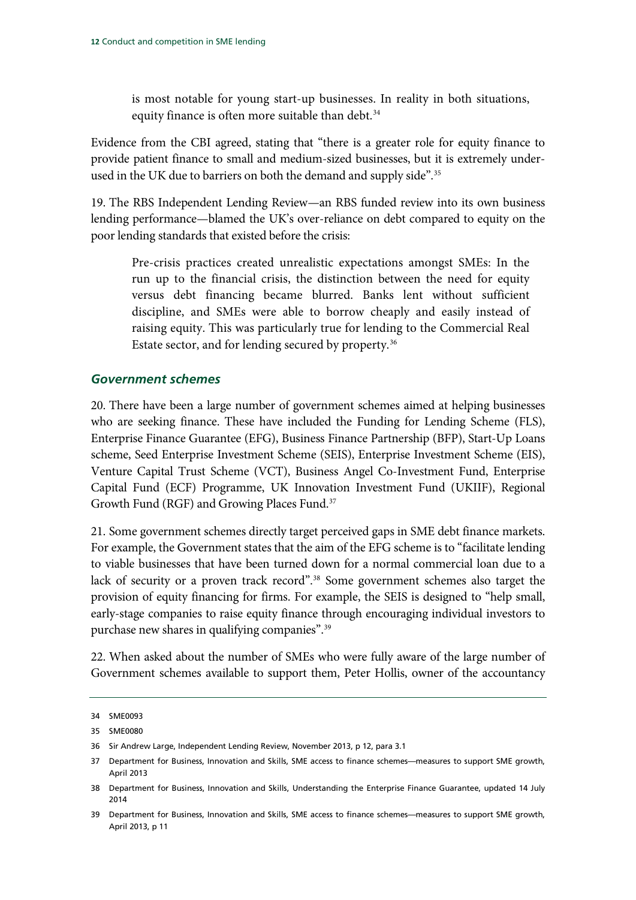> is most notable for young start-up businesses. In reality in both situations, equity finance is often more suitable than debt.[34]

Evidence from the CBI agreed, stating that "there is a greater role for equity finance to provide patient finance to small and medium-sized businesses, but it is extremely under-used in the UK due to barriers on both the demand and supply side".[35]

19. The RBS Independent Lending Review—an RBS funded review into its own business lending performance—blamed the UK's over-reliance on debt compared to equity on the poor lending standards that existed before the crisis:

> Pre-crisis practices created unrealistic expectations amongst SMEs: In the run up to the financial crisis, the distinction between the need for equity versus debt financing became blurred. Banks lent without sufficient discipline, and SMEs were able to borrow cheaply and easily instead of raising equity. This was particularly true for lending to the Commercial Real Estate sector, and for lending secured by property.[36]

### *Government schemes*

20. There have been a large number of government schemes aimed at helping businesses who are seeking finance. These have included the Funding for Lending Scheme (FLS), Enterprise Finance Guarantee (EFG), Business Finance Partnership (BFP), Start-Up Loans scheme, Seed Enterprise Investment Scheme (SEIS), Enterprise Investment Scheme (EIS), Venture Capital Trust Scheme (VCT), Business Angel Co-Investment Fund, Enterprise Capital Fund (ECF) Programme, UK Innovation Investment Fund (UKIIF), Regional Growth Fund (RGF) and Growing Places Fund.[37]

21. Some government schemes directly target perceived gaps in SME debt finance markets. For example, the Government states that the aim of the EFG scheme is to "facilitate lending to viable businesses that have been turned down for a normal commercial loan due to a lack of security or a proven track record".[38] Some government schemes also target the provision of equity financing for firms. For example, the SEIS is designed to "help small, early-stage companies to raise equity finance through encouraging individual investors to purchase new shares in qualifying companies".[39]

22. When asked about the number of SMEs who were fully aware of the large number of Government schemes available to support them, Peter Hollis, owner of the accountancy

---

34 SME0093

35 SME0080

36 Sir Andrew Large, Independent Lending Review, November 2013, p 12, para 3.1

37 Department for Business, Innovation and Skills, SME access to finance schemes—measures to support SME growth, April 2013

38 Department for Business, Innovation and Skills, Understanding the Enterprise Finance Guarantee, updated 14 July 2014

39 Department for Business, Innovation and Skills, SME access to finance schemes—measures to support SME growth, April 2013, p 11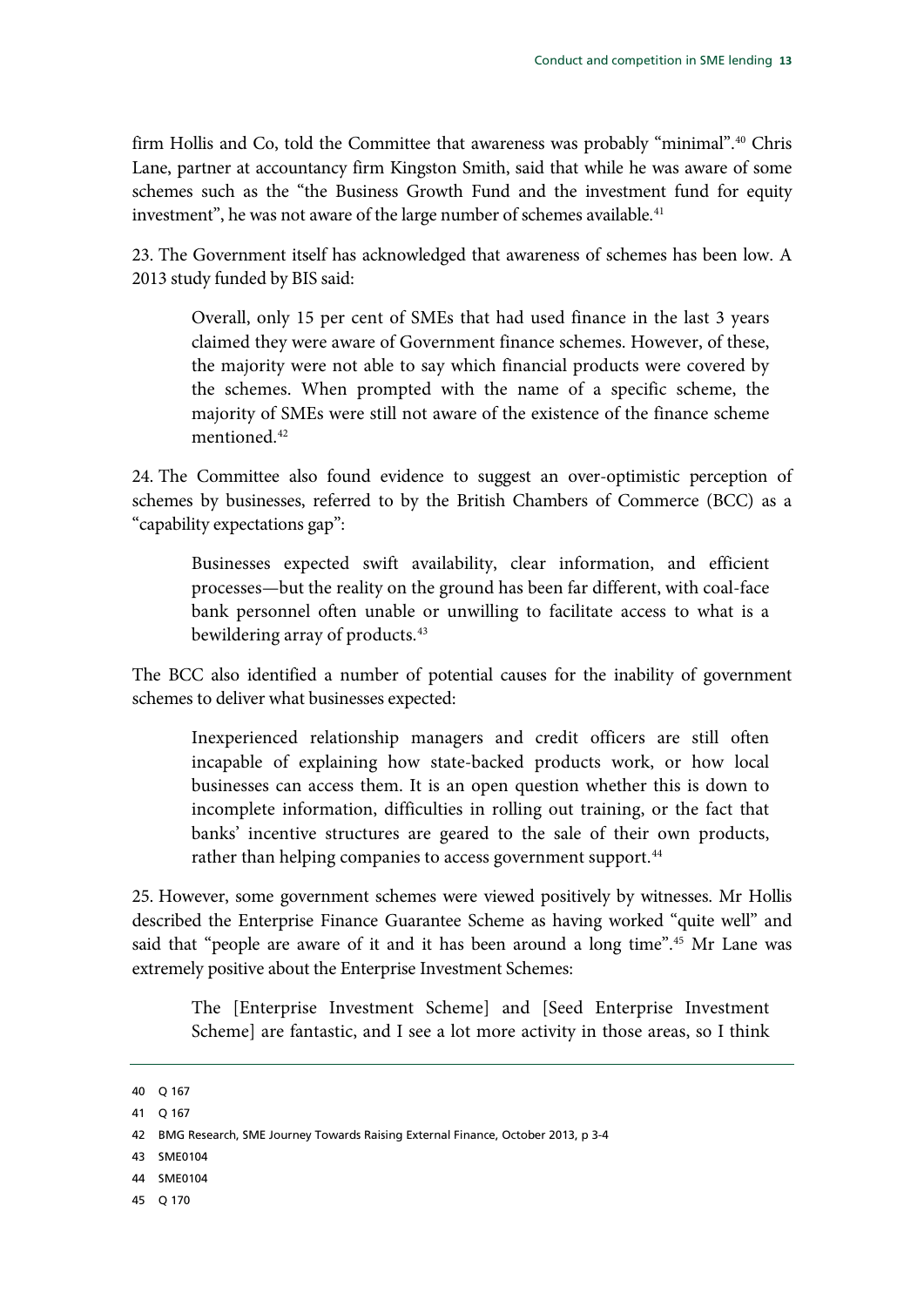firm Hollis and Co, told the Committee that awareness was probably "minimal".[40] Chris Lane, partner at accountancy firm Kingston Smith, said that while he was aware of some schemes such as the "the Business Growth Fund and the investment fund for equity investment", he was not aware of the large number of schemes available.[41]

23. The Government itself has acknowledged that awareness of schemes has been low. A 2013 study funded by BIS said:

> Overall, only 15 per cent of SMEs that had used finance in the last 3 years claimed they were aware of Government finance schemes. However, of these, the majority were not able to say which financial products were covered by the schemes. When prompted with the name of a specific scheme, the majority of SMEs were still not aware of the existence of the finance scheme mentioned.[42]

24. The Committee also found evidence to suggest an over-optimistic perception of schemes by businesses, referred to by the British Chambers of Commerce (BCC) as a "capability expectations gap":

> Businesses expected swift availability, clear information, and efficient processes—but the reality on the ground has been far different, with coal-face bank personnel often unable or unwilling to facilitate access to what is a bewildering array of products.[43]

The BCC also identified a number of potential causes for the inability of government schemes to deliver what businesses expected:

> Inexperienced relationship managers and credit officers are still often incapable of explaining how state-backed products work, or how local businesses can access them. It is an open question whether this is down to incomplete information, difficulties in rolling out training, or the fact that banks' incentive structures are geared to the sale of their own products, rather than helping companies to access government support.[44]

25. However, some government schemes were viewed positively by witnesses. Mr Hollis described the Enterprise Finance Guarantee Scheme as having worked "quite well" and said that "people are aware of it and it has been around a long time".[45] Mr Lane was extremely positive about the Enterprise Investment Schemes:

> The [Enterprise Investment Scheme] and [Seed Enterprise Investment Scheme] are fantastic, and I see a lot more activity in those areas, so I think

---

40 Q 167

41 Q 167

42 BMG Research, SME Journey Towards Raising External Finance, October 2013, p 3-4

43 SME0104

44 SME0104

45 Q 170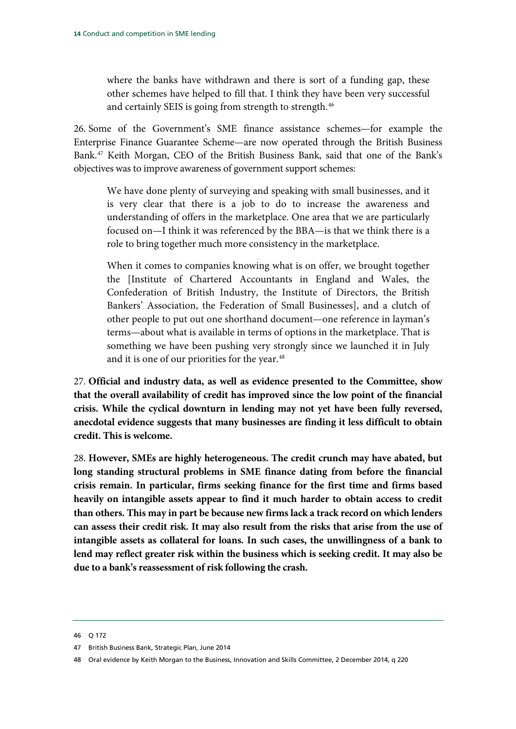> where the banks have withdrawn and there is sort of a funding gap, these other schemes have helped to fill that. I think they have been very successful and certainly SEIS is going from strength to strength.[46]

26. Some of the Government's SME finance assistance schemes—for example the Enterprise Finance Guarantee Scheme—are now operated through the British Business Bank.[47] Keith Morgan, CEO of the British Business Bank, said that one of the Bank's objectives was to improve awareness of government support schemes:

> We have done plenty of surveying and speaking with small businesses, and it is very clear that there is a job to do to increase the awareness and understanding of offers in the marketplace. One area that we are particularly focused on—I think it was referenced by the BBA—is that we think there is a role to bring together much more consistency in the marketplace.
>
> When it comes to companies knowing what is on offer, we brought together the [Institute of Chartered Accountants in England and Wales, the Confederation of British Industry, the Institute of Directors, the British Bankers' Association, the Federation of Small Businesses], and a clutch of other people to put out one shorthand document—one reference in layman's terms—about what is available in terms of options in the marketplace. That is something we have been pushing very strongly since we launched it in July and it is one of our priorities for the year.[48]

27. **Official and industry data, as well as evidence presented to the Committee, show that the overall availability of credit has improved since the low point of the financial crisis. While the cyclical downturn in lending may not yet have been fully reversed, anecdotal evidence suggests that many businesses are finding it less difficult to obtain credit. This is welcome.**

28. **However, SMEs are highly heterogeneous. The credit crunch may have abated, but long standing structural problems in SME finance dating from before the financial crisis remain. In particular, firms seeking finance for the first time and firms based heavily on intangible assets appear to find it much harder to obtain access to credit than others. This may in part be because new firms lack a track record on which lenders can assess their credit risk. It may also result from the risks that arise from the use of intangible assets as collateral for loans. In such cases, the unwillingness of a bank to lend may reflect greater risk within the business which is seeking credit. It may also be due to a bank's reassessment of risk following the crash.**

---

46 Q 172

47 British Business Bank, Strategic Plan, June 2014

48 Oral evidence by Keith Morgan to the Business, Innovation and Skills Committee, 2 December 2014, q 220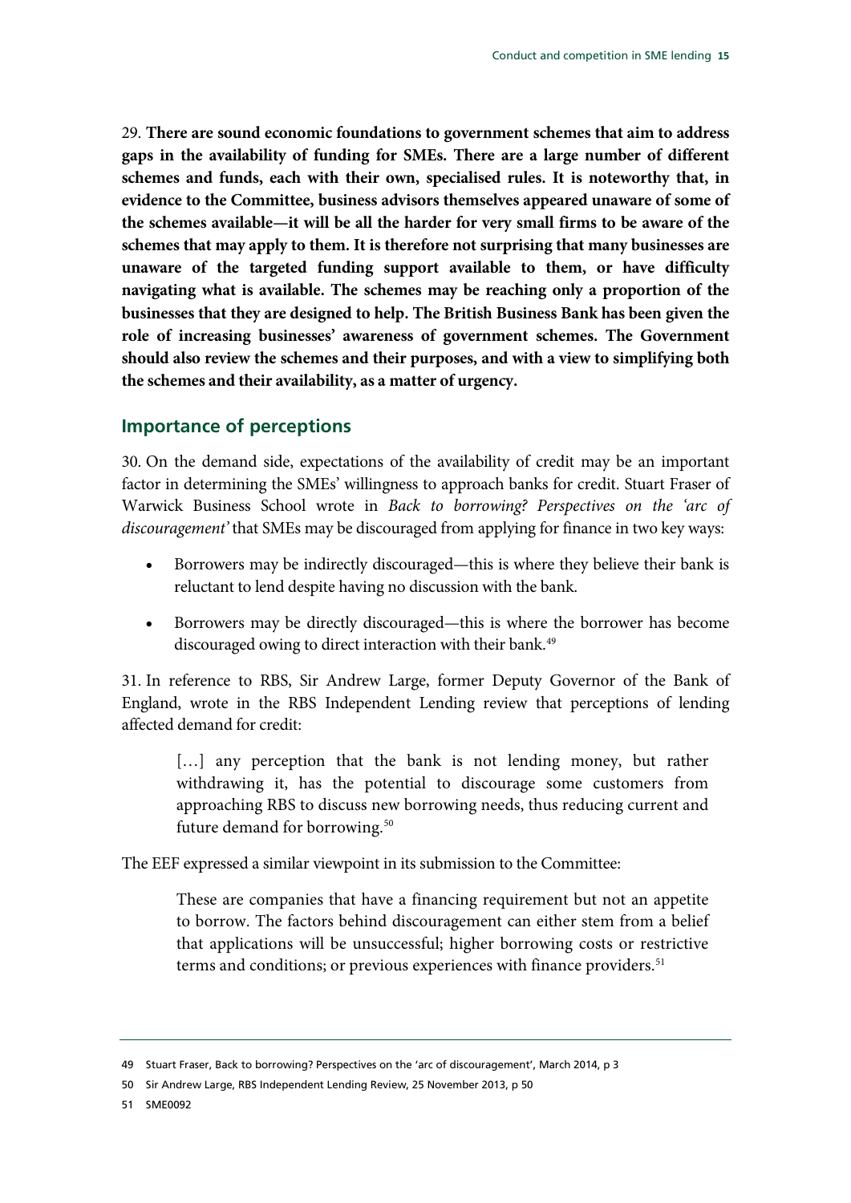29. **There are sound economic foundations to government schemes that aim to address gaps in the availability of funding for SMEs. There are a large number of different schemes and funds, each with their own, specialised rules. It is noteworthy that, in evidence to the Committee, business advisors themselves appeared unaware of some of the schemes available—it will be all the harder for very small firms to be aware of the schemes that may apply to them. It is therefore not surprising that many businesses are unaware of the targeted funding support available to them, or have difficulty navigating what is available. The schemes may be reaching only a proportion of the businesses that they are designed to help. The British Business Bank has been given the role of increasing businesses' awareness of government schemes. The Government should also review the schemes and their purposes, and with a view to simplifying both the schemes and their availability, as a matter of urgency.**

## Importance of perceptions

30. On the demand side, expectations of the availability of credit may be an important factor in determining the SMEs' willingness to approach banks for credit. Stuart Fraser of Warwick Business School wrote in *Back to borrowing? Perspectives on the 'arc of discouragement'* that SMEs may be discouraged from applying for finance in two key ways:

- Borrowers may be indirectly discouraged—this is where they believe their bank is reluctant to lend despite having no discussion with the bank.
- Borrowers may be directly discouraged—this is where the borrower has become discouraged owing to direct interaction with their bank.[49]

31. In reference to RBS, Sir Andrew Large, former Deputy Governor of the Bank of England, wrote in the RBS Independent Lending review that perceptions of lending affected demand for credit:

> [...] any perception that the bank is not lending money, but rather withdrawing it, has the potential to discourage some customers from approaching RBS to discuss new borrowing needs, thus reducing current and future demand for borrowing.[50]

The EEF expressed a similar viewpoint in its submission to the Committee:

> These are companies that have a financing requirement but not an appetite to borrow. The factors behind discouragement can either stem from a belief that applications will be unsuccessful; higher borrowing costs or restrictive terms and conditions; or previous experiences with finance providers.[51]

---

49 Stuart Fraser, Back to borrowing? Perspectives on the 'arc of discouragement', March 2014, p 3

50 Sir Andrew Large, RBS Independent Lending Review, 25 November 2013, p 50

51 SME0092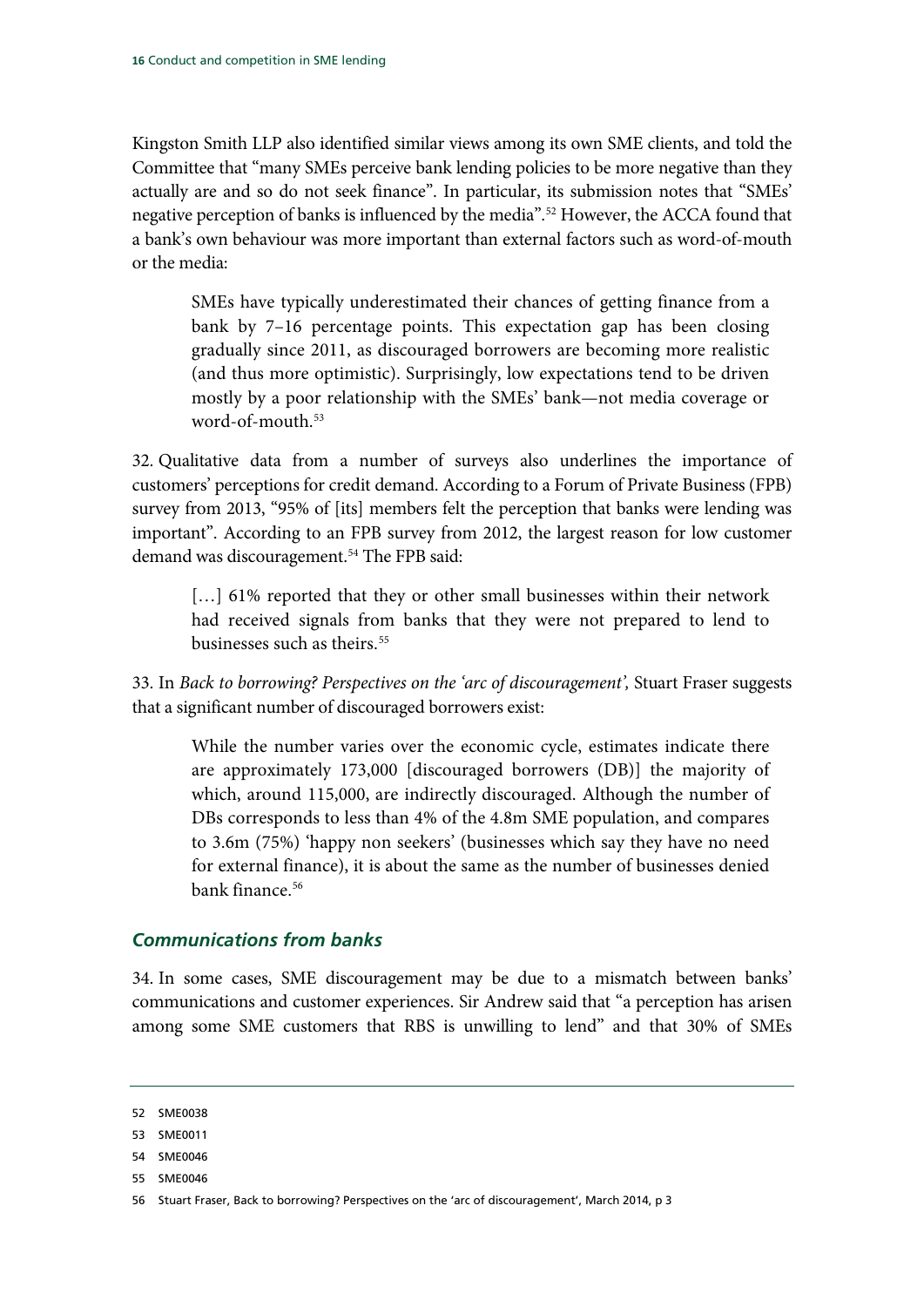Kingston Smith LLP also identified similar views among its own SME clients, and told the Committee that "many SMEs perceive bank lending policies to be more negative than they actually are and so do not seek finance". In particular, its submission notes that "SMEs' negative perception of banks is influenced by the media".[52] However, the ACCA found that a bank's own behaviour was more important than external factors such as word-of-mouth or the media:

> SMEs have typically underestimated their chances of getting finance from a bank by 7–16 percentage points. This expectation gap has been closing gradually since 2011, as discouraged borrowers are becoming more realistic (and thus more optimistic). Surprisingly, low expectations tend to be driven mostly by a poor relationship with the SMEs' bank—not media coverage or word-of-mouth.[53]

32. Qualitative data from a number of surveys also underlines the importance of customers' perceptions for credit demand. According to a Forum of Private Business (FPB) survey from 2013, "95% of [its] members felt the perception that banks were lending was important". According to an FPB survey from 2012, the largest reason for low customer demand was discouragement.[54] The FPB said:

> […] 61% reported that they or other small businesses within their network had received signals from banks that they were not prepared to lend to businesses such as theirs.[55]

33. In *Back to borrowing? Perspectives on the 'arc of discouragement',* Stuart Fraser suggests that a significant number of discouraged borrowers exist:

> While the number varies over the economic cycle, estimates indicate there are approximately 173,000 [discouraged borrowers (DB)] the majority of which, around 115,000, are indirectly discouraged. Although the number of DBs corresponds to less than 4% of the 4.8m SME population, and compares to 3.6m (75%) 'happy non seekers' (businesses which say they have no need for external finance), it is about the same as the number of businesses denied bank finance.[56]

### *Communications from banks*

34. In some cases, SME discouragement may be due to a mismatch between banks' communications and customer experiences. Sir Andrew said that "a perception has arisen among some SME customers that RBS is unwilling to lend" and that 30% of SMEs

---

52 SME0038

53 SME0011

54 SME0046

55 SME0046

56 Stuart Fraser, Back to borrowing? Perspectives on the 'arc of discouragement', March 2014, p 3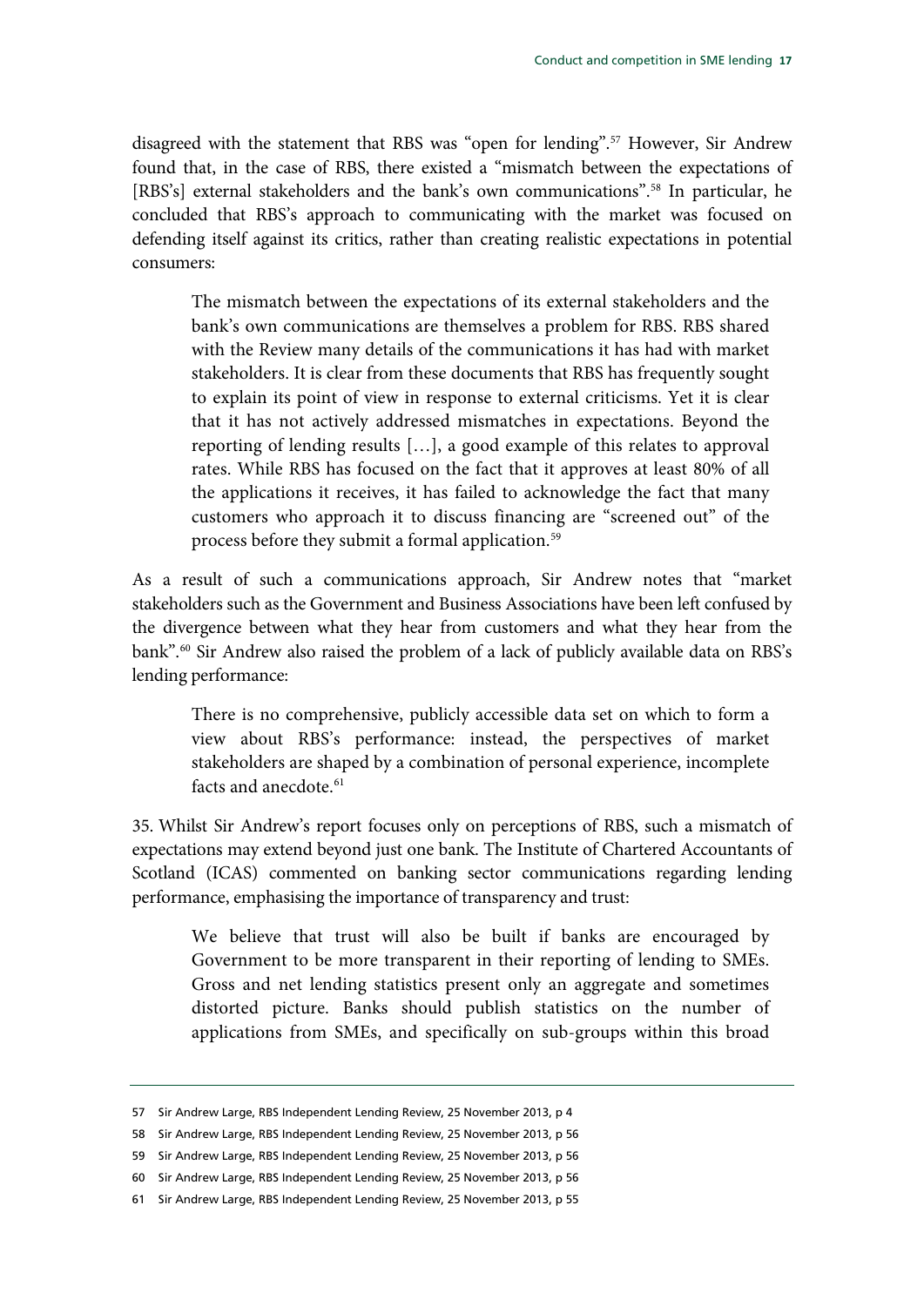disagreed with the statement that RBS was "open for lending".[57] However, Sir Andrew found that, in the case of RBS, there existed a "mismatch between the expectations of [RBS's] external stakeholders and the bank's own communications".[58] In particular, he concluded that RBS's approach to communicating with the market was focused on defending itself against its critics, rather than creating realistic expectations in potential consumers:

> The mismatch between the expectations of its external stakeholders and the bank's own communications are themselves a problem for RBS. RBS shared with the Review many details of the communications it has had with market stakeholders. It is clear from these documents that RBS has frequently sought to explain its point of view in response to external criticisms. Yet it is clear that it has not actively addressed mismatches in expectations. Beyond the reporting of lending results […], a good example of this relates to approval rates. While RBS has focused on the fact that it approves at least 80% of all the applications it receives, it has failed to acknowledge the fact that many customers who approach it to discuss financing are "screened out" of the process before they submit a formal application.[59]

As a result of such a communications approach, Sir Andrew notes that "market stakeholders such as the Government and Business Associations have been left confused by the divergence between what they hear from customers and what they hear from the bank".[60] Sir Andrew also raised the problem of a lack of publicly available data on RBS's lending performance:

> There is no comprehensive, publicly accessible data set on which to form a view about RBS's performance: instead, the perspectives of market stakeholders are shaped by a combination of personal experience, incomplete facts and anecdote.[61]

35. Whilst Sir Andrew's report focuses only on perceptions of RBS, such a mismatch of expectations may extend beyond just one bank. The Institute of Chartered Accountants of Scotland (ICAS) commented on banking sector communications regarding lending performance, emphasising the importance of transparency and trust:

> We believe that trust will also be built if banks are encouraged by Government to be more transparent in their reporting of lending to SMEs. Gross and net lending statistics present only an aggregate and sometimes distorted picture. Banks should publish statistics on the number of applications from SMEs, and specifically on sub-groups within this broad

57 Sir Andrew Large, RBS Independent Lending Review, 25 November 2013, p 4

58 Sir Andrew Large, RBS Independent Lending Review, 25 November 2013, p 56

59 Sir Andrew Large, RBS Independent Lending Review, 25 November 2013, p 56

60 Sir Andrew Large, RBS Independent Lending Review, 25 November 2013, p 56

61 Sir Andrew Large, RBS Independent Lending Review, 25 November 2013, p 55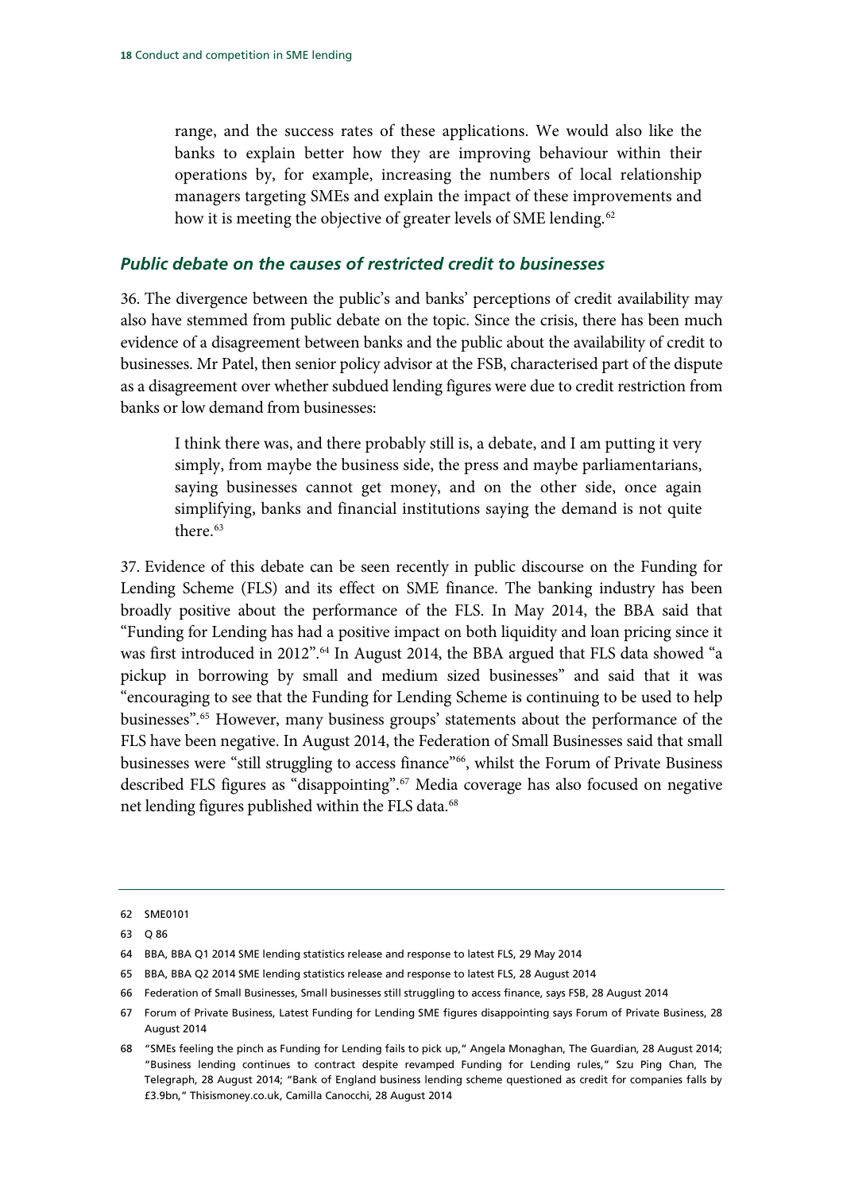> range, and the success rates of these applications. We would also like the banks to explain better how they are improving behaviour within their operations by, for example, increasing the numbers of local relationship managers targeting SMEs and explain the impact of these improvements and how it is meeting the objective of greater levels of SME lending.[62]

### *Public debate on the causes of restricted credit to businesses*

36. The divergence between the public's and banks' perceptions of credit availability may also have stemmed from public debate on the topic. Since the crisis, there has been much evidence of a disagreement between banks and the public about the availability of credit to businesses. Mr Patel, then senior policy advisor at the FSB, characterised part of the dispute as a disagreement over whether subdued lending figures were due to credit restriction from banks or low demand from businesses:

> I think there was, and there probably still is, a debate, and I am putting it very simply, from maybe the business side, the press and maybe parliamentarians, saying businesses cannot get money, and on the other side, once again simplifying, banks and financial institutions saying the demand is not quite there.[63]

37. Evidence of this debate can be seen recently in public discourse on the Funding for Lending Scheme (FLS) and its effect on SME finance. The banking industry has been broadly positive about the performance of the FLS. In May 2014, the BBA said that "Funding for Lending has had a positive impact on both liquidity and loan pricing since it was first introduced in 2012".[64] In August 2014, the BBA argued that FLS data showed "a pickup in borrowing by small and medium sized businesses" and said that it was "encouraging to see that the Funding for Lending Scheme is continuing to be used to help businesses".[65] However, many business groups' statements about the performance of the FLS have been negative. In August 2014, the Federation of Small Businesses said that small businesses were "still struggling to access finance"[66], whilst the Forum of Private Business described FLS figures as "disappointing".[67] Media coverage has also focused on negative net lending figures published within the FLS data.[68]

---

62 SME0101

63 Q 86

64 BBA, BBA Q1 2014 SME lending statistics release and response to latest FLS, 29 May 2014

65 BBA, BBA Q2 2014 SME lending statistics release and response to latest FLS, 28 August 2014

66 Federation of Small Businesses, Small businesses still struggling to access finance, says FSB, 28 August 2014

67 Forum of Private Business, Latest Funding for Lending SME figures disappointing says Forum of Private Business, 28 August 2014

68 "SMEs feeling the pinch as Funding for Lending fails to pick up," Angela Monaghan, The Guardian, 28 August 2014; "Business lending continues to contract despite revamped Funding for Lending rules," Szu Ping Chan, The Telegraph, 28 August 2014; "Bank of England business lending scheme questioned as credit for companies falls by £3.9bn," Thisismoney.co.uk, Camilla Canocchi, 28 August 2014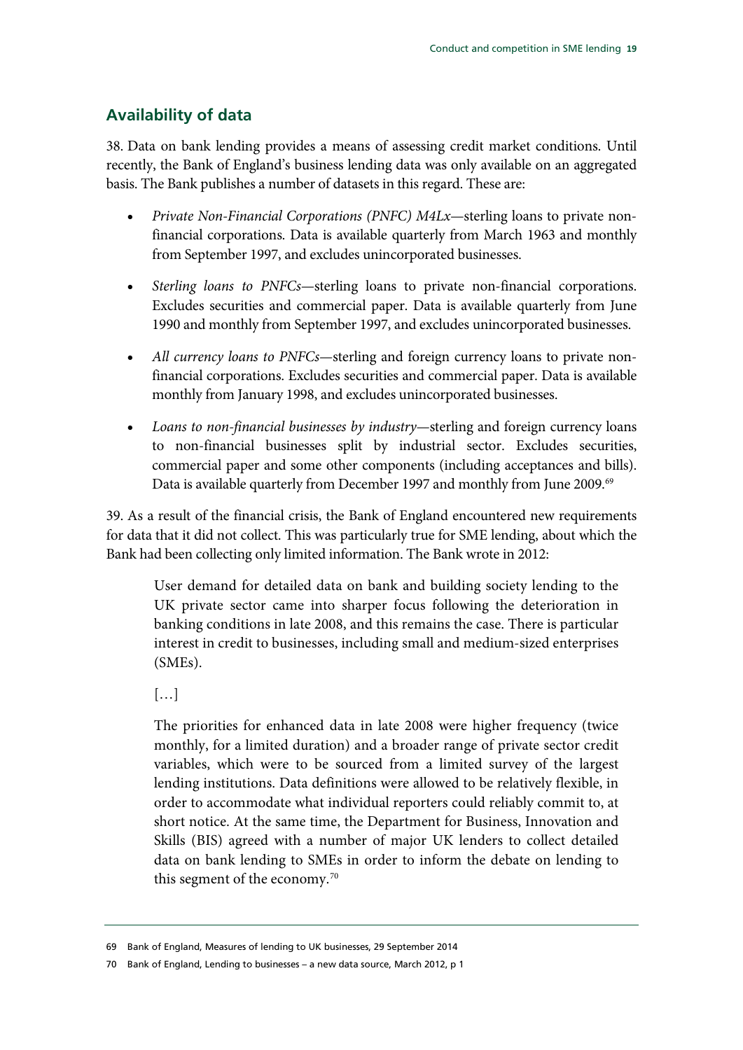## Availability of data

38. Data on bank lending provides a means of assessing credit market conditions. Until recently, the Bank of England's business lending data was only available on an aggregated basis. The Bank publishes a number of datasets in this regard. These are:

- *Private Non-Financial Corporations (PNFC) M4Lx*—sterling loans to private non-financial corporations. Data is available quarterly from March 1963 and monthly from September 1997, and excludes unincorporated businesses.

- *Sterling loans to PNFCs*—sterling loans to private non-financial corporations. Excludes securities and commercial paper. Data is available quarterly from June 1990 and monthly from September 1997, and excludes unincorporated businesses.

- *All currency loans to PNFCs*—sterling and foreign currency loans to private non-financial corporations. Excludes securities and commercial paper. Data is available monthly from January 1998, and excludes unincorporated businesses.

- *Loans to non-financial businesses by industry*—sterling and foreign currency loans to non-financial businesses split by industrial sector. Excludes securities, commercial paper and some other components (including acceptances and bills). Data is available quarterly from December 1997 and monthly from June 2009.[69]

39. As a result of the financial crisis, the Bank of England encountered new requirements for data that it did not collect. This was particularly true for SME lending, about which the Bank had been collecting only limited information. The Bank wrote in 2012:

> User demand for detailed data on bank and building society lending to the UK private sector came into sharper focus following the deterioration in banking conditions in late 2008, and this remains the case. There is particular interest in credit to businesses, including small and medium-sized enterprises (SMEs).
>
> […]
>
> The priorities for enhanced data in late 2008 were higher frequency (twice monthly, for a limited duration) and a broader range of private sector credit variables, which were to be sourced from a limited survey of the largest lending institutions. Data definitions were allowed to be relatively flexible, in order to accommodate what individual reporters could reliably commit to, at short notice. At the same time, the Department for Business, Innovation and Skills (BIS) agreed with a number of major UK lenders to collect detailed data on bank lending to SMEs in order to inform the debate on lending to this segment of the economy.[70]

---

69 Bank of England, Measures of lending to UK businesses, 29 September 2014

70 Bank of England, Lending to businesses – a new data source, March 2012, p 1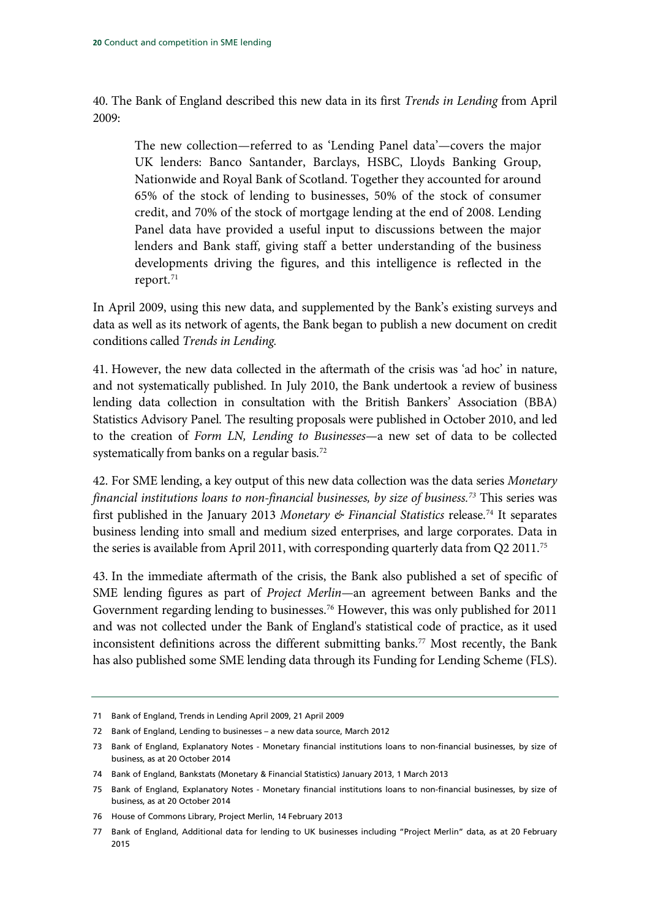40. The Bank of England described this new data in its first *Trends in Lending* from April 2009:

> The new collection—referred to as 'Lending Panel data'—covers the major UK lenders: Banco Santander, Barclays, HSBC, Lloyds Banking Group, Nationwide and Royal Bank of Scotland. Together they accounted for around 65% of the stock of lending to businesses, 50% of the stock of consumer credit, and 70% of the stock of mortgage lending at the end of 2008. Lending Panel data have provided a useful input to discussions between the major lenders and Bank staff, giving staff a better understanding of the business developments driving the figures, and this intelligence is reflected in the report.[71]

In April 2009, using this new data, and supplemented by the Bank's existing surveys and data as well as its network of agents, the Bank began to publish a new document on credit conditions called *Trends in Lending.*

41. However, the new data collected in the aftermath of the crisis was 'ad hoc' in nature, and not systematically published. In July 2010, the Bank undertook a review of business lending data collection in consultation with the British Bankers' Association (BBA) Statistics Advisory Panel. The resulting proposals were published in October 2010, and led to the creation of *Form LN, Lending to Businesses*—a new set of data to be collected systematically from banks on a regular basis.[72]

42. For SME lending, a key output of this new data collection was the data series *Monetary financial institutions loans to non-financial businesses, by size of business.*[73] This series was first published in the January 2013 *Monetary & Financial Statistics* release.[74] It separates business lending into small and medium sized enterprises, and large corporates. Data in the series is available from April 2011, with corresponding quarterly data from Q2 2011.[75]

43. In the immediate aftermath of the crisis, the Bank also published a set of specific of SME lending figures as part of *Project Merlin*—an agreement between Banks and the Government regarding lending to businesses.[76] However, this was only published for 2011 and was not collected under the Bank of England's statistical code of practice, as it used inconsistent definitions across the different submitting banks.[77] Most recently, the Bank has also published some SME lending data through its Funding for Lending Scheme (FLS).

---

71 Bank of England, Trends in Lending April 2009, 21 April 2009

72 Bank of England, Lending to businesses – a new data source, March 2012

73 Bank of England, Explanatory Notes - Monetary financial institutions loans to non-financial businesses, by size of business, as at 20 October 2014

74 Bank of England, Bankstats (Monetary & Financial Statistics) January 2013, 1 March 2013

75 Bank of England, Explanatory Notes - Monetary financial institutions loans to non-financial businesses, by size of business, as at 20 October 2014

76 House of Commons Library, Project Merlin, 14 February 2013

77 Bank of England, Additional data for lending to UK businesses including "Project Merlin" data, as at 20 February 2015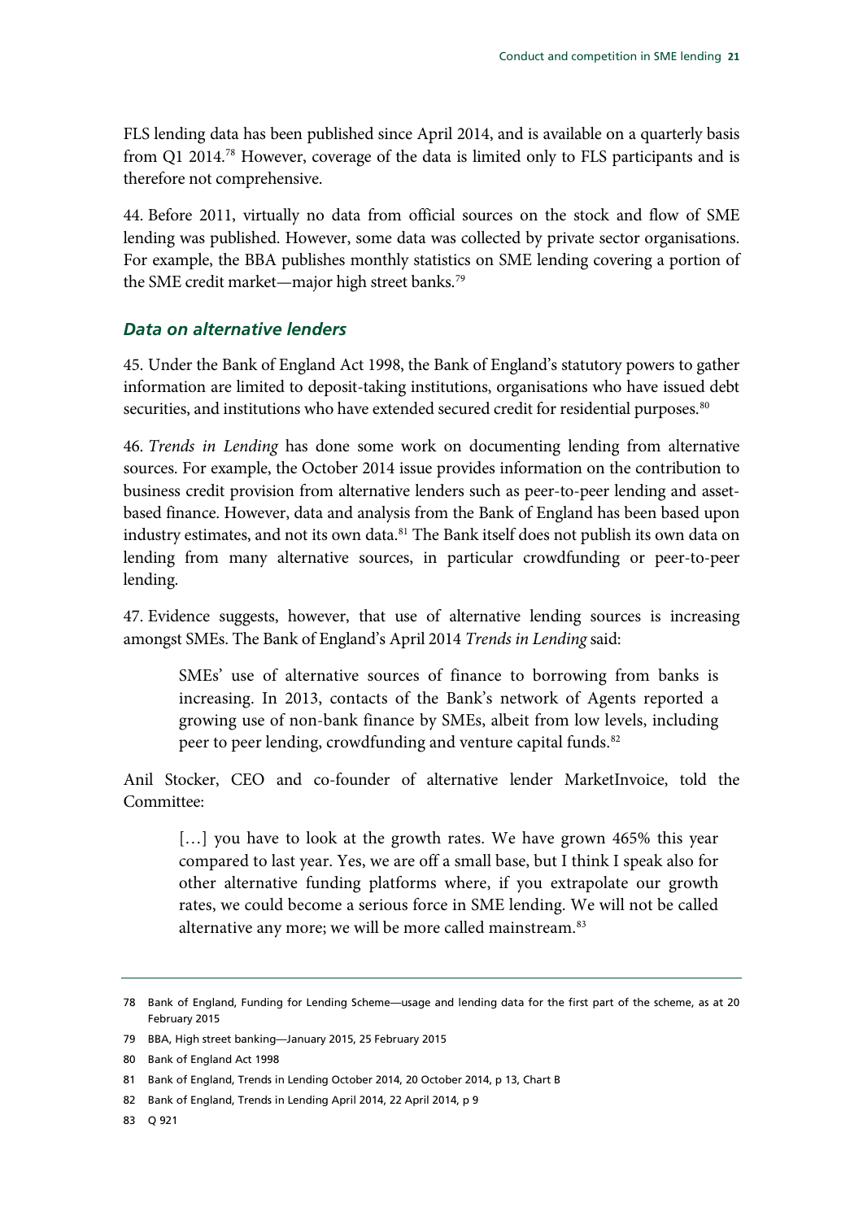FLS lending data has been published since April 2014, and is available on a quarterly basis from Q1 2014.[78] However, coverage of the data is limited only to FLS participants and is therefore not comprehensive.

44. Before 2011, virtually no data from official sources on the stock and flow of SME lending was published. However, some data was collected by private sector organisations. For example, the BBA publishes monthly statistics on SME lending covering a portion of the SME credit market—major high street banks.[79]

### *Data on alternative lenders*

45. Under the Bank of England Act 1998, the Bank of England's statutory powers to gather information are limited to deposit-taking institutions, organisations who have issued debt securities, and institutions who have extended secured credit for residential purposes.[80]

46. *Trends in Lending* has done some work on documenting lending from alternative sources. For example, the October 2014 issue provides information on the contribution to business credit provision from alternative lenders such as peer-to-peer lending and asset-based finance. However, data and analysis from the Bank of England has been based upon industry estimates, and not its own data.[81] The Bank itself does not publish its own data on lending from many alternative sources, in particular crowdfunding or peer-to-peer lending.

47. Evidence suggests, however, that use of alternative lending sources is increasing amongst SMEs. The Bank of England's April 2014 *Trends in Lending* said:

> SMEs' use of alternative sources of finance to borrowing from banks is increasing. In 2013, contacts of the Bank's network of Agents reported a growing use of non-bank finance by SMEs, albeit from low levels, including peer to peer lending, crowdfunding and venture capital funds.[82]

Anil Stocker, CEO and co-founder of alternative lender MarketInvoice, told the Committee:

> […] you have to look at the growth rates. We have grown 465% this year compared to last year. Yes, we are off a small base, but I think I speak also for other alternative funding platforms where, if you extrapolate our growth rates, we could become a serious force in SME lending. We will not be called alternative any more; we will be more called mainstream.[83]

---

78 Bank of England, Funding for Lending Scheme—usage and lending data for the first part of the scheme, as at 20 February 2015

79 BBA, High street banking—January 2015, 25 February 2015

80 Bank of England Act 1998

81 Bank of England, Trends in Lending October 2014, 20 October 2014, p 13, Chart B

82 Bank of England, Trends in Lending April 2014, 22 April 2014, p 9

83 Q 921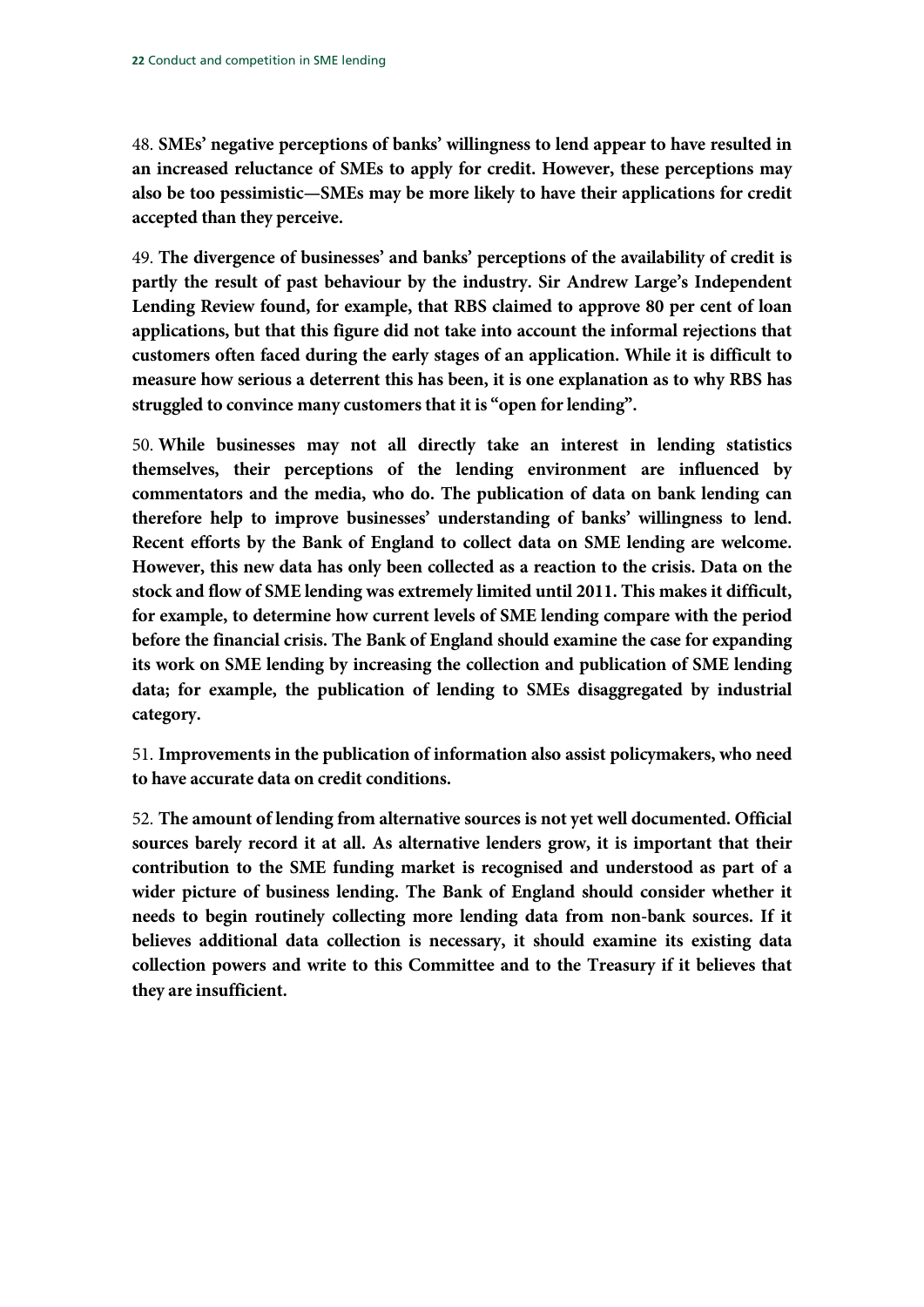48. **SMEs' negative perceptions of banks' willingness to lend appear to have resulted in an increased reluctance of SMEs to apply for credit. However, these perceptions may also be too pessimistic—SMEs may be more likely to have their applications for credit accepted than they perceive.**

49. **The divergence of businesses' and banks' perceptions of the availability of credit is partly the result of past behaviour by the industry. Sir Andrew Large's Independent Lending Review found, for example, that RBS claimed to approve 80 per cent of loan applications, but that this figure did not take into account the informal rejections that customers often faced during the early stages of an application. While it is difficult to measure how serious a deterrent this has been, it is one explanation as to why RBS has struggled to convince many customers that it is "open for lending".**

50. **While businesses may not all directly take an interest in lending statistics themselves, their perceptions of the lending environment are influenced by commentators and the media, who do. The publication of data on bank lending can therefore help to improve businesses' understanding of banks' willingness to lend. Recent efforts by the Bank of England to collect data on SME lending are welcome. However, this new data has only been collected as a reaction to the crisis. Data on the stock and flow of SME lending was extremely limited until 2011. This makes it difficult, for example, to determine how current levels of SME lending compare with the period before the financial crisis. The Bank of England should examine the case for expanding its work on SME lending by increasing the collection and publication of SME lending data; for example, the publication of lending to SMEs disaggregated by industrial category.**

51. **Improvements in the publication of information also assist policymakers, who need to have accurate data on credit conditions.**

52. **The amount of lending from alternative sources is not yet well documented. Official sources barely record it at all. As alternative lenders grow, it is important that their contribution to the SME funding market is recognised and understood as part of a wider picture of business lending. The Bank of England should consider whether it needs to begin routinely collecting more lending data from non-bank sources. If it believes additional data collection is necessary, it should examine its existing data collection powers and write to this Committee and to the Treasury if it believes that they are insufficient.**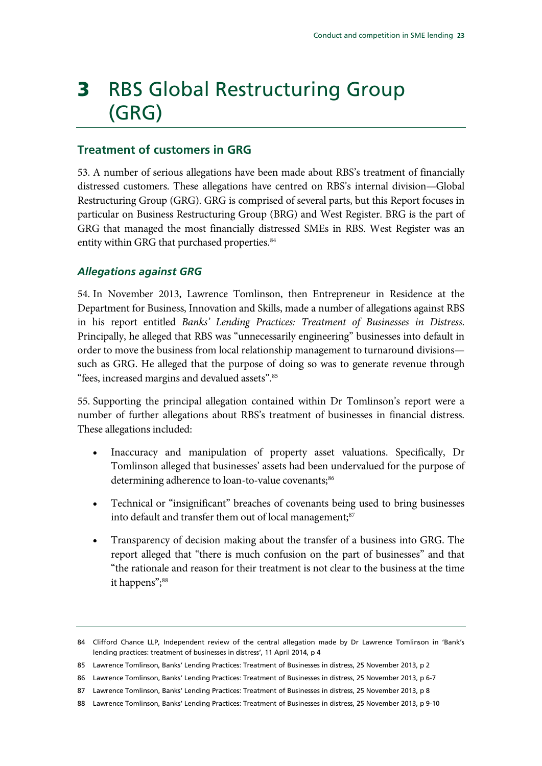# 3 RBS Global Restructuring Group (GRG)

## Treatment of customers in GRG

53. A number of serious allegations have been made about RBS's treatment of financially distressed customers. These allegations have centred on RBS's internal division—Global Restructuring Group (GRG). GRG is comprised of several parts, but this Report focuses in particular on Business Restructuring Group (BRG) and West Register. BRG is the part of GRG that managed the most financially distressed SMEs in RBS. West Register was an entity within GRG that purchased properties.[84]

### *Allegations against GRG*

54. In November 2013, Lawrence Tomlinson, then Entrepreneur in Residence at the Department for Business, Innovation and Skills, made a number of allegations against RBS in his report entitled *Banks' Lending Practices: Treatment of Businesses in Distress*. Principally, he alleged that RBS was "unnecessarily engineering" businesses into default in order to move the business from local relationship management to turnaround divisions—such as GRG. He alleged that the purpose of doing so was to generate revenue through "fees, increased margins and devalued assets".[85]

55. Supporting the principal allegation contained within Dr Tomlinson's report were a number of further allegations about RBS's treatment of businesses in financial distress. These allegations included:

- Inaccuracy and manipulation of property asset valuations. Specifically, Dr Tomlinson alleged that businesses' assets had been undervalued for the purpose of determining adherence to loan-to-value covenants;[86]
- Technical or "insignificant" breaches of covenants being used to bring businesses into default and transfer them out of local management;[87]
- Transparency of decision making about the transfer of a business into GRG. The report alleged that "there is much confusion on the part of businesses" and that "the rationale and reason for their treatment is not clear to the business at the time it happens";[88]

---

84 Clifford Chance LLP, Independent review of the central allegation made by Dr Lawrence Tomlinson in 'Bank's lending practices: treatment of businesses in distress', 11 April 2014, p 4

85 Lawrence Tomlinson, Banks' Lending Practices: Treatment of Businesses in distress, 25 November 2013, p 2

86 Lawrence Tomlinson, Banks' Lending Practices: Treatment of Businesses in distress, 25 November 2013, p 6-7

87 Lawrence Tomlinson, Banks' Lending Practices: Treatment of Businesses in distress, 25 November 2013, p 8

88 Lawrence Tomlinson, Banks' Lending Practices: Treatment of Businesses in distress, 25 November 2013, p 9-10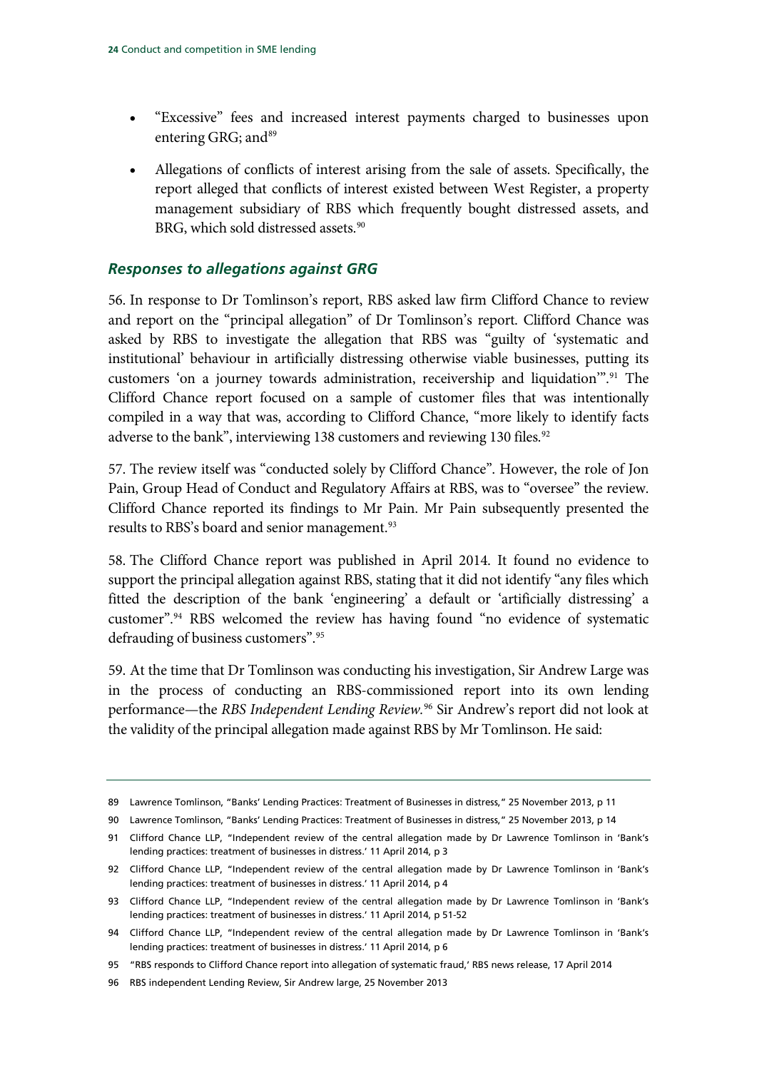- "Excessive" fees and increased interest payments charged to businesses upon entering GRG; and[89]
- Allegations of conflicts of interest arising from the sale of assets. Specifically, the report alleged that conflicts of interest existed between West Register, a property management subsidiary of RBS which frequently bought distressed assets, and BRG, which sold distressed assets.[90]

### *Responses to allegations against GRG*

56. In response to Dr Tomlinson's report, RBS asked law firm Clifford Chance to review and report on the "principal allegation" of Dr Tomlinson's report. Clifford Chance was asked by RBS to investigate the allegation that RBS was "guilty of 'systematic and institutional' behaviour in artificially distressing otherwise viable businesses, putting its customers 'on a journey towards administration, receivership and liquidation'".[91] The Clifford Chance report focused on a sample of customer files that was intentionally compiled in a way that was, according to Clifford Chance, "more likely to identify facts adverse to the bank", interviewing 138 customers and reviewing 130 files.[92]

57. The review itself was "conducted solely by Clifford Chance". However, the role of Jon Pain, Group Head of Conduct and Regulatory Affairs at RBS, was to "oversee" the review. Clifford Chance reported its findings to Mr Pain. Mr Pain subsequently presented the results to RBS's board and senior management.[93]

58. The Clifford Chance report was published in April 2014. It found no evidence to support the principal allegation against RBS, stating that it did not identify "any files which fitted the description of the bank 'engineering' a default or 'artificially distressing' a customer".[94] RBS welcomed the review has having found "no evidence of systematic defrauding of business customers".[95]

59. At the time that Dr Tomlinson was conducting his investigation, Sir Andrew Large was in the process of conducting an RBS-commissioned report into its own lending performance—the *RBS Independent Lending Review.*[96] Sir Andrew's report did not look at the validity of the principal allegation made against RBS by Mr Tomlinson. He said:

---

89 Lawrence Tomlinson, "Banks' Lending Practices: Treatment of Businesses in distress," 25 November 2013, p 11

90 Lawrence Tomlinson, "Banks' Lending Practices: Treatment of Businesses in distress," 25 November 2013, p 14

91 Clifford Chance LLP, "Independent review of the central allegation made by Dr Lawrence Tomlinson in 'Bank's lending practices: treatment of businesses in distress.' 11 April 2014, p 3

92 Clifford Chance LLP, "Independent review of the central allegation made by Dr Lawrence Tomlinson in 'Bank's lending practices: treatment of businesses in distress.' 11 April 2014, p 4

93 Clifford Chance LLP, "Independent review of the central allegation made by Dr Lawrence Tomlinson in 'Bank's lending practices: treatment of businesses in distress.' 11 April 2014, p 51-52

94 Clifford Chance LLP, "Independent review of the central allegation made by Dr Lawrence Tomlinson in 'Bank's lending practices: treatment of businesses in distress.' 11 April 2014, p 6

95 "RBS responds to Clifford Chance report into allegation of systematic fraud,' RBS news release, 17 April 2014

96 RBS independent Lending Review, Sir Andrew large, 25 November 2013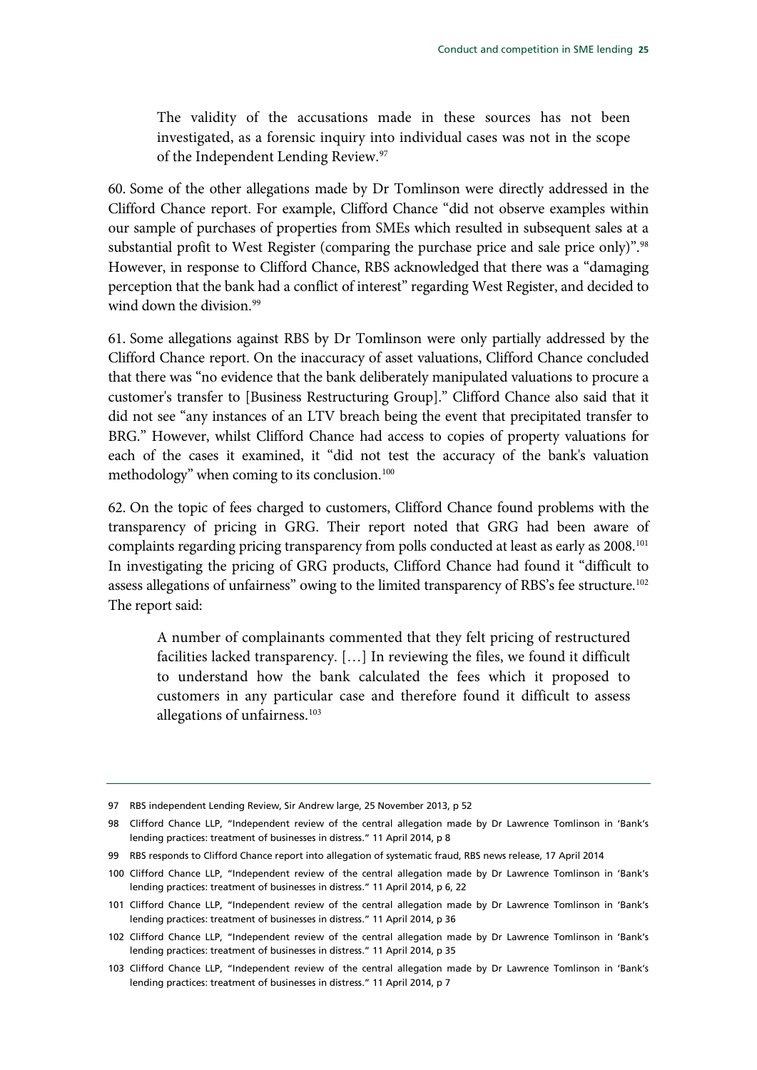> The validity of the accusations made in these sources has not been investigated, as a forensic inquiry into individual cases was not in the scope of the Independent Lending Review.[97]

60. Some of the other allegations made by Dr Tomlinson were directly addressed in the Clifford Chance report. For example, Clifford Chance "did not observe examples within our sample of purchases of properties from SMEs which resulted in subsequent sales at a substantial profit to West Register (comparing the purchase price and sale price only)".[98] However, in response to Clifford Chance, RBS acknowledged that there was a "damaging perception that the bank had a conflict of interest" regarding West Register, and decided to wind down the division.[99]

61. Some allegations against RBS by Dr Tomlinson were only partially addressed by the Clifford Chance report. On the inaccuracy of asset valuations, Clifford Chance concluded that there was "no evidence that the bank deliberately manipulated valuations to procure a customer's transfer to [Business Restructuring Group]." Clifford Chance also said that it did not see "any instances of an LTV breach being the event that precipitated transfer to BRG." However, whilst Clifford Chance had access to copies of property valuations for each of the cases it examined, it "did not test the accuracy of the bank's valuation methodology" when coming to its conclusion.[100]

62. On the topic of fees charged to customers, Clifford Chance found problems with the transparency of pricing in GRG. Their report noted that GRG had been aware of complaints regarding pricing transparency from polls conducted at least as early as 2008.[101] In investigating the pricing of GRG products, Clifford Chance had found it "difficult to assess allegations of unfairness" owing to the limited transparency of RBS's fee structure.[102] The report said:

> A number of complainants commented that they felt pricing of restructured facilities lacked transparency. […] In reviewing the files, we found it difficult to understand how the bank calculated the fees which it proposed to customers in any particular case and therefore found it difficult to assess allegations of unfairness.[103]

---

97 RBS independent Lending Review, Sir Andrew large, 25 November 2013, p 52

98 Clifford Chance LLP, "Independent review of the central allegation made by Dr Lawrence Tomlinson in 'Bank's lending practices: treatment of businesses in distress." 11 April 2014, p 8

99 RBS responds to Clifford Chance report into allegation of systematic fraud, RBS news release, 17 April 2014

100 Clifford Chance LLP, "Independent review of the central allegation made by Dr Lawrence Tomlinson in 'Bank's lending practices: treatment of businesses in distress." 11 April 2014, p 6, 22

101 Clifford Chance LLP, "Independent review of the central allegation made by Dr Lawrence Tomlinson in 'Bank's lending practices: treatment of businesses in distress." 11 April 2014, p 36

102 Clifford Chance LLP, "Independent review of the central allegation made by Dr Lawrence Tomlinson in 'Bank's lending practices: treatment of businesses in distress." 11 April 2014, p 35

103 Clifford Chance LLP, "Independent review of the central allegation made by Dr Lawrence Tomlinson in 'Bank's lending practices: treatment of businesses in distress." 11 April 2014, p 7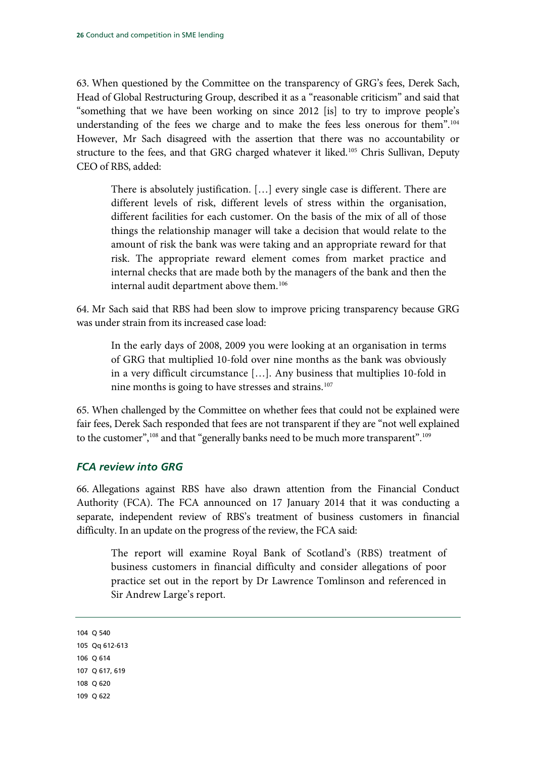63. When questioned by the Committee on the transparency of GRG's fees, Derek Sach, Head of Global Restructuring Group, described it as a "reasonable criticism" and said that "something that we have been working on since 2012 [is] to try to improve people's understanding of the fees we charge and to make the fees less onerous for them".[104] However, Mr Sach disagreed with the assertion that there was no accountability or structure to the fees, and that GRG charged whatever it liked.[105] Chris Sullivan, Deputy CEO of RBS, added:

> There is absolutely justification. […] every single case is different. There are different levels of risk, different levels of stress within the organisation, different facilities for each customer. On the basis of the mix of all of those things the relationship manager will take a decision that would relate to the amount of risk the bank was were taking and an appropriate reward for that risk. The appropriate reward element comes from market practice and internal checks that are made both by the managers of the bank and then the internal audit department above them.[106]

64. Mr Sach said that RBS had been slow to improve pricing transparency because GRG was under strain from its increased case load:

> In the early days of 2008, 2009 you were looking at an organisation in terms of GRG that multiplied 10-fold over nine months as the bank was obviously in a very difficult circumstance […]. Any business that multiplies 10-fold in nine months is going to have stresses and strains.[107]

65. When challenged by the Committee on whether fees that could not be explained were fair fees, Derek Sach responded that fees are not transparent if they are "not well explained to the customer",[108] and that "generally banks need to be much more transparent".[109]

### *FCA review into GRG*

66. Allegations against RBS have also drawn attention from the Financial Conduct Authority (FCA). The FCA announced on 17 January 2014 that it was conducting a separate, independent review of RBS's treatment of business customers in financial difficulty. In an update on the progress of the review, the FCA said:

> The report will examine Royal Bank of Scotland's (RBS) treatment of business customers in financial difficulty and consider allegations of poor practice set out in the report by Dr Lawrence Tomlinson and referenced in Sir Andrew Large's report.

---

104 Q 540

105 Qq 612-613

106 Q 614

107 Q 617, 619

108 Q 620

109 Q 622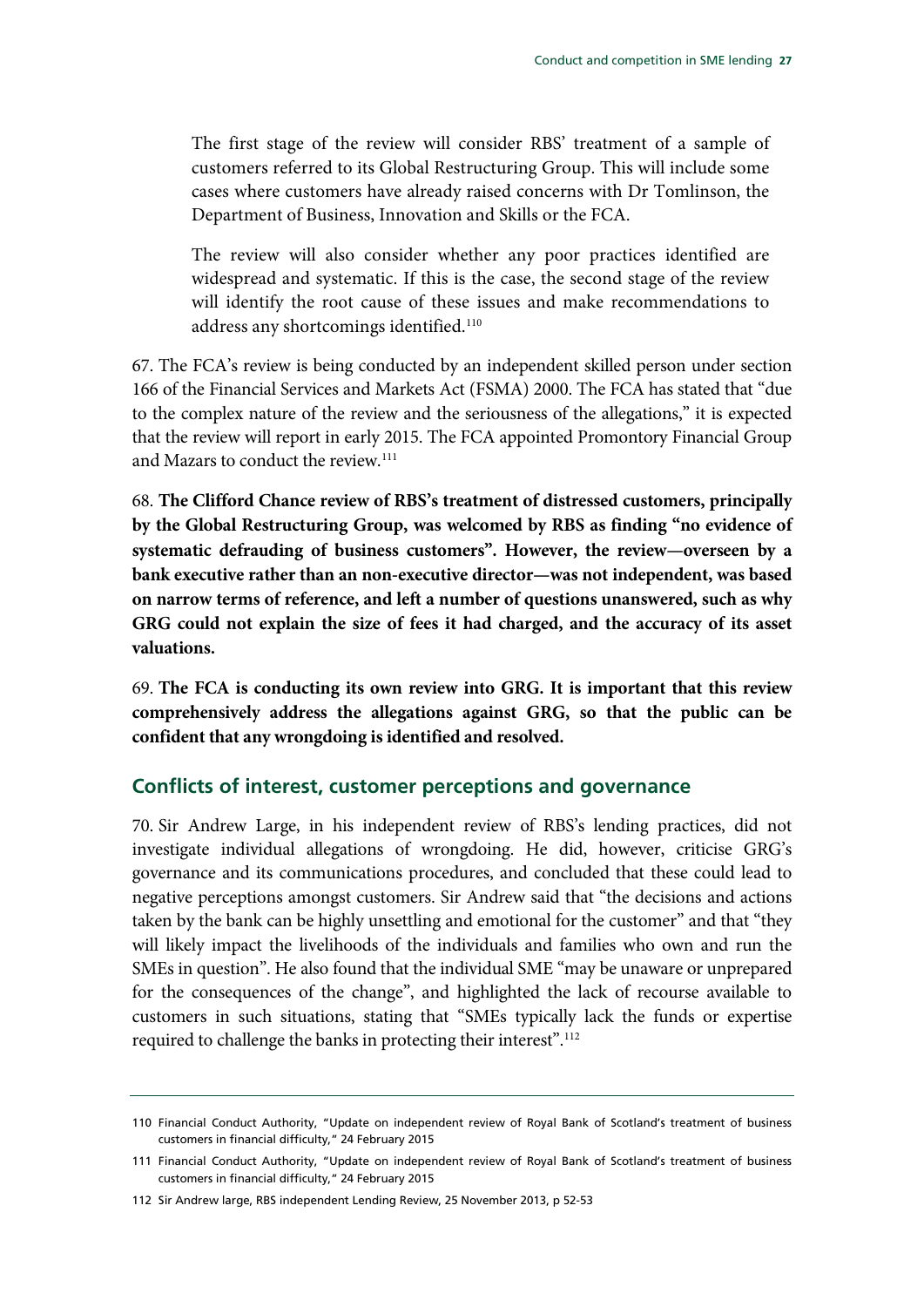> The first stage of the review will consider RBS' treatment of a sample of customers referred to its Global Restructuring Group. This will include some cases where customers have already raised concerns with Dr Tomlinson, the Department of Business, Innovation and Skills or the FCA.
>
> The review will also consider whether any poor practices identified are widespread and systematic. If this is the case, the second stage of the review will identify the root cause of these issues and make recommendations to address any shortcomings identified.[110]

67. The FCA's review is being conducted by an independent skilled person under section 166 of the Financial Services and Markets Act (FSMA) 2000. The FCA has stated that "due to the complex nature of the review and the seriousness of the allegations," it is expected that the review will report in early 2015. The FCA appointed Promontory Financial Group and Mazars to conduct the review.[111]

68. **The Clifford Chance review of RBS's treatment of distressed customers, principally by the Global Restructuring Group, was welcomed by RBS as finding "no evidence of systematic defrauding of business customers". However, the review—overseen by a bank executive rather than an non-executive director—was not independent, was based on narrow terms of reference, and left a number of questions unanswered, such as why GRG could not explain the size of fees it had charged, and the accuracy of its asset valuations.**

69. **The FCA is conducting its own review into GRG. It is important that this review comprehensively address the allegations against GRG, so that the public can be confident that any wrongdoing is identified and resolved.**

## Conflicts of interest, customer perceptions and governance

70. Sir Andrew Large, in his independent review of RBS's lending practices, did not investigate individual allegations of wrongdoing. He did, however, criticise GRG's governance and its communications procedures, and concluded that these could lead to negative perceptions amongst customers. Sir Andrew said that "the decisions and actions taken by the bank can be highly unsettling and emotional for the customer" and that "they will likely impact the livelihoods of the individuals and families who own and run the SMEs in question". He also found that the individual SME "may be unaware or unprepared for the consequences of the change", and highlighted the lack of recourse available to customers in such situations, stating that "SMEs typically lack the funds or expertise required to challenge the banks in protecting their interest".[112]

---

110 Financial Conduct Authority, "Update on independent review of Royal Bank of Scotland's treatment of business customers in financial difficulty," 24 February 2015

111 Financial Conduct Authority, "Update on independent review of Royal Bank of Scotland's treatment of business customers in financial difficulty," 24 February 2015

112 Sir Andrew large, RBS independent Lending Review, 25 November 2013, p 52-53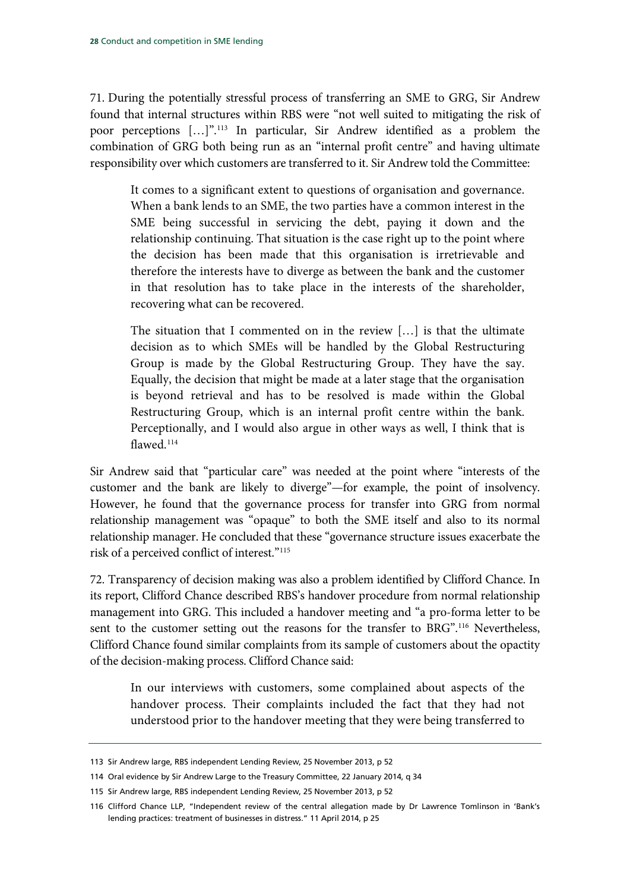71. During the potentially stressful process of transferring an SME to GRG, Sir Andrew found that internal structures within RBS were "not well suited to mitigating the risk of poor perceptions […]".[113] In particular, Sir Andrew identified as a problem the combination of GRG both being run as an "internal profit centre" and having ultimate responsibility over which customers are transferred to it. Sir Andrew told the Committee:

> It comes to a significant extent to questions of organisation and governance. When a bank lends to an SME, the two parties have a common interest in the SME being successful in servicing the debt, paying it down and the relationship continuing. That situation is the case right up to the point where the decision has been made that this organisation is irretrievable and therefore the interests have to diverge as between the bank and the customer in that resolution has to take place in the interests of the shareholder, recovering what can be recovered.
>
> The situation that I commented on in the review […] is that the ultimate decision as to which SMEs will be handled by the Global Restructuring Group is made by the Global Restructuring Group. They have the say. Equally, the decision that might be made at a later stage that the organisation is beyond retrieval and has to be resolved is made within the Global Restructuring Group, which is an internal profit centre within the bank. Perceptionally, and I would also argue in other ways as well, I think that is flawed.[114]

Sir Andrew said that "particular care" was needed at the point where "interests of the customer and the bank are likely to diverge"—for example, the point of insolvency. However, he found that the governance process for transfer into GRG from normal relationship management was "opaque" to both the SME itself and also to its normal relationship manager. He concluded that these "governance structure issues exacerbate the risk of a perceived conflict of interest."[115]

72. Transparency of decision making was also a problem identified by Clifford Chance. In its report, Clifford Chance described RBS's handover procedure from normal relationship management into GRG. This included a handover meeting and "a pro-forma letter to be sent to the customer setting out the reasons for the transfer to BRG".[116] Nevertheless, Clifford Chance found similar complaints from its sample of customers about the opactity of the decision-making process. Clifford Chance said:

> In our interviews with customers, some complained about aspects of the handover process. Their complaints included the fact that they had not understood prior to the handover meeting that they were being transferred to

---

113 Sir Andrew large, RBS independent Lending Review, 25 November 2013, p 52

114 Oral evidence by Sir Andrew Large to the Treasury Committee, 22 January 2014, q 34

115 Sir Andrew large, RBS independent Lending Review, 25 November 2013, p 52

116 Clifford Chance LLP, "Independent review of the central allegation made by Dr Lawrence Tomlinson in 'Bank's lending practices: treatment of businesses in distress." 11 April 2014, p 25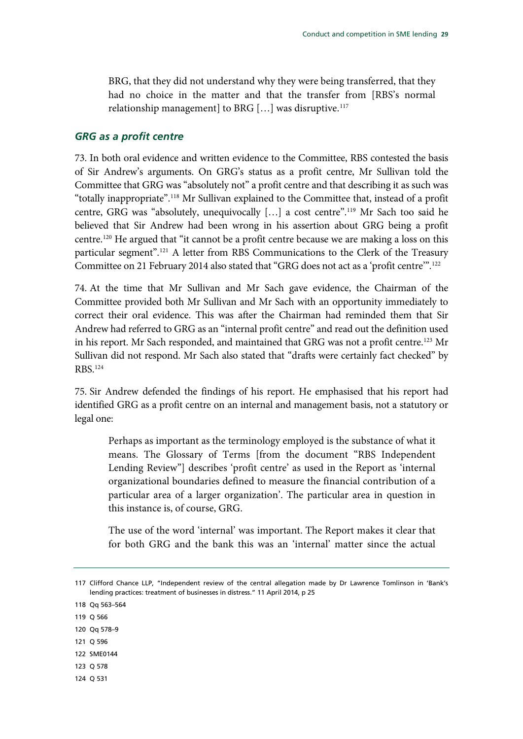> BRG, that they did not understand why they were being transferred, that they had no choice in the matter and that the transfer from [RBS's normal relationship management] to BRG […] was disruptive.[117]

### *GRG as a profit centre*

73. In both oral evidence and written evidence to the Committee, RBS contested the basis of Sir Andrew's arguments. On GRG's status as a profit centre, Mr Sullivan told the Committee that GRG was "absolutely not" a profit centre and that describing it as such was "totally inappropriate".[118] Mr Sullivan explained to the Committee that, instead of a profit centre, GRG was "absolutely, unequivocally […] a cost centre".[119] Mr Sach too said he believed that Sir Andrew had been wrong in his assertion about GRG being a profit centre.[120] He argued that "it cannot be a profit centre because we are making a loss on this particular segment".[121] A letter from RBS Communications to the Clerk of the Treasury Committee on 21 February 2014 also stated that "GRG does not act as a 'profit centre'".[122]

74. At the time that Mr Sullivan and Mr Sach gave evidence, the Chairman of the Committee provided both Mr Sullivan and Mr Sach with an opportunity immediately to correct their oral evidence. This was after the Chairman had reminded them that Sir Andrew had referred to GRG as an "internal profit centre" and read out the definition used in his report. Mr Sach responded, and maintained that GRG was not a profit centre.[123] Mr Sullivan did not respond. Mr Sach also stated that "drafts were certainly fact checked" by RBS.[124]

75. Sir Andrew defended the findings of his report. He emphasised that his report had identified GRG as a profit centre on an internal and management basis, not a statutory or legal one:

> Perhaps as important as the terminology employed is the substance of what it means. The Glossary of Terms [from the document "RBS Independent Lending Review"] describes 'profit centre' as used in the Report as 'internal organizational boundaries defined to measure the financial contribution of a particular area of a larger organization'. The particular area in question in this instance is, of course, GRG.
>
> The use of the word 'internal' was important. The Report makes it clear that for both GRG and the bank this was an 'internal' matter since the actual

117 Clifford Chance LLP, "Independent review of the central allegation made by Dr Lawrence Tomlinson in 'Bank's lending practices: treatment of businesses in distress." 11 April 2014, p 25

118 Qq 563–564

119 Q 566

120 Qq 578–9

121 Q 596

122 SME0144

123 Q 578

124 Q 531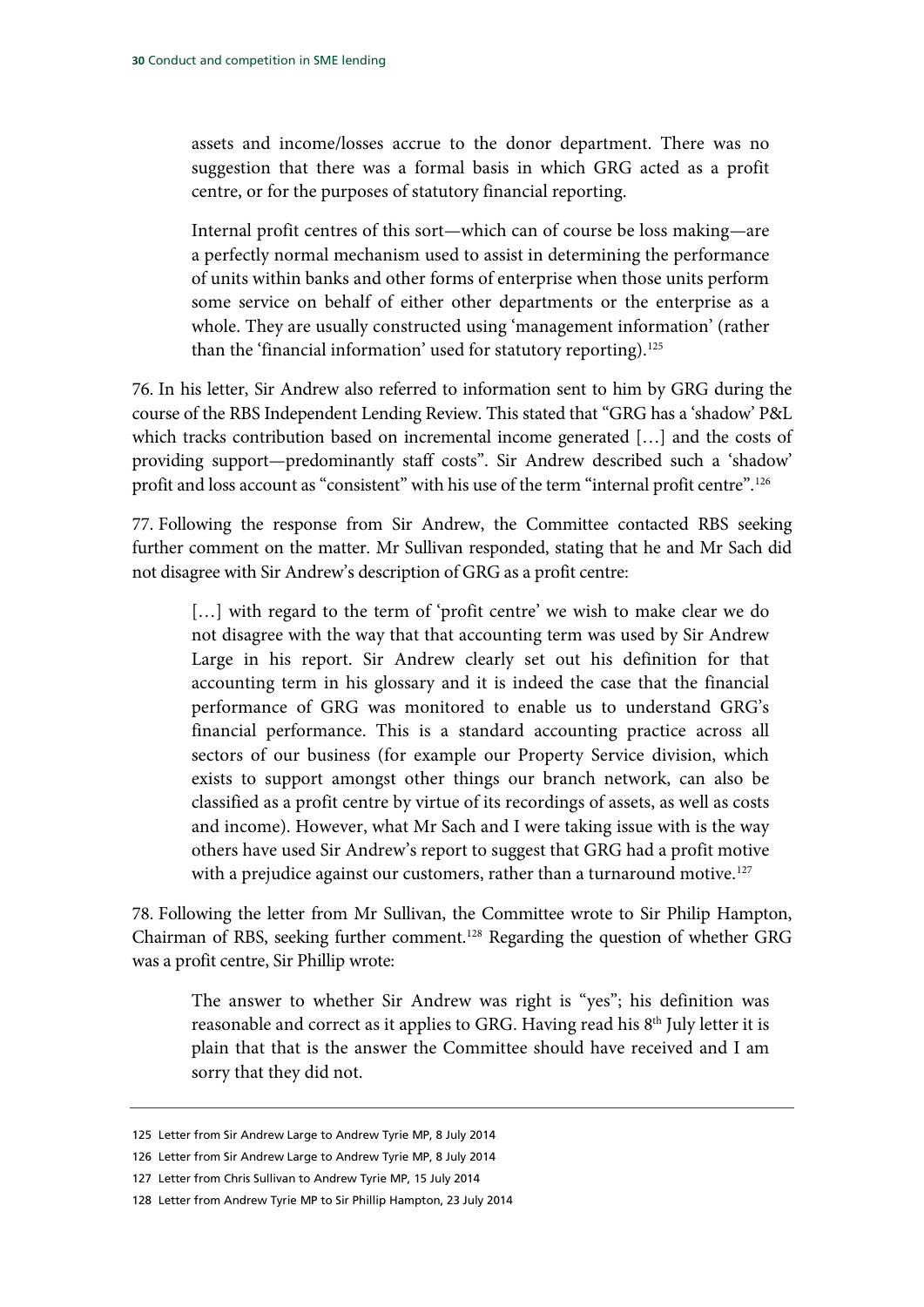> assets and income/losses accrue to the donor department. There was no suggestion that there was a formal basis in which GRG acted as a profit centre, or for the purposes of statutory financial reporting.
>
> Internal profit centres of this sort—which can of course be loss making—are a perfectly normal mechanism used to assist in determining the performance of units within banks and other forms of enterprise when those units perform some service on behalf of either other departments or the enterprise as a whole. They are usually constructed using 'management information' (rather than the 'financial information' used for statutory reporting).[125]

76. In his letter, Sir Andrew also referred to information sent to him by GRG during the course of the RBS Independent Lending Review. This stated that "GRG has a 'shadow' P&L which tracks contribution based on incremental income generated […] and the costs of providing support—predominantly staff costs". Sir Andrew described such a 'shadow' profit and loss account as "consistent" with his use of the term "internal profit centre".[126]

77. Following the response from Sir Andrew, the Committee contacted RBS seeking further comment on the matter. Mr Sullivan responded, stating that he and Mr Sach did not disagree with Sir Andrew's description of GRG as a profit centre:

> […] with regard to the term of 'profit centre' we wish to make clear we do not disagree with the way that that accounting term was used by Sir Andrew Large in his report. Sir Andrew clearly set out his definition for that accounting term in his glossary and it is indeed the case that the financial performance of GRG was monitored to enable us to understand GRG's financial performance. This is a standard accounting practice across all sectors of our business (for example our Property Service division, which exists to support amongst other things our branch network, can also be classified as a profit centre by virtue of its recordings of assets, as well as costs and income). However, what Mr Sach and I were taking issue with is the way others have used Sir Andrew's report to suggest that GRG had a profit motive with a prejudice against our customers, rather than a turnaround motive.[127]

78. Following the letter from Mr Sullivan, the Committee wrote to Sir Philip Hampton, Chairman of RBS, seeking further comment.[128] Regarding the question of whether GRG was a profit centre, Sir Phillip wrote:

> The answer to whether Sir Andrew was right is "yes"; his definition was reasonable and correct as it applies to GRG. Having read his 8th July letter it is plain that that is the answer the Committee should have received and I am sorry that they did not.

---

125 Letter from Sir Andrew Large to Andrew Tyrie MP, 8 July 2014

126 Letter from Sir Andrew Large to Andrew Tyrie MP, 8 July 2014

127 Letter from Chris Sullivan to Andrew Tyrie MP, 15 July 2014

128 Letter from Andrew Tyrie MP to Sir Phillip Hampton, 23 July 2014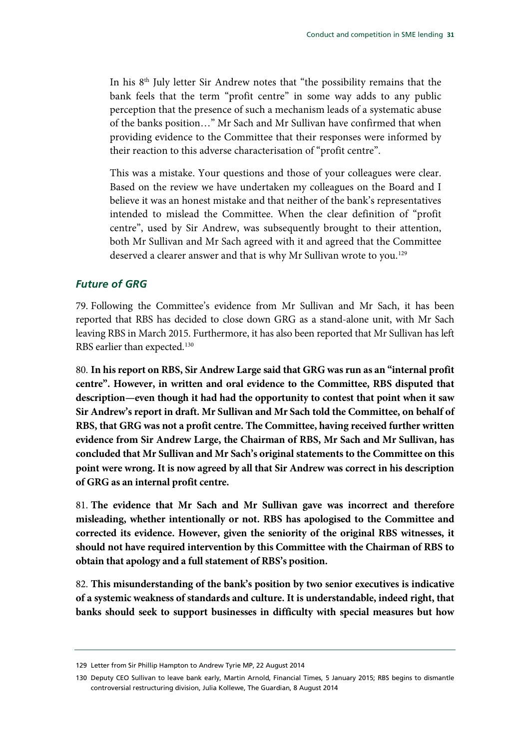In his 8th July letter Sir Andrew notes that "the possibility remains that the bank feels that the term "profit centre" in some way adds to any public perception that the presence of such a mechanism leads of a systematic abuse of the banks position…" Mr Sach and Mr Sullivan have confirmed that when providing evidence to the Committee that their responses were informed by their reaction to this adverse characterisation of "profit centre".

This was a mistake. Your questions and those of your colleagues were clear. Based on the review we have undertaken my colleagues on the Board and I believe it was an honest mistake and that neither of the bank's representatives intended to mislead the Committee. When the clear definition of "profit centre", used by Sir Andrew, was subsequently brought to their attention, both Mr Sullivan and Mr Sach agreed with it and agreed that the Committee deserved a clearer answer and that is why Mr Sullivan wrote to you.[129]

### *Future of GRG*

79. Following the Committee's evidence from Mr Sullivan and Mr Sach, it has been reported that RBS has decided to close down GRG as a stand-alone unit, with Mr Sach leaving RBS in March 2015. Furthermore, it has also been reported that Mr Sullivan has left RBS earlier than expected.[130]

80. **In his report on RBS, Sir Andrew Large said that GRG was run as an "internal profit centre". However, in written and oral evidence to the Committee, RBS disputed that description—even though it had had the opportunity to contest that point when it saw Sir Andrew's report in draft. Mr Sullivan and Mr Sach told the Committee, on behalf of RBS, that GRG was not a profit centre. The Committee, having received further written evidence from Sir Andrew Large, the Chairman of RBS, Mr Sach and Mr Sullivan, has concluded that Mr Sullivan and Mr Sach's original statements to the Committee on this point were wrong. It is now agreed by all that Sir Andrew was correct in his description of GRG as an internal profit centre.**

81. **The evidence that Mr Sach and Mr Sullivan gave was incorrect and therefore misleading, whether intentionally or not. RBS has apologised to the Committee and corrected its evidence. However, given the seniority of the original RBS witnesses, it should not have required intervention by this Committee with the Chairman of RBS to obtain that apology and a full statement of RBS's position.**

82. **This misunderstanding of the bank's position by two senior executives is indicative of a systemic weakness of standards and culture. It is understandable, indeed right, that banks should seek to support businesses in difficulty with special measures but how**

---

129 Letter from Sir Phillip Hampton to Andrew Tyrie MP, 22 August 2014

130 Deputy CEO Sullivan to leave bank early, Martin Arnold, Financial Times, 5 January 2015; RBS begins to dismantle controversial restructuring division, Julia Kollewe, The Guardian, 8 August 2014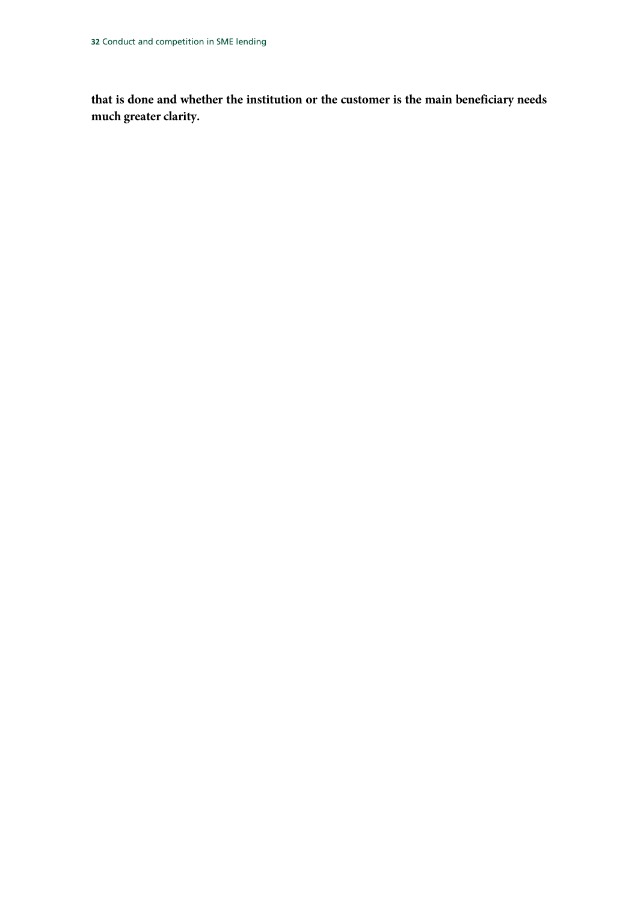**that is done and whether the institution or the customer is the main beneficiary needs much greater clarity.**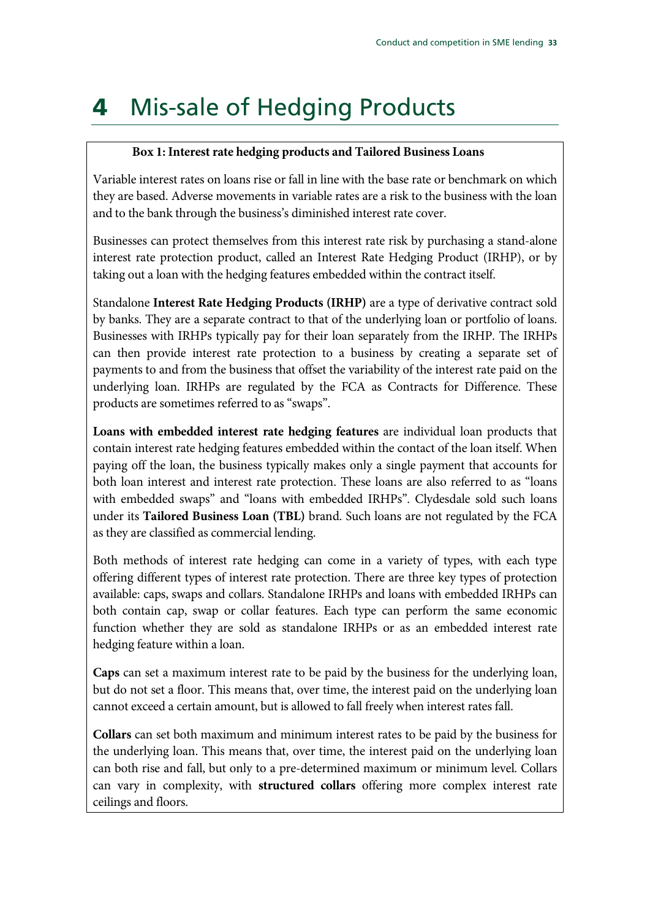# 4 Mis-sale of Hedging Products

**Box 1: Interest rate hedging products and Tailored Business Loans**

Variable interest rates on loans rise or fall in line with the base rate or benchmark on which they are based. Adverse movements in variable rates are a risk to the business with the loan and to the bank through the business's diminished interest rate cover.

Businesses can protect themselves from this interest rate risk by purchasing a stand-alone interest rate protection product, called an Interest Rate Hedging Product (IRHP), or by taking out a loan with the hedging features embedded within the contract itself.

Standalone **Interest Rate Hedging Products (IRHP)** are a type of derivative contract sold by banks. They are a separate contract to that of the underlying loan or portfolio of loans. Businesses with IRHPs typically pay for their loan separately from the IRHP. The IRHPs can then provide interest rate protection to a business by creating a separate set of payments to and from the business that offset the variability of the interest rate paid on the underlying loan. IRHPs are regulated by the FCA as Contracts for Difference. These products are sometimes referred to as "swaps".

**Loans with embedded interest rate hedging features** are individual loan products that contain interest rate hedging features embedded within the contact of the loan itself. When paying off the loan, the business typically makes only a single payment that accounts for both loan interest and interest rate protection. These loans are also referred to as "loans with embedded swaps" and "loans with embedded IRHPs". Clydesdale sold such loans under its **Tailored Business Loan (TBL)** brand. Such loans are not regulated by the FCA as they are classified as commercial lending.

Both methods of interest rate hedging can come in a variety of types, with each type offering different types of interest rate protection. There are three key types of protection available: caps, swaps and collars. Standalone IRHPs and loans with embedded IRHPs can both contain cap, swap or collar features. Each type can perform the same economic function whether they are sold as standalone IRHPs or as an embedded interest rate hedging feature within a loan.

**Caps** can set a maximum interest rate to be paid by the business for the underlying loan, but do not set a floor. This means that, over time, the interest paid on the underlying loan cannot exceed a certain amount, but is allowed to fall freely when interest rates fall.

**Collars** can set both maximum and minimum interest rates to be paid by the business for the underlying loan. This means that, over time, the interest paid on the underlying loan can both rise and fall, but only to a pre-determined maximum or minimum level. Collars can vary in complexity, with **structured collars** offering more complex interest rate ceilings and floors.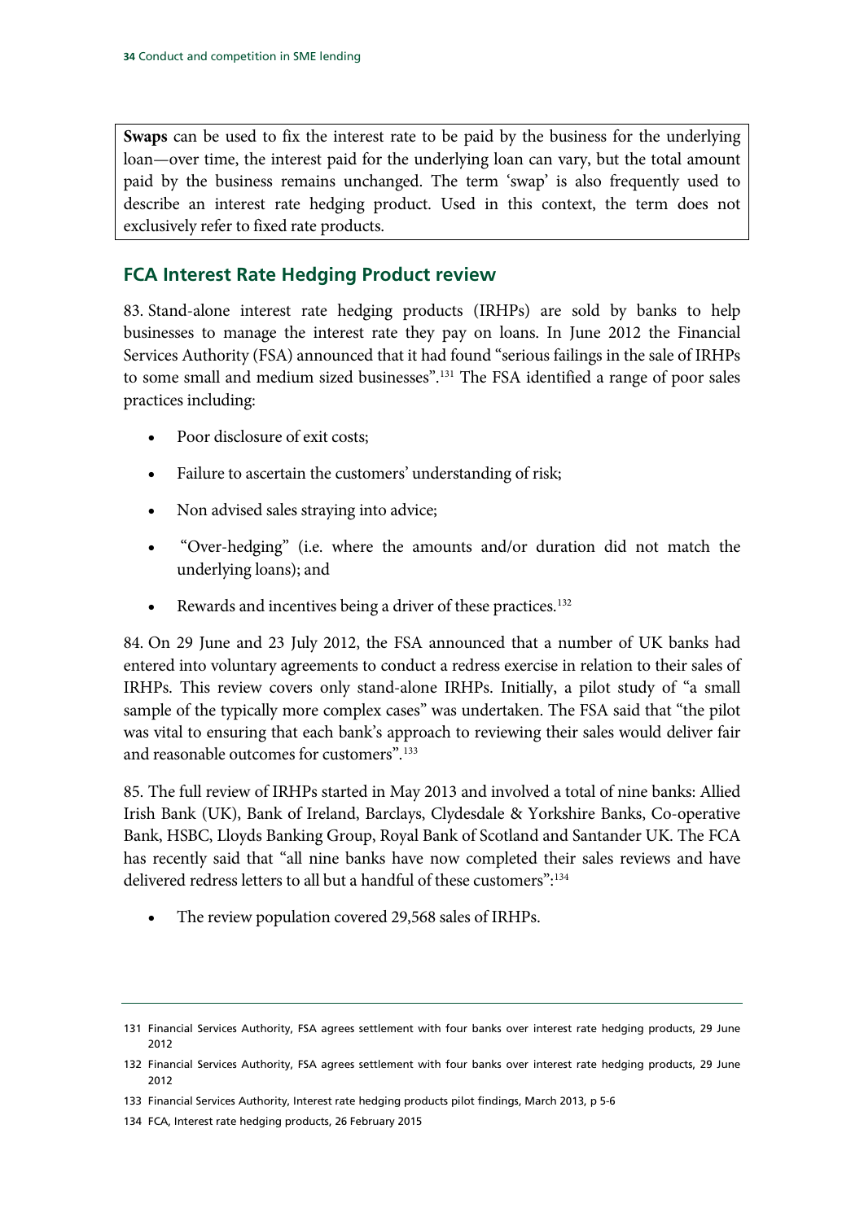**Swaps** can be used to fix the interest rate to be paid by the business for the underlying loan—over time, the interest paid for the underlying loan can vary, but the total amount paid by the business remains unchanged. The term 'swap' is also frequently used to describe an interest rate hedging product. Used in this context, the term does not exclusively refer to fixed rate products.

## FCA Interest Rate Hedging Product review

83. Stand-alone interest rate hedging products (IRHPs) are sold by banks to help businesses to manage the interest rate they pay on loans. In June 2012 the Financial Services Authority (FSA) announced that it had found "serious failings in the sale of IRHPs to some small and medium sized businesses".[131] The FSA identified a range of poor sales practices including:

- Poor disclosure of exit costs;
- Failure to ascertain the customers' understanding of risk;
- Non advised sales straying into advice;
- "Over-hedging" (i.e. where the amounts and/or duration did not match the underlying loans); and
- Rewards and incentives being a driver of these practices.[132]

84. On 29 June and 23 July 2012, the FSA announced that a number of UK banks had entered into voluntary agreements to conduct a redress exercise in relation to their sales of IRHPs. This review covers only stand-alone IRHPs. Initially, a pilot study of "a small sample of the typically more complex cases" was undertaken. The FSA said that "the pilot was vital to ensuring that each bank's approach to reviewing their sales would deliver fair and reasonable outcomes for customers".[133]

85. The full review of IRHPs started in May 2013 and involved a total of nine banks: Allied Irish Bank (UK), Bank of Ireland, Barclays, Clydesdale & Yorkshire Banks, Co-operative Bank, HSBC, Lloyds Banking Group, Royal Bank of Scotland and Santander UK. The FCA has recently said that "all nine banks have now completed their sales reviews and have delivered redress letters to all but a handful of these customers":[134]

- The review population covered 29,568 sales of IRHPs.

---

131 Financial Services Authority, FSA agrees settlement with four banks over interest rate hedging products, 29 June 2012

132 Financial Services Authority, FSA agrees settlement with four banks over interest rate hedging products, 29 June 2012

133 Financial Services Authority, Interest rate hedging products pilot findings, March 2013, p 5-6

134 FCA, Interest rate hedging products, 26 February 2015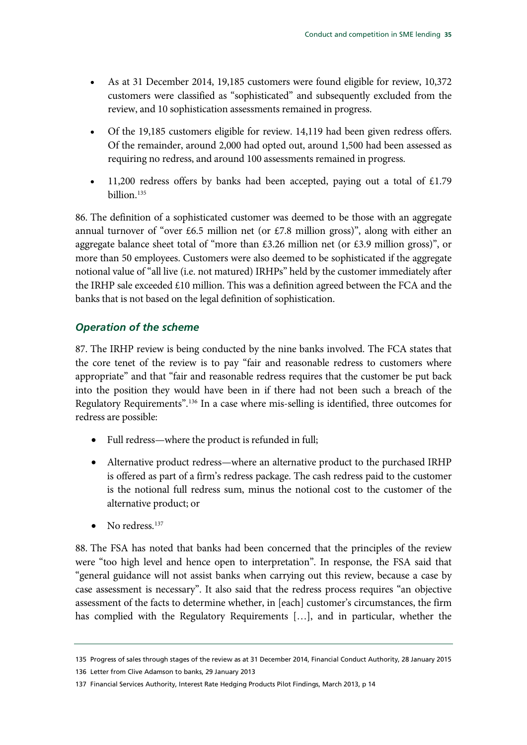- As at 31 December 2014, 19,185 customers were found eligible for review, 10,372 customers were classified as "sophisticated" and subsequently excluded from the review, and 10 sophistication assessments remained in progress.
- Of the 19,185 customers eligible for review. 14,119 had been given redress offers. Of the remainder, around 2,000 had opted out, around 1,500 had been assessed as requiring no redress, and around 100 assessments remained in progress.
- 11,200 redress offers by banks had been accepted, paying out a total of £1.79 billion.[135]

86. The definition of a sophisticated customer was deemed to be those with an aggregate annual turnover of "over £6.5 million net (or £7.8 million gross)", along with either an aggregate balance sheet total of "more than £3.26 million net (or £3.9 million gross)", or more than 50 employees. Customers were also deemed to be sophisticated if the aggregate notional value of "all live (i.e. not matured) IRHPs" held by the customer immediately after the IRHP sale exceeded £10 million. This was a definition agreed between the FCA and the banks that is not based on the legal definition of sophistication.

### *Operation of the scheme*

87. The IRHP review is being conducted by the nine banks involved. The FCA states that the core tenet of the review is to pay "fair and reasonable redress to customers where appropriate" and that "fair and reasonable redress requires that the customer be put back into the position they would have been in if there had not been such a breach of the Regulatory Requirements".[136] In a case where mis-selling is identified, three outcomes for redress are possible:

- Full redress—where the product is refunded in full;
- Alternative product redress—where an alternative product to the purchased IRHP is offered as part of a firm's redress package. The cash redress paid to the customer is the notional full redress sum, minus the notional cost to the customer of the alternative product; or
- No redress.[137]

88. The FSA has noted that banks had been concerned that the principles of the review were "too high level and hence open to interpretation". In response, the FSA said that "general guidance will not assist banks when carrying out this review, because a case by case assessment is necessary". It also said that the redress process requires "an objective assessment of the facts to determine whether, in [each] customer's circumstances, the firm has complied with the Regulatory Requirements […], and in particular, whether the

135 Progress of sales through stages of the review as at 31 December 2014, Financial Conduct Authority, 28 January 2015

136 Letter from Clive Adamson to banks, 29 January 2013

137 Financial Services Authority, Interest Rate Hedging Products Pilot Findings, March 2013, p 14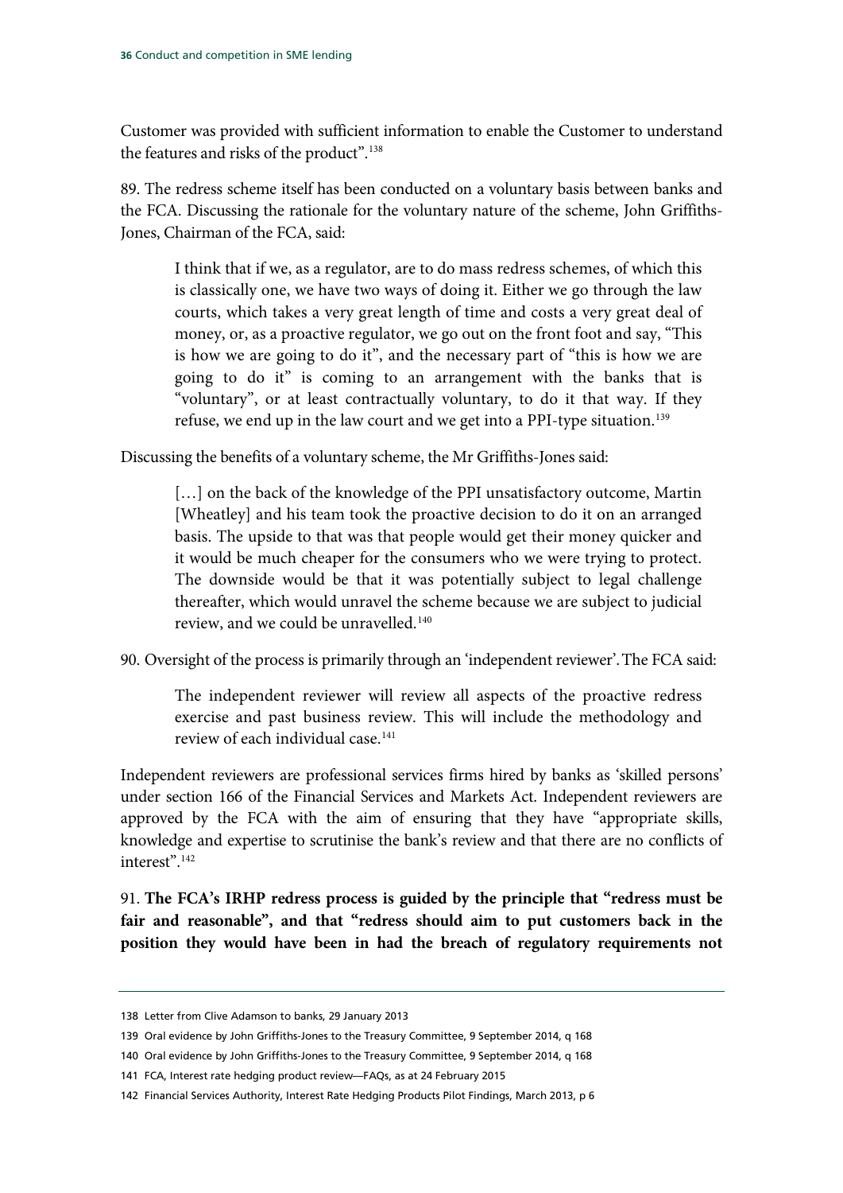Customer was provided with sufficient information to enable the Customer to understand the features and risks of the product".[138]

89. The redress scheme itself has been conducted on a voluntary basis between banks and the FCA. Discussing the rationale for the voluntary nature of the scheme, John Griffiths-Jones, Chairman of the FCA, said:

> I think that if we, as a regulator, are to do mass redress schemes, of which this is classically one, we have two ways of doing it. Either we go through the law courts, which takes a very great length of time and costs a very great deal of money, or, as a proactive regulator, we go out on the front foot and say, "This is how we are going to do it", and the necessary part of "this is how we are going to do it" is coming to an arrangement with the banks that is "voluntary", or at least contractually voluntary, to do it that way. If they refuse, we end up in the law court and we get into a PPI-type situation.[139]

Discussing the benefits of a voluntary scheme, the Mr Griffiths-Jones said:

> […] on the back of the knowledge of the PPI unsatisfactory outcome, Martin [Wheatley] and his team took the proactive decision to do it on an arranged basis. The upside to that was that people would get their money quicker and it would be much cheaper for the consumers who we were trying to protect. The downside would be that it was potentially subject to legal challenge thereafter, which would unravel the scheme because we are subject to judicial review, and we could be unravelled.[140]

90. Oversight of the process is primarily through an 'independent reviewer'. The FCA said:

> The independent reviewer will review all aspects of the proactive redress exercise and past business review. This will include the methodology and review of each individual case.[141]

Independent reviewers are professional services firms hired by banks as 'skilled persons' under section 166 of the Financial Services and Markets Act. Independent reviewers are approved by the FCA with the aim of ensuring that they have "appropriate skills, knowledge and expertise to scrutinise the bank's review and that there are no conflicts of interest".[142]

91. **The FCA's IRHP redress process is guided by the principle that "redress must be fair and reasonable", and that "redress should aim to put customers back in the position they would have been in had the breach of regulatory requirements not**

---

138 Letter from Clive Adamson to banks, 29 January 2013

139 Oral evidence by John Griffiths-Jones to the Treasury Committee, 9 September 2014, q 168

140 Oral evidence by John Griffiths-Jones to the Treasury Committee, 9 September 2014, q 168

141 FCA, Interest rate hedging product review—FAQs, as at 24 February 2015

142 Financial Services Authority, Interest Rate Hedging Products Pilot Findings, March 2013, p 6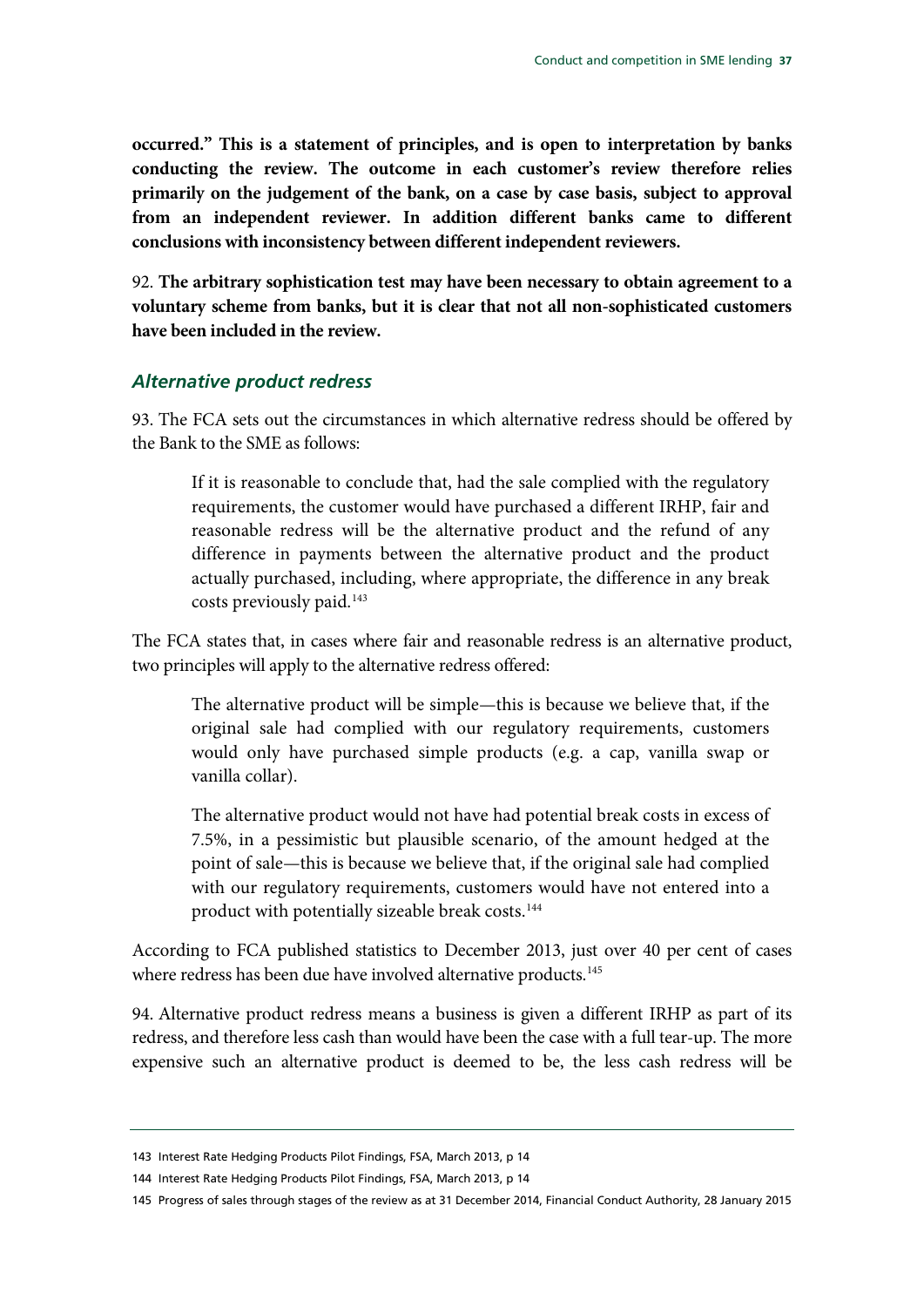**occurred." This is a statement of principles, and is open to interpretation by banks conducting the review. The outcome in each customer's review therefore relies primarily on the judgement of the bank, on a case by case basis, subject to approval from an independent reviewer. In addition different banks came to different conclusions with inconsistency between different independent reviewers.**

92. **The arbitrary sophistication test may have been necessary to obtain agreement to a voluntary scheme from banks, but it is clear that not all non-sophisticated customers have been included in the review.**

### *Alternative product redress*

93. The FCA sets out the circumstances in which alternative redress should be offered by the Bank to the SME as follows:

> If it is reasonable to conclude that, had the sale complied with the regulatory requirements, the customer would have purchased a different IRHP, fair and reasonable redress will be the alternative product and the refund of any difference in payments between the alternative product and the product actually purchased, including, where appropriate, the difference in any break costs previously paid.[143]

The FCA states that, in cases where fair and reasonable redress is an alternative product, two principles will apply to the alternative redress offered:

> The alternative product will be simple—this is because we believe that, if the original sale had complied with our regulatory requirements, customers would only have purchased simple products (e.g. a cap, vanilla swap or vanilla collar).
>
> The alternative product would not have had potential break costs in excess of 7.5%, in a pessimistic but plausible scenario, of the amount hedged at the point of sale—this is because we believe that, if the original sale had complied with our regulatory requirements, customers would have not entered into a product with potentially sizeable break costs.[144]

According to FCA published statistics to December 2013, just over 40 per cent of cases where redress has been due have involved alternative products.[145]

94. Alternative product redress means a business is given a different IRHP as part of its redress, and therefore less cash than would have been the case with a full tear-up. The more expensive such an alternative product is deemed to be, the less cash redress will be

143 Interest Rate Hedging Products Pilot Findings, FSA, March 2013, p 14

144 Interest Rate Hedging Products Pilot Findings, FSA, March 2013, p 14

145 Progress of sales through stages of the review as at 31 December 2014, Financial Conduct Authority, 28 January 2015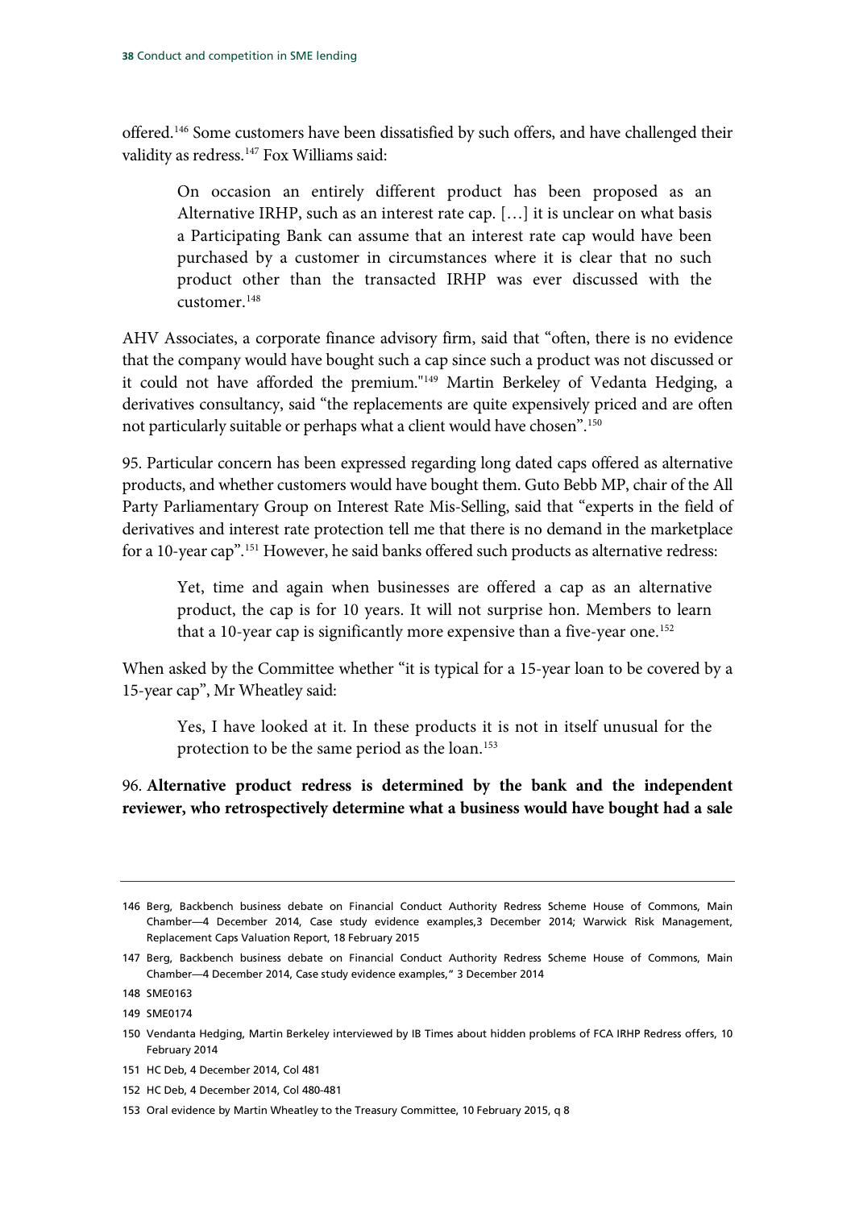offered.[146] Some customers have been dissatisfied by such offers, and have challenged their validity as redress.[147] Fox Williams said:

> On occasion an entirely different product has been proposed as an Alternative IRHP, such as an interest rate cap. […] it is unclear on what basis a Participating Bank can assume that an interest rate cap would have been purchased by a customer in circumstances where it is clear that no such product other than the transacted IRHP was ever discussed with the customer.[148]

AHV Associates, a corporate finance advisory firm, said that "often, there is no evidence that the company would have bought such a cap since such a product was not discussed or it could not have afforded the premium."[149] Martin Berkeley of Vedanta Hedging, a derivatives consultancy, said "the replacements are quite expensively priced and are often not particularly suitable or perhaps what a client would have chosen".[150]

95. Particular concern has been expressed regarding long dated caps offered as alternative products, and whether customers would have bought them. Guto Bebb MP, chair of the All Party Parliamentary Group on Interest Rate Mis-Selling, said that "experts in the field of derivatives and interest rate protection tell me that there is no demand in the marketplace for a 10-year cap".[151] However, he said banks offered such products as alternative redress:

> Yet, time and again when businesses are offered a cap as an alternative product, the cap is for 10 years. It will not surprise hon. Members to learn that a 10-year cap is significantly more expensive than a five-year one.[152]

When asked by the Committee whether "it is typical for a 15-year loan to be covered by a 15-year cap", Mr Wheatley said:

> Yes, I have looked at it. In these products it is not in itself unusual for the protection to be the same period as the loan.[153]

96. **Alternative product redress is determined by the bank and the independent reviewer, who retrospectively determine what a business would have bought had a sale**

---

146 Berg, Backbench business debate on Financial Conduct Authority Redress Scheme House of Commons, Main Chamber—4 December 2014, Case study evidence examples,3 December 2014; Warwick Risk Management, Replacement Caps Valuation Report, 18 February 2015

147 Berg, Backbench business debate on Financial Conduct Authority Redress Scheme House of Commons, Main Chamber—4 December 2014, Case study evidence examples," 3 December 2014

148 SME0163

149 SME0174

150 Vendanta Hedging, Martin Berkeley interviewed by IB Times about hidden problems of FCA IRHP Redress offers, 10 February 2014

151 HC Deb, 4 December 2014, Col 481

152 HC Deb, 4 December 2014, Col 480-481

153 Oral evidence by Martin Wheatley to the Treasury Committee, 10 February 2015, q 8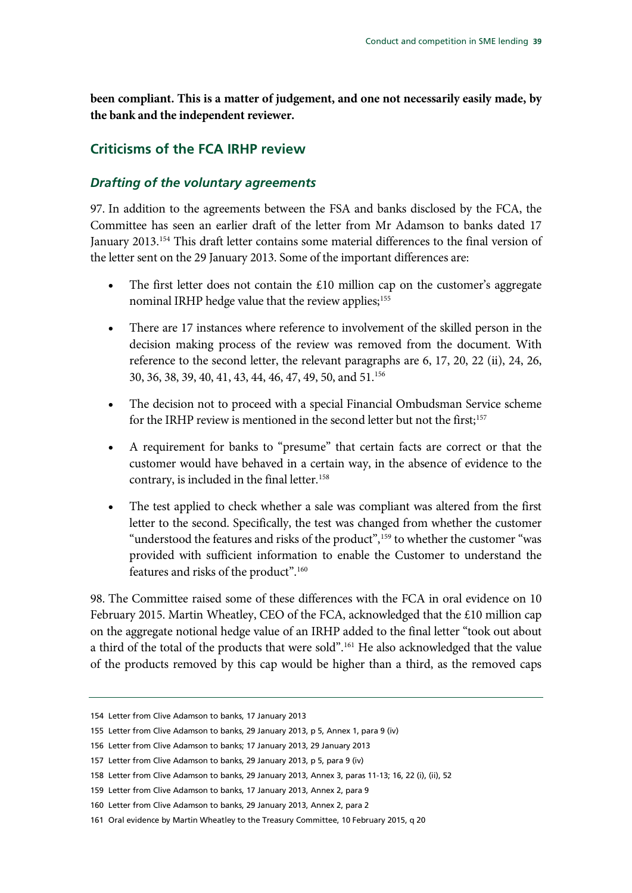**been compliant. This is a matter of judgement, and one not necessarily easily made, by the bank and the independent reviewer.**

## Criticisms of the FCA IRHP review

### *Drafting of the voluntary agreements*

97. In addition to the agreements between the FSA and banks disclosed by the FCA, the Committee has seen an earlier draft of the letter from Mr Adamson to banks dated 17 January 2013.[154] This draft letter contains some material differences to the final version of the letter sent on the 29 January 2013. Some of the important differences are:

- The first letter does not contain the £10 million cap on the customer's aggregate nominal IRHP hedge value that the review applies;[155]
- There are 17 instances where reference to involvement of the skilled person in the decision making process of the review was removed from the document. With reference to the second letter, the relevant paragraphs are 6, 17, 20, 22 (ii), 24, 26, 30, 36, 38, 39, 40, 41, 43, 44, 46, 47, 49, 50, and 51.[156]
- The decision not to proceed with a special Financial Ombudsman Service scheme for the IRHP review is mentioned in the second letter but not the first;[157]
- A requirement for banks to "presume" that certain facts are correct or that the customer would have behaved in a certain way, in the absence of evidence to the contrary, is included in the final letter.[158]
- The test applied to check whether a sale was compliant was altered from the first letter to the second. Specifically, the test was changed from whether the customer "understood the features and risks of the product",[159] to whether the customer "was provided with sufficient information to enable the Customer to understand the features and risks of the product".[160]

98. The Committee raised some of these differences with the FCA in oral evidence on 10 February 2015. Martin Wheatley, CEO of the FCA, acknowledged that the £10 million cap on the aggregate notional hedge value of an IRHP added to the final letter "took out about a third of the total of the products that were sold".[161] He also acknowledged that the value of the products removed by this cap would be higher than a third, as the removed caps

---

154 Letter from Clive Adamson to banks, 17 January 2013

155 Letter from Clive Adamson to banks, 29 January 2013, p 5, Annex 1, para 9 (iv)

156 Letter from Clive Adamson to banks; 17 January 2013, 29 January 2013

157 Letter from Clive Adamson to banks, 29 January 2013, p 5, para 9 (iv)

158 Letter from Clive Adamson to banks, 29 January 2013, Annex 3, paras 11-13; 16, 22 (i), (ii), 52

159 Letter from Clive Adamson to banks, 17 January 2013, Annex 2, para 9

160 Letter from Clive Adamson to banks, 29 January 2013, Annex 2, para 2

161 Oral evidence by Martin Wheatley to the Treasury Committee, 10 February 2015, q 20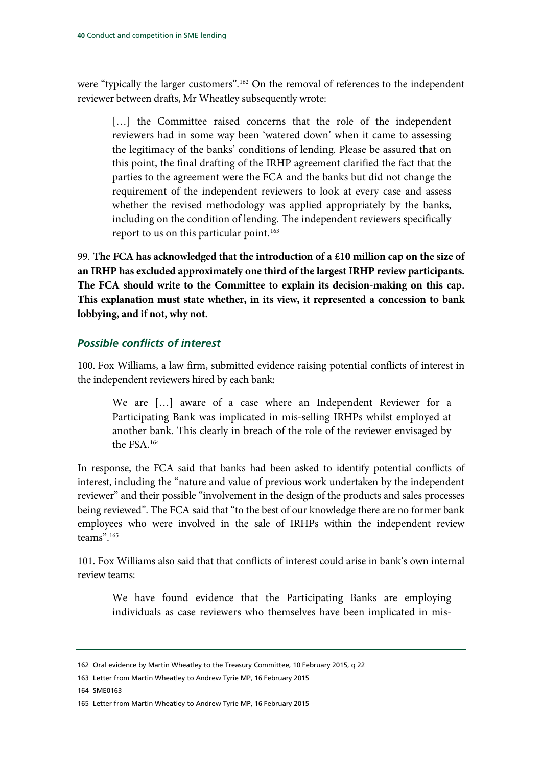were "typically the larger customers".[162] On the removal of references to the independent reviewer between drafts, Mr Wheatley subsequently wrote:

> […] the Committee raised concerns that the role of the independent reviewers had in some way been 'watered down' when it came to assessing the legitimacy of the banks' conditions of lending. Please be assured that on this point, the final drafting of the IRHP agreement clarified the fact that the parties to the agreement were the FCA and the banks but did not change the requirement of the independent reviewers to look at every case and assess whether the revised methodology was applied appropriately by the banks, including on the condition of lending. The independent reviewers specifically report to us on this particular point.[163]

99. **The FCA has acknowledged that the introduction of a £10 million cap on the size of an IRHP has excluded approximately one third of the largest IRHP review participants. The FCA should write to the Committee to explain its decision-making on this cap. This explanation must state whether, in its view, it represented a concession to bank lobbying, and if not, why not.**

### *Possible conflicts of interest*

100. Fox Williams, a law firm, submitted evidence raising potential conflicts of interest in the independent reviewers hired by each bank:

> We are […] aware of a case where an Independent Reviewer for a Participating Bank was implicated in mis-selling IRHPs whilst employed at another bank. This clearly in breach of the role of the reviewer envisaged by the FSA.[164]

In response, the FCA said that banks had been asked to identify potential conflicts of interest, including the "nature and value of previous work undertaken by the independent reviewer" and their possible "involvement in the design of the products and sales processes being reviewed". The FCA said that "to the best of our knowledge there are no former bank employees who were involved in the sale of IRHPs within the independent review teams".[165]

101. Fox Williams also said that that conflicts of interest could arise in bank's own internal review teams:

> We have found evidence that the Participating Banks are employing individuals as case reviewers who themselves have been implicated in mis-

162 Oral evidence by Martin Wheatley to the Treasury Committee, 10 February 2015, q 22

163 Letter from Martin Wheatley to Andrew Tyrie MP, 16 February 2015

164 SME0163

165 Letter from Martin Wheatley to Andrew Tyrie MP, 16 February 2015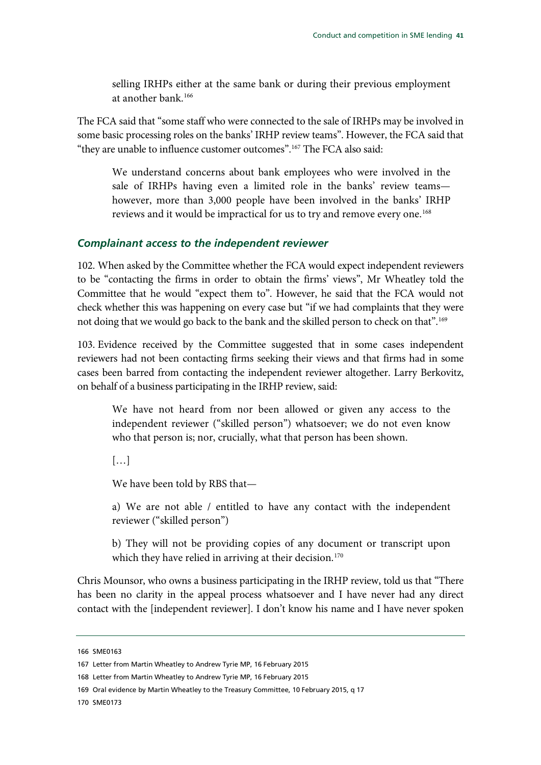selling IRHPs either at the same bank or during their previous employment at another bank.[166]

The FCA said that "some staff who were connected to the sale of IRHPs may be involved in some basic processing roles on the banks' IRHP review teams". However, the FCA said that "they are unable to influence customer outcomes".[167] The FCA also said:

> We understand concerns about bank employees who were involved in the sale of IRHPs having even a limited role in the banks' review teams—however, more than 3,000 people have been involved in the banks' IRHP reviews and it would be impractical for us to try and remove every one.[168]

### *Complainant access to the independent reviewer*

102. When asked by the Committee whether the FCA would expect independent reviewers to be "contacting the firms in order to obtain the firms' views", Mr Wheatley told the Committee that he would "expect them to". However, he said that the FCA would not check whether this was happening on every case but "if we had complaints that they were not doing that we would go back to the bank and the skilled person to check on that".[169]

103. Evidence received by the Committee suggested that in some cases independent reviewers had not been contacting firms seeking their views and that firms had in some cases been barred from contacting the independent reviewer altogether. Larry Berkovitz, on behalf of a business participating in the IRHP review, said:

> We have not heard from nor been allowed or given any access to the independent reviewer ("skilled person") whatsoever; we do not even know who that person is; nor, crucially, what that person has been shown.
>
> […]
>
> We have been told by RBS that—
>
> a) We are not able / entitled to have any contact with the independent reviewer ("skilled person")
>
> b) They will not be providing copies of any document or transcript upon which they have relied in arriving at their decision.[170]

Chris Mounsor, who owns a business participating in the IRHP review, told us that "There has been no clarity in the appeal process whatsoever and I have never had any direct contact with the [independent reviewer]. I don't know his name and I have never spoken

---

166 SME0163

167 Letter from Martin Wheatley to Andrew Tyrie MP, 16 February 2015

168 Letter from Martin Wheatley to Andrew Tyrie MP, 16 February 2015

169 Oral evidence by Martin Wheatley to the Treasury Committee, 10 February 2015, q 17

170 SME0173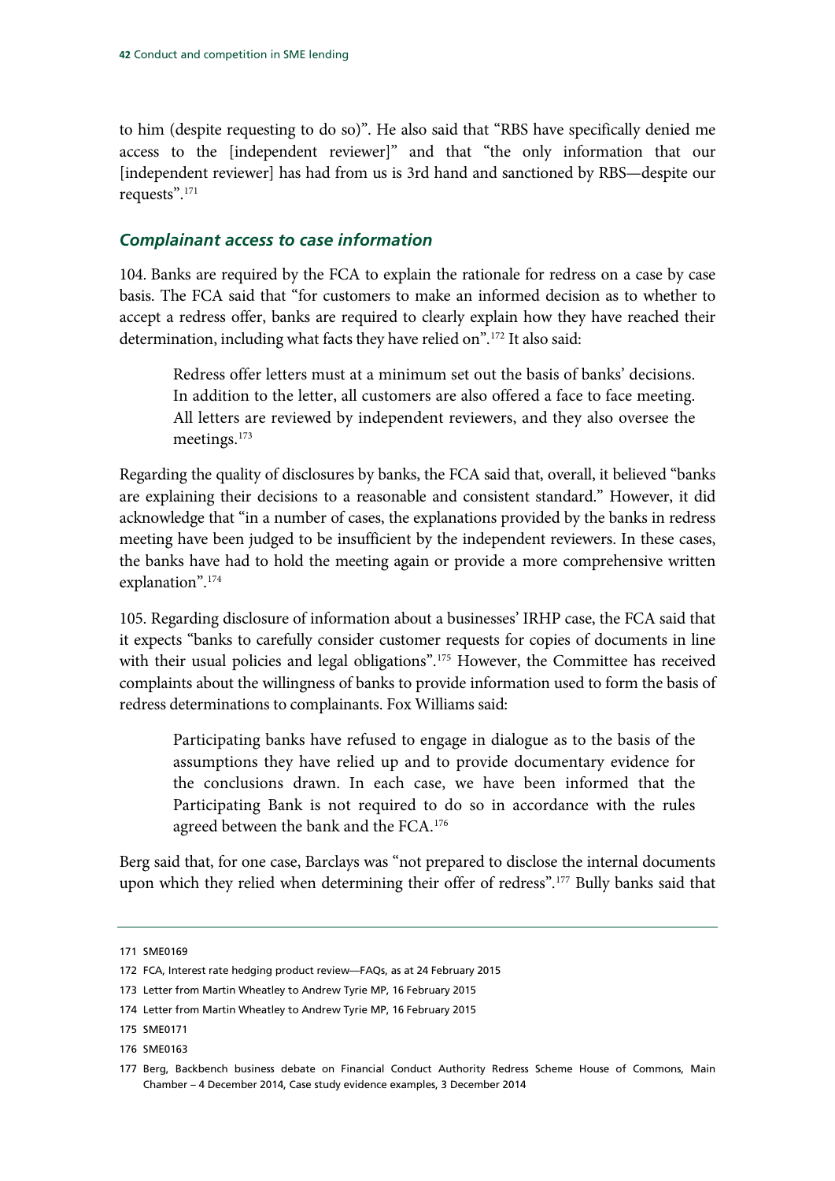to him (despite requesting to do so)". He also said that "RBS have specifically denied me access to the [independent reviewer]" and that "the only information that our [independent reviewer] has had from us is 3rd hand and sanctioned by RBS—despite our requests".[171]

### *Complainant access to case information*

104. Banks are required by the FCA to explain the rationale for redress on a case by case basis. The FCA said that "for customers to make an informed decision as to whether to accept a redress offer, banks are required to clearly explain how they have reached their determination, including what facts they have relied on".[172] It also said:

> Redress offer letters must at a minimum set out the basis of banks' decisions. In addition to the letter, all customers are also offered a face to face meeting. All letters are reviewed by independent reviewers, and they also oversee the meetings.[173]

Regarding the quality of disclosures by banks, the FCA said that, overall, it believed "banks are explaining their decisions to a reasonable and consistent standard." However, it did acknowledge that "in a number of cases, the explanations provided by the banks in redress meeting have been judged to be insufficient by the independent reviewers. In these cases, the banks have had to hold the meeting again or provide a more comprehensive written explanation".[174]

105. Regarding disclosure of information about a businesses' IRHP case, the FCA said that it expects "banks to carefully consider customer requests for copies of documents in line with their usual policies and legal obligations".[175] However, the Committee has received complaints about the willingness of banks to provide information used to form the basis of redress determinations to complainants. Fox Williams said:

> Participating banks have refused to engage in dialogue as to the basis of the assumptions they have relied up and to provide documentary evidence for the conclusions drawn. In each case, we have been informed that the Participating Bank is not required to do so in accordance with the rules agreed between the bank and the FCA.[176]

Berg said that, for one case, Barclays was "not prepared to disclose the internal documents upon which they relied when determining their offer of redress".[177] Bully banks said that

---

171 SME0169

172 FCA, Interest rate hedging product review—FAQs, as at 24 February 2015

173 Letter from Martin Wheatley to Andrew Tyrie MP, 16 February 2015

174 Letter from Martin Wheatley to Andrew Tyrie MP, 16 February 2015

175 SME0171

176 SME0163

177 Berg, Backbench business debate on Financial Conduct Authority Redress Scheme House of Commons, Main Chamber – 4 December 2014, Case study evidence examples, 3 December 2014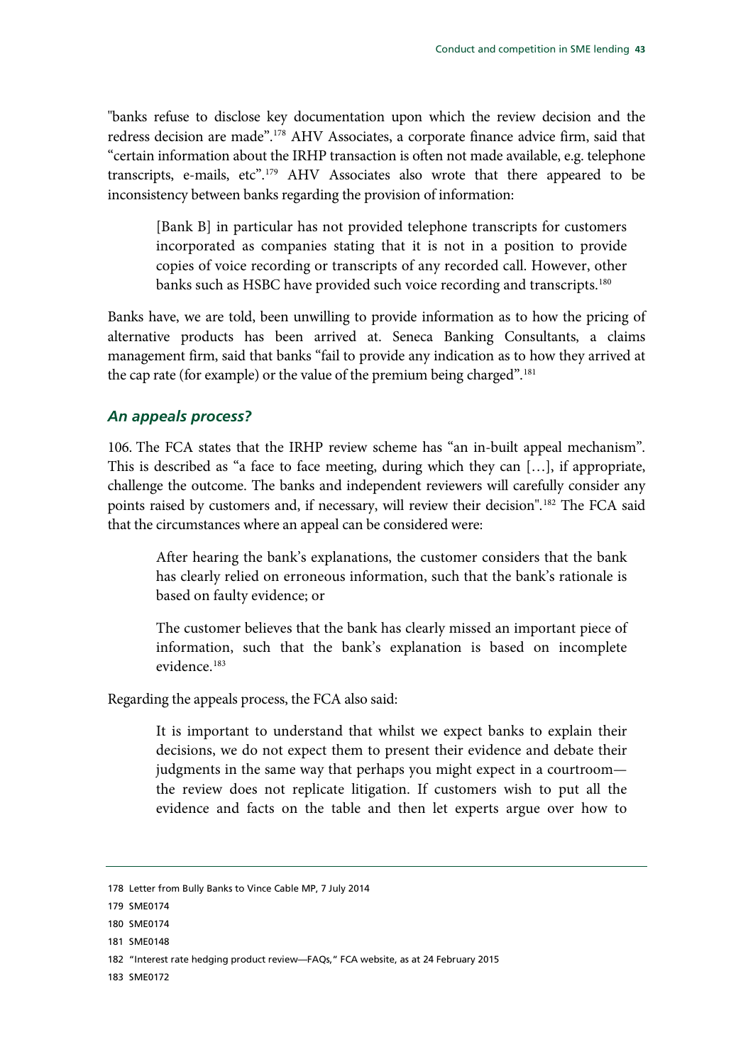"banks refuse to disclose key documentation upon which the review decision and the redress decision are made".[178] AHV Associates, a corporate finance advice firm, said that "certain information about the IRHP transaction is often not made available, e.g. telephone transcripts, e-mails, etc".[179] AHV Associates also wrote that there appeared to be inconsistency between banks regarding the provision of information:

> [Bank B] in particular has not provided telephone transcripts for customers incorporated as companies stating that it is not in a position to provide copies of voice recording or transcripts of any recorded call. However, other banks such as HSBC have provided such voice recording and transcripts.[180]

Banks have, we are told, been unwilling to provide information as to how the pricing of alternative products has been arrived at. Seneca Banking Consultants, a claims management firm, said that banks "fail to provide any indication as to how they arrived at the cap rate (for example) or the value of the premium being charged".[181]

### *An appeals process?*

106. The FCA states that the IRHP review scheme has "an in-built appeal mechanism". This is described as "a face to face meeting, during which they can […], if appropriate, challenge the outcome. The banks and independent reviewers will carefully consider any points raised by customers and, if necessary, will review their decision".[182] The FCA said that the circumstances where an appeal can be considered were:

> After hearing the bank's explanations, the customer considers that the bank has clearly relied on erroneous information, such that the bank's rationale is based on faulty evidence; or
>
> The customer believes that the bank has clearly missed an important piece of information, such that the bank's explanation is based on incomplete evidence.[183]

Regarding the appeals process, the FCA also said:

> It is important to understand that whilst we expect banks to explain their decisions, we do not expect them to present their evidence and debate their judgments in the same way that perhaps you might expect in a courtroom—the review does not replicate litigation. If customers wish to put all the evidence and facts on the table and then let experts argue over how to

---

178 Letter from Bully Banks to Vince Cable MP, 7 July 2014

179 SME0174

180 SME0174

181 SME0148

182 "Interest rate hedging product review—FAQs," FCA website, as at 24 February 2015

183 SME0172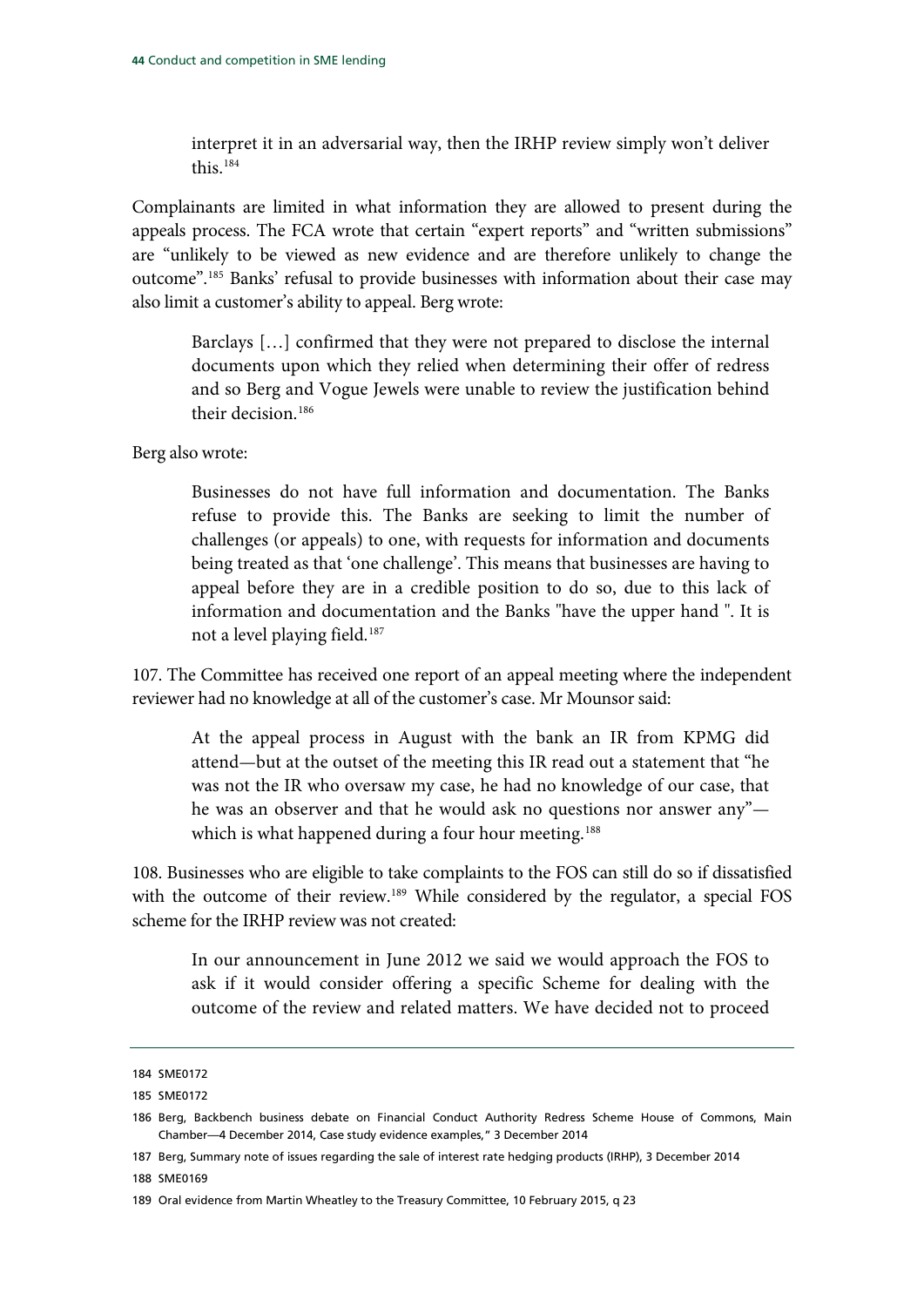> interpret it in an adversarial way, then the IRHP review simply won't deliver this.[184]

Complainants are limited in what information they are allowed to present during the appeals process. The FCA wrote that certain "expert reports" and "written submissions" are "unlikely to be viewed as new evidence and are therefore unlikely to change the outcome".[185] Banks' refusal to provide businesses with information about their case may also limit a customer's ability to appeal. Berg wrote:

> Barclays […] confirmed that they were not prepared to disclose the internal documents upon which they relied when determining their offer of redress and so Berg and Vogue Jewels were unable to review the justification behind their decision.[186]

Berg also wrote:

> Businesses do not have full information and documentation. The Banks refuse to provide this. The Banks are seeking to limit the number of challenges (or appeals) to one, with requests for information and documents being treated as that 'one challenge'. This means that businesses are having to appeal before they are in a credible position to do so, due to this lack of information and documentation and the Banks "have the upper hand ". It is not a level playing field.[187]

107. The Committee has received one report of an appeal meeting where the independent reviewer had no knowledge at all of the customer's case. Mr Mounsor said:

> At the appeal process in August with the bank an IR from KPMG did attend—but at the outset of the meeting this IR read out a statement that "he was not the IR who oversaw my case, he had no knowledge of our case, that he was an observer and that he would ask no questions nor answer any"—which is what happened during a four hour meeting.[188]

108. Businesses who are eligible to take complaints to the FOS can still do so if dissatisfied with the outcome of their review.[189] While considered by the regulator, a special FOS scheme for the IRHP review was not created:

> In our announcement in June 2012 we said we would approach the FOS to ask if it would consider offering a specific Scheme for dealing with the outcome of the review and related matters. We have decided not to proceed

184 SME0172

185 SME0172

186 Berg, Backbench business debate on Financial Conduct Authority Redress Scheme House of Commons, Main Chamber—4 December 2014, Case study evidence examples," 3 December 2014

187 Berg, Summary note of issues regarding the sale of interest rate hedging products (IRHP), 3 December 2014

188 SME0169

189 Oral evidence from Martin Wheatley to the Treasury Committee, 10 February 2015, q 23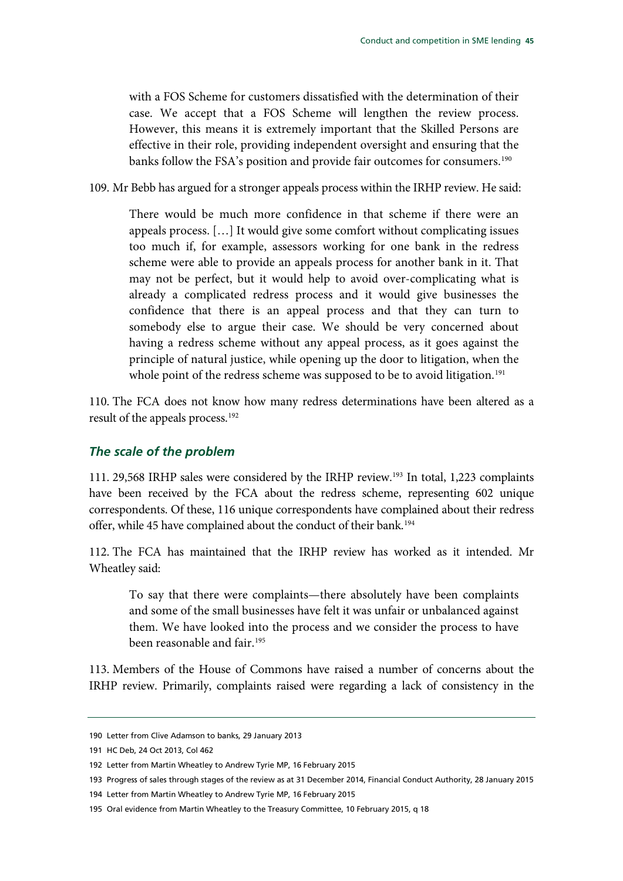> with a FOS Scheme for customers dissatisfied with the determination of their case. We accept that a FOS Scheme will lengthen the review process. However, this means it is extremely important that the Skilled Persons are effective in their role, providing independent oversight and ensuring that the banks follow the FSA's position and provide fair outcomes for consumers.[190]

109. Mr Bebb has argued for a stronger appeals process within the IRHP review. He said:

> There would be much more confidence in that scheme if there were an appeals process. […] It would give some comfort without complicating issues too much if, for example, assessors working for one bank in the redress scheme were able to provide an appeals process for another bank in it. That may not be perfect, but it would help to avoid over-complicating what is already a complicated redress process and it would give businesses the confidence that there is an appeal process and that they can turn to somebody else to argue their case. We should be very concerned about having a redress scheme without any appeal process, as it goes against the principle of natural justice, while opening up the door to litigation, when the whole point of the redress scheme was supposed to be to avoid litigation.[191]

110. The FCA does not know how many redress determinations have been altered as a result of the appeals process.[192]

### *The scale of the problem*

111. 29,568 IRHP sales were considered by the IRHP review.[193] In total, 1,223 complaints have been received by the FCA about the redress scheme, representing 602 unique correspondents. Of these, 116 unique correspondents have complained about their redress offer, while 45 have complained about the conduct of their bank.[194]

112. The FCA has maintained that the IRHP review has worked as it intended. Mr Wheatley said:

> To say that there were complaints—there absolutely have been complaints and some of the small businesses have felt it was unfair or unbalanced against them. We have looked into the process and we consider the process to have been reasonable and fair.[195]

113. Members of the House of Commons have raised a number of concerns about the IRHP review. Primarily, complaints raised were regarding a lack of consistency in the

---

190 Letter from Clive Adamson to banks, 29 January 2013

191 HC Deb, 24 Oct 2013, Col 462

192 Letter from Martin Wheatley to Andrew Tyrie MP, 16 February 2015

193 Progress of sales through stages of the review as at 31 December 2014, Financial Conduct Authority, 28 January 2015

194 Letter from Martin Wheatley to Andrew Tyrie MP, 16 February 2015

195 Oral evidence from Martin Wheatley to the Treasury Committee, 10 February 2015, q 18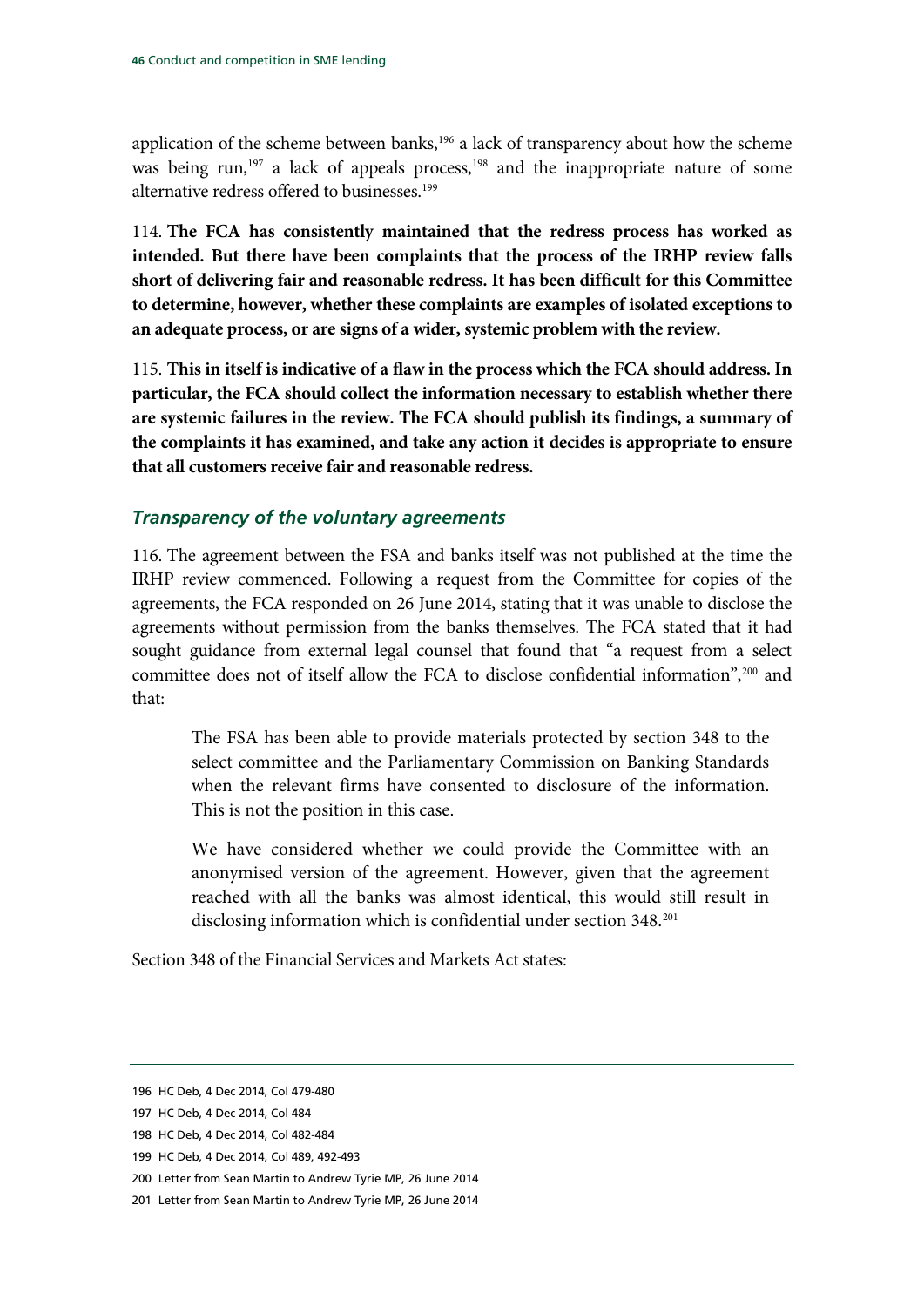application of the scheme between banks,[196] a lack of transparency about how the scheme was being run,[197] a lack of appeals process,[198] and the inappropriate nature of some alternative redress offered to businesses.[199]

114. **The FCA has consistently maintained that the redress process has worked as intended. But there have been complaints that the process of the IRHP review falls short of delivering fair and reasonable redress. It has been difficult for this Committee to determine, however, whether these complaints are examples of isolated exceptions to an adequate process, or are signs of a wider, systemic problem with the review.**

115. **This in itself is indicative of a flaw in the process which the FCA should address. In particular, the FCA should collect the information necessary to establish whether there are systemic failures in the review. The FCA should publish its findings, a summary of the complaints it has examined, and take any action it decides is appropriate to ensure that all customers receive fair and reasonable redress.**

### *Transparency of the voluntary agreements*

116. The agreement between the FSA and banks itself was not published at the time the IRHP review commenced. Following a request from the Committee for copies of the agreements, the FCA responded on 26 June 2014, stating that it was unable to disclose the agreements without permission from the banks themselves. The FCA stated that it had sought guidance from external legal counsel that found that "a request from a select committee does not of itself allow the FCA to disclose confidential information",[200] and that:

> The FSA has been able to provide materials protected by section 348 to the select committee and the Parliamentary Commission on Banking Standards when the relevant firms have consented to disclosure of the information. This is not the position in this case.
>
> We have considered whether we could provide the Committee with an anonymised version of the agreement. However, given that the agreement reached with all the banks was almost identical, this would still result in disclosing information which is confidential under section 348.[201]

Section 348 of the Financial Services and Markets Act states:

---

196 HC Deb, 4 Dec 2014, Col 479-480

197 HC Deb, 4 Dec 2014, Col 484

198 HC Deb, 4 Dec 2014, Col 482-484

199 HC Deb, 4 Dec 2014, Col 489, 492-493

200 Letter from Sean Martin to Andrew Tyrie MP, 26 June 2014

201 Letter from Sean Martin to Andrew Tyrie MP, 26 June 2014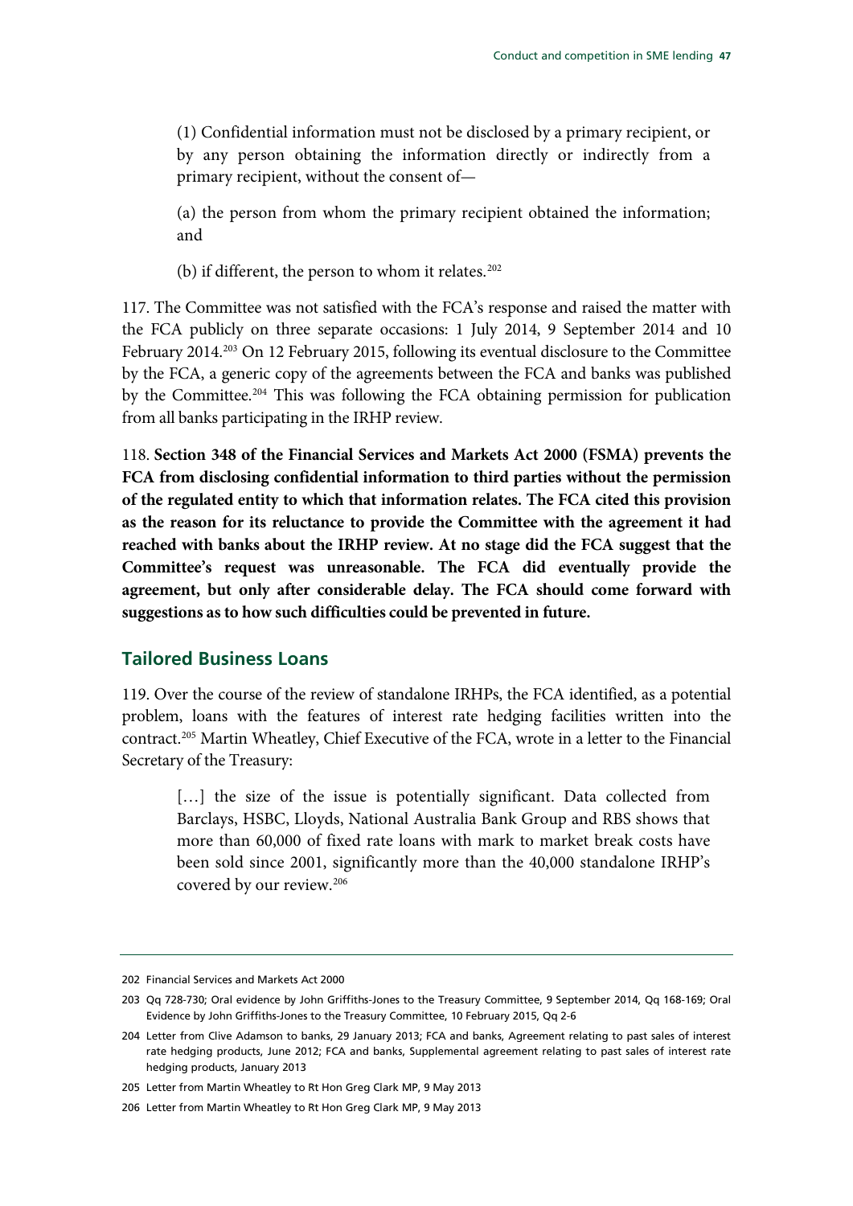(1) Confidential information must not be disclosed by a primary recipient, or by any person obtaining the information directly or indirectly from a primary recipient, without the consent of—

(a) the person from whom the primary recipient obtained the information; and

(b) if different, the person to whom it relates.[202]

117. The Committee was not satisfied with the FCA's response and raised the matter with the FCA publicly on three separate occasions: 1 July 2014, 9 September 2014 and 10 February 2014.[203] On 12 February 2015, following its eventual disclosure to the Committee by the FCA, a generic copy of the agreements between the FCA and banks was published by the Committee.[204] This was following the FCA obtaining permission for publication from all banks participating in the IRHP review.

118. **Section 348 of the Financial Services and Markets Act 2000 (FSMA) prevents the FCA from disclosing confidential information to third parties without the permission of the regulated entity to which that information relates. The FCA cited this provision as the reason for its reluctance to provide the Committee with the agreement it had reached with banks about the IRHP review. At no stage did the FCA suggest that the Committee's request was unreasonable. The FCA did eventually provide the agreement, but only after considerable delay. The FCA should come forward with suggestions as to how such difficulties could be prevented in future.**

## Tailored Business Loans

119. Over the course of the review of standalone IRHPs, the FCA identified, as a potential problem, loans with the features of interest rate hedging facilities written into the contract.[205] Martin Wheatley, Chief Executive of the FCA, wrote in a letter to the Financial Secretary of the Treasury:

> […] the size of the issue is potentially significant. Data collected from Barclays, HSBC, Lloyds, National Australia Bank Group and RBS shows that more than 60,000 of fixed rate loans with mark to market break costs have been sold since 2001, significantly more than the 40,000 standalone IRHP's covered by our review.[206]

---

202 Financial Services and Markets Act 2000

203 Qq 728-730; Oral evidence by John Griffiths-Jones to the Treasury Committee, 9 September 2014, Qq 168-169; Oral Evidence by John Griffiths-Jones to the Treasury Committee, 10 February 2015, Qq 2-6

204 Letter from Clive Adamson to banks, 29 January 2013; FCA and banks, Agreement relating to past sales of interest rate hedging products, June 2012; FCA and banks, Supplemental agreement relating to past sales of interest rate hedging products, January 2013

205 Letter from Martin Wheatley to Rt Hon Greg Clark MP, 9 May 2013

206 Letter from Martin Wheatley to Rt Hon Greg Clark MP, 9 May 2013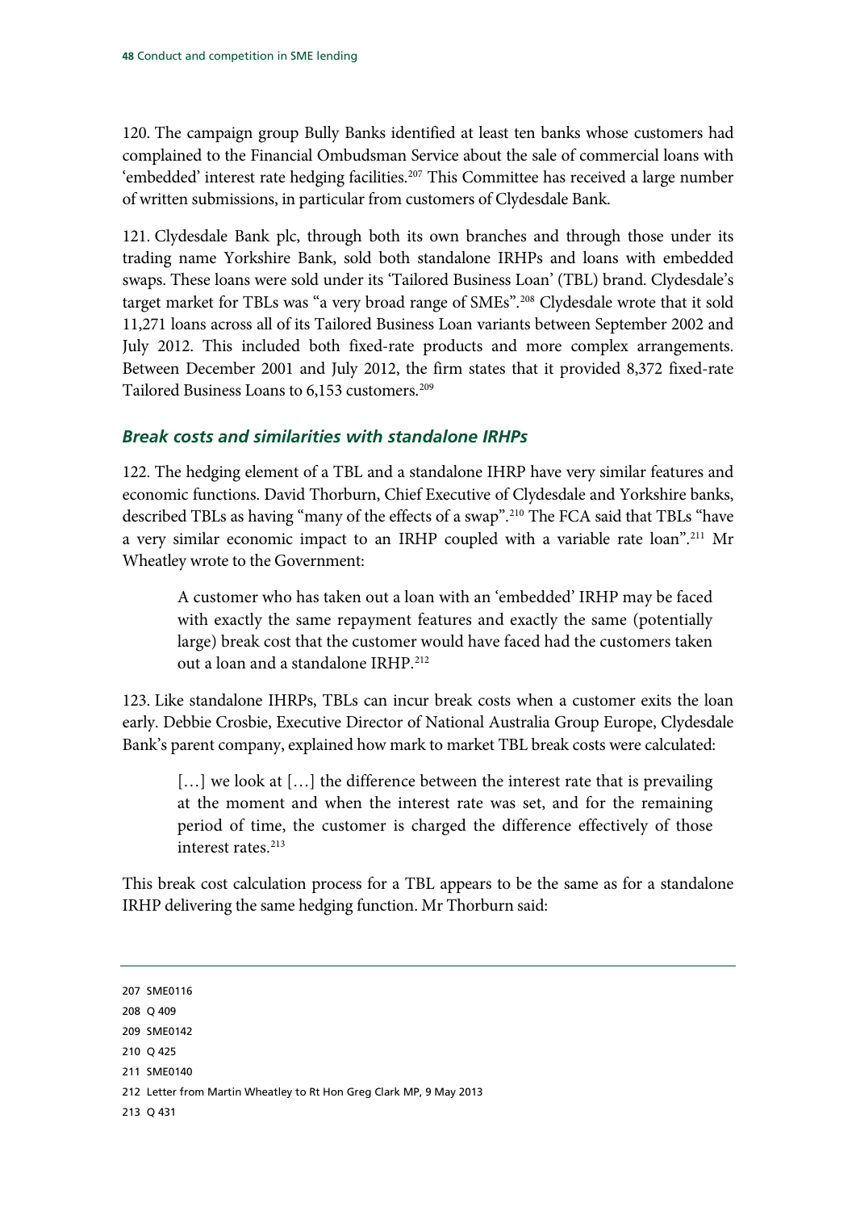120. The campaign group Bully Banks identified at least ten banks whose customers had complained to the Financial Ombudsman Service about the sale of commercial loans with 'embedded' interest rate hedging facilities.[207] This Committee has received a large number of written submissions, in particular from customers of Clydesdale Bank.

121. Clydesdale Bank plc, through both its own branches and through those under its trading name Yorkshire Bank, sold both standalone IRHPs and loans with embedded swaps. These loans were sold under its 'Tailored Business Loan' (TBL) brand. Clydesdale's target market for TBLs was "a very broad range of SMEs".[208] Clydesdale wrote that it sold 11,271 loans across all of its Tailored Business Loan variants between September 2002 and July 2012. This included both fixed-rate products and more complex arrangements. Between December 2001 and July 2012, the firm states that it provided 8,372 fixed-rate Tailored Business Loans to 6,153 customers.[209]

### *Break costs and similarities with standalone IRHPs*

122. The hedging element of a TBL and a standalone IHRP have very similar features and economic functions. David Thorburn, Chief Executive of Clydesdale and Yorkshire banks, described TBLs as having "many of the effects of a swap".[210] The FCA said that TBLs "have a very similar economic impact to an IRHP coupled with a variable rate loan".[211] Mr Wheatley wrote to the Government:

> A customer who has taken out a loan with an 'embedded' IRHP may be faced with exactly the same repayment features and exactly the same (potentially large) break cost that the customer would have faced had the customers taken out a loan and a standalone IRHP.[212]

123. Like standalone IHRPs, TBLs can incur break costs when a customer exits the loan early. Debbie Crosbie, Executive Director of National Australia Group Europe, Clydesdale Bank's parent company, explained how mark to market TBL break costs were calculated:

> […] we look at […] the difference between the interest rate that is prevailing at the moment and when the interest rate was set, and for the remaining period of time, the customer is charged the difference effectively of those interest rates.[213]

This break cost calculation process for a TBL appears to be the same as for a standalone IRHP delivering the same hedging function. Mr Thorburn said:

207 SME0116

208 Q 409

209 SME0142

210 Q 425

211 SME0140

212 Letter from Martin Wheatley to Rt Hon Greg Clark MP, 9 May 2013

213 Q 431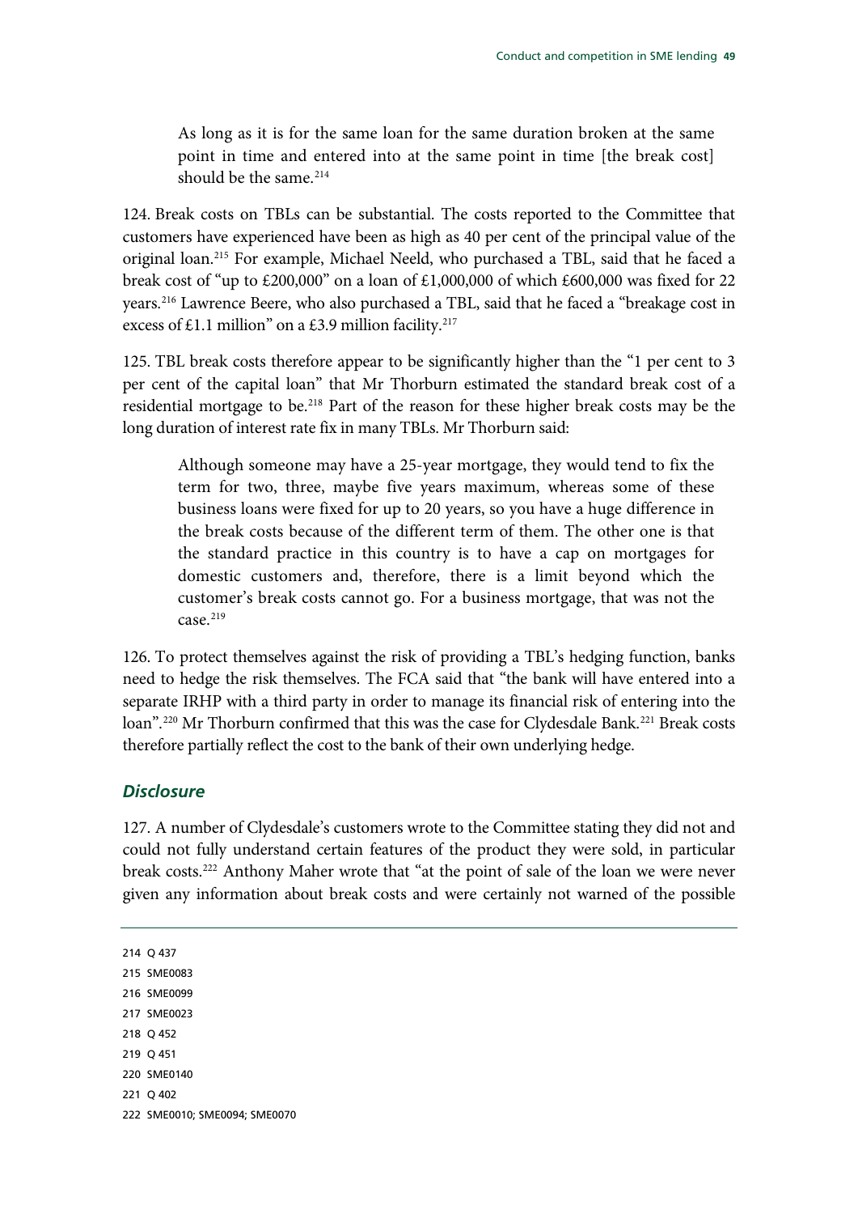> As long as it is for the same loan for the same duration broken at the same point in time and entered into at the same point in time [the break cost] should be the same.[214]

124. Break costs on TBLs can be substantial. The costs reported to the Committee that customers have experienced have been as high as 40 per cent of the principal value of the original loan.[215] For example, Michael Neeld, who purchased a TBL, said that he faced a break cost of "up to £200,000" on a loan of £1,000,000 of which £600,000 was fixed for 22 years.[216] Lawrence Beere, who also purchased a TBL, said that he faced a "breakage cost in excess of £1.1 million" on a £3.9 million facility.[217]

125. TBL break costs therefore appear to be significantly higher than the "1 per cent to 3 per cent of the capital loan" that Mr Thorburn estimated the standard break cost of a residential mortgage to be.[218] Part of the reason for these higher break costs may be the long duration of interest rate fix in many TBLs. Mr Thorburn said:

> Although someone may have a 25-year mortgage, they would tend to fix the term for two, three, maybe five years maximum, whereas some of these business loans were fixed for up to 20 years, so you have a huge difference in the break costs because of the different term of them. The other one is that the standard practice in this country is to have a cap on mortgages for domestic customers and, therefore, there is a limit beyond which the customer's break costs cannot go. For a business mortgage, that was not the case.[219]

126. To protect themselves against the risk of providing a TBL's hedging function, banks need to hedge the risk themselves. The FCA said that "the bank will have entered into a separate IRHP with a third party in order to manage its financial risk of entering into the loan".[220] Mr Thorburn confirmed that this was the case for Clydesdale Bank.[221] Break costs therefore partially reflect the cost to the bank of their own underlying hedge.

### *Disclosure*

127. A number of Clydesdale's customers wrote to the Committee stating they did not and could not fully understand certain features of the product they were sold, in particular break costs.[222] Anthony Maher wrote that "at the point of sale of the loan we were never given any information about break costs and were certainly not warned of the possible

---

214 Q 437
215 SME0083
216 SME0099
217 SME0023
218 Q 452
219 Q 451
220 SME0140
221 Q 402
222 SME0010; SME0094; SME0070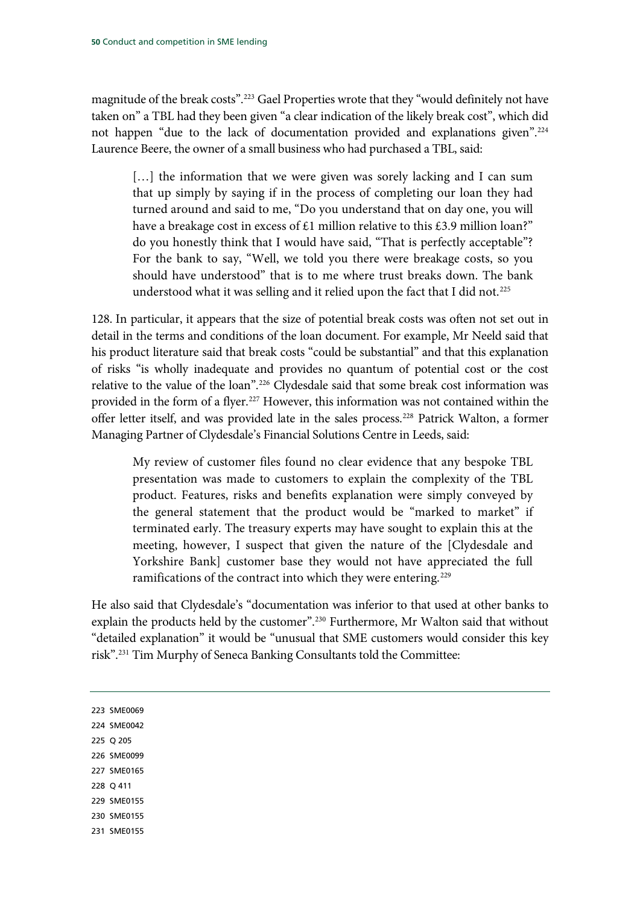magnitude of the break costs”.[223] Gael Properties wrote that they “would definitely not have taken on” a TBL had they been given “a clear indication of the likely break cost”, which did not happen “due to the lack of documentation provided and explanations given”.[224] Laurence Beere, the owner of a small business who had purchased a TBL, said:

> […] the information that we were given was sorely lacking and I can sum that up simply by saying if in the process of completing our loan they had turned around and said to me, “Do you understand that on day one, you will have a breakage cost in excess of £1 million relative to this £3.9 million loan?” do you honestly think that I would have said, “That is perfectly acceptable”? For the bank to say, “Well, we told you there were breakage costs, so you should have understood” that is to me where trust breaks down. The bank understood what it was selling and it relied upon the fact that I did not.[225]

128. In particular, it appears that the size of potential break costs was often not set out in detail in the terms and conditions of the loan document. For example, Mr Neeld said that his product literature said that break costs “could be substantial” and that this explanation of risks “is wholly inadequate and provides no quantum of potential cost or the cost relative to the value of the loan”.[226] Clydesdale said that some break cost information was provided in the form of a flyer.[227] However, this information was not contained within the offer letter itself, and was provided late in the sales process.[228] Patrick Walton, a former Managing Partner of Clydesdale’s Financial Solutions Centre in Leeds, said:

> My review of customer files found no clear evidence that any bespoke TBL presentation was made to customers to explain the complexity of the TBL product. Features, risks and benefits explanation were simply conveyed by the general statement that the product would be “marked to market” if terminated early. The treasury experts may have sought to explain this at the meeting, however, I suspect that given the nature of the [Clydesdale and Yorkshire Bank] customer base they would not have appreciated the full ramifications of the contract into which they were entering.[229]

He also said that Clydesdale’s “documentation was inferior to that used at other banks to explain the products held by the customer”.[230] Furthermore, Mr Walton said that without “detailed explanation” it would be “unusual that SME customers would consider this key risk”.[231] Tim Murphy of Seneca Banking Consultants told the Committee:

---

223 SME0069
224 SME0042
225 Q 205
226 SME0099
227 SME0165
228 Q 411
229 SME0155
230 SME0155
231 SME0155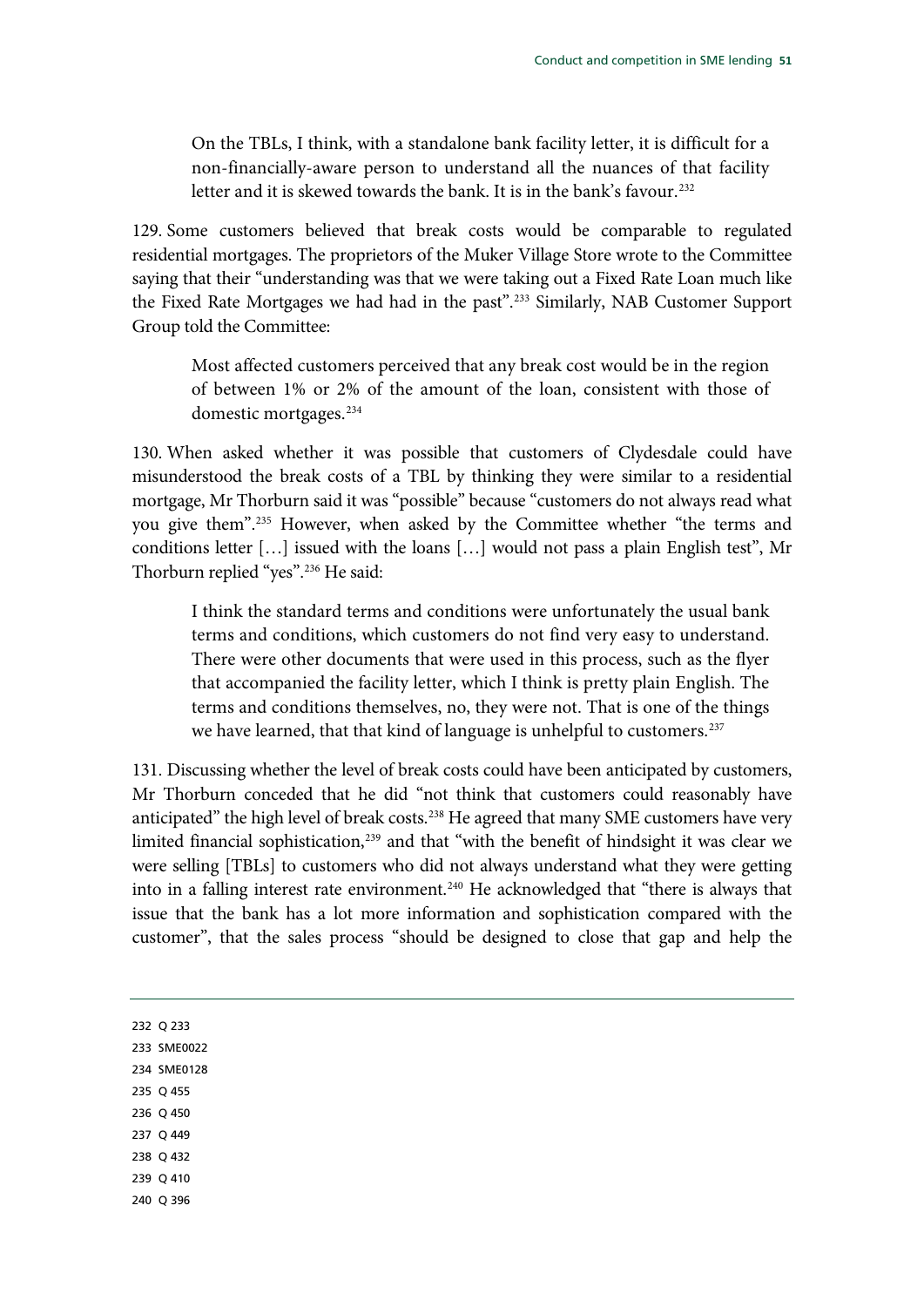> On the TBLs, I think, with a standalone bank facility letter, it is difficult for a non-financially-aware person to understand all the nuances of that facility letter and it is skewed towards the bank. It is in the bank's favour.[232]

129. Some customers believed that break costs would be comparable to regulated residential mortgages. The proprietors of the Muker Village Store wrote to the Committee saying that their "understanding was that we were taking out a Fixed Rate Loan much like the Fixed Rate Mortgages we had had in the past".[233] Similarly, NAB Customer Support Group told the Committee:

> Most affected customers perceived that any break cost would be in the region of between 1% or 2% of the amount of the loan, consistent with those of domestic mortgages.[234]

130. When asked whether it was possible that customers of Clydesdale could have misunderstood the break costs of a TBL by thinking they were similar to a residential mortgage, Mr Thorburn said it was "possible" because "customers do not always read what you give them".[235] However, when asked by the Committee whether "the terms and conditions letter […] issued with the loans […] would not pass a plain English test", Mr Thorburn replied "yes".[236] He said:

> I think the standard terms and conditions were unfortunately the usual bank terms and conditions, which customers do not find very easy to understand. There were other documents that were used in this process, such as the flyer that accompanied the facility letter, which I think is pretty plain English. The terms and conditions themselves, no, they were not. That is one of the things we have learned, that that kind of language is unhelpful to customers.[237]

131. Discussing whether the level of break costs could have been anticipated by customers, Mr Thorburn conceded that he did "not think that customers could reasonably have anticipated" the high level of break costs.[238] He agreed that many SME customers have very limited financial sophistication,[239] and that "with the benefit of hindsight it was clear we were selling [TBLs] to customers who did not always understand what they were getting into in a falling interest rate environment.[240] He acknowledged that "there is always that issue that the bank has a lot more information and sophistication compared with the customer", that the sales process "should be designed to close that gap and help the

---

232 Q 233
233 SME0022
234 SME0128
235 Q 455
236 Q 450
237 Q 449
238 Q 432
239 Q 410
240 Q 396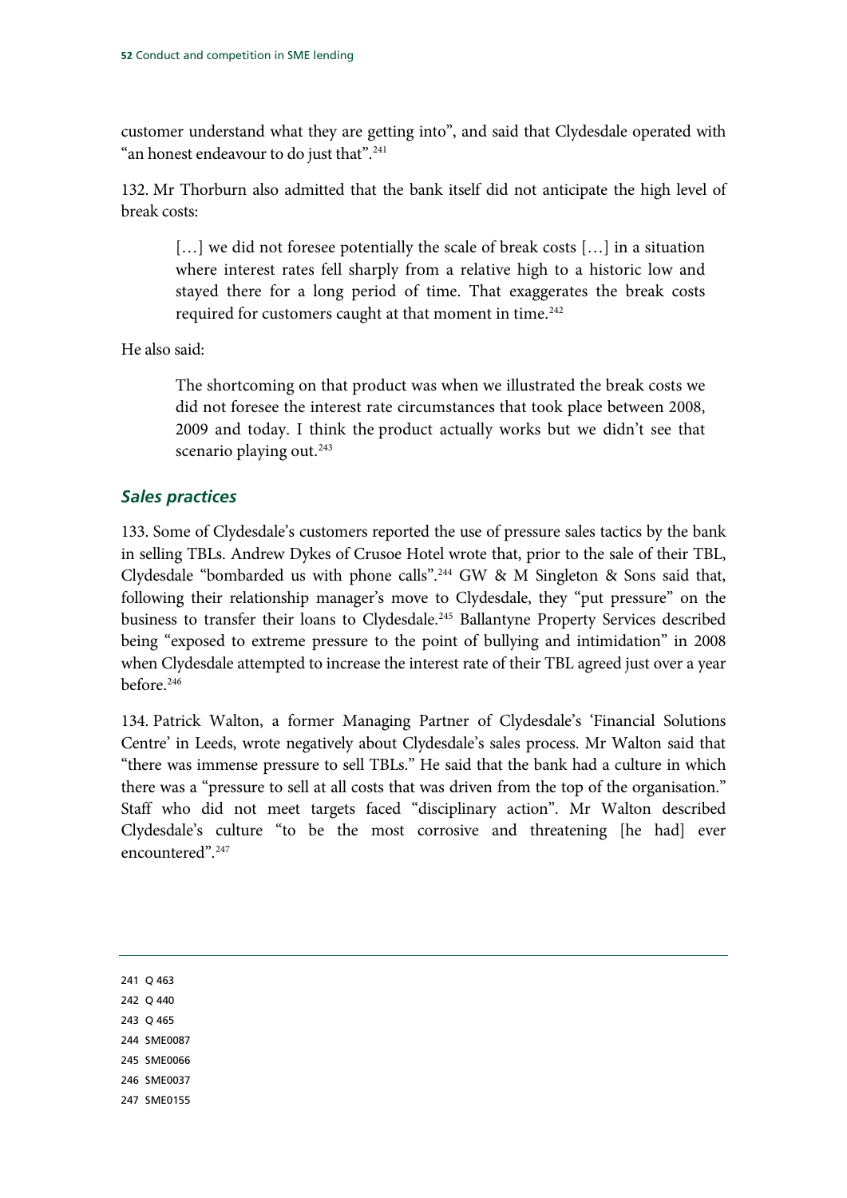customer understand what they are getting into", and said that Clydesdale operated with "an honest endeavour to do just that".[241]

132. Mr Thorburn also admitted that the bank itself did not anticipate the high level of break costs:

> […] we did not foresee potentially the scale of break costs […] in a situation where interest rates fell sharply from a relative high to a historic low and stayed there for a long period of time. That exaggerates the break costs required for customers caught at that moment in time.[242]

He also said:

> The shortcoming on that product was when we illustrated the break costs we did not foresee the interest rate circumstances that took place between 2008, 2009 and today. I think the product actually works but we didn't see that scenario playing out.[243]

### *Sales practices*

133. Some of Clydesdale's customers reported the use of pressure sales tactics by the bank in selling TBLs. Andrew Dykes of Crusoe Hotel wrote that, prior to the sale of their TBL, Clydesdale "bombarded us with phone calls".[244] GW & M Singleton & Sons said that, following their relationship manager's move to Clydesdale, they "put pressure" on the business to transfer their loans to Clydesdale.[245] Ballantyne Property Services described being "exposed to extreme pressure to the point of bullying and intimidation" in 2008 when Clydesdale attempted to increase the interest rate of their TBL agreed just over a year before.[246]

134. Patrick Walton, a former Managing Partner of Clydesdale's 'Financial Solutions Centre' in Leeds, wrote negatively about Clydesdale's sales process. Mr Walton said that "there was immense pressure to sell TBLs." He said that the bank had a culture in which there was a "pressure to sell at all costs that was driven from the top of the organisation." Staff who did not meet targets faced "disciplinary action". Mr Walton described Clydesdale's culture "to be the most corrosive and threatening [he had] ever encountered".[247]

---

241 Q 463
242 Q 440
243 Q 465
244 SME0087
245 SME0066
246 SME0037
247 SME0155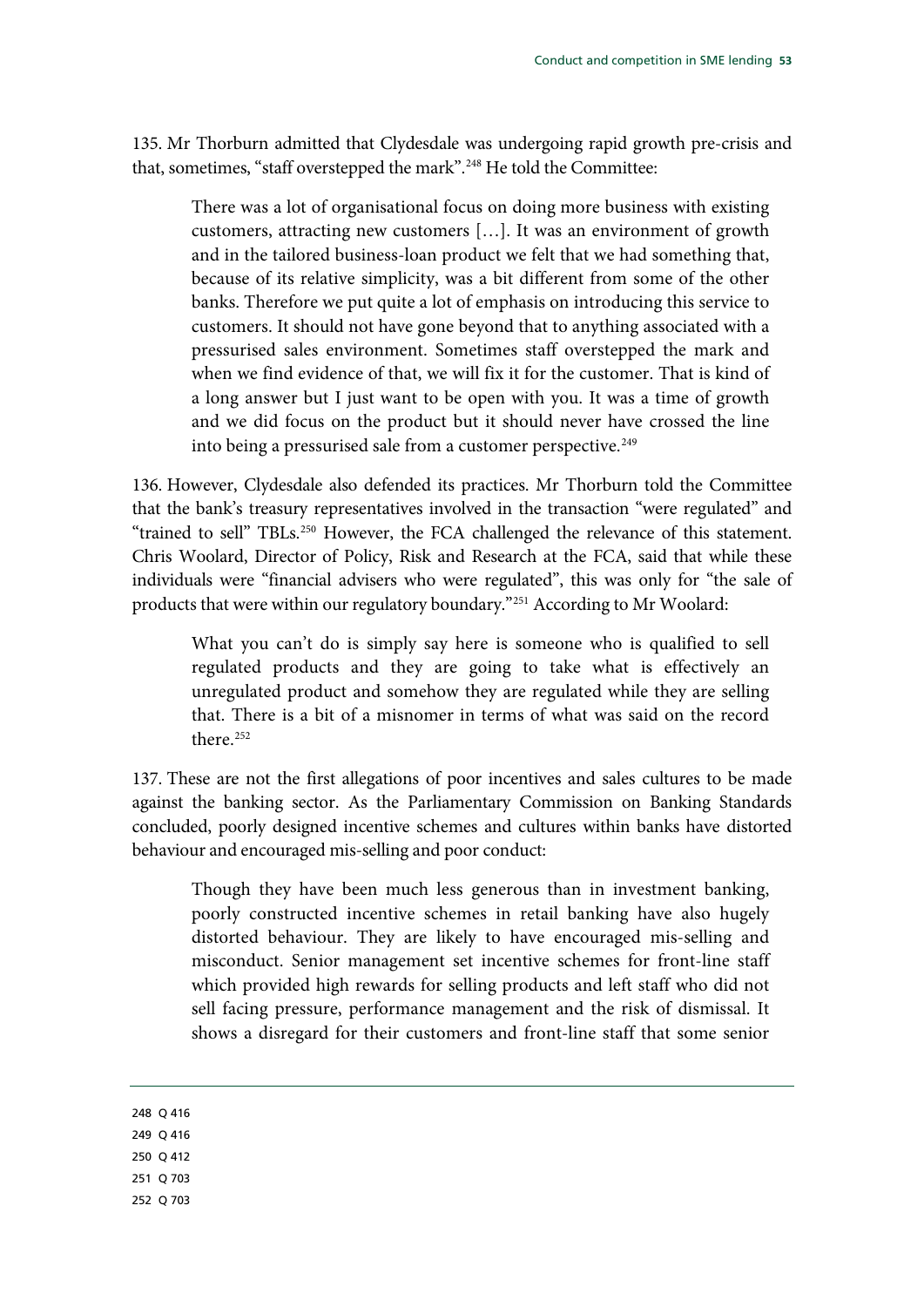135. Mr Thorburn admitted that Clydesdale was undergoing rapid growth pre-crisis and that, sometimes, "staff overstepped the mark".[248] He told the Committee:

> There was a lot of organisational focus on doing more business with existing customers, attracting new customers […]. It was an environment of growth and in the tailored business-loan product we felt that we had something that, because of its relative simplicity, was a bit different from some of the other banks. Therefore we put quite a lot of emphasis on introducing this service to customers. It should not have gone beyond that to anything associated with a pressurised sales environment. Sometimes staff overstepped the mark and when we find evidence of that, we will fix it for the customer. That is kind of a long answer but I just want to be open with you. It was a time of growth and we did focus on the product but it should never have crossed the line into being a pressurised sale from a customer perspective.[249]

136. However, Clydesdale also defended its practices. Mr Thorburn told the Committee that the bank's treasury representatives involved in the transaction "were regulated" and "trained to sell" TBLs.[250] However, the FCA challenged the relevance of this statement. Chris Woolard, Director of Policy, Risk and Research at the FCA, said that while these individuals were "financial advisers who were regulated", this was only for "the sale of products that were within our regulatory boundary."[251] According to Mr Woolard:

> What you can't do is simply say here is someone who is qualified to sell regulated products and they are going to take what is effectively an unregulated product and somehow they are regulated while they are selling that. There is a bit of a misnomer in terms of what was said on the record there.[252]

137. These are not the first allegations of poor incentives and sales cultures to be made against the banking sector. As the Parliamentary Commission on Banking Standards concluded, poorly designed incentive schemes and cultures within banks have distorted behaviour and encouraged mis-selling and poor conduct:

> Though they have been much less generous than in investment banking, poorly constructed incentive schemes in retail banking have also hugely distorted behaviour. They are likely to have encouraged mis-selling and misconduct. Senior management set incentive schemes for front-line staff which provided high rewards for selling products and left staff who did not sell facing pressure, performance management and the risk of dismissal. It shows a disregard for their customers and front-line staff that some senior

---

248 Q 416

249 Q 416

250 Q 412

251 Q 703

252 Q 703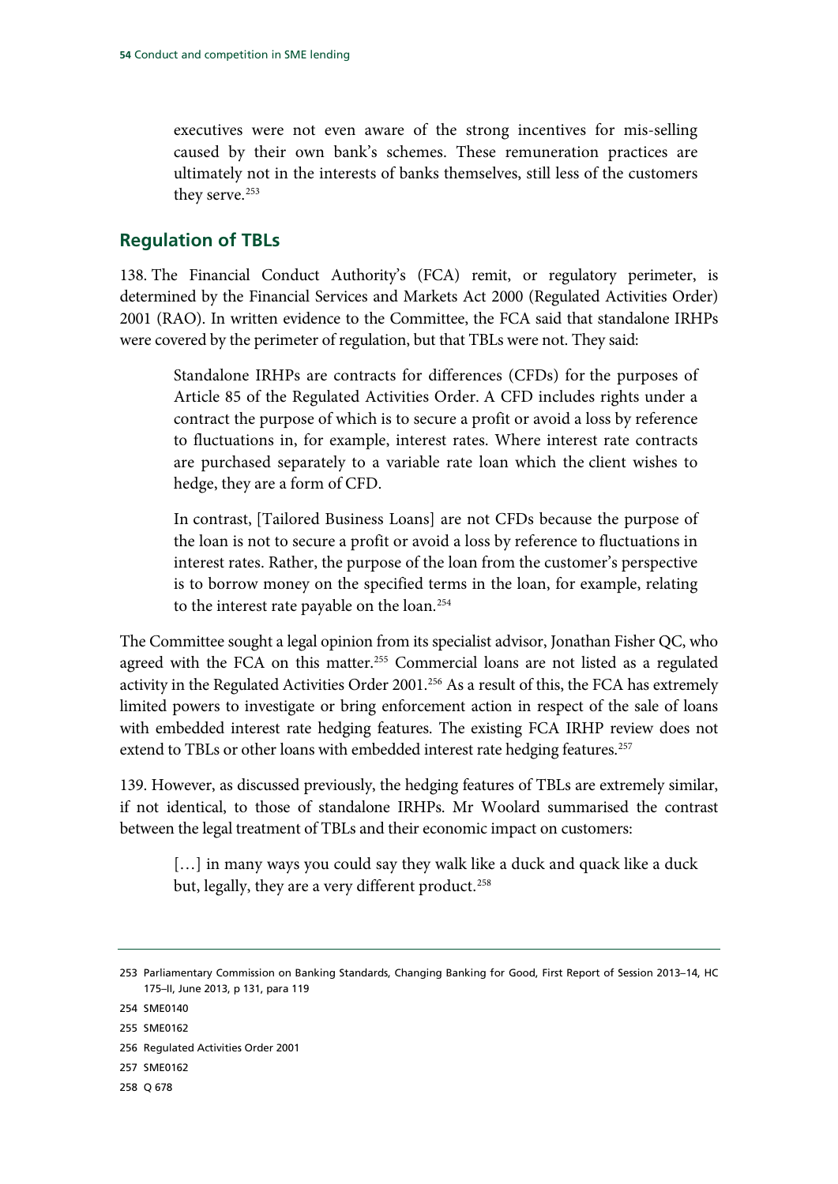executives were not even aware of the strong incentives for mis-selling caused by their own bank's schemes. These remuneration practices are ultimately not in the interests of banks themselves, still less of the customers they serve.[253]

## Regulation of TBLs

138. The Financial Conduct Authority's (FCA) remit, or regulatory perimeter, is determined by the Financial Services and Markets Act 2000 (Regulated Activities Order) 2001 (RAO). In written evidence to the Committee, the FCA said that standalone IRHPs were covered by the perimeter of regulation, but that TBLs were not. They said:

> Standalone IRHPs are contracts for differences (CFDs) for the purposes of Article 85 of the Regulated Activities Order. A CFD includes rights under a contract the purpose of which is to secure a profit or avoid a loss by reference to fluctuations in, for example, interest rates. Where interest rate contracts are purchased separately to a variable rate loan which the client wishes to hedge, they are a form of CFD.
>
> In contrast, [Tailored Business Loans] are not CFDs because the purpose of the loan is not to secure a profit or avoid a loss by reference to fluctuations in interest rates. Rather, the purpose of the loan from the customer's perspective is to borrow money on the specified terms in the loan, for example, relating to the interest rate payable on the loan.[254]

The Committee sought a legal opinion from its specialist advisor, Jonathan Fisher QC, who agreed with the FCA on this matter.[255] Commercial loans are not listed as a regulated activity in the Regulated Activities Order 2001.[256] As a result of this, the FCA has extremely limited powers to investigate or bring enforcement action in respect of the sale of loans with embedded interest rate hedging features. The existing FCA IRHP review does not extend to TBLs or other loans with embedded interest rate hedging features.[257]

139. However, as discussed previously, the hedging features of TBLs are extremely similar, if not identical, to those of standalone IRHPs. Mr Woolard summarised the contrast between the legal treatment of TBLs and their economic impact on customers:

> […] in many ways you could say they walk like a duck and quack like a duck but, legally, they are a very different product.[258]

---

253 Parliamentary Commission on Banking Standards, Changing Banking for Good, First Report of Session 2013–14, HC 175–II, June 2013, p 131, para 119

254 SME0140

255 SME0162

256 Regulated Activities Order 2001

257 SME0162

258 Q 678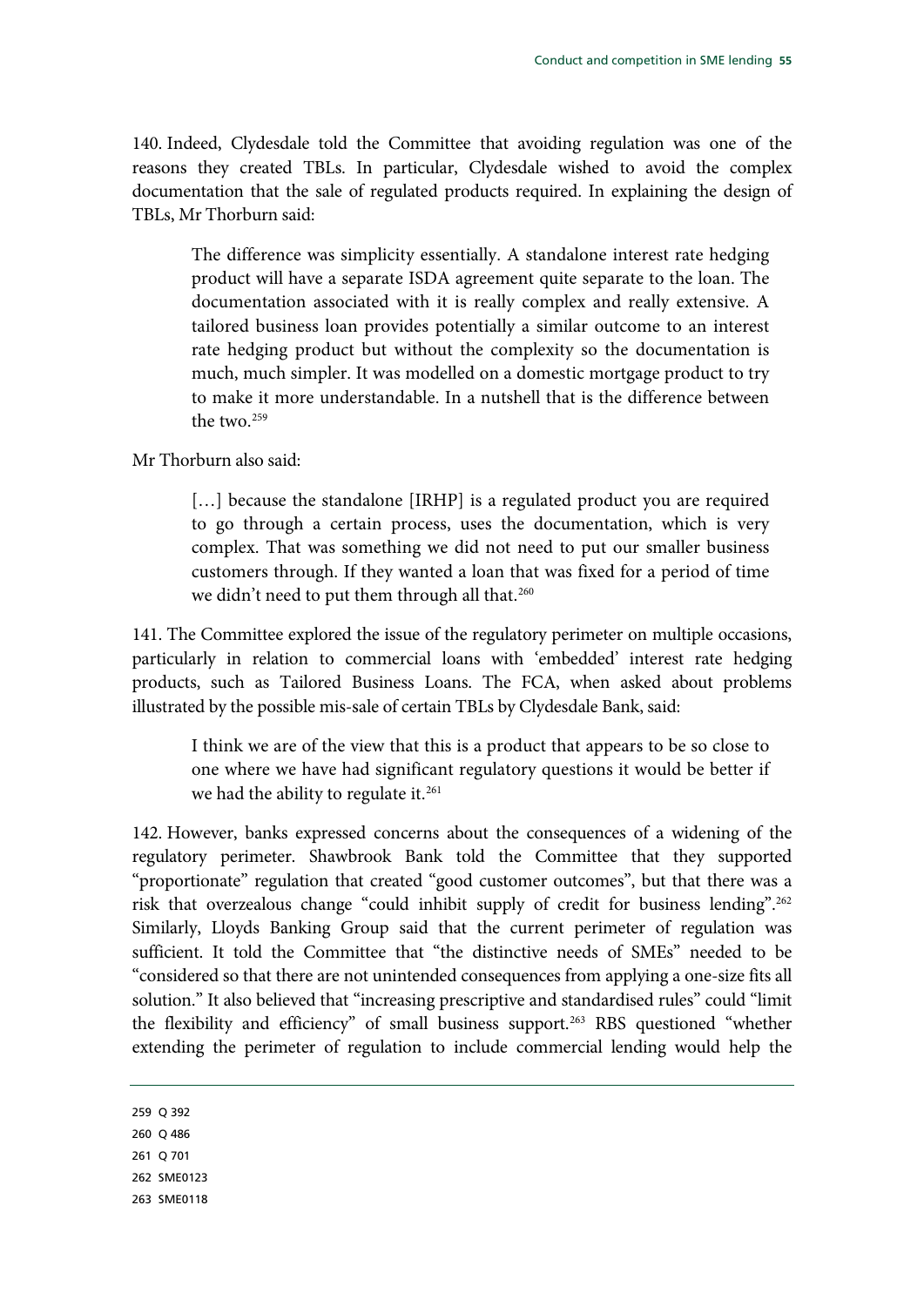140. Indeed, Clydesdale told the Committee that avoiding regulation was one of the reasons they created TBLs. In particular, Clydesdale wished to avoid the complex documentation that the sale of regulated products required. In explaining the design of TBLs, Mr Thorburn said:

> The difference was simplicity essentially. A standalone interest rate hedging product will have a separate ISDA agreement quite separate to the loan. The documentation associated with it is really complex and really extensive. A tailored business loan provides potentially a similar outcome to an interest rate hedging product but without the complexity so the documentation is much, much simpler. It was modelled on a domestic mortgage product to try to make it more understandable. In a nutshell that is the difference between the two.[259]

Mr Thorburn also said:

> […] because the standalone [IRHP] is a regulated product you are required to go through a certain process, uses the documentation, which is very complex. That was something we did not need to put our smaller business customers through. If they wanted a loan that was fixed for a period of time we didn't need to put them through all that.[260]

141. The Committee explored the issue of the regulatory perimeter on multiple occasions, particularly in relation to commercial loans with 'embedded' interest rate hedging products, such as Tailored Business Loans. The FCA, when asked about problems illustrated by the possible mis-sale of certain TBLs by Clydesdale Bank, said:

> I think we are of the view that this is a product that appears to be so close to one where we have had significant regulatory questions it would be better if we had the ability to regulate it.[261]

142. However, banks expressed concerns about the consequences of a widening of the regulatory perimeter. Shawbrook Bank told the Committee that they supported "proportionate" regulation that created "good customer outcomes", but that there was a risk that overzealous change "could inhibit supply of credit for business lending".[262] Similarly, Lloyds Banking Group said that the current perimeter of regulation was sufficient. It told the Committee that "the distinctive needs of SMEs" needed to be "considered so that there are not unintended consequences from applying a one-size fits all solution." It also believed that "increasing prescriptive and standardised rules" could "limit the flexibility and efficiency" of small business support.[263] RBS questioned "whether extending the perimeter of regulation to include commercial lending would help the

259 Q 392

260 Q 486

261 Q 701

262 SME0123

263 SME0118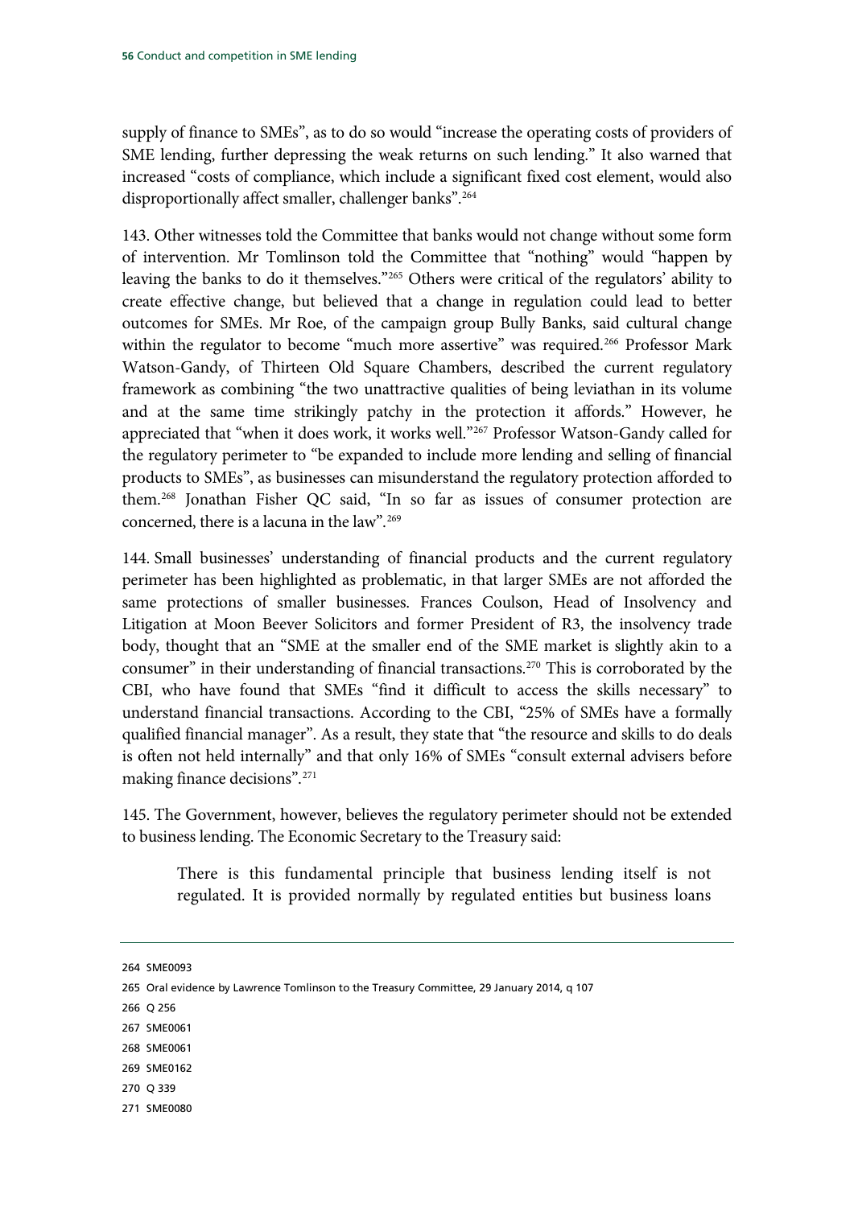supply of finance to SMEs", as to do so would "increase the operating costs of providers of SME lending, further depressing the weak returns on such lending." It also warned that increased "costs of compliance, which include a significant fixed cost element, would also disproportionally affect smaller, challenger banks".[264]

143. Other witnesses told the Committee that banks would not change without some form of intervention. Mr Tomlinson told the Committee that "nothing" would "happen by leaving the banks to do it themselves."[265] Others were critical of the regulators' ability to create effective change, but believed that a change in regulation could lead to better outcomes for SMEs. Mr Roe, of the campaign group Bully Banks, said cultural change within the regulator to become "much more assertive" was required.[266] Professor Mark Watson-Gandy, of Thirteen Old Square Chambers, described the current regulatory framework as combining "the two unattractive qualities of being leviathan in its volume and at the same time strikingly patchy in the protection it affords." However, he appreciated that "when it does work, it works well."[267] Professor Watson-Gandy called for the regulatory perimeter to "be expanded to include more lending and selling of financial products to SMEs", as businesses can misunderstand the regulatory protection afforded to them.[268] Jonathan Fisher QC said, "In so far as issues of consumer protection are concerned, there is a lacuna in the law".[269]

144. Small businesses' understanding of financial products and the current regulatory perimeter has been highlighted as problematic, in that larger SMEs are not afforded the same protections of smaller businesses. Frances Coulson, Head of Insolvency and Litigation at Moon Beever Solicitors and former President of R3, the insolvency trade body, thought that an "SME at the smaller end of the SME market is slightly akin to a consumer" in their understanding of financial transactions.[270] This is corroborated by the CBI, who have found that SMEs "find it difficult to access the skills necessary" to understand financial transactions. According to the CBI, "25% of SMEs have a formally qualified financial manager". As a result, they state that "the resource and skills to do deals is often not held internally" and that only 16% of SMEs "consult external advisers before making finance decisions".[271]

145. The Government, however, believes the regulatory perimeter should not be extended to business lending. The Economic Secretary to the Treasury said:

> There is this fundamental principle that business lending itself is not regulated. It is provided normally by regulated entities but business loans

---

264 SME0093

265 Oral evidence by Lawrence Tomlinson to the Treasury Committee, 29 January 2014, q 107

266 Q 256

267 SME0061

268 SME0061

269 SME0162

270 Q 339

271 SME0080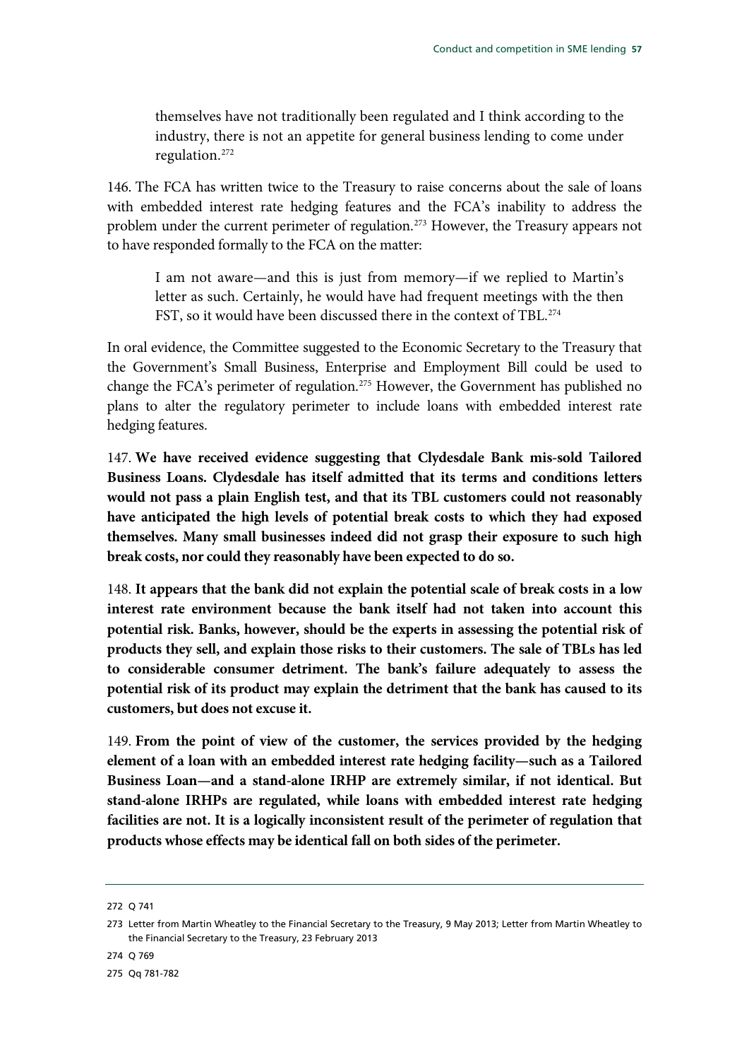themselves have not traditionally been regulated and I think according to the industry, there is not an appetite for general business lending to come under regulation.[272]

146. The FCA has written twice to the Treasury to raise concerns about the sale of loans with embedded interest rate hedging features and the FCA's inability to address the problem under the current perimeter of regulation.[273] However, the Treasury appears not to have responded formally to the FCA on the matter:

> I am not aware—and this is just from memory—if we replied to Martin's letter as such. Certainly, he would have had frequent meetings with the then FST, so it would have been discussed there in the context of TBL.[274]

In oral evidence, the Committee suggested to the Economic Secretary to the Treasury that the Government's Small Business, Enterprise and Employment Bill could be used to change the FCA's perimeter of regulation.[275] However, the Government has published no plans to alter the regulatory perimeter to include loans with embedded interest rate hedging features.

147. **We have received evidence suggesting that Clydesdale Bank mis-sold Tailored Business Loans. Clydesdale has itself admitted that its terms and conditions letters would not pass a plain English test, and that its TBL customers could not reasonably have anticipated the high levels of potential break costs to which they had exposed themselves. Many small businesses indeed did not grasp their exposure to such high break costs, nor could they reasonably have been expected to do so.**

148. **It appears that the bank did not explain the potential scale of break costs in a low interest rate environment because the bank itself had not taken into account this potential risk. Banks, however, should be the experts in assessing the potential risk of products they sell, and explain those risks to their customers. The sale of TBLs has led to considerable consumer detriment. The bank's failure adequately to assess the potential risk of its product may explain the detriment that the bank has caused to its customers, but does not excuse it.**

149. **From the point of view of the customer, the services provided by the hedging element of a loan with an embedded interest rate hedging facility—such as a Tailored Business Loan—and a stand-alone IRHP are extremely similar, if not identical. But stand-alone IRHPs are regulated, while loans with embedded interest rate hedging facilities are not. It is a logically inconsistent result of the perimeter of regulation that products whose effects may be identical fall on both sides of the perimeter.**

---

272 Q 741

273 Letter from Martin Wheatley to the Financial Secretary to the Treasury, 9 May 2013; Letter from Martin Wheatley to the Financial Secretary to the Treasury, 23 February 2013

274 Q 769

275 Qq 781-782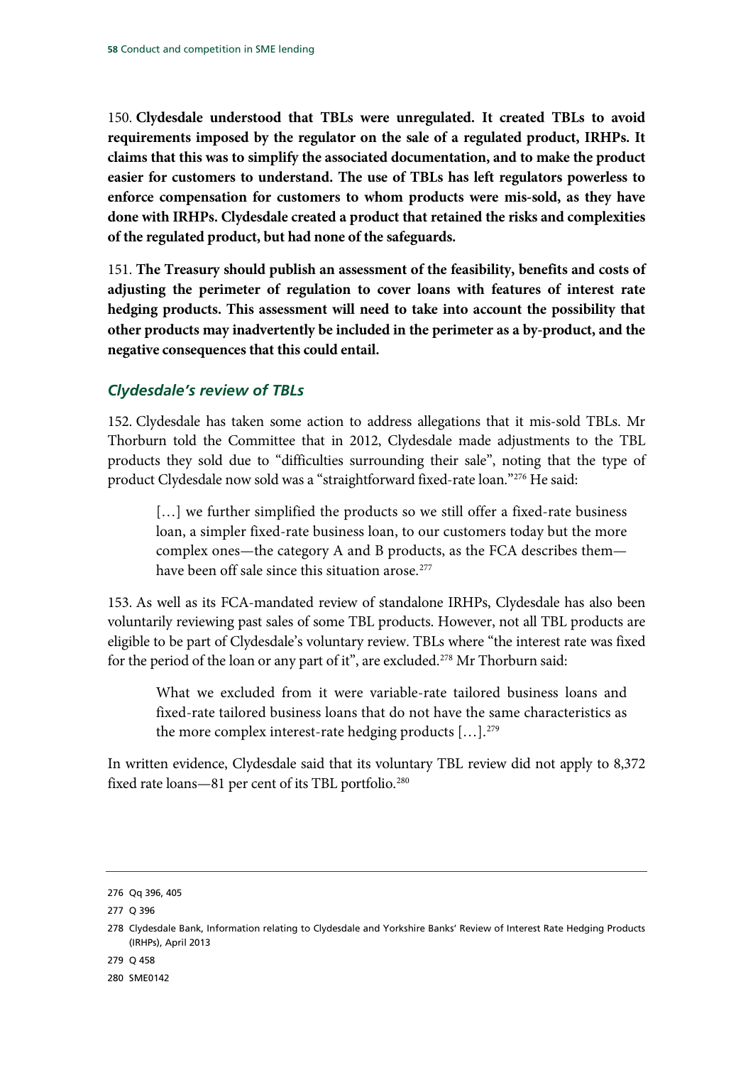150. **Clydesdale understood that TBLs were unregulated. It created TBLs to avoid requirements imposed by the regulator on the sale of a regulated product, IRHPs. It claims that this was to simplify the associated documentation, and to make the product easier for customers to understand. The use of TBLs has left regulators powerless to enforce compensation for customers to whom products were mis-sold, as they have done with IRHPs. Clydesdale created a product that retained the risks and complexities of the regulated product, but had none of the safeguards.**

151. **The Treasury should publish an assessment of the feasibility, benefits and costs of adjusting the perimeter of regulation to cover loans with features of interest rate hedging products. This assessment will need to take into account the possibility that other products may inadvertently be included in the perimeter as a by-product, and the negative consequences that this could entail.**

### *Clydesdale's review of TBLs*

152. Clydesdale has taken some action to address allegations that it mis-sold TBLs. Mr Thorburn told the Committee that in 2012, Clydesdale made adjustments to the TBL products they sold due to "difficulties surrounding their sale", noting that the type of product Clydesdale now sold was a "straightforward fixed-rate loan."[276] He said:

> […] we further simplified the products so we still offer a fixed-rate business loan, a simpler fixed-rate business loan, to our customers today but the more complex ones—the category A and B products, as the FCA describes them—have been off sale since this situation arose.[277]

153. As well as its FCA-mandated review of standalone IRHPs, Clydesdale has also been voluntarily reviewing past sales of some TBL products. However, not all TBL products are eligible to be part of Clydesdale's voluntary review. TBLs where "the interest rate was fixed for the period of the loan or any part of it", are excluded.[278] Mr Thorburn said:

> What we excluded from it were variable-rate tailored business loans and fixed-rate tailored business loans that do not have the same characteristics as the more complex interest-rate hedging products […].[279]

In written evidence, Clydesdale said that its voluntary TBL review did not apply to 8,372 fixed rate loans—81 per cent of its TBL portfolio.[280]

---

276 Qq 396, 405

277 Q 396

278 Clydesdale Bank, Information relating to Clydesdale and Yorkshire Banks' Review of Interest Rate Hedging Products (IRHPs), April 2013

279 Q 458

280 SME0142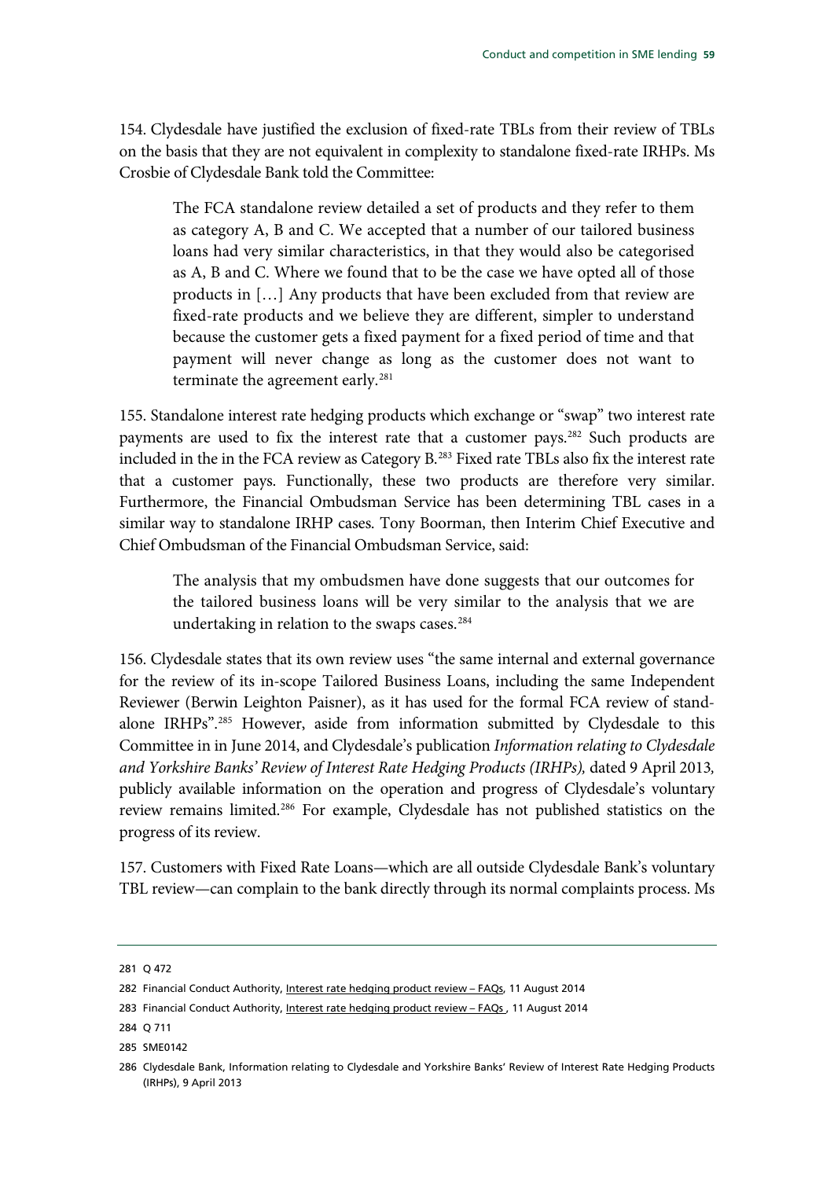154. Clydesdale have justified the exclusion of fixed-rate TBLs from their review of TBLs on the basis that they are not equivalent in complexity to standalone fixed-rate IRHPs. Ms Crosbie of Clydesdale Bank told the Committee:

> The FCA standalone review detailed a set of products and they refer to them as category A, B and C. We accepted that a number of our tailored business loans had very similar characteristics, in that they would also be categorised as A, B and C. Where we found that to be the case we have opted all of those products in […] Any products that have been excluded from that review are fixed-rate products and we believe they are different, simpler to understand because the customer gets a fixed payment for a fixed period of time and that payment will never change as long as the customer does not want to terminate the agreement early.[281]

155. Standalone interest rate hedging products which exchange or "swap" two interest rate payments are used to fix the interest rate that a customer pays.[282] Such products are included in the in the FCA review as Category B.[283] Fixed rate TBLs also fix the interest rate that a customer pays. Functionally, these two products are therefore very similar. Furthermore, the Financial Ombudsman Service has been determining TBL cases in a similar way to standalone IRHP cases. Tony Boorman, then Interim Chief Executive and Chief Ombudsman of the Financial Ombudsman Service, said:

> The analysis that my ombudsmen have done suggests that our outcomes for the tailored business loans will be very similar to the analysis that we are undertaking in relation to the swaps cases.[284]

156. Clydesdale states that its own review uses "the same internal and external governance for the review of its in-scope Tailored Business Loans, including the same Independent Reviewer (Berwin Leighton Paisner), as it has used for the formal FCA review of stand-alone IRHPs".[285] However, aside from information submitted by Clydesdale to this Committee in in June 2014, and Clydesdale's publication *Information relating to Clydesdale and Yorkshire Banks' Review of Interest Rate Hedging Products (IRHPs),* dated 9 April 2013*,* publicly available information on the operation and progress of Clydesdale's voluntary review remains limited.[286] For example, Clydesdale has not published statistics on the progress of its review.

157. Customers with Fixed Rate Loans—which are all outside Clydesdale Bank's voluntary TBL review—can complain to the bank directly through its normal complaints process. Ms

---

281 Q 472

282 Financial Conduct Authority, Interest rate hedging product review – FAQs, 11 August 2014

283 Financial Conduct Authority, Interest rate hedging product review – FAQs , 11 August 2014

284 Q 711

285 SME0142

286 Clydesdale Bank, Information relating to Clydesdale and Yorkshire Banks' Review of Interest Rate Hedging Products (IRHPs), 9 April 2013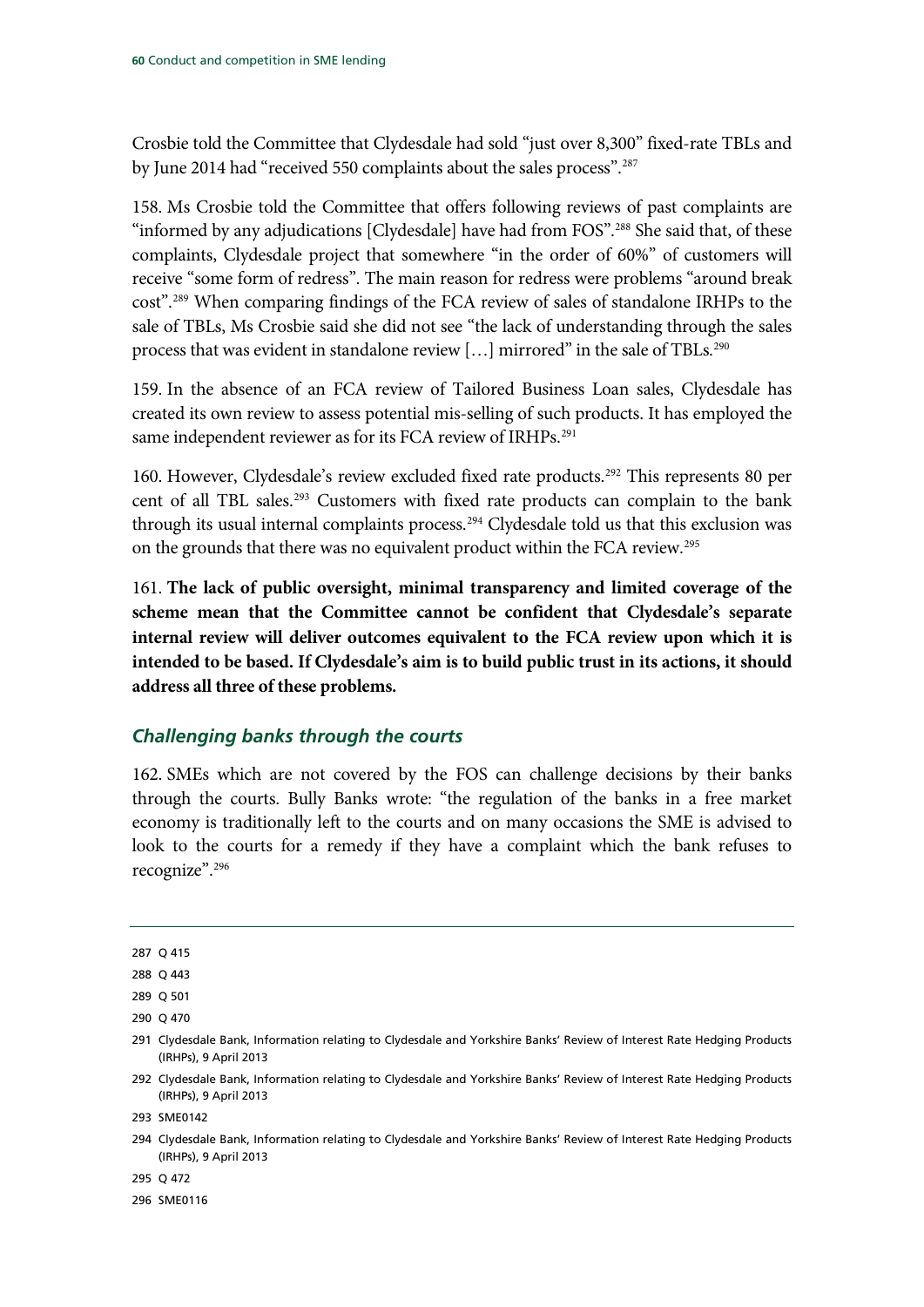Crosbie told the Committee that Clydesdale had sold "just over 8,300" fixed-rate TBLs and by June 2014 had "received 550 complaints about the sales process".[287]

158. Ms Crosbie told the Committee that offers following reviews of past complaints are "informed by any adjudications [Clydesdale] have had from FOS".[288] She said that, of these complaints, Clydesdale project that somewhere "in the order of 60%" of customers will receive "some form of redress". The main reason for redress were problems "around break cost".[289] When comparing findings of the FCA review of sales of standalone IRHPs to the sale of TBLs, Ms Crosbie said she did not see "the lack of understanding through the sales process that was evident in standalone review […] mirrored" in the sale of TBLs.[290]

159. In the absence of an FCA review of Tailored Business Loan sales, Clydesdale has created its own review to assess potential mis-selling of such products. It has employed the same independent reviewer as for its FCA review of IRHPs.[291]

160. However, Clydesdale's review excluded fixed rate products.[292] This represents 80 per cent of all TBL sales.[293] Customers with fixed rate products can complain to the bank through its usual internal complaints process.[294] Clydesdale told us that this exclusion was on the grounds that there was no equivalent product within the FCA review.[295]

161. **The lack of public oversight, minimal transparency and limited coverage of the scheme mean that the Committee cannot be confident that Clydesdale's separate internal review will deliver outcomes equivalent to the FCA review upon which it is intended to be based. If Clydesdale's aim is to build public trust in its actions, it should address all three of these problems.**

### *Challenging banks through the courts*

162. SMEs which are not covered by the FOS can challenge decisions by their banks through the courts. Bully Banks wrote: "the regulation of the banks in a free market economy is traditionally left to the courts and on many occasions the SME is advised to look to the courts for a remedy if they have a complaint which the bank refuses to recognize".[296]

---

287 Q 415

288 Q 443

289 Q 501

290 Q 470

291 Clydesdale Bank, Information relating to Clydesdale and Yorkshire Banks' Review of Interest Rate Hedging Products (IRHPs), 9 April 2013

292 Clydesdale Bank, Information relating to Clydesdale and Yorkshire Banks' Review of Interest Rate Hedging Products (IRHPs), 9 April 2013

293 SME0142

294 Clydesdale Bank, Information relating to Clydesdale and Yorkshire Banks' Review of Interest Rate Hedging Products (IRHPs), 9 April 2013

295 Q 472

296 SME0116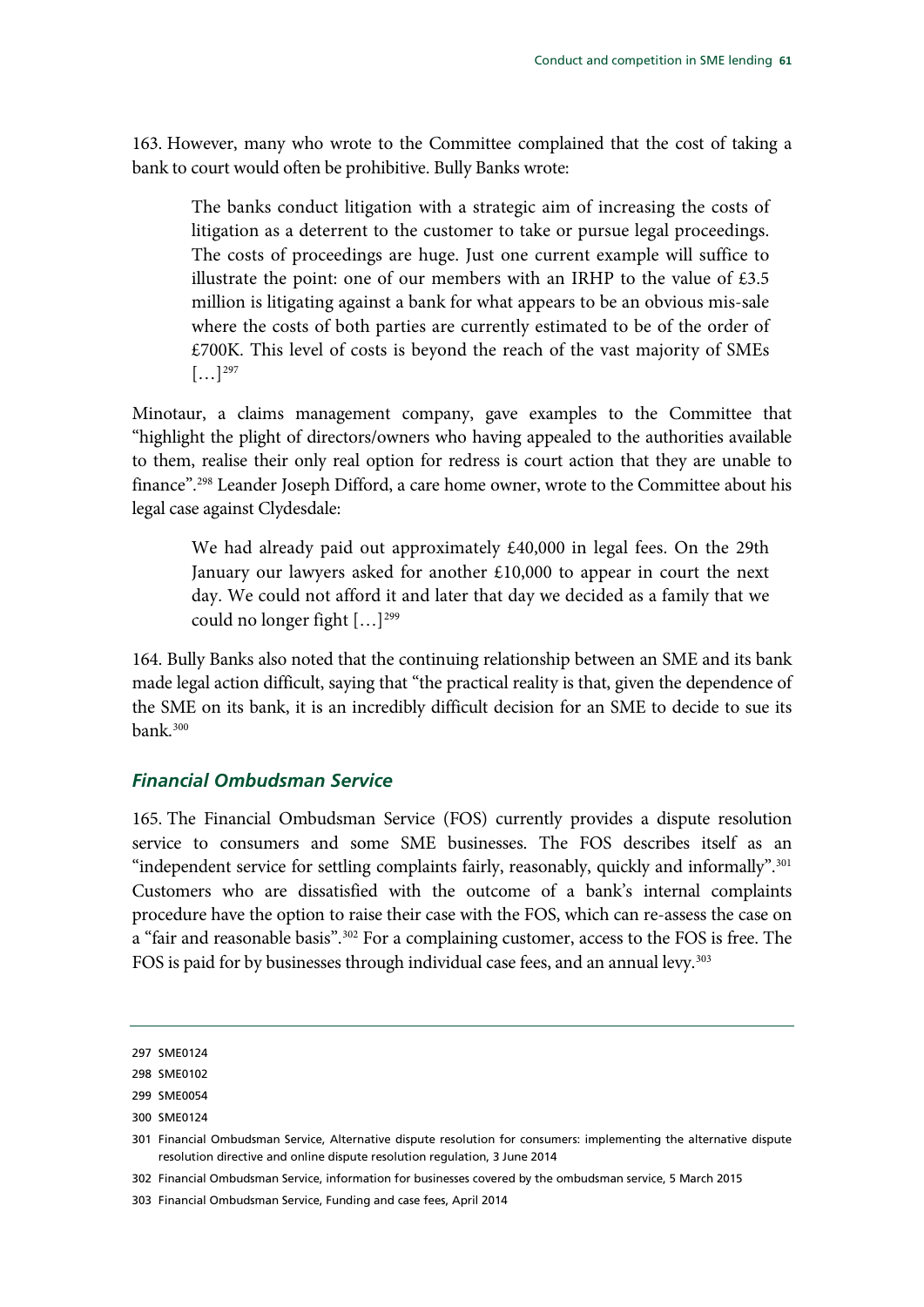163. However, many who wrote to the Committee complained that the cost of taking a bank to court would often be prohibitive. Bully Banks wrote:

> The banks conduct litigation with a strategic aim of increasing the costs of litigation as a deterrent to the customer to take or pursue legal proceedings. The costs of proceedings are huge. Just one current example will suffice to illustrate the point: one of our members with an IRHP to the value of £3.5 million is litigating against a bank for what appears to be an obvious mis-sale where the costs of both parties are currently estimated to be of the order of £700K. This level of costs is beyond the reach of the vast majority of SMEs […][297]

Minotaur, a claims management company, gave examples to the Committee that "highlight the plight of directors/owners who having appealed to the authorities available to them, realise their only real option for redress is court action that they are unable to finance".[298] Leander Joseph Difford, a care home owner, wrote to the Committee about his legal case against Clydesdale:

> We had already paid out approximately £40,000 in legal fees. On the 29th January our lawyers asked for another £10,000 to appear in court the next day. We could not afford it and later that day we decided as a family that we could no longer fight […][299]

164. Bully Banks also noted that the continuing relationship between an SME and its bank made legal action difficult, saying that "the practical reality is that, given the dependence of the SME on its bank, it is an incredibly difficult decision for an SME to decide to sue its bank.[300]

### *Financial Ombudsman Service*

165. The Financial Ombudsman Service (FOS) currently provides a dispute resolution service to consumers and some SME businesses. The FOS describes itself as an "independent service for settling complaints fairly, reasonably, quickly and informally".[301] Customers who are dissatisfied with the outcome of a bank's internal complaints procedure have the option to raise their case with the FOS, which can re-assess the case on a "fair and reasonable basis".[302] For a complaining customer, access to the FOS is free. The FOS is paid for by businesses through individual case fees, and an annual levy.[303]

---

297 SME0124

298 SME0102

299 SME0054

300 SME0124

301 Financial Ombudsman Service, Alternative dispute resolution for consumers: implementing the alternative dispute resolution directive and online dispute resolution regulation, 3 June 2014

302 Financial Ombudsman Service, information for businesses covered by the ombudsman service, 5 March 2015

303 Financial Ombudsman Service, Funding and case fees, April 2014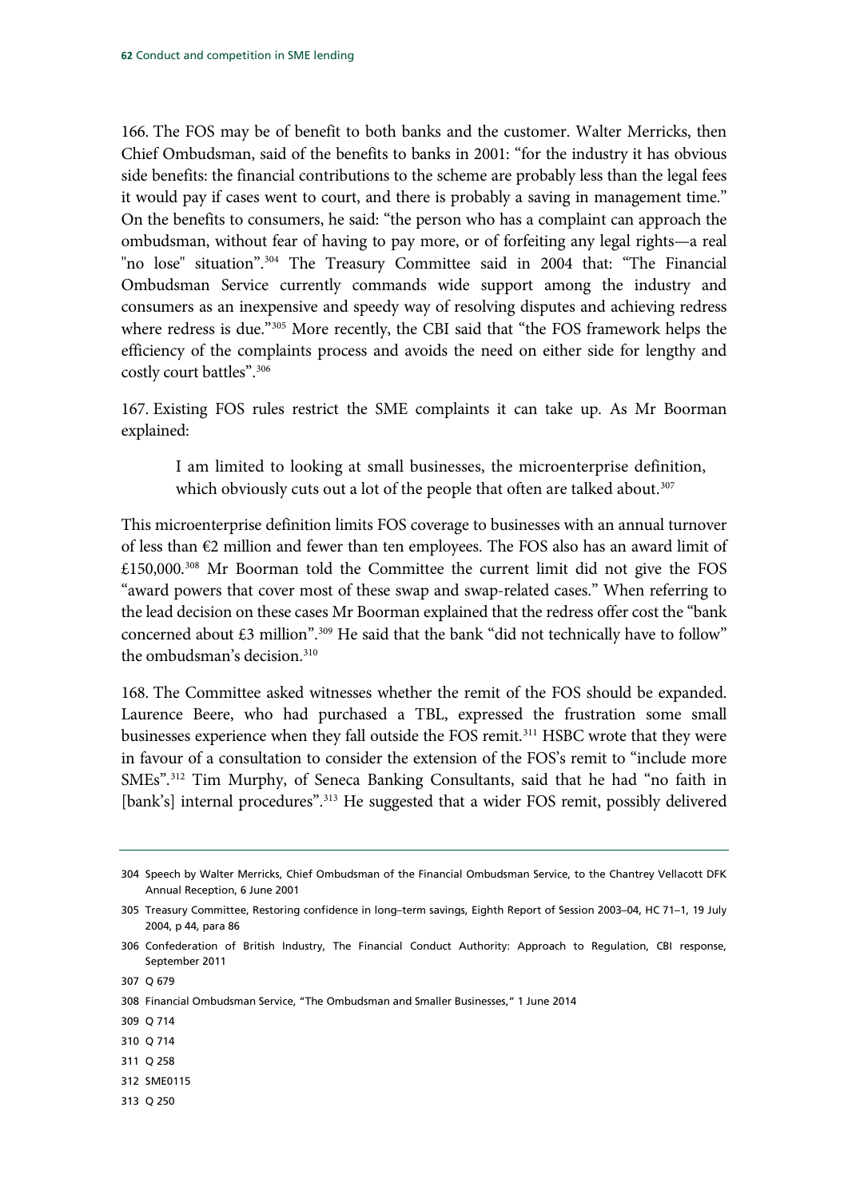166. The FOS may be of benefit to both banks and the customer. Walter Merricks, then Chief Ombudsman, said of the benefits to banks in 2001: "for the industry it has obvious side benefits: the financial contributions to the scheme are probably less than the legal fees it would pay if cases went to court, and there is probably a saving in management time." On the benefits to consumers, he said: "the person who has a complaint can approach the ombudsman, without fear of having to pay more, or of forfeiting any legal rights—a real "no lose" situation".[304] The Treasury Committee said in 2004 that: "The Financial Ombudsman Service currently commands wide support among the industry and consumers as an inexpensive and speedy way of resolving disputes and achieving redress where redress is due."[305] More recently, the CBI said that "the FOS framework helps the efficiency of the complaints process and avoids the need on either side for lengthy and costly court battles".[306]

167. Existing FOS rules restrict the SME complaints it can take up. As Mr Boorman explained:

> I am limited to looking at small businesses, the microenterprise definition, which obviously cuts out a lot of the people that often are talked about.[307]

This microenterprise definition limits FOS coverage to businesses with an annual turnover of less than €2 million and fewer than ten employees. The FOS also has an award limit of £150,000.[308] Mr Boorman told the Committee the current limit did not give the FOS "award powers that cover most of these swap and swap-related cases." When referring to the lead decision on these cases Mr Boorman explained that the redress offer cost the "bank concerned about £3 million".[309] He said that the bank "did not technically have to follow" the ombudsman's decision.[310]

168. The Committee asked witnesses whether the remit of the FOS should be expanded. Laurence Beere, who had purchased a TBL, expressed the frustration some small businesses experience when they fall outside the FOS remit.[311] HSBC wrote that they were in favour of a consultation to consider the extension of the FOS's remit to "include more SMEs".[312] Tim Murphy, of Seneca Banking Consultants, said that he had "no faith in [bank's] internal procedures".[313] He suggested that a wider FOS remit, possibly delivered

---

304 Speech by Walter Merricks, Chief Ombudsman of the Financial Ombudsman Service, to the Chantrey Vellacott DFK Annual Reception, 6 June 2001

305 Treasury Committee, Restoring confidence in long–term savings, Eighth Report of Session 2003–04, HC 71–1, 19 July 2004, p 44, para 86

306 Confederation of British Industry, The Financial Conduct Authority: Approach to Regulation, CBI response, September 2011

307 Q 679

308 Financial Ombudsman Service, "The Ombudsman and Smaller Businesses," 1 June 2014

309 Q 714

310 Q 714

311 Q 258

312 SME0115

313 Q 250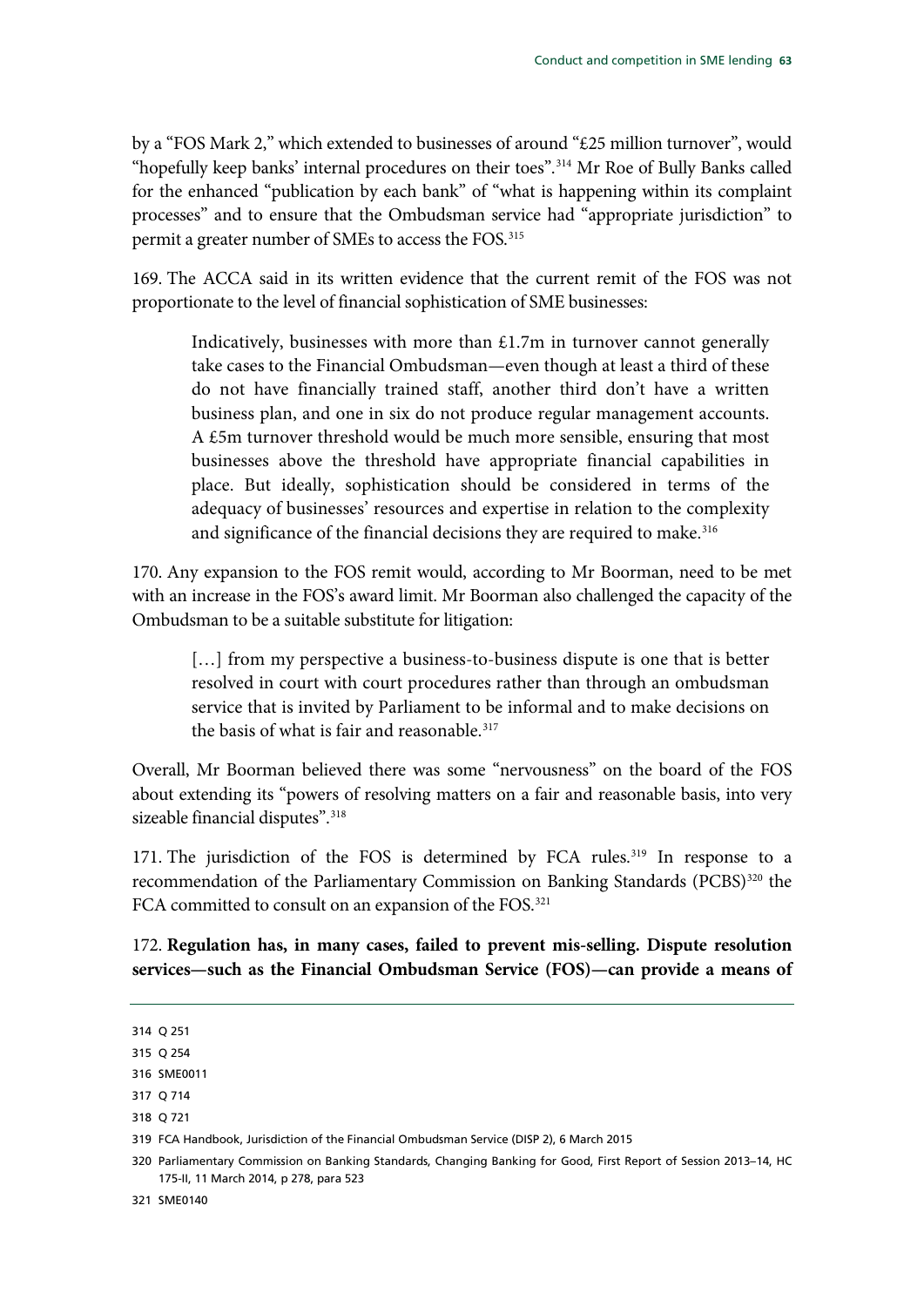by a "FOS Mark 2," which extended to businesses of around "£25 million turnover", would "hopefully keep banks' internal procedures on their toes".[314] Mr Roe of Bully Banks called for the enhanced "publication by each bank" of "what is happening within its complaint processes" and to ensure that the Ombudsman service had "appropriate jurisdiction" to permit a greater number of SMEs to access the FOS.[315]

169. The ACCA said in its written evidence that the current remit of the FOS was not proportionate to the level of financial sophistication of SME businesses:

> Indicatively, businesses with more than £1.7m in turnover cannot generally take cases to the Financial Ombudsman—even though at least a third of these do not have financially trained staff, another third don't have a written business plan, and one in six do not produce regular management accounts. A £5m turnover threshold would be much more sensible, ensuring that most businesses above the threshold have appropriate financial capabilities in place. But ideally, sophistication should be considered in terms of the adequacy of businesses' resources and expertise in relation to the complexity and significance of the financial decisions they are required to make.[316]

170. Any expansion to the FOS remit would, according to Mr Boorman, need to be met with an increase in the FOS's award limit. Mr Boorman also challenged the capacity of the Ombudsman to be a suitable substitute for litigation:

> […] from my perspective a business-to-business dispute is one that is better resolved in court with court procedures rather than through an ombudsman service that is invited by Parliament to be informal and to make decisions on the basis of what is fair and reasonable.[317]

Overall, Mr Boorman believed there was some "nervousness" on the board of the FOS about extending its "powers of resolving matters on a fair and reasonable basis, into very sizeable financial disputes".[318]

171. The jurisdiction of the FOS is determined by FCA rules.[319] In response to a recommendation of the Parliamentary Commission on Banking Standards (PCBS)[320] the FCA committed to consult on an expansion of the FOS.[321]

172. **Regulation has, in many cases, failed to prevent mis-selling. Dispute resolution services—such as the Financial Ombudsman Service (FOS)—can provide a means of**

---

314 Q 251

315 Q 254

316 SME0011

317 Q 714

318 Q 721

319 FCA Handbook, Jurisdiction of the Financial Ombudsman Service (DISP 2), 6 March 2015

320 Parliamentary Commission on Banking Standards, Changing Banking for Good, First Report of Session 2013–14, HC 175-II, 11 March 2014, p 278, para 523

321 SME0140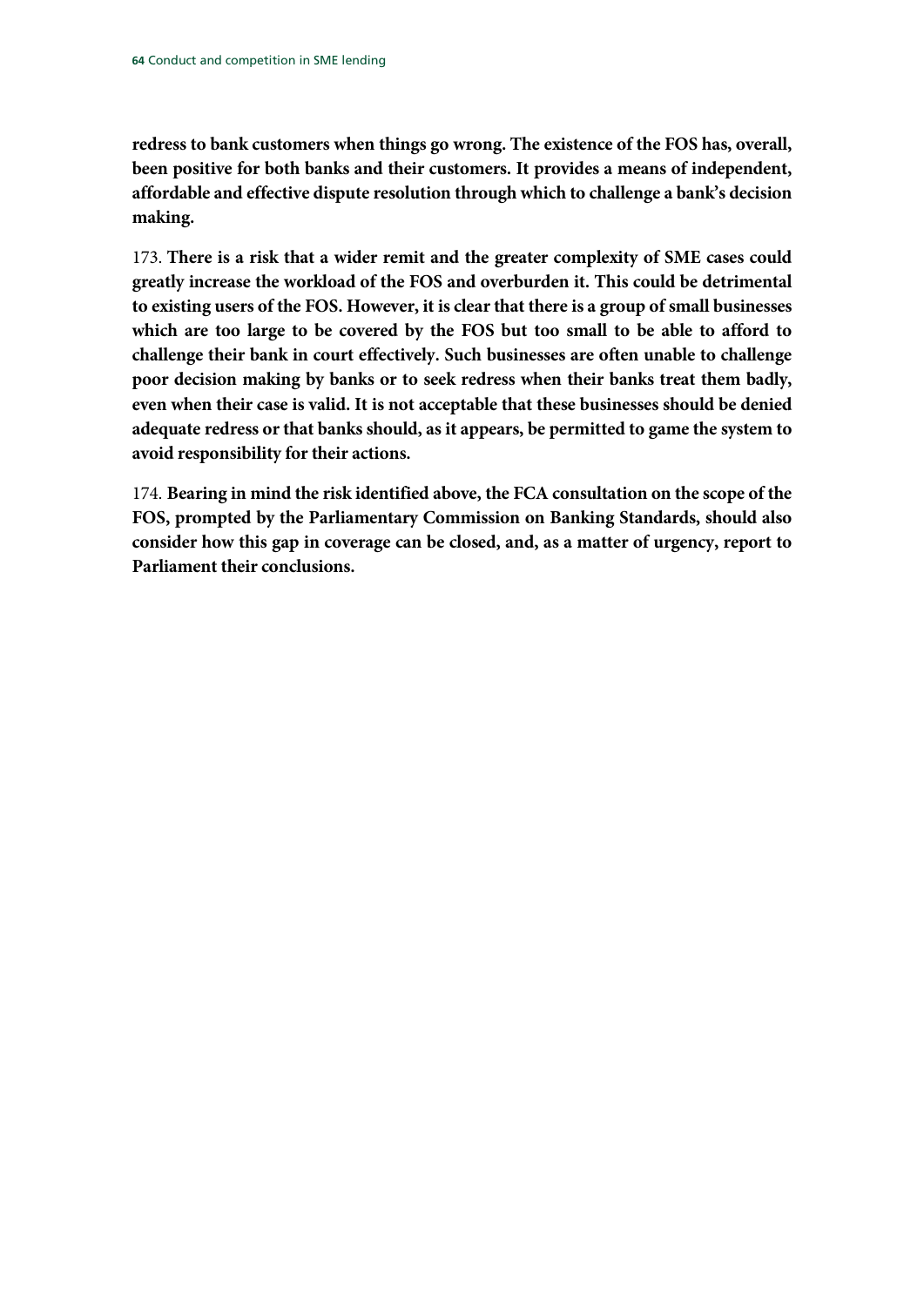**redress to bank customers when things go wrong. The existence of the FOS has, overall, been positive for both banks and their customers. It provides a means of independent, affordable and effective dispute resolution through which to challenge a bank's decision making.**

173. **There is a risk that a wider remit and the greater complexity of SME cases could greatly increase the workload of the FOS and overburden it. This could be detrimental to existing users of the FOS. However, it is clear that there is a group of small businesses which are too large to be covered by the FOS but too small to be able to afford to challenge their bank in court effectively. Such businesses are often unable to challenge poor decision making by banks or to seek redress when their banks treat them badly, even when their case is valid. It is not acceptable that these businesses should be denied adequate redress or that banks should, as it appears, be permitted to game the system to avoid responsibility for their actions.**

174. **Bearing in mind the risk identified above, the FCA consultation on the scope of the FOS, prompted by the Parliamentary Commission on Banking Standards, should also consider how this gap in coverage can be closed, and, as a matter of urgency, report to Parliament their conclusions.**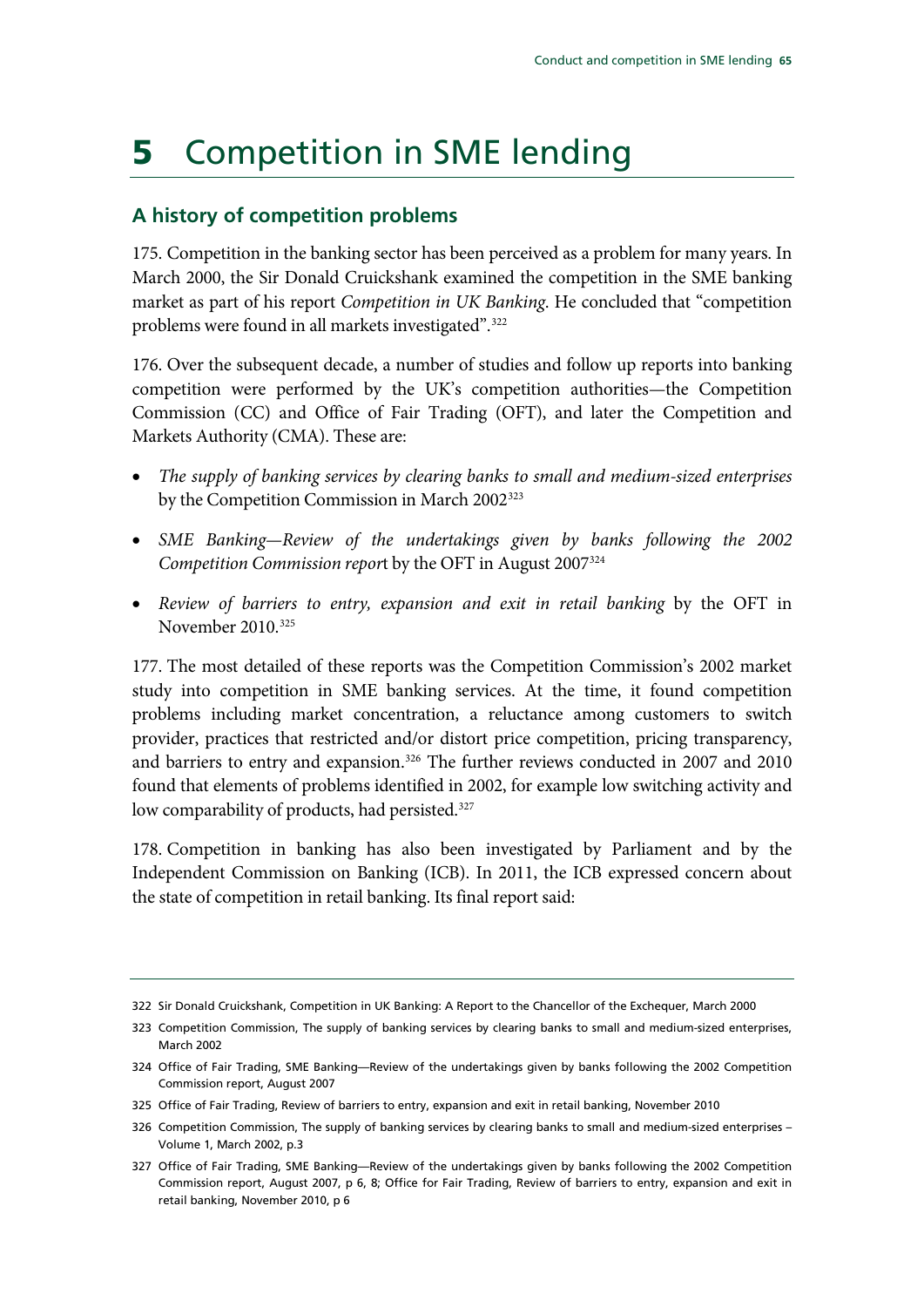# 5 Competition in SME lending

## A history of competition problems

175. Competition in the banking sector has been perceived as a problem for many years. In March 2000, the Sir Donald Cruickshank examined the competition in the SME banking market as part of his report *Competition in UK Banking*. He concluded that "competition problems were found in all markets investigated".[322]

176. Over the subsequent decade, a number of studies and follow up reports into banking competition were performed by the UK's competition authorities—the Competition Commission (CC) and Office of Fair Trading (OFT), and later the Competition and Markets Authority (CMA). These are:

- *The supply of banking services by clearing banks to small and medium-sized enterprises* by the Competition Commission in March 2002[323]
- *SME Banking—Review of the undertakings given by banks following the 2002 Competition Commission repor*t by the OFT in August 2007[324]
- *Review of barriers to entry, expansion and exit in retail banking* by the OFT in November 2010.[325]

177. The most detailed of these reports was the Competition Commission's 2002 market study into competition in SME banking services. At the time, it found competition problems including market concentration, a reluctance among customers to switch provider, practices that restricted and/or distort price competition, pricing transparency, and barriers to entry and expansion.[326] The further reviews conducted in 2007 and 2010 found that elements of problems identified in 2002, for example low switching activity and low comparability of products, had persisted.[327]

178. Competition in banking has also been investigated by Parliament and by the Independent Commission on Banking (ICB). In 2011, the ICB expressed concern about the state of competition in retail banking. Its final report said:

---

322 Sir Donald Cruickshank, Competition in UK Banking: A Report to the Chancellor of the Exchequer, March 2000

323 Competition Commission, The supply of banking services by clearing banks to small and medium-sized enterprises, March 2002

324 Office of Fair Trading, SME Banking—Review of the undertakings given by banks following the 2002 Competition Commission report, August 2007

325 Office of Fair Trading, Review of barriers to entry, expansion and exit in retail banking, November 2010

326 Competition Commission, The supply of banking services by clearing banks to small and medium-sized enterprises – Volume 1, March 2002, p.3

327 Office of Fair Trading, SME Banking—Review of the undertakings given by banks following the 2002 Competition Commission report, August 2007, p 6, 8; Office for Fair Trading, Review of barriers to entry, expansion and exit in retail banking, November 2010, p 6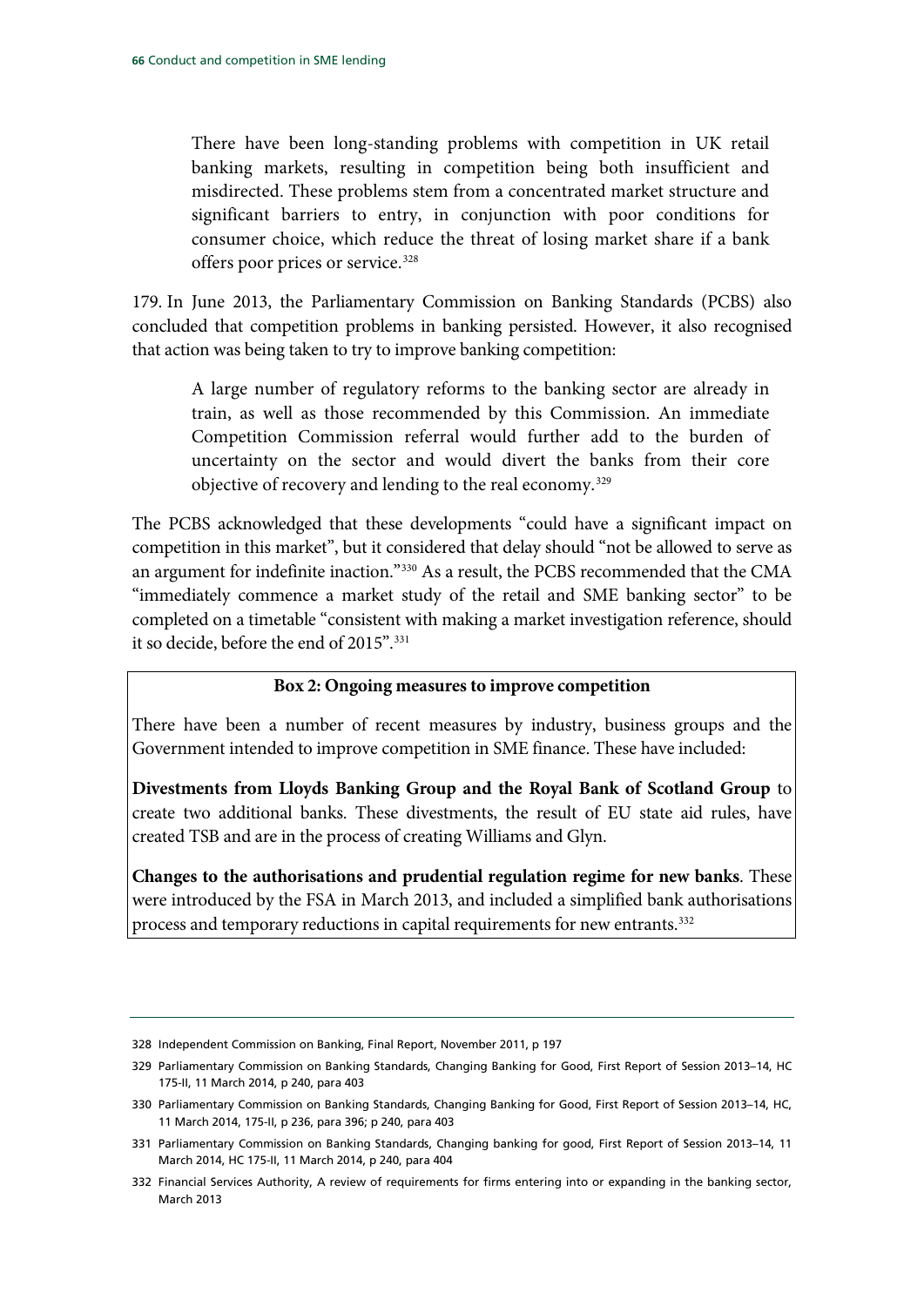> There have been long-standing problems with competition in UK retail banking markets, resulting in competition being both insufficient and misdirected. These problems stem from a concentrated market structure and significant barriers to entry, in conjunction with poor conditions for consumer choice, which reduce the threat of losing market share if a bank offers poor prices or service.[328]

179. In June 2013, the Parliamentary Commission on Banking Standards (PCBS) also concluded that competition problems in banking persisted. However, it also recognised that action was being taken to try to improve banking competition:

> A large number of regulatory reforms to the banking sector are already in train, as well as those recommended by this Commission. An immediate Competition Commission referral would further add to the burden of uncertainty on the sector and would divert the banks from their core objective of recovery and lending to the real economy.[329]

The PCBS acknowledged that these developments "could have a significant impact on competition in this market", but it considered that delay should "not be allowed to serve as an argument for indefinite inaction."[330] As a result, the PCBS recommended that the CMA "immediately commence a market study of the retail and SME banking sector" to be completed on a timetable "consistent with making a market investigation reference, should it so decide, before the end of 2015".[331]

**Box 2: Ongoing measures to improve competition**

There have been a number of recent measures by industry, business groups and the Government intended to improve competition in SME finance. These have included:

**Divestments from Lloyds Banking Group and the Royal Bank of Scotland Group** to create two additional banks. These divestments, the result of EU state aid rules, have created TSB and are in the process of creating Williams and Glyn.

**Changes to the authorisations and prudential regulation regime for new banks**. These were introduced by the FSA in March 2013, and included a simplified bank authorisations process and temporary reductions in capital requirements for new entrants.[332]

---

328 Independent Commission on Banking, Final Report, November 2011, p 197

329 Parliamentary Commission on Banking Standards, Changing Banking for Good, First Report of Session 2013–14, HC 175-II, 11 March 2014, p 240, para 403

330 Parliamentary Commission on Banking Standards, Changing Banking for Good, First Report of Session 2013–14, HC, 11 March 2014, 175-II, p 236, para 396; p 240, para 403

331 Parliamentary Commission on Banking Standards, Changing banking for good, First Report of Session 2013–14, 11 March 2014, HC 175-II, 11 March 2014, p 240, para 404

332 Financial Services Authority, A review of requirements for firms entering into or expanding in the banking sector, March 2013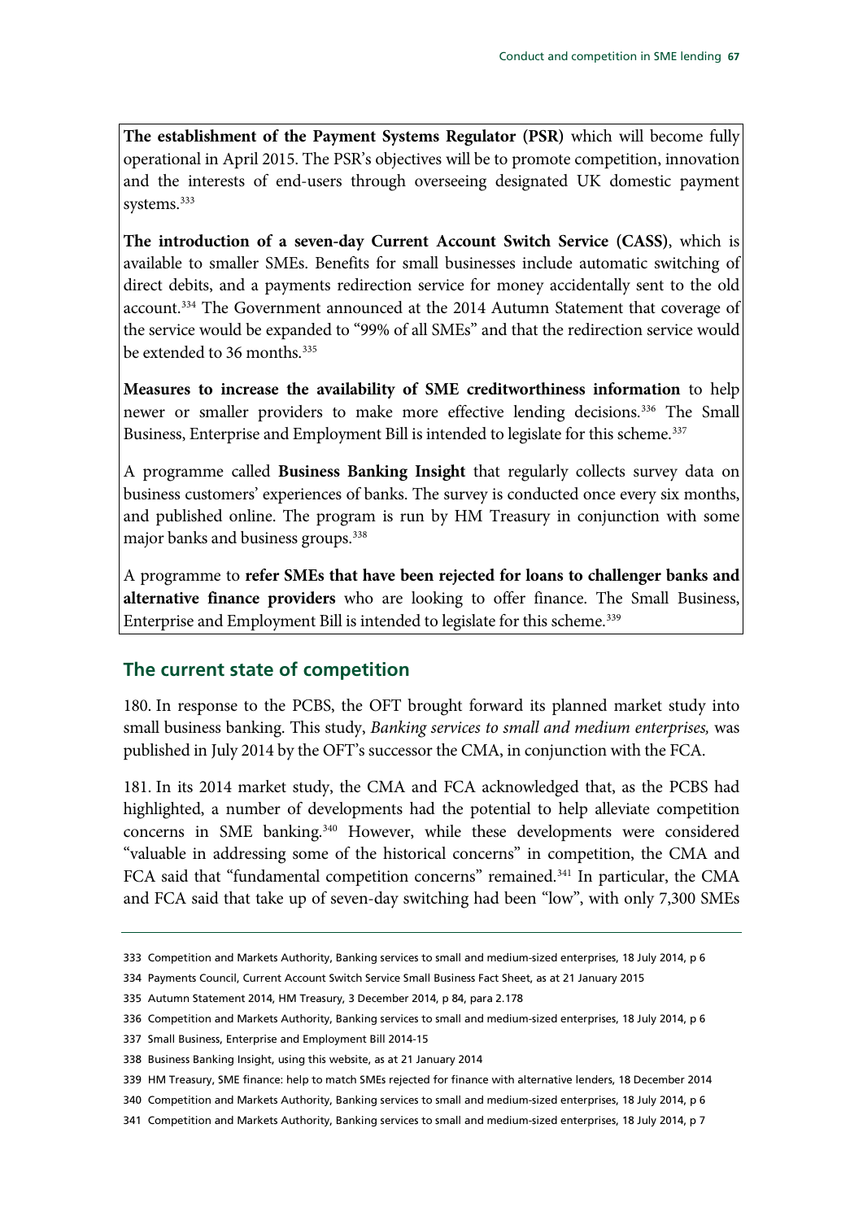**The establishment of the Payment Systems Regulator (PSR)** which will become fully operational in April 2015. The PSR's objectives will be to promote competition, innovation and the interests of end-users through overseeing designated UK domestic payment systems.[333]

**The introduction of a seven-day Current Account Switch Service (CASS)**, which is available to smaller SMEs. Benefits for small businesses include automatic switching of direct debits, and a payments redirection service for money accidentally sent to the old account.[334] The Government announced at the 2014 Autumn Statement that coverage of the service would be expanded to "99% of all SMEs" and that the redirection service would be extended to 36 months.[335]

**Measures to increase the availability of SME creditworthiness information** to help newer or smaller providers to make more effective lending decisions.[336] The Small Business, Enterprise and Employment Bill is intended to legislate for this scheme.[337]

A programme called **Business Banking Insight** that regularly collects survey data on business customers' experiences of banks. The survey is conducted once every six months, and published online. The program is run by HM Treasury in conjunction with some major banks and business groups.[338]

A programme to **refer SMEs that have been rejected for loans to challenger banks and alternative finance providers** who are looking to offer finance. The Small Business, Enterprise and Employment Bill is intended to legislate for this scheme.[339]

## The current state of competition

180. In response to the PCBS, the OFT brought forward its planned market study into small business banking. This study, *Banking services to small and medium enterprises,* was published in July 2014 by the OFT's successor the CMA, in conjunction with the FCA.

181. In its 2014 market study, the CMA and FCA acknowledged that, as the PCBS had highlighted, a number of developments had the potential to help alleviate competition concerns in SME banking.[340] However, while these developments were considered "valuable in addressing some of the historical concerns" in competition, the CMA and FCA said that "fundamental competition concerns" remained.[341] In particular, the CMA and FCA said that take up of seven-day switching had been "low", with only 7,300 SMEs

333 Competition and Markets Authority, Banking services to small and medium-sized enterprises, 18 July 2014, p 6

334 Payments Council, Current Account Switch Service Small Business Fact Sheet, as at 21 January 2015

335 Autumn Statement 2014, HM Treasury, 3 December 2014, p 84, para 2.178

336 Competition and Markets Authority, Banking services to small and medium-sized enterprises, 18 July 2014, p 6

337 Small Business, Enterprise and Employment Bill 2014-15

338 Business Banking Insight, using this website, as at 21 January 2014

339 HM Treasury, SME finance: help to match SMEs rejected for finance with alternative lenders, 18 December 2014

340 Competition and Markets Authority, Banking services to small and medium-sized enterprises, 18 July 2014, p 6

341 Competition and Markets Authority, Banking services to small and medium-sized enterprises, 18 July 2014, p 7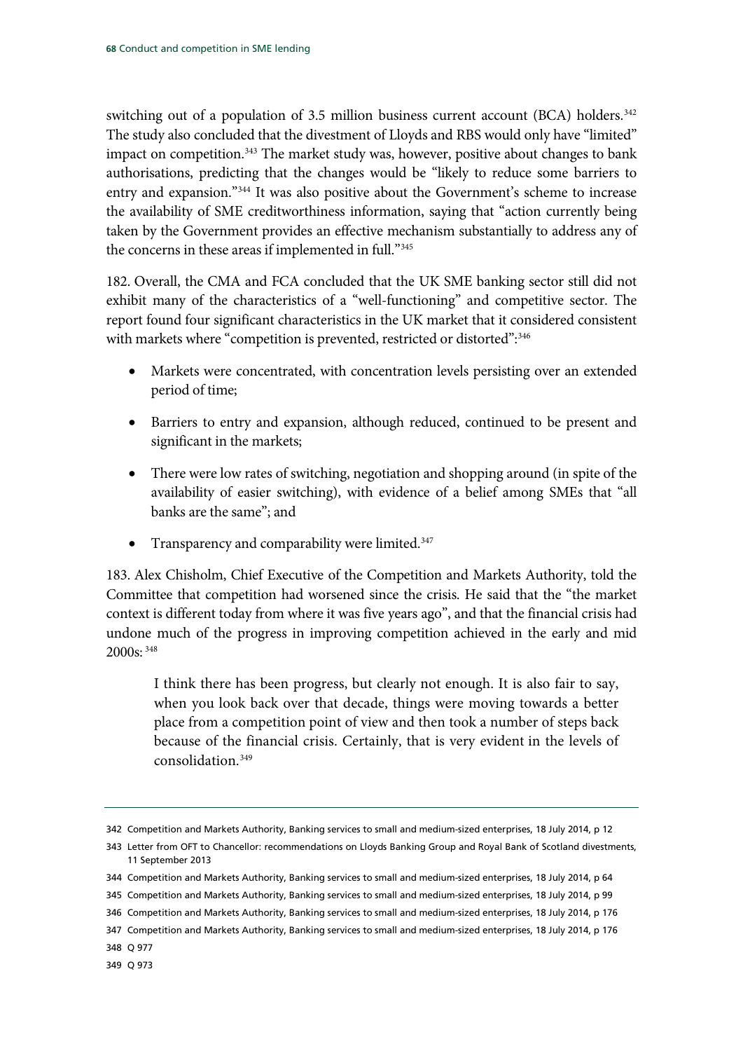switching out of a population of 3.5 million business current account (BCA) holders.[342] The study also concluded that the divestment of Lloyds and RBS would only have "limited" impact on competition.[343] The market study was, however, positive about changes to bank authorisations, predicting that the changes would be "likely to reduce some barriers to entry and expansion."[344] It was also positive about the Government's scheme to increase the availability of SME creditworthiness information, saying that "action currently being taken by the Government provides an effective mechanism substantially to address any of the concerns in these areas if implemented in full."[345]

182. Overall, the CMA and FCA concluded that the UK SME banking sector still did not exhibit many of the characteristics of a "well-functioning" and competitive sector. The report found four significant characteristics in the UK market that it considered consistent with markets where "competition is prevented, restricted or distorted":[346]

- Markets were concentrated, with concentration levels persisting over an extended period of time;
- Barriers to entry and expansion, although reduced, continued to be present and significant in the markets;
- There were low rates of switching, negotiation and shopping around (in spite of the availability of easier switching), with evidence of a belief among SMEs that "all banks are the same"; and
- Transparency and comparability were limited.[347]

183. Alex Chisholm, Chief Executive of the Competition and Markets Authority, told the Committee that competition had worsened since the crisis. He said that the "the market context is different today from where it was five years ago", and that the financial crisis had undone much of the progress in improving competition achieved in the early and mid 2000s: [348]

> I think there has been progress, but clearly not enough. It is also fair to say, when you look back over that decade, things were moving towards a better place from a competition point of view and then took a number of steps back because of the financial crisis. Certainly, that is very evident in the levels of consolidation.[349]

---

342 Competition and Markets Authority, Banking services to small and medium-sized enterprises, 18 July 2014, p 12

343 Letter from OFT to Chancellor: recommendations on Lloyds Banking Group and Royal Bank of Scotland divestments, 11 September 2013

344 Competition and Markets Authority, Banking services to small and medium-sized enterprises, 18 July 2014, p 64

345 Competition and Markets Authority, Banking services to small and medium-sized enterprises, 18 July 2014, p 99

346 Competition and Markets Authority, Banking services to small and medium-sized enterprises, 18 July 2014, p 176

347 Competition and Markets Authority, Banking services to small and medium-sized enterprises, 18 July 2014, p 176

348 Q 977

349 Q 973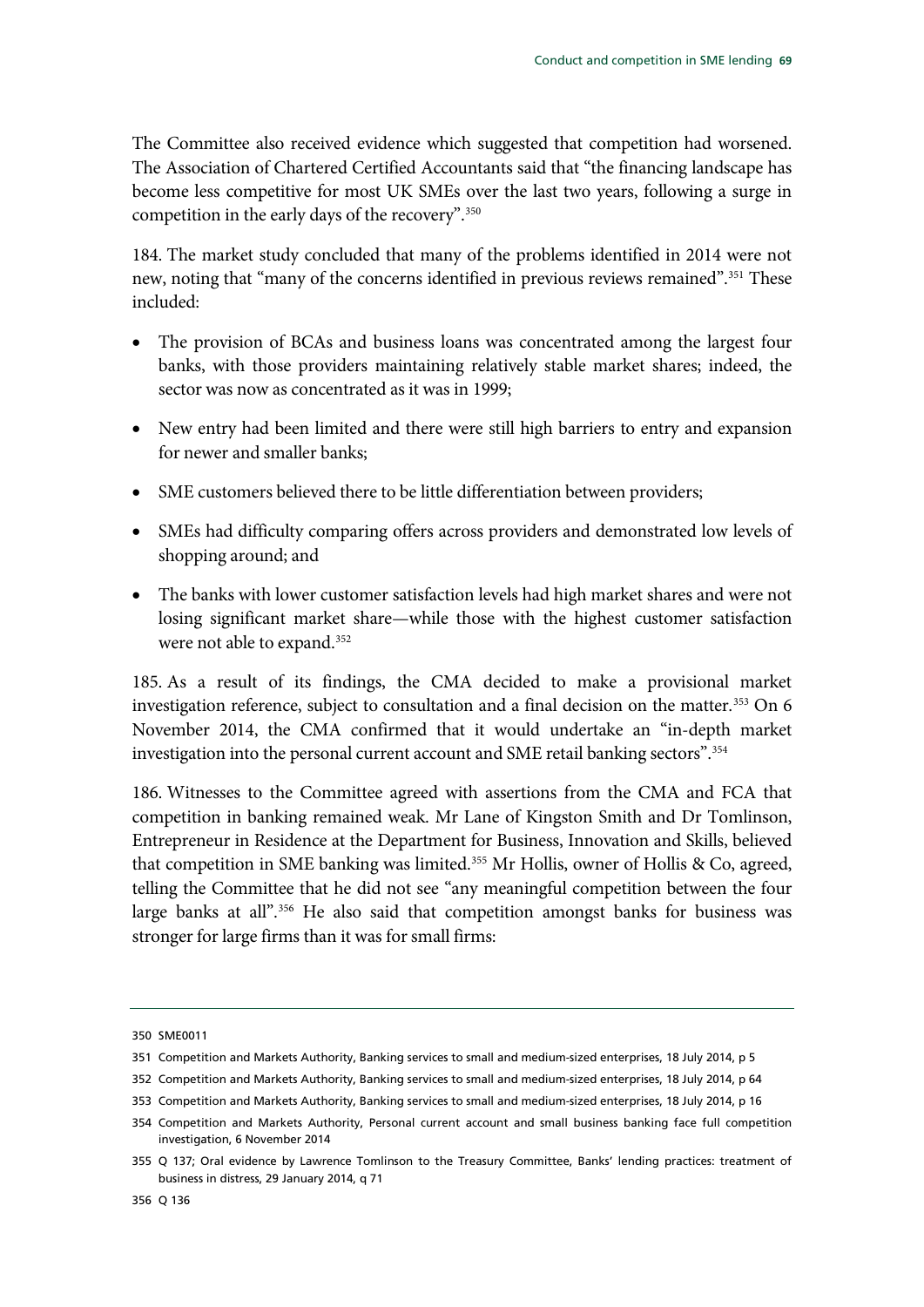The Committee also received evidence which suggested that competition had worsened. The Association of Chartered Certified Accountants said that "the financing landscape has become less competitive for most UK SMEs over the last two years, following a surge in competition in the early days of the recovery".[350]

184. The market study concluded that many of the problems identified in 2014 were not new, noting that "many of the concerns identified in previous reviews remained".[351] These included:

- The provision of BCAs and business loans was concentrated among the largest four banks, with those providers maintaining relatively stable market shares; indeed, the sector was now as concentrated as it was in 1999;
- New entry had been limited and there were still high barriers to entry and expansion for newer and smaller banks;
- SME customers believed there to be little differentiation between providers;
- SMEs had difficulty comparing offers across providers and demonstrated low levels of shopping around; and
- The banks with lower customer satisfaction levels had high market shares and were not losing significant market share—while those with the highest customer satisfaction were not able to expand.[352]

185. As a result of its findings, the CMA decided to make a provisional market investigation reference, subject to consultation and a final decision on the matter.[353] On 6 November 2014, the CMA confirmed that it would undertake an "in-depth market investigation into the personal current account and SME retail banking sectors".[354]

186. Witnesses to the Committee agreed with assertions from the CMA and FCA that competition in banking remained weak. Mr Lane of Kingston Smith and Dr Tomlinson, Entrepreneur in Residence at the Department for Business, Innovation and Skills, believed that competition in SME banking was limited.[355] Mr Hollis, owner of Hollis & Co, agreed, telling the Committee that he did not see "any meaningful competition between the four large banks at all".[356] He also said that competition amongst banks for business was stronger for large firms than it was for small firms:

---

350 SME0011

351 Competition and Markets Authority, Banking services to small and medium-sized enterprises, 18 July 2014, p 5

352 Competition and Markets Authority, Banking services to small and medium-sized enterprises, 18 July 2014, p 64

353 Competition and Markets Authority, Banking services to small and medium-sized enterprises, 18 July 2014, p 16

354 Competition and Markets Authority, Personal current account and small business banking face full competition investigation, 6 November 2014

355 Q 137; Oral evidence by Lawrence Tomlinson to the Treasury Committee, Banks' lending practices: treatment of business in distress, 29 January 2014, q 71

356 Q 136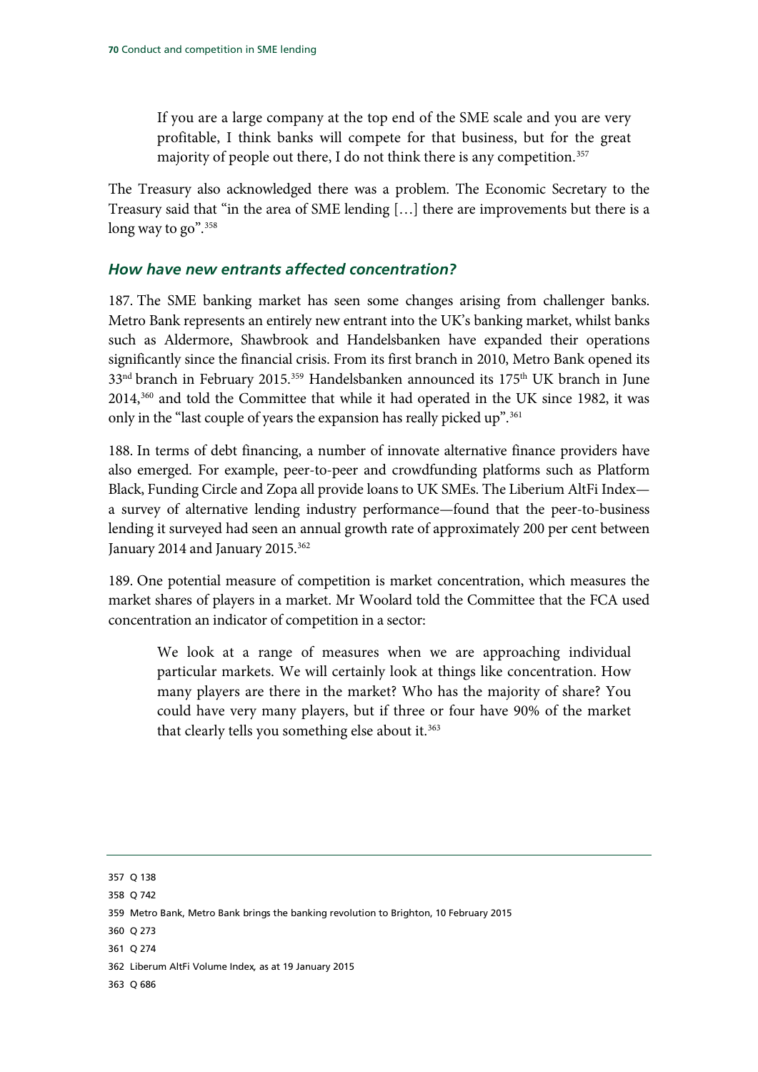> If you are a large company at the top end of the SME scale and you are very profitable, I think banks will compete for that business, but for the great majority of people out there, I do not think there is any competition.[357]

The Treasury also acknowledged there was a problem. The Economic Secretary to the Treasury said that "in the area of SME lending […] there are improvements but there is a long way to go".[358]

### *How have new entrants affected concentration?*

187. The SME banking market has seen some changes arising from challenger banks. Metro Bank represents an entirely new entrant into the UK's banking market, whilst banks such as Aldermore, Shawbrook and Handelsbanken have expanded their operations significantly since the financial crisis. From its first branch in 2010, Metro Bank opened its 33rd branch in February 2015.[359] Handelsbanken announced its 175th UK branch in June 2014,[360] and told the Committee that while it had operated in the UK since 1982, it was only in the "last couple of years the expansion has really picked up".[361]

188. In terms of debt financing, a number of innovate alternative finance providers have also emerged. For example, peer-to-peer and crowdfunding platforms such as Platform Black, Funding Circle and Zopa all provide loans to UK SMEs. The Liberium AltFi Index—a survey of alternative lending industry performance—found that the peer-to-business lending it surveyed had seen an annual growth rate of approximately 200 per cent between January 2014 and January 2015.[362]

189. One potential measure of competition is market concentration, which measures the market shares of players in a market. Mr Woolard told the Committee that the FCA used concentration an indicator of competition in a sector:

> We look at a range of measures when we are approaching individual particular markets. We will certainly look at things like concentration. How many players are there in the market? Who has the majority of share? You could have very many players, but if three or four have 90% of the market that clearly tells you something else about it.[363]

---

357 Q 138

358 Q 742

359 Metro Bank, Metro Bank brings the banking revolution to Brighton, 10 February 2015

360 Q 273

361 Q 274

362 Liberum AltFi Volume Index, as at 19 January 2015

363 Q 686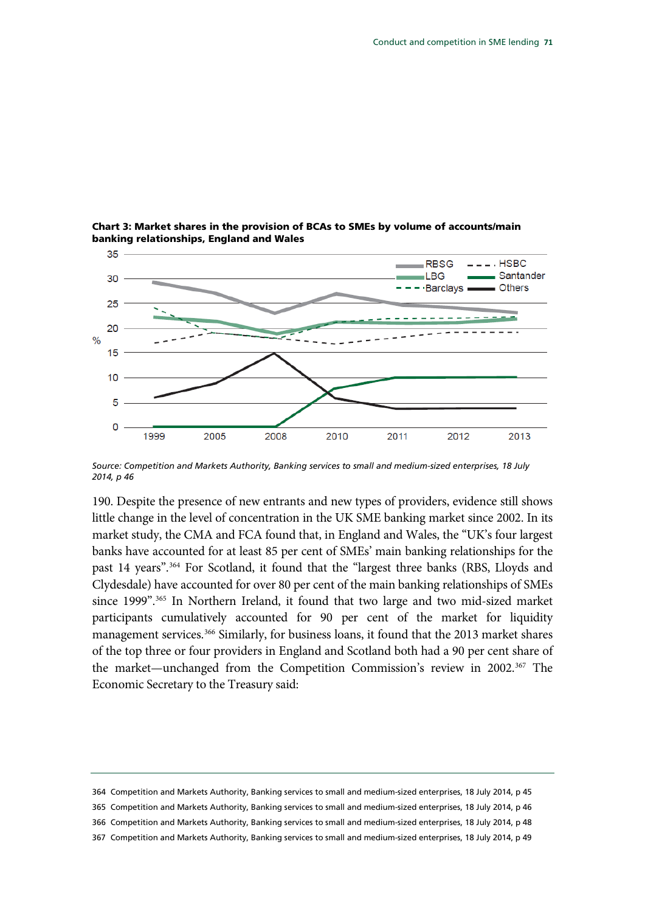**Chart 3: Market shares in the provision of BCAs to SMEs by volume of accounts/main banking relationships, England and Wales**

*Source: Competition and Markets Authority, Banking services to small and medium-sized enterprises, 18 July 2014, p 46*

190. Despite the presence of new entrants and new types of providers, evidence still shows little change in the level of concentration in the UK SME banking market since 2002. In its market study, the CMA and FCA found that, in England and Wales, the "UK's four largest banks have accounted for at least 85 per cent of SMEs' main banking relationships for the past 14 years".[364] For Scotland, it found that the "largest three banks (RBS, Lloyds and Clydesdale) have accounted for over 80 per cent of the main banking relationships of SMEs since 1999".[365] In Northern Ireland, it found that two large and two mid-sized market participants cumulatively accounted for 90 per cent of the market for liquidity management services.[366] Similarly, for business loans, it found that the 2013 market shares of the top three or four providers in England and Scotland both had a 90 per cent share of the market—unchanged from the Competition Commission's review in 2002.[367] The Economic Secretary to the Treasury said:

364 Competition and Markets Authority, Banking services to small and medium-sized enterprises, 18 July 2014, p 45

365 Competition and Markets Authority, Banking services to small and medium-sized enterprises, 18 July 2014, p 46

366 Competition and Markets Authority, Banking services to small and medium-sized enterprises, 18 July 2014, p 48

367 Competition and Markets Authority, Banking services to small and medium-sized enterprises, 18 July 2014, p 49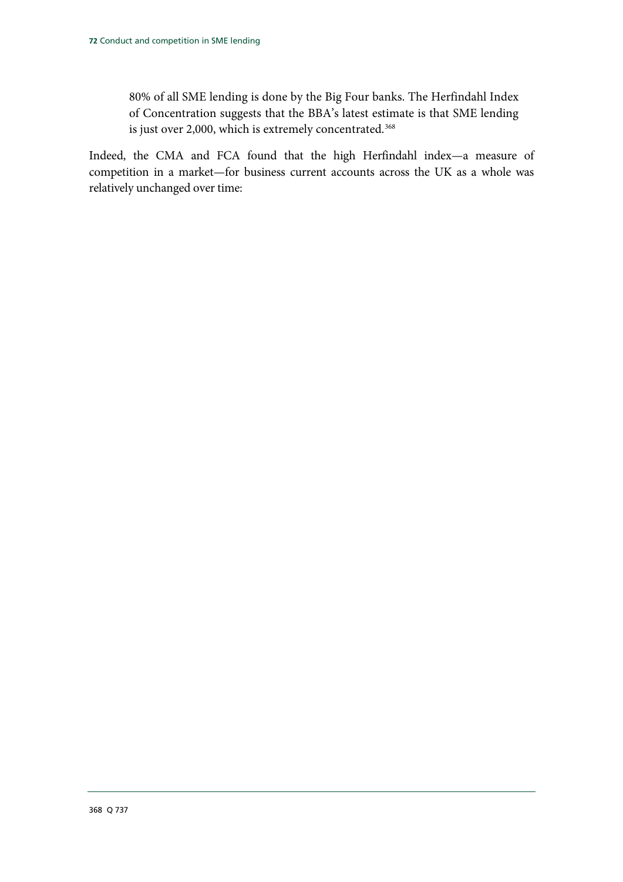> 80% of all SME lending is done by the Big Four banks. The Herfindahl Index of Concentration suggests that the BBA's latest estimate is that SME lending is just over 2,000, which is extremely concentrated.[368]

Indeed, the CMA and FCA found that the high Herfindahl index—a measure of competition in a market—for business current accounts across the UK as a whole was relatively unchanged over time:

368 Q 737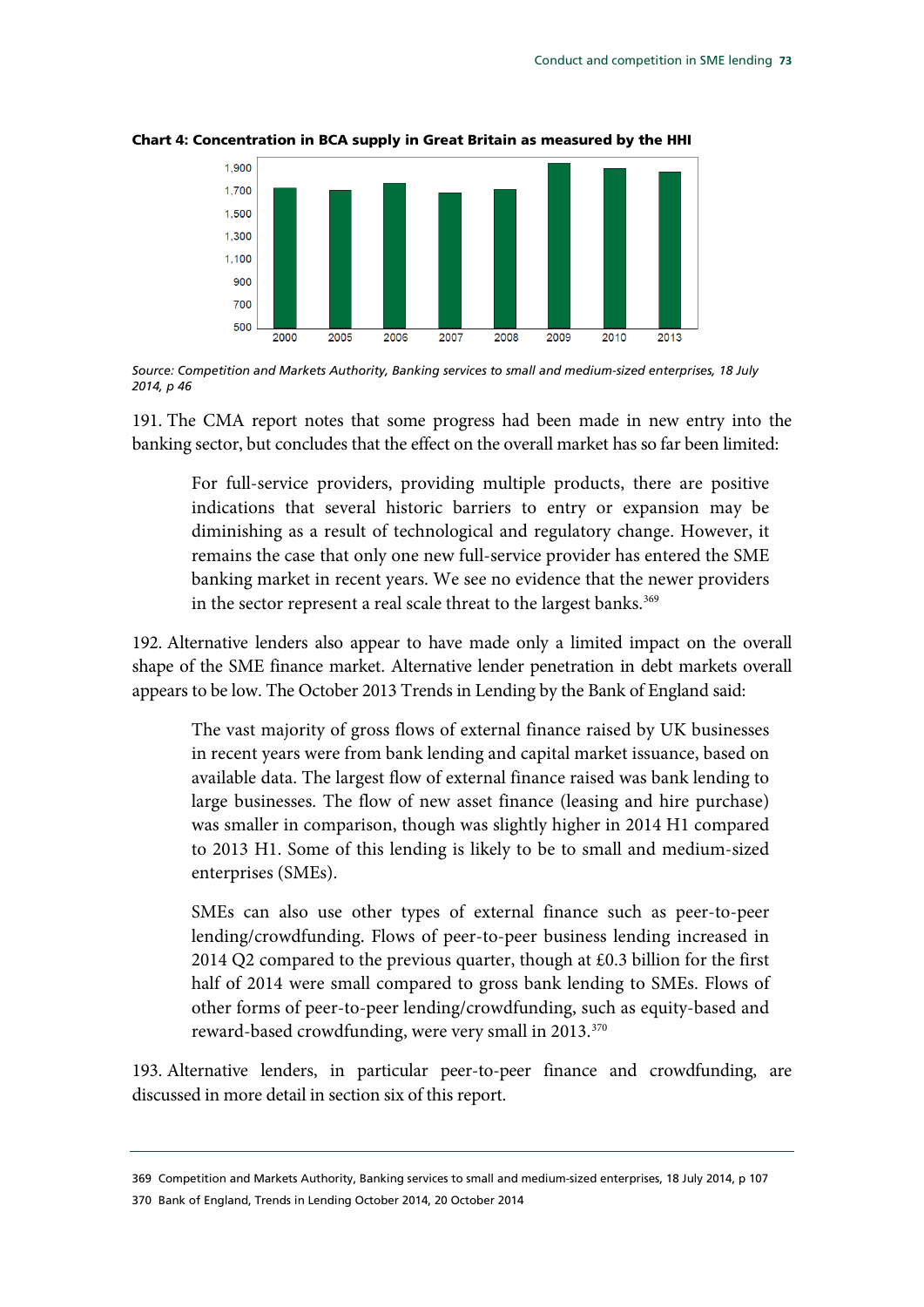**Chart 4: Concentration in BCA supply in Great Britain as measured by the HHI**

*Source: Competition and Markets Authority, Banking services to small and medium-sized enterprises, 18 July 2014, p 46*

191. The CMA report notes that some progress had been made in new entry into the banking sector, but concludes that the effect on the overall market has so far been limited:

> For full-service providers, providing multiple products, there are positive indications that several historic barriers to entry or expansion may be diminishing as a result of technological and regulatory change. However, it remains the case that only one new full-service provider has entered the SME banking market in recent years. We see no evidence that the newer providers in the sector represent a real scale threat to the largest banks.[369]

192. Alternative lenders also appear to have made only a limited impact on the overall shape of the SME finance market. Alternative lender penetration in debt markets overall appears to be low. The October 2013 Trends in Lending by the Bank of England said:

> The vast majority of gross flows of external finance raised by UK businesses in recent years were from bank lending and capital market issuance, based on available data. The largest flow of external finance raised was bank lending to large businesses. The flow of new asset finance (leasing and hire purchase) was smaller in comparison, though was slightly higher in 2014 H1 compared to 2013 H1. Some of this lending is likely to be to small and medium-sized enterprises (SMEs).
>
> SMEs can also use other types of external finance such as peer-to-peer lending/crowdfunding. Flows of peer-to-peer business lending increased in 2014 Q2 compared to the previous quarter, though at £0.3 billion for the first half of 2014 were small compared to gross bank lending to SMEs. Flows of other forms of peer-to-peer lending/crowdfunding, such as equity-based and reward-based crowdfunding, were very small in 2013.[370]

193. Alternative lenders, in particular peer-to-peer finance and crowdfunding, are discussed in more detail in section six of this report.

---

369 Competition and Markets Authority, Banking services to small and medium-sized enterprises, 18 July 2014, p 107

370 Bank of England, Trends in Lending October 2014, 20 October 2014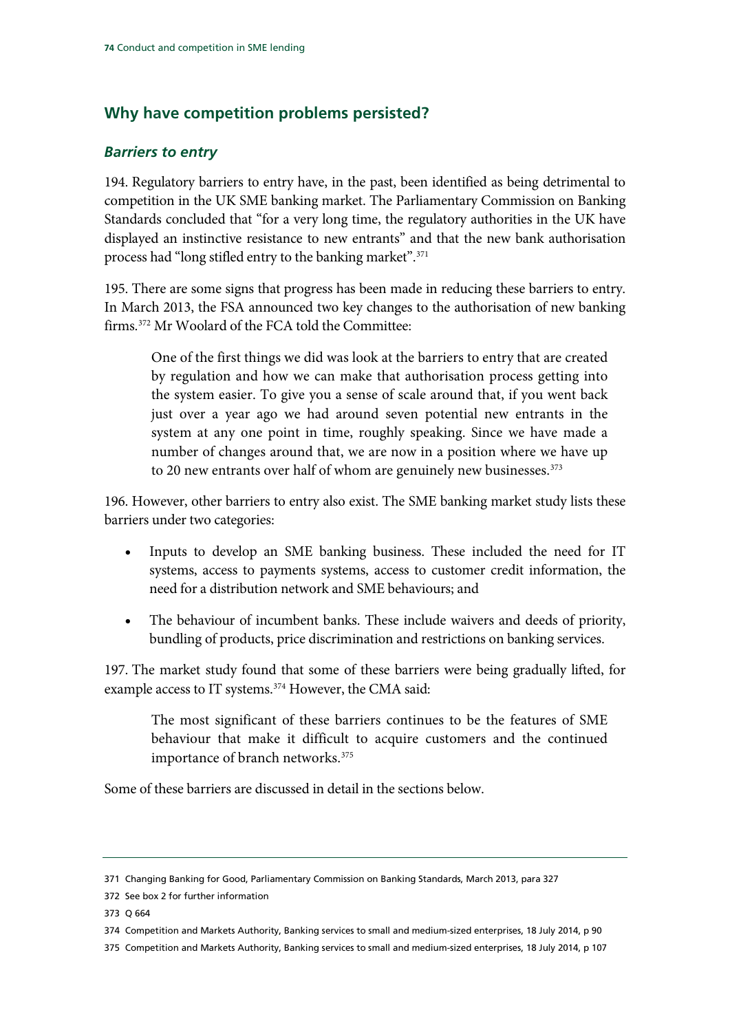## Why have competition problems persisted?

### *Barriers to entry*

194. Regulatory barriers to entry have, in the past, been identified as being detrimental to competition in the UK SME banking market. The Parliamentary Commission on Banking Standards concluded that "for a very long time, the regulatory authorities in the UK have displayed an instinctive resistance to new entrants" and that the new bank authorisation process had "long stifled entry to the banking market".[371]

195. There are some signs that progress has been made in reducing these barriers to entry. In March 2013, the FSA announced two key changes to the authorisation of new banking firms.[372] Mr Woolard of the FCA told the Committee:

> One of the first things we did was look at the barriers to entry that are created by regulation and how we can make that authorisation process getting into the system easier. To give you a sense of scale around that, if you went back just over a year ago we had around seven potential new entrants in the system at any one point in time, roughly speaking. Since we have made a number of changes around that, we are now in a position where we have up to 20 new entrants over half of whom are genuinely new businesses.[373]

196. However, other barriers to entry also exist. The SME banking market study lists these barriers under two categories:

- Inputs to develop an SME banking business. These included the need for IT systems, access to payments systems, access to customer credit information, the need for a distribution network and SME behaviours; and
- The behaviour of incumbent banks. These include waivers and deeds of priority, bundling of products, price discrimination and restrictions on banking services.

197. The market study found that some of these barriers were being gradually lifted, for example access to IT systems.[374] However, the CMA said:

> The most significant of these barriers continues to be the features of SME behaviour that make it difficult to acquire customers and the continued importance of branch networks.[375]

Some of these barriers are discussed in detail in the sections below.

---

371 Changing Banking for Good, Parliamentary Commission on Banking Standards, March 2013, para 327

372 See box 2 for further information

373 Q 664

374 Competition and Markets Authority, Banking services to small and medium-sized enterprises, 18 July 2014, p 90

375 Competition and Markets Authority, Banking services to small and medium-sized enterprises, 18 July 2014, p 107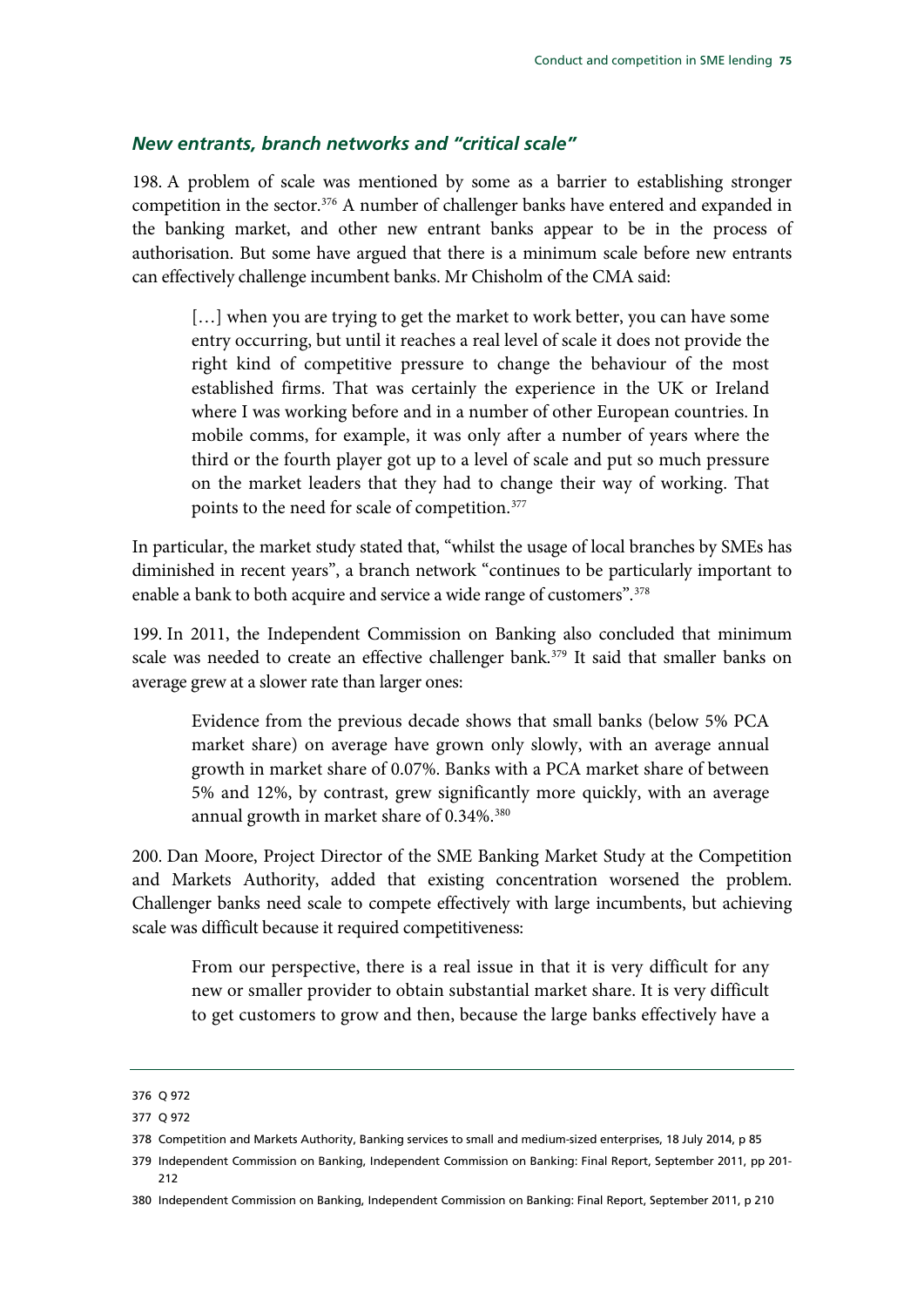### *New entrants, branch networks and "critical scale"*

198. A problem of scale was mentioned by some as a barrier to establishing stronger competition in the sector.[376] A number of challenger banks have entered and expanded in the banking market, and other new entrant banks appear to be in the process of authorisation. But some have argued that there is a minimum scale before new entrants can effectively challenge incumbent banks. Mr Chisholm of the CMA said:

> […] when you are trying to get the market to work better, you can have some entry occurring, but until it reaches a real level of scale it does not provide the right kind of competitive pressure to change the behaviour of the most established firms. That was certainly the experience in the UK or Ireland where I was working before and in a number of other European countries. In mobile comms, for example, it was only after a number of years where the third or the fourth player got up to a level of scale and put so much pressure on the market leaders that they had to change their way of working. That points to the need for scale of competition.[377]

In particular, the market study stated that, "whilst the usage of local branches by SMEs has diminished in recent years", a branch network "continues to be particularly important to enable a bank to both acquire and service a wide range of customers".[378]

199. In 2011, the Independent Commission on Banking also concluded that minimum scale was needed to create an effective challenger bank.[379] It said that smaller banks on average grew at a slower rate than larger ones:

> Evidence from the previous decade shows that small banks (below 5% PCA market share) on average have grown only slowly, with an average annual growth in market share of 0.07%. Banks with a PCA market share of between 5% and 12%, by contrast, grew significantly more quickly, with an average annual growth in market share of 0.34%.[380]

200. Dan Moore, Project Director of the SME Banking Market Study at the Competition and Markets Authority, added that existing concentration worsened the problem. Challenger banks need scale to compete effectively with large incumbents, but achieving scale was difficult because it required competitiveness:

> From our perspective, there is a real issue in that it is very difficult for any new or smaller provider to obtain substantial market share. It is very difficult to get customers to grow and then, because the large banks effectively have a

376 Q 972

377 Q 972

378 Competition and Markets Authority, Banking services to small and medium-sized enterprises, 18 July 2014, p 85

379 Independent Commission on Banking, Independent Commission on Banking: Final Report, September 2011, pp 201-212

380 Independent Commission on Banking, Independent Commission on Banking: Final Report, September 2011, p 210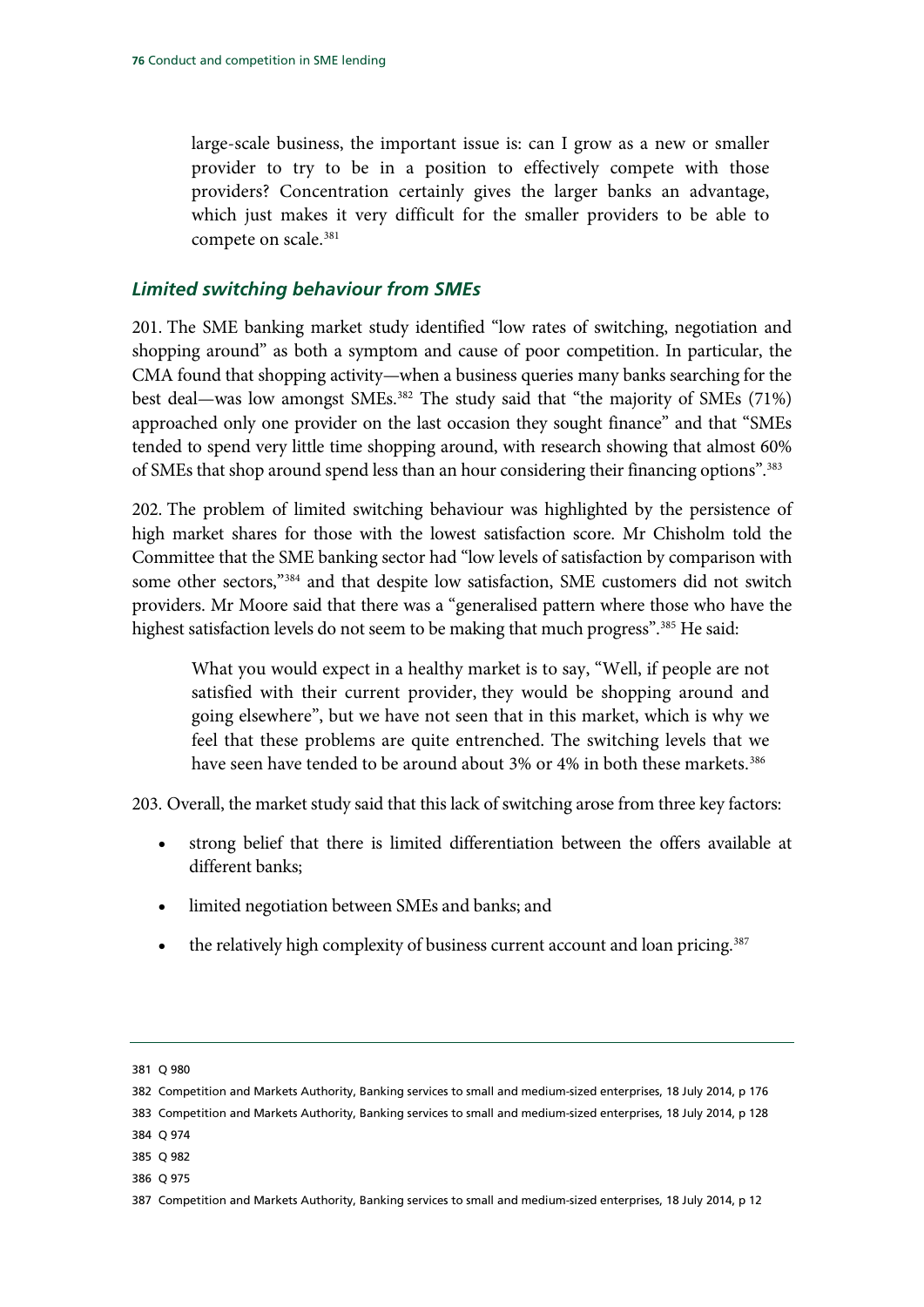> large-scale business, the important issue is: can I grow as a new or smaller provider to try to be in a position to effectively compete with those providers? Concentration certainly gives the larger banks an advantage, which just makes it very difficult for the smaller providers to be able to compete on scale.[381]

### *Limited switching behaviour from SMEs*

201. The SME banking market study identified "low rates of switching, negotiation and shopping around" as both a symptom and cause of poor competition. In particular, the CMA found that shopping activity—when a business queries many banks searching for the best deal—was low amongst SMEs.[382] The study said that "the majority of SMEs (71%) approached only one provider on the last occasion they sought finance" and that "SMEs tended to spend very little time shopping around, with research showing that almost 60% of SMEs that shop around spend less than an hour considering their financing options".[383]

202. The problem of limited switching behaviour was highlighted by the persistence of high market shares for those with the lowest satisfaction score. Mr Chisholm told the Committee that the SME banking sector had "low levels of satisfaction by comparison with some other sectors,"[384] and that despite low satisfaction, SME customers did not switch providers. Mr Moore said that there was a "generalised pattern where those who have the highest satisfaction levels do not seem to be making that much progress".[385] He said:

> What you would expect in a healthy market is to say, "Well, if people are not satisfied with their current provider, they would be shopping around and going elsewhere", but we have not seen that in this market, which is why we feel that these problems are quite entrenched. The switching levels that we have seen have tended to be around about 3% or 4% in both these markets.[386]

203. Overall, the market study said that this lack of switching arose from three key factors:

- strong belief that there is limited differentiation between the offers available at different banks;
- limited negotiation between SMEs and banks; and
- the relatively high complexity of business current account and loan pricing.[387]

---

381 Q 980

382 Competition and Markets Authority, Banking services to small and medium-sized enterprises, 18 July 2014, p 176

383 Competition and Markets Authority, Banking services to small and medium-sized enterprises, 18 July 2014, p 128

384 Q 974

385 Q 982

386 Q 975

387 Competition and Markets Authority, Banking services to small and medium-sized enterprises, 18 July 2014, p 12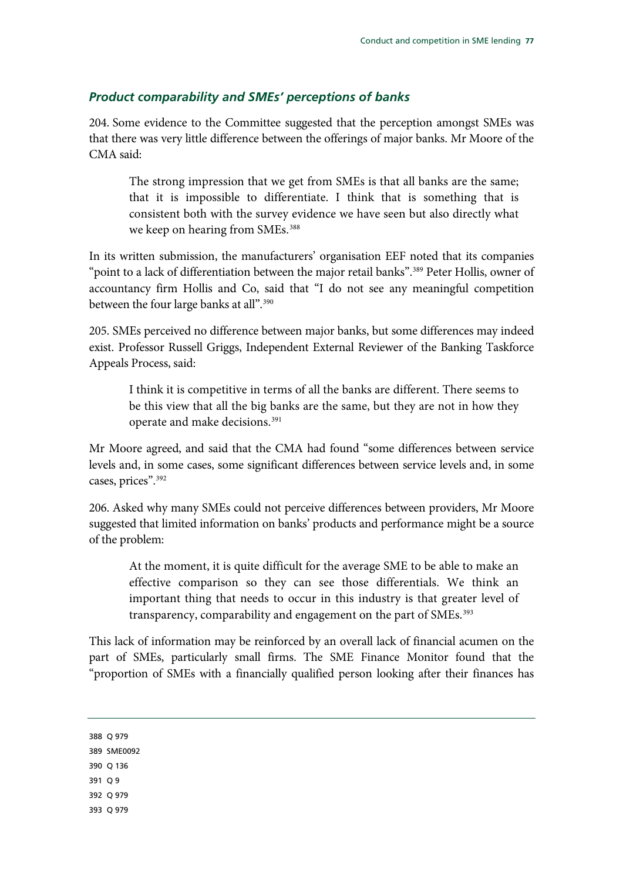### *Product comparability and SMEs' perceptions of banks*

204. Some evidence to the Committee suggested that the perception amongst SMEs was that there was very little difference between the offerings of major banks. Mr Moore of the CMA said:

> The strong impression that we get from SMEs is that all banks are the same; that it is impossible to differentiate. I think that is something that is consistent both with the survey evidence we have seen but also directly what we keep on hearing from SMEs.[388]

In its written submission, the manufacturers' organisation EEF noted that its companies "point to a lack of differentiation between the major retail banks".[389] Peter Hollis, owner of accountancy firm Hollis and Co, said that "I do not see any meaningful competition between the four large banks at all".[390]

205. SMEs perceived no difference between major banks, but some differences may indeed exist. Professor Russell Griggs, Independent External Reviewer of the Banking Taskforce Appeals Process, said:

> I think it is competitive in terms of all the banks are different. There seems to be this view that all the big banks are the same, but they are not in how they operate and make decisions.[391]

Mr Moore agreed, and said that the CMA had found "some differences between service levels and, in some cases, some significant differences between service levels and, in some cases, prices".[392]

206. Asked why many SMEs could not perceive differences between providers, Mr Moore suggested that limited information on banks' products and performance might be a source of the problem:

> At the moment, it is quite difficult for the average SME to be able to make an effective comparison so they can see those differentials. We think an important thing that needs to occur in this industry is that greater level of transparency, comparability and engagement on the part of SMEs.[393]

This lack of information may be reinforced by an overall lack of financial acumen on the part of SMEs, particularly small firms. The SME Finance Monitor found that the "proportion of SMEs with a financially qualified person looking after their finances has

---

388 Q 979
389 SME0092
390 Q 136
391 Q 9
392 Q 979
393 Q 979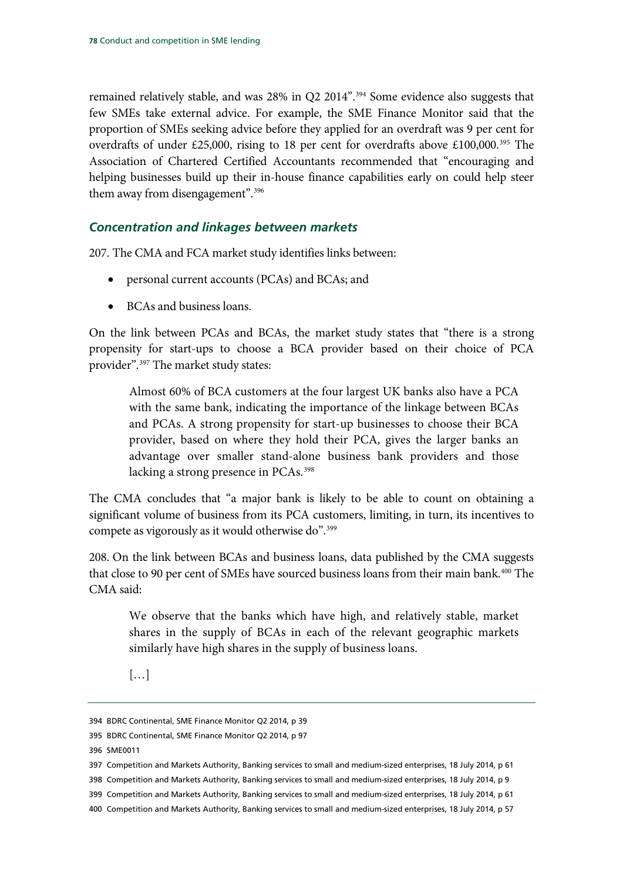remained relatively stable, and was 28% in Q2 2014".[394] Some evidence also suggests that few SMEs take external advice. For example, the SME Finance Monitor said that the proportion of SMEs seeking advice before they applied for an overdraft was 9 per cent for overdrafts of under £25,000, rising to 18 per cent for overdrafts above £100,000.[395] The Association of Chartered Certified Accountants recommended that "encouraging and helping businesses build up their in-house finance capabilities early on could help steer them away from disengagement".[396]

### *Concentration and linkages between markets*

207. The CMA and FCA market study identifies links between:

- personal current accounts (PCAs) and BCAs; and
- BCAs and business loans.

On the link between PCAs and BCAs, the market study states that "there is a strong propensity for start-ups to choose a BCA provider based on their choice of PCA provider".[397] The market study states:

> Almost 60% of BCA customers at the four largest UK banks also have a PCA with the same bank, indicating the importance of the linkage between BCAs and PCAs. A strong propensity for start-up businesses to choose their BCA provider, based on where they hold their PCA, gives the larger banks an advantage over smaller stand-alone business bank providers and those lacking a strong presence in PCAs.[398]

The CMA concludes that "a major bank is likely to be able to count on obtaining a significant volume of business from its PCA customers, limiting, in turn, its incentives to compete as vigorously as it would otherwise do".[399]

208. On the link between BCAs and business loans, data published by the CMA suggests that close to 90 per cent of SMEs have sourced business loans from their main bank.[400] The CMA said:

> We observe that the banks which have high, and relatively stable, market shares in the supply of BCAs in each of the relevant geographic markets similarly have high shares in the supply of business loans.
>
> […]

394 BDRC Continental, SME Finance Monitor Q2 2014, p 39

395 BDRC Continental, SME Finance Monitor Q2 2014, p 97

396 SME0011

397 Competition and Markets Authority, Banking services to small and medium-sized enterprises, 18 July 2014, p 61

398 Competition and Markets Authority, Banking services to small and medium-sized enterprises, 18 July 2014, p 9

399 Competition and Markets Authority, Banking services to small and medium-sized enterprises, 18 July 2014, p 61

400 Competition and Markets Authority, Banking services to small and medium-sized enterprises, 18 July 2014, p 57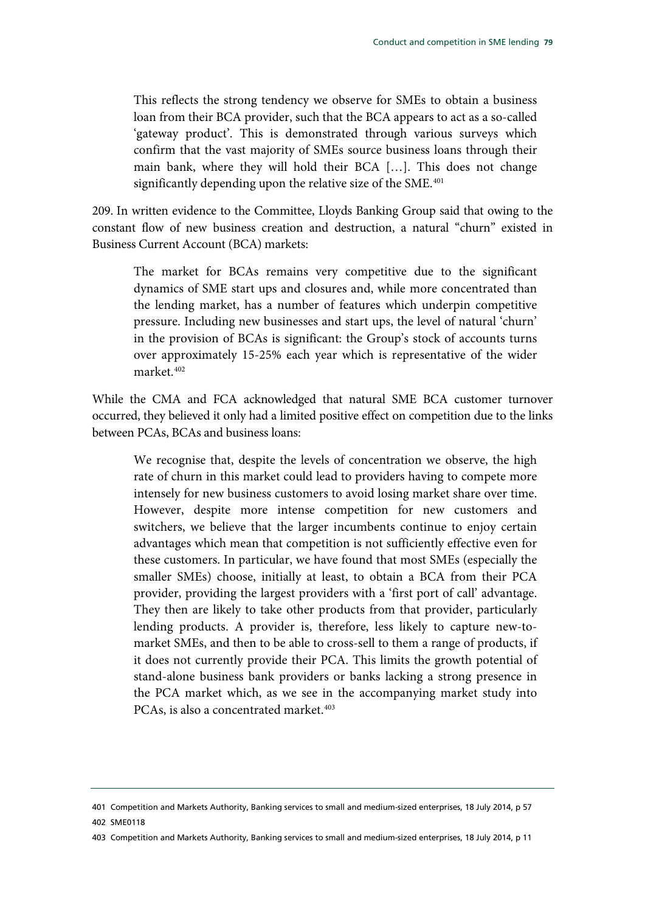> This reflects the strong tendency we observe for SMEs to obtain a business loan from their BCA provider, such that the BCA appears to act as a so-called 'gateway product'. This is demonstrated through various surveys which confirm that the vast majority of SMEs source business loans through their main bank, where they will hold their BCA […]. This does not change significantly depending upon the relative size of the SME.[401]

209. In written evidence to the Committee, Lloyds Banking Group said that owing to the constant flow of new business creation and destruction, a natural "churn" existed in Business Current Account (BCA) markets:

> The market for BCAs remains very competitive due to the significant dynamics of SME start ups and closures and, while more concentrated than the lending market, has a number of features which underpin competitive pressure. Including new businesses and start ups, the level of natural 'churn' in the provision of BCAs is significant: the Group's stock of accounts turns over approximately 15-25% each year which is representative of the wider market.[402]

While the CMA and FCA acknowledged that natural SME BCA customer turnover occurred, they believed it only had a limited positive effect on competition due to the links between PCAs, BCAs and business loans:

> We recognise that, despite the levels of concentration we observe, the high rate of churn in this market could lead to providers having to compete more intensely for new business customers to avoid losing market share over time. However, despite more intense competition for new customers and switchers, we believe that the larger incumbents continue to enjoy certain advantages which mean that competition is not sufficiently effective even for these customers. In particular, we have found that most SMEs (especially the smaller SMEs) choose, initially at least, to obtain a BCA from their PCA provider, providing the largest providers with a 'first port of call' advantage. They then are likely to take other products from that provider, particularly lending products. A provider is, therefore, less likely to capture new-to-market SMEs, and then to be able to cross-sell to them a range of products, if it does not currently provide their PCA. This limits the growth potential of stand-alone business bank providers or banks lacking a strong presence in the PCA market which, as we see in the accompanying market study into PCAs, is also a concentrated market.[403]

401 Competition and Markets Authority, Banking services to small and medium-sized enterprises, 18 July 2014, p 57

402 SME0118

403 Competition and Markets Authority, Banking services to small and medium-sized enterprises, 18 July 2014, p 11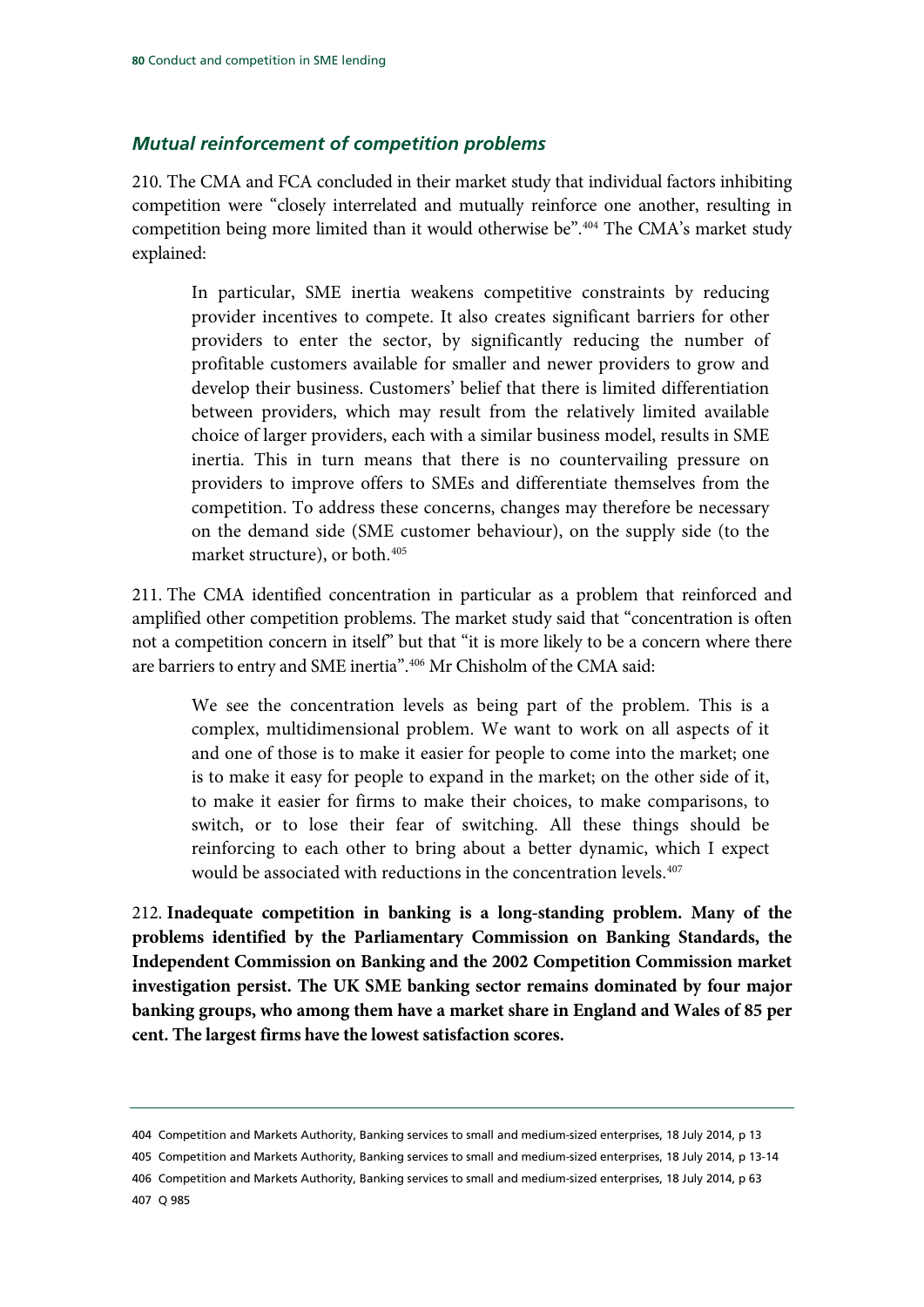### *Mutual reinforcement of competition problems*

210. The CMA and FCA concluded in their market study that individual factors inhibiting competition were "closely interrelated and mutually reinforce one another, resulting in competition being more limited than it would otherwise be".[404] The CMA's market study explained:

> In particular, SME inertia weakens competitive constraints by reducing provider incentives to compete. It also creates significant barriers for other providers to enter the sector, by significantly reducing the number of profitable customers available for smaller and newer providers to grow and develop their business. Customers' belief that there is limited differentiation between providers, which may result from the relatively limited available choice of larger providers, each with a similar business model, results in SME inertia. This in turn means that there is no countervailing pressure on providers to improve offers to SMEs and differentiate themselves from the competition. To address these concerns, changes may therefore be necessary on the demand side (SME customer behaviour), on the supply side (to the market structure), or both.[405]

211. The CMA identified concentration in particular as a problem that reinforced and amplified other competition problems. The market study said that "concentration is often not a competition concern in itself" but that "it is more likely to be a concern where there are barriers to entry and SME inertia".[406] Mr Chisholm of the CMA said:

> We see the concentration levels as being part of the problem. This is a complex, multidimensional problem. We want to work on all aspects of it and one of those is to make it easier for people to come into the market; one is to make it easy for people to expand in the market; on the other side of it, to make it easier for firms to make their choices, to make comparisons, to switch, or to lose their fear of switching. All these things should be reinforcing to each other to bring about a better dynamic, which I expect would be associated with reductions in the concentration levels.[407]

212. **Inadequate competition in banking is a long-standing problem. Many of the problems identified by the Parliamentary Commission on Banking Standards, the Independent Commission on Banking and the 2002 Competition Commission market investigation persist. The UK SME banking sector remains dominated by four major banking groups, who among them have a market share in England and Wales of 85 per cent. The largest firms have the lowest satisfaction scores.**

---

404 Competition and Markets Authority, Banking services to small and medium-sized enterprises, 18 July 2014, p 13

405 Competition and Markets Authority, Banking services to small and medium-sized enterprises, 18 July 2014, p 13-14

406 Competition and Markets Authority, Banking services to small and medium-sized enterprises, 18 July 2014, p 63

407 Q 985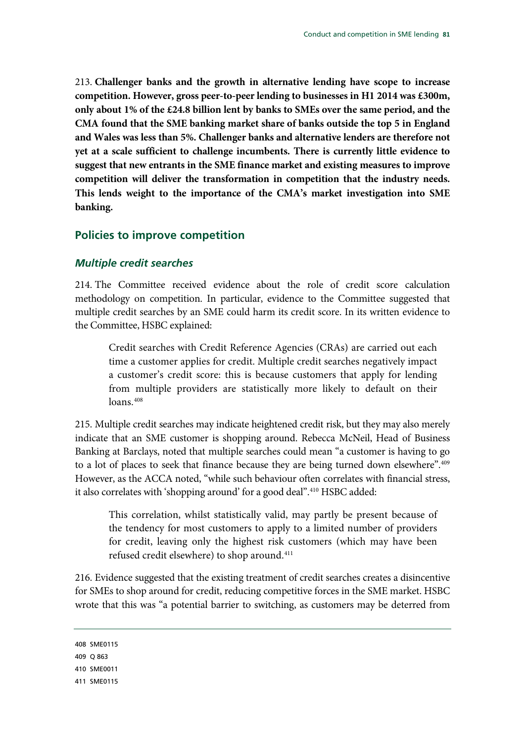213. **Challenger banks and the growth in alternative lending have scope to increase competition. However, gross peer-to-peer lending to businesses in H1 2014 was £300m, only about 1% of the £24.8 billion lent by banks to SMEs over the same period, and the CMA found that the SME banking market share of banks outside the top 5 in England and Wales was less than 5%. Challenger banks and alternative lenders are therefore not yet at a scale sufficient to challenge incumbents. There is currently little evidence to suggest that new entrants in the SME finance market and existing measures to improve competition will deliver the transformation in competition that the industry needs. This lends weight to the importance of the CMA's market investigation into SME banking.**

## Policies to improve competition

### *Multiple credit searches*

214. The Committee received evidence about the role of credit score calculation methodology on competition. In particular, evidence to the Committee suggested that multiple credit searches by an SME could harm its credit score. In its written evidence to the Committee, HSBC explained:

> Credit searches with Credit Reference Agencies (CRAs) are carried out each time a customer applies for credit. Multiple credit searches negatively impact a customer's credit score: this is because customers that apply for lending from multiple providers are statistically more likely to default on their loans.[408]

215. Multiple credit searches may indicate heightened credit risk, but they may also merely indicate that an SME customer is shopping around. Rebecca McNeil, Head of Business Banking at Barclays, noted that multiple searches could mean "a customer is having to go to a lot of places to seek that finance because they are being turned down elsewhere".[409] However, as the ACCA noted, "while such behaviour often correlates with financial stress, it also correlates with 'shopping around' for a good deal".[410] HSBC added:

> This correlation, whilst statistically valid, may partly be present because of the tendency for most customers to apply to a limited number of providers for credit, leaving only the highest risk customers (which may have been refused credit elsewhere) to shop around.[411]

216. Evidence suggested that the existing treatment of credit searches creates a disincentive for SMEs to shop around for credit, reducing competitive forces in the SME market. HSBC wrote that this was "a potential barrier to switching, as customers may be deterred from

---

408 SME0115

409 Q 863

410 SME0011

411 SME0115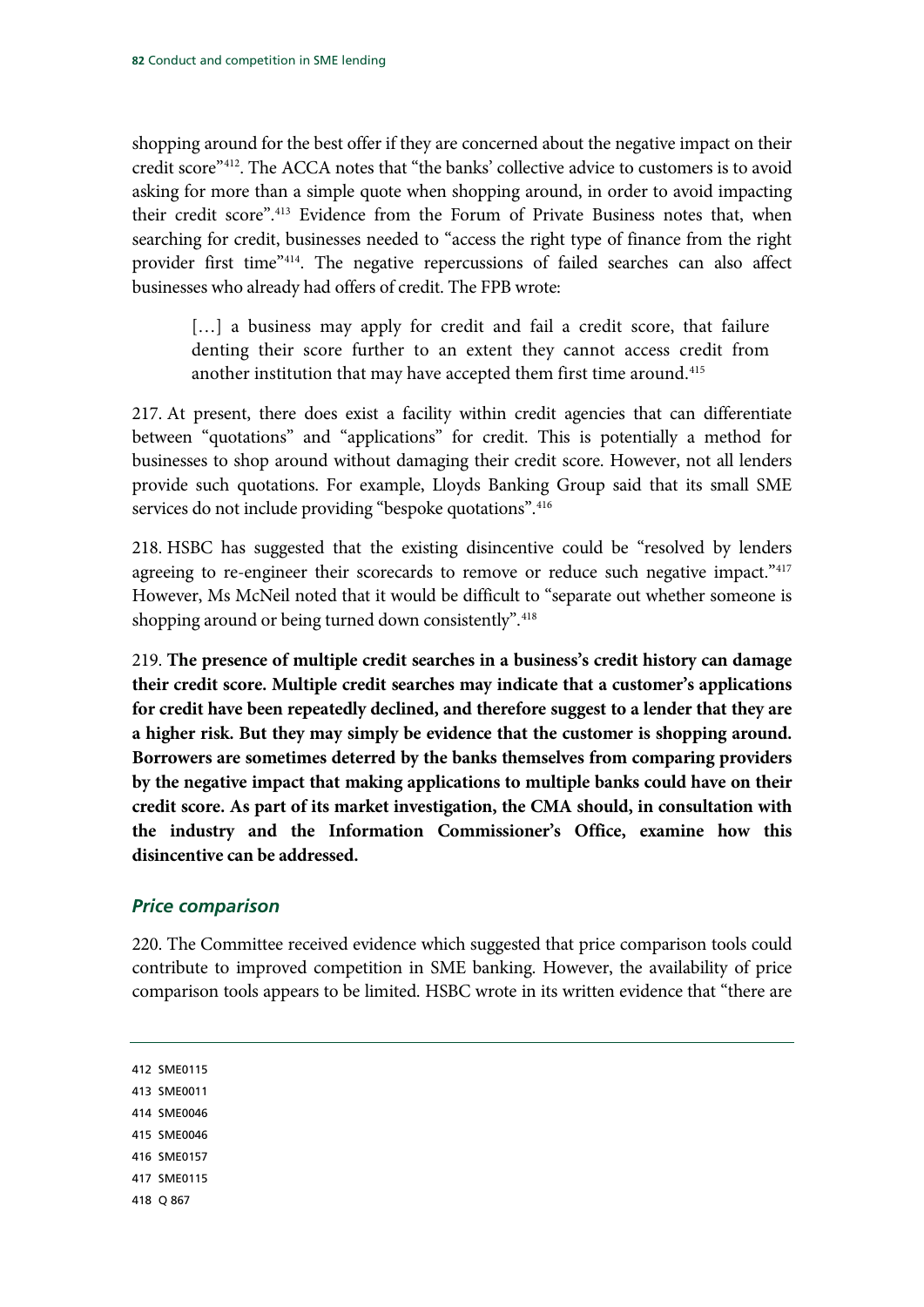shopping around for the best offer if they are concerned about the negative impact on their credit score"[412]. The ACCA notes that "the banks' collective advice to customers is to avoid asking for more than a simple quote when shopping around, in order to avoid impacting their credit score".[413] Evidence from the Forum of Private Business notes that, when searching for credit, businesses needed to "access the right type of finance from the right provider first time"[414]. The negative repercussions of failed searches can also affect businesses who already had offers of credit. The FPB wrote:

> […] a business may apply for credit and fail a credit score, that failure denting their score further to an extent they cannot access credit from another institution that may have accepted them first time around.[415]

217. At present, there does exist a facility within credit agencies that can differentiate between "quotations" and "applications" for credit. This is potentially a method for businesses to shop around without damaging their credit score. However, not all lenders provide such quotations. For example, Lloyds Banking Group said that its small SME services do not include providing "bespoke quotations".[416]

218. HSBC has suggested that the existing disincentive could be "resolved by lenders agreeing to re-engineer their scorecards to remove or reduce such negative impact."[417] However, Ms McNeil noted that it would be difficult to "separate out whether someone is shopping around or being turned down consistently".[418]

219. **The presence of multiple credit searches in a business's credit history can damage their credit score. Multiple credit searches may indicate that a customer's applications for credit have been repeatedly declined, and therefore suggest to a lender that they are a higher risk. But they may simply be evidence that the customer is shopping around. Borrowers are sometimes deterred by the banks themselves from comparing providers by the negative impact that making applications to multiple banks could have on their credit score. As part of its market investigation, the CMA should, in consultation with the industry and the Information Commissioner's Office, examine how this disincentive can be addressed.**

### *Price comparison*

220. The Committee received evidence which suggested that price comparison tools could contribute to improved competition in SME banking. However, the availability of price comparison tools appears to be limited. HSBC wrote in its written evidence that "there are

412 SME0115
413 SME0011
414 SME0046
415 SME0046
416 SME0157
417 SME0115
418 Q 867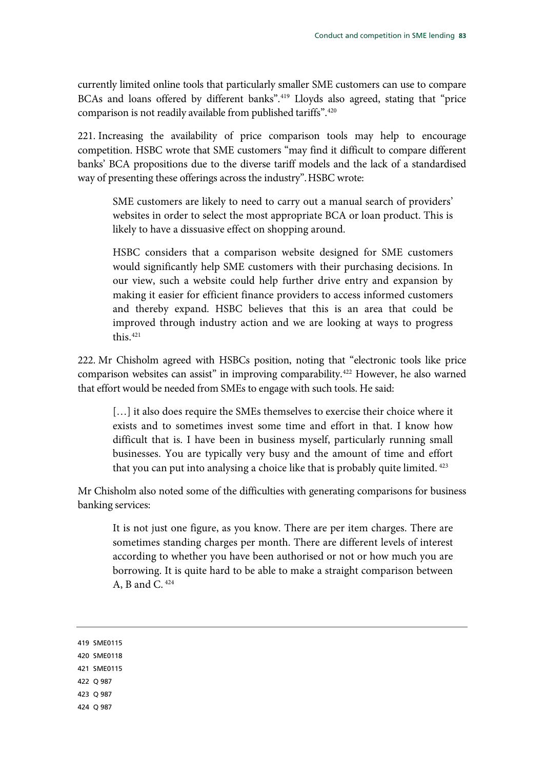currently limited online tools that particularly smaller SME customers can use to compare BCAs and loans offered by different banks".[419] Lloyds also agreed, stating that "price comparison is not readily available from published tariffs".[420]

221. Increasing the availability of price comparison tools may help to encourage competition. HSBC wrote that SME customers "may find it difficult to compare different banks' BCA propositions due to the diverse tariff models and the lack of a standardised way of presenting these offerings across the industry". HSBC wrote:

> SME customers are likely to need to carry out a manual search of providers' websites in order to select the most appropriate BCA or loan product. This is likely to have a dissuasive effect on shopping around.
>
> HSBC considers that a comparison website designed for SME customers would significantly help SME customers with their purchasing decisions. In our view, such a website could help further drive entry and expansion by making it easier for efficient finance providers to access informed customers and thereby expand. HSBC believes that this is an area that could be improved through industry action and we are looking at ways to progress this.[421]

222. Mr Chisholm agreed with HSBCs position, noting that "electronic tools like price comparison websites can assist" in improving comparability.[422] However, he also warned that effort would be needed from SMEs to engage with such tools. He said:

> […] it also does require the SMEs themselves to exercise their choice where it exists and to sometimes invest some time and effort in that. I know how difficult that is. I have been in business myself, particularly running small businesses. You are typically very busy and the amount of time and effort that you can put into analysing a choice like that is probably quite limited.[423]

Mr Chisholm also noted some of the difficulties with generating comparisons for business banking services:

> It is not just one figure, as you know. There are per item charges. There are sometimes standing charges per month. There are different levels of interest according to whether you have been authorised or not or how much you are borrowing. It is quite hard to be able to make a straight comparison between A, B and C.[424]

---

419 SME0115

420 SME0118

421 SME0115

422 Q 987

423 Q 987

424 Q 987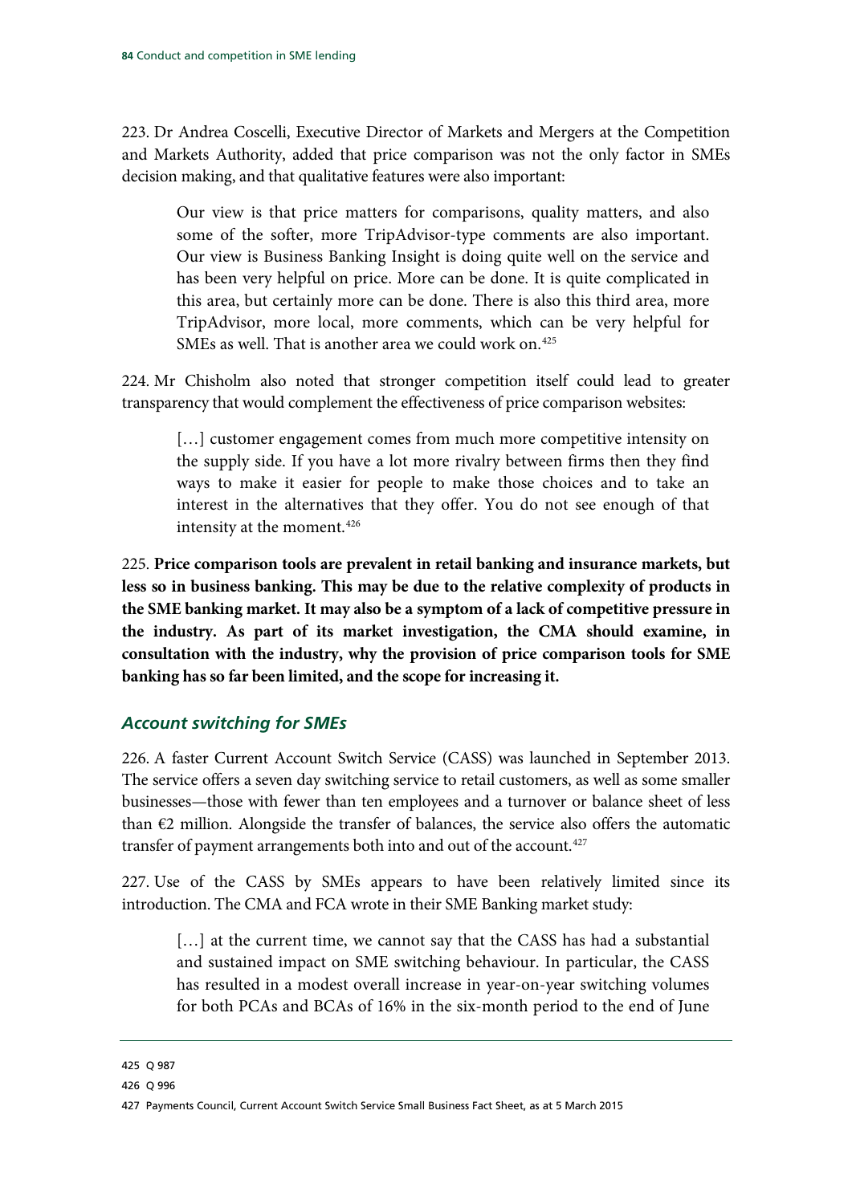223. Dr Andrea Coscelli, Executive Director of Markets and Mergers at the Competition and Markets Authority, added that price comparison was not the only factor in SMEs decision making, and that qualitative features were also important:

> Our view is that price matters for comparisons, quality matters, and also some of the softer, more TripAdvisor-type comments are also important. Our view is Business Banking Insight is doing quite well on the service and has been very helpful on price. More can be done. It is quite complicated in this area, but certainly more can be done. There is also this third area, more TripAdvisor, more local, more comments, which can be very helpful for SMEs as well. That is another area we could work on.[425]

224. Mr Chisholm also noted that stronger competition itself could lead to greater transparency that would complement the effectiveness of price comparison websites:

> […] customer engagement comes from much more competitive intensity on the supply side. If you have a lot more rivalry between firms then they find ways to make it easier for people to make those choices and to take an interest in the alternatives that they offer. You do not see enough of that intensity at the moment.[426]

225. **Price comparison tools are prevalent in retail banking and insurance markets, but less so in business banking. This may be due to the relative complexity of products in the SME banking market. It may also be a symptom of a lack of competitive pressure in the industry. As part of its market investigation, the CMA should examine, in consultation with the industry, why the provision of price comparison tools for SME banking has so far been limited, and the scope for increasing it.**

### *Account switching for SMEs*

226. A faster Current Account Switch Service (CASS) was launched in September 2013. The service offers a seven day switching service to retail customers, as well as some smaller businesses—those with fewer than ten employees and a turnover or balance sheet of less than €2 million. Alongside the transfer of balances, the service also offers the automatic transfer of payment arrangements both into and out of the account.[427]

227. Use of the CASS by SMEs appears to have been relatively limited since its introduction. The CMA and FCA wrote in their SME Banking market study:

> […] at the current time, we cannot say that the CASS has had a substantial and sustained impact on SME switching behaviour. In particular, the CASS has resulted in a modest overall increase in year-on-year switching volumes for both PCAs and BCAs of 16% in the six-month period to the end of June

425 Q 987

426 Q 996

427 Payments Council, Current Account Switch Service Small Business Fact Sheet, as at 5 March 2015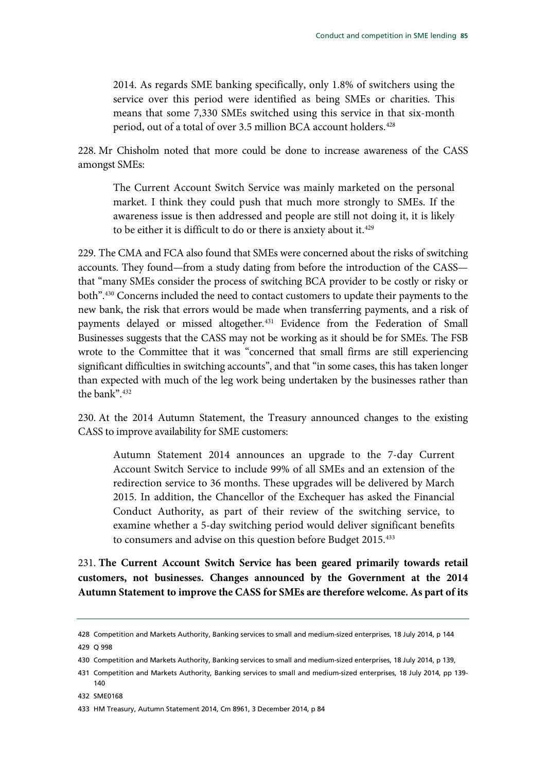2014. As regards SME banking specifically, only 1.8% of switchers using the service over this period were identified as being SMEs or charities. This means that some 7,330 SMEs switched using this service in that six-month period, out of a total of over 3.5 million BCA account holders.[428]

228. Mr Chisholm noted that more could be done to increase awareness of the CASS amongst SMEs:

> The Current Account Switch Service was mainly marketed on the personal market. I think they could push that much more strongly to SMEs. If the awareness issue is then addressed and people are still not doing it, it is likely to be either it is difficult to do or there is anxiety about it.[429]

229. The CMA and FCA also found that SMEs were concerned about the risks of switching accounts. They found—from a study dating from before the introduction of the CASS—that "many SMEs consider the process of switching BCA provider to be costly or risky or both".[430] Concerns included the need to contact customers to update their payments to the new bank, the risk that errors would be made when transferring payments, and a risk of payments delayed or missed altogether.[431] Evidence from the Federation of Small Businesses suggests that the CASS may not be working as it should be for SMEs. The FSB wrote to the Committee that it was "concerned that small firms are still experiencing significant difficulties in switching accounts", and that "in some cases, this has taken longer than expected with much of the leg work being undertaken by the businesses rather than the bank".[432]

230. At the 2014 Autumn Statement, the Treasury announced changes to the existing CASS to improve availability for SME customers:

> Autumn Statement 2014 announces an upgrade to the 7-day Current Account Switch Service to include 99% of all SMEs and an extension of the redirection service to 36 months. These upgrades will be delivered by March 2015. In addition, the Chancellor of the Exchequer has asked the Financial Conduct Authority, as part of their review of the switching service, to examine whether a 5-day switching period would deliver significant benefits to consumers and advise on this question before Budget 2015.[433]

231. **The Current Account Switch Service has been geared primarily towards retail customers, not businesses. Changes announced by the Government at the 2014 Autumn Statement to improve the CASS for SMEs are therefore welcome. As part of its**

---

428 Competition and Markets Authority, Banking services to small and medium-sized enterprises, 18 July 2014, p 144

429 Q 998

430 Competition and Markets Authority, Banking services to small and medium-sized enterprises, 18 July 2014, p 139,

431 Competition and Markets Authority, Banking services to small and medium-sized enterprises, 18 July 2014, pp 139-140

432 SME0168

433 HM Treasury, Autumn Statement 2014, Cm 8961, 3 December 2014, p 84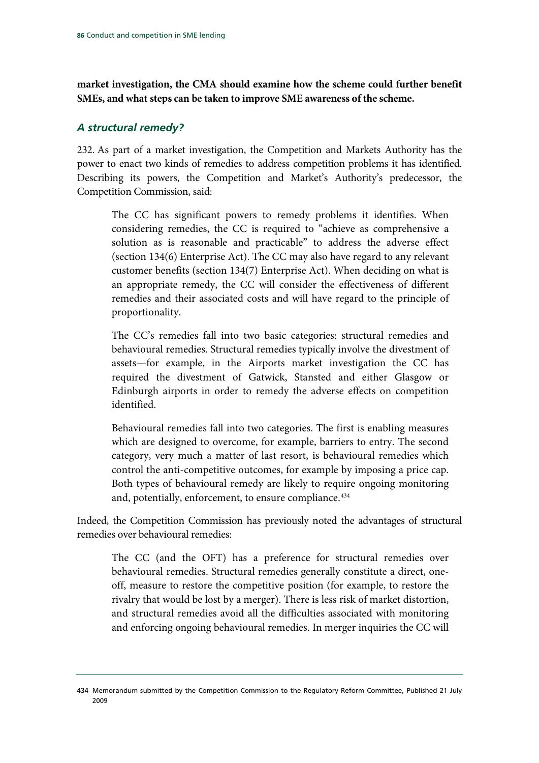**market investigation, the CMA should examine how the scheme could further benefit SMEs, and what steps can be taken to improve SME awareness of the scheme.**

### *A structural remedy?*

232. As part of a market investigation, the Competition and Markets Authority has the power to enact two kinds of remedies to address competition problems it has identified. Describing its powers, the Competition and Market's Authority's predecessor, the Competition Commission, said:

> The CC has significant powers to remedy problems it identifies. When considering remedies, the CC is required to "achieve as comprehensive a solution as is reasonable and practicable" to address the adverse effect (section 134(6) Enterprise Act). The CC may also have regard to any relevant customer benefits (section 134(7) Enterprise Act). When deciding on what is an appropriate remedy, the CC will consider the effectiveness of different remedies and their associated costs and will have regard to the principle of proportionality.
>
> The CC's remedies fall into two basic categories: structural remedies and behavioural remedies. Structural remedies typically involve the divestment of assets—for example, in the Airports market investigation the CC has required the divestment of Gatwick, Stansted and either Glasgow or Edinburgh airports in order to remedy the adverse effects on competition identified.
>
> Behavioural remedies fall into two categories. The first is enabling measures which are designed to overcome, for example, barriers to entry. The second category, very much a matter of last resort, is behavioural remedies which control the anti-competitive outcomes, for example by imposing a price cap. Both types of behavioural remedy are likely to require ongoing monitoring and, potentially, enforcement, to ensure compliance.[434]

Indeed, the Competition Commission has previously noted the advantages of structural remedies over behavioural remedies:

> The CC (and the OFT) has a preference for structural remedies over behavioural remedies. Structural remedies generally constitute a direct, one-off, measure to restore the competitive position (for example, to restore the rivalry that would be lost by a merger). There is less risk of market distortion, and structural remedies avoid all the difficulties associated with monitoring and enforcing ongoing behavioural remedies. In merger inquiries the CC will

434 Memorandum submitted by the Competition Commission to the Regulatory Reform Committee, Published 21 July 2009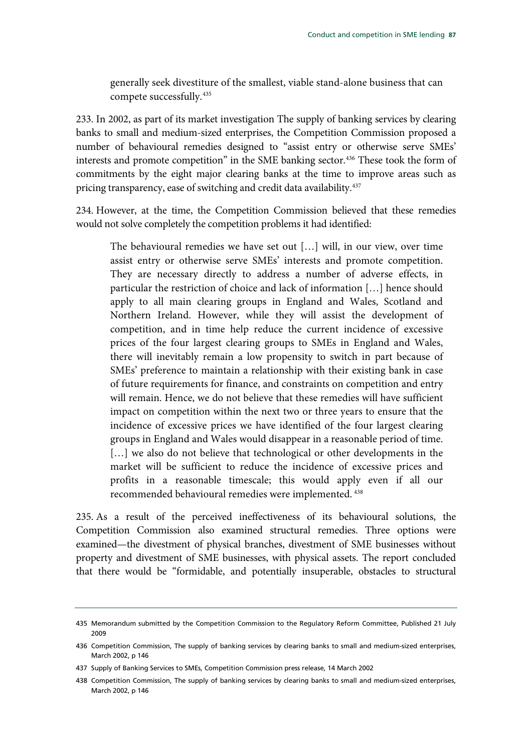> generally seek divestiture of the smallest, viable stand-alone business that can compete successfully.[435]

233. In 2002, as part of its market investigation The supply of banking services by clearing banks to small and medium-sized enterprises, the Competition Commission proposed a number of behavioural remedies designed to "assist entry or otherwise serve SMEs' interests and promote competition" in the SME banking sector.[436] These took the form of commitments by the eight major clearing banks at the time to improve areas such as pricing transparency, ease of switching and credit data availability.[437]

234. However, at the time, the Competition Commission believed that these remedies would not solve completely the competition problems it had identified:

> The behavioural remedies we have set out […] will, in our view, over time assist entry or otherwise serve SMEs' interests and promote competition. They are necessary directly to address a number of adverse effects, in particular the restriction of choice and lack of information […] hence should apply to all main clearing groups in England and Wales, Scotland and Northern Ireland. However, while they will assist the development of competition, and in time help reduce the current incidence of excessive prices of the four largest clearing groups to SMEs in England and Wales, there will inevitably remain a low propensity to switch in part because of SMEs' preference to maintain a relationship with their existing bank in case of future requirements for finance, and constraints on competition and entry will remain. Hence, we do not believe that these remedies will have sufficient impact on competition within the next two or three years to ensure that the incidence of excessive prices we have identified of the four largest clearing groups in England and Wales would disappear in a reasonable period of time. […] we also do not believe that technological or other developments in the market will be sufficient to reduce the incidence of excessive prices and profits in a reasonable timescale; this would apply even if all our recommended behavioural remedies were implemented. [438]

235. As a result of the perceived ineffectiveness of its behavioural solutions, the Competition Commission also examined structural remedies. Three options were examined—the divestment of physical branches, divestment of SME businesses without property and divestment of SME businesses, with physical assets. The report concluded that there would be "formidable, and potentially insuperable, obstacles to structural

---

435 Memorandum submitted by the Competition Commission to the Regulatory Reform Committee, Published 21 July 2009

436 Competition Commission, The supply of banking services by clearing banks to small and medium-sized enterprises, March 2002, p 146

437 Supply of Banking Services to SMEs, Competition Commission press release, 14 March 2002

438 Competition Commission, The supply of banking services by clearing banks to small and medium-sized enterprises, March 2002, p 146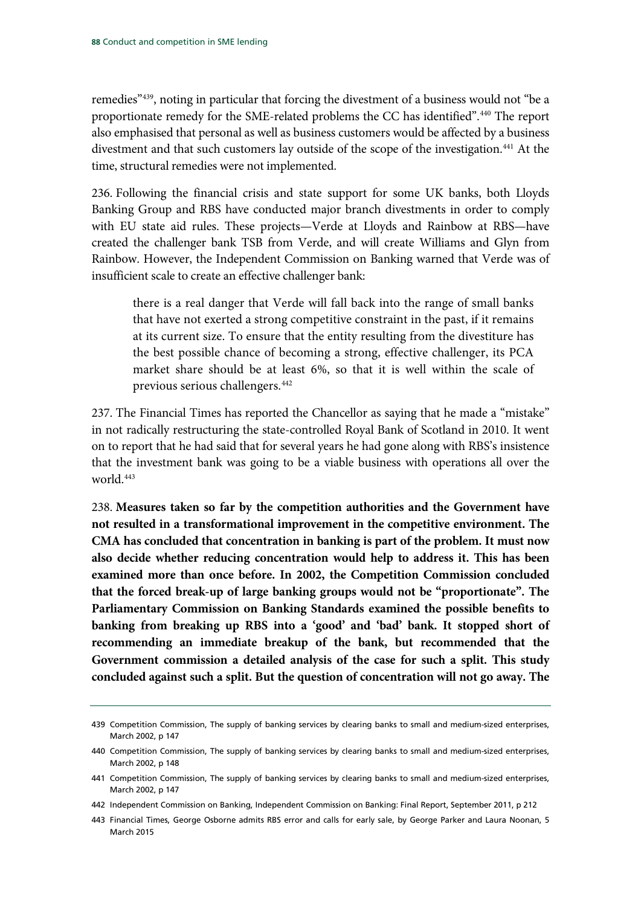remedies"[439], noting in particular that forcing the divestment of a business would not "be a proportionate remedy for the SME-related problems the CC has identified".[440] The report also emphasised that personal as well as business customers would be affected by a business divestment and that such customers lay outside of the scope of the investigation.[441] At the time, structural remedies were not implemented.

236. Following the financial crisis and state support for some UK banks, both Lloyds Banking Group and RBS have conducted major branch divestments in order to comply with EU state aid rules. These projects—Verde at Lloyds and Rainbow at RBS—have created the challenger bank TSB from Verde, and will create Williams and Glyn from Rainbow. However, the Independent Commission on Banking warned that Verde was of insufficient scale to create an effective challenger bank:

> there is a real danger that Verde will fall back into the range of small banks that have not exerted a strong competitive constraint in the past, if it remains at its current size. To ensure that the entity resulting from the divestiture has the best possible chance of becoming a strong, effective challenger, its PCA market share should be at least 6%, so that it is well within the scale of previous serious challengers.[442]

237. The Financial Times has reported the Chancellor as saying that he made a "mistake" in not radically restructuring the state-controlled Royal Bank of Scotland in 2010. It went on to report that he had said that for several years he had gone along with RBS's insistence that the investment bank was going to be a viable business with operations all over the world.[443]

238. **Measures taken so far by the competition authorities and the Government have not resulted in a transformational improvement in the competitive environment. The CMA has concluded that concentration in banking is part of the problem. It must now also decide whether reducing concentration would help to address it. This has been examined more than once before. In 2002, the Competition Commission concluded that the forced break-up of large banking groups would not be "proportionate". The Parliamentary Commission on Banking Standards examined the possible benefits to banking from breaking up RBS into a 'good' and 'bad' bank. It stopped short of recommending an immediate breakup of the bank, but recommended that the Government commission a detailed analysis of the case for such a split. This study concluded against such a split. But the question of concentration will not go away. The**

439 Competition Commission, The supply of banking services by clearing banks to small and medium-sized enterprises, March 2002, p 147

440 Competition Commission, The supply of banking services by clearing banks to small and medium-sized enterprises, March 2002, p 148

441 Competition Commission, The supply of banking services by clearing banks to small and medium-sized enterprises, March 2002, p 147

442 Independent Commission on Banking, Independent Commission on Banking: Final Report, September 2011, p 212

443 Financial Times, George Osborne admits RBS error and calls for early sale, by George Parker and Laura Noonan, 5 March 2015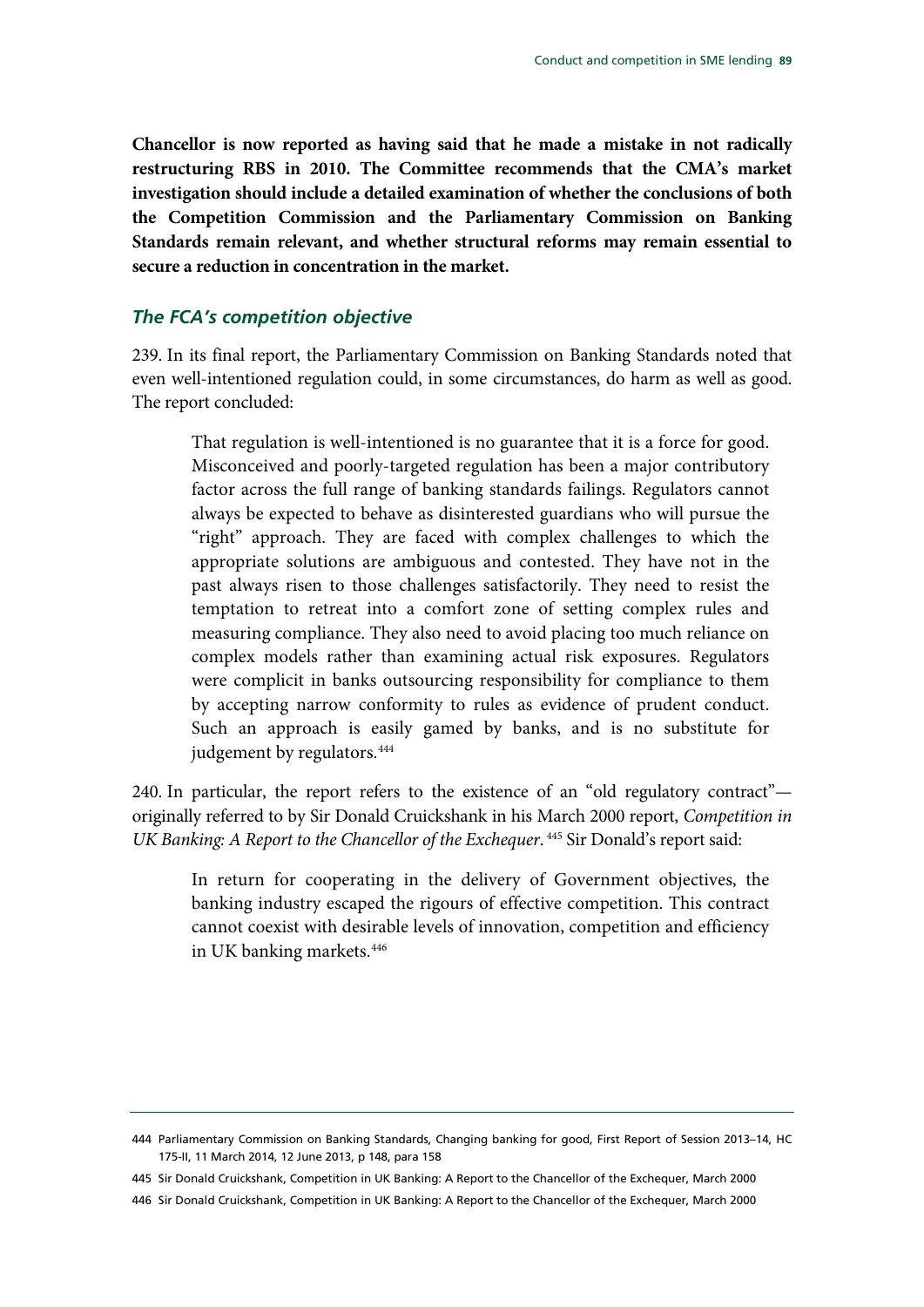**Chancellor is now reported as having said that he made a mistake in not radically restructuring RBS in 2010. The Committee recommends that the CMA's market investigation should include a detailed examination of whether the conclusions of both the Competition Commission and the Parliamentary Commission on Banking Standards remain relevant, and whether structural reforms may remain essential to secure a reduction in concentration in the market.**

### *The FCA's competition objective*

239. In its final report, the Parliamentary Commission on Banking Standards noted that even well-intentioned regulation could, in some circumstances, do harm as well as good. The report concluded:

> That regulation is well-intentioned is no guarantee that it is a force for good. Misconceived and poorly-targeted regulation has been a major contributory factor across the full range of banking standards failings. Regulators cannot always be expected to behave as disinterested guardians who will pursue the "right" approach. They are faced with complex challenges to which the appropriate solutions are ambiguous and contested. They have not in the past always risen to those challenges satisfactorily. They need to resist the temptation to retreat into a comfort zone of setting complex rules and measuring compliance. They also need to avoid placing too much reliance on complex models rather than examining actual risk exposures. Regulators were complicit in banks outsourcing responsibility for compliance to them by accepting narrow conformity to rules as evidence of prudent conduct. Such an approach is easily gamed by banks, and is no substitute for judgement by regulators.[444]

240. In particular, the report refers to the existence of an "old regulatory contract"—originally referred to by Sir Donald Cruickshank in his March 2000 report, *Competition in UK Banking: A Report to the Chancellor of the Exchequer*.[445] Sir Donald's report said:

> In return for cooperating in the delivery of Government objectives, the banking industry escaped the rigours of effective competition. This contract cannot coexist with desirable levels of innovation, competition and efficiency in UK banking markets.[446]

---

444 Parliamentary Commission on Banking Standards, Changing banking for good, First Report of Session 2013–14, HC 175-II, 11 March 2014, 12 June 2013, p 148, para 158

445 Sir Donald Cruickshank, Competition in UK Banking: A Report to the Chancellor of the Exchequer, March 2000

446 Sir Donald Cruickshank, Competition in UK Banking: A Report to the Chancellor of the Exchequer, March 2000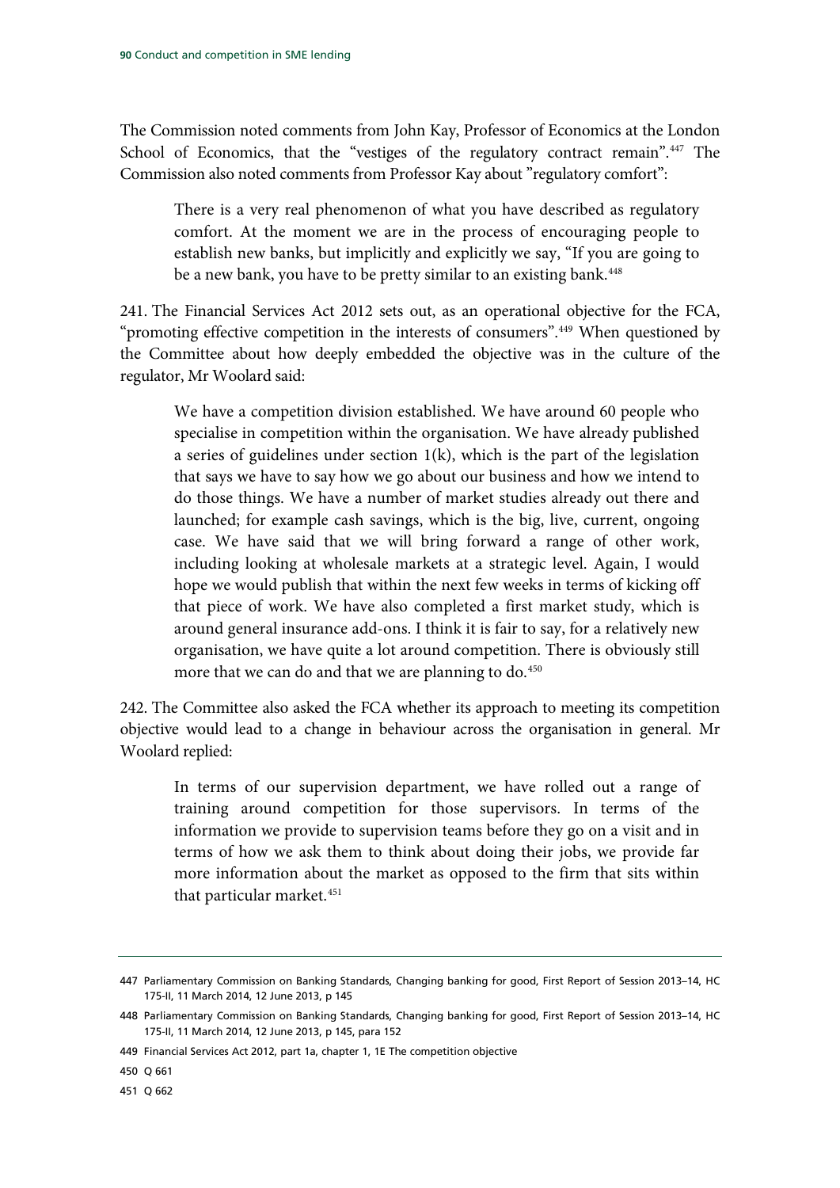The Commission noted comments from John Kay, Professor of Economics at the London School of Economics, that the "vestiges of the regulatory contract remain".[447] The Commission also noted comments from Professor Kay about "regulatory comfort":

> There is a very real phenomenon of what you have described as regulatory comfort. At the moment we are in the process of encouraging people to establish new banks, but implicitly and explicitly we say, "If you are going to be a new bank, you have to be pretty similar to an existing bank.[448]

241. The Financial Services Act 2012 sets out, as an operational objective for the FCA, "promoting effective competition in the interests of consumers".[449] When questioned by the Committee about how deeply embedded the objective was in the culture of the regulator, Mr Woolard said:

> We have a competition division established. We have around 60 people who specialise in competition within the organisation. We have already published a series of guidelines under section 1(k), which is the part of the legislation that says we have to say how we go about our business and how we intend to do those things. We have a number of market studies already out there and launched; for example cash savings, which is the big, live, current, ongoing case. We have said that we will bring forward a range of other work, including looking at wholesale markets at a strategic level. Again, I would hope we would publish that within the next few weeks in terms of kicking off that piece of work. We have also completed a first market study, which is around general insurance add-ons. I think it is fair to say, for a relatively new organisation, we have quite a lot around competition. There is obviously still more that we can do and that we are planning to do.[450]

242. The Committee also asked the FCA whether its approach to meeting its competition objective would lead to a change in behaviour across the organisation in general. Mr Woolard replied:

> In terms of our supervision department, we have rolled out a range of training around competition for those supervisors. In terms of the information we provide to supervision teams before they go on a visit and in terms of how we ask them to think about doing their jobs, we provide far more information about the market as opposed to the firm that sits within that particular market.[451]

---

447 Parliamentary Commission on Banking Standards, Changing banking for good, First Report of Session 2013–14, HC 175-II, 11 March 2014, 12 June 2013, p 145

448 Parliamentary Commission on Banking Standards, Changing banking for good, First Report of Session 2013–14, HC 175-II, 11 March 2014, 12 June 2013, p 145, para 152

449 Financial Services Act 2012, part 1a, chapter 1, 1E The competition objective

450 Q 661

451 Q 662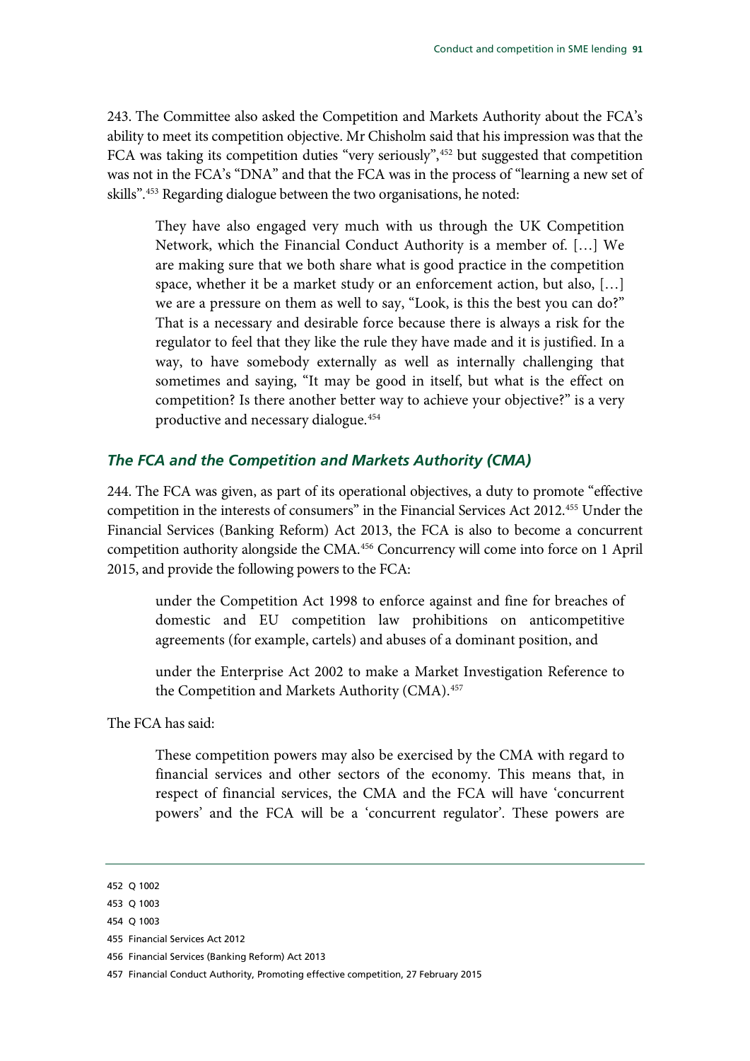243. The Committee also asked the Competition and Markets Authority about the FCA's ability to meet its competition objective. Mr Chisholm said that his impression was that the FCA was taking its competition duties "very seriously",[452] but suggested that competition was not in the FCA's "DNA" and that the FCA was in the process of "learning a new set of skills".[453] Regarding dialogue between the two organisations, he noted:

> They have also engaged very much with us through the UK Competition Network, which the Financial Conduct Authority is a member of. […] We are making sure that we both share what is good practice in the competition space, whether it be a market study or an enforcement action, but also, […] we are a pressure on them as well to say, "Look, is this the best you can do?" That is a necessary and desirable force because there is always a risk for the regulator to feel that they like the rule they have made and it is justified. In a way, to have somebody externally as well as internally challenging that sometimes and saying, "It may be good in itself, but what is the effect on competition? Is there another better way to achieve your objective?" is a very productive and necessary dialogue.[454]

### *The FCA and the Competition and Markets Authority (CMA)*

244. The FCA was given, as part of its operational objectives, a duty to promote "effective competition in the interests of consumers" in the Financial Services Act 2012.[455] Under the Financial Services (Banking Reform) Act 2013, the FCA is also to become a concurrent competition authority alongside the CMA.[456] Concurrency will come into force on 1 April 2015, and provide the following powers to the FCA:

> under the Competition Act 1998 to enforce against and fine for breaches of domestic and EU competition law prohibitions on anticompetitive agreements (for example, cartels) and abuses of a dominant position, and
>
> under the Enterprise Act 2002 to make a Market Investigation Reference to the Competition and Markets Authority (CMA).[457]

The FCA has said:

> These competition powers may also be exercised by the CMA with regard to financial services and other sectors of the economy. This means that, in respect of financial services, the CMA and the FCA will have 'concurrent powers' and the FCA will be a 'concurrent regulator'. These powers are

452 Q 1002

453 Q 1003

454 Q 1003

455 Financial Services Act 2012

456 Financial Services (Banking Reform) Act 2013

457 Financial Conduct Authority, Promoting effective competition, 27 February 2015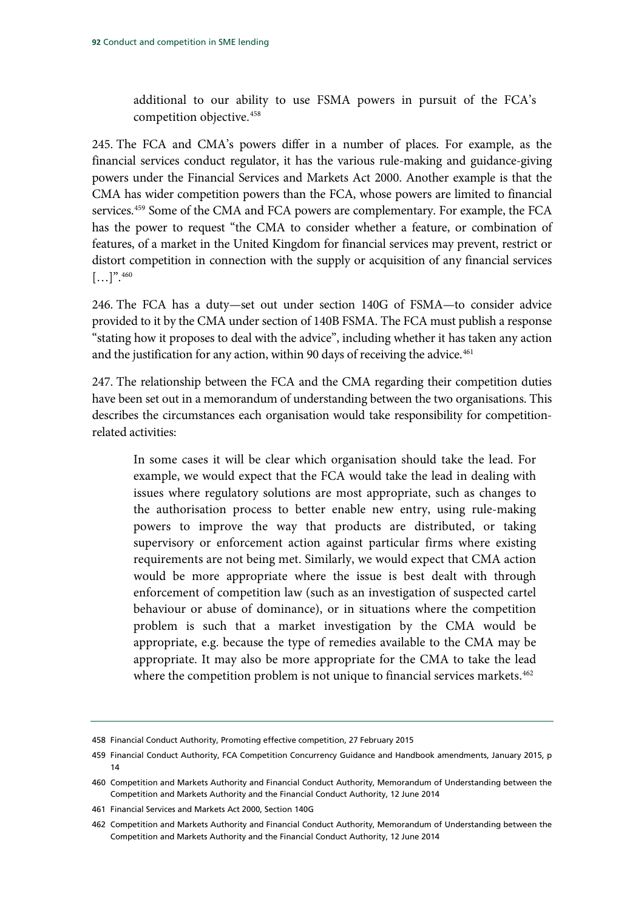> additional to our ability to use FSMA powers in pursuit of the FCA's competition objective.[458]

245. The FCA and CMA's powers differ in a number of places. For example, as the financial services conduct regulator, it has the various rule-making and guidance-giving powers under the Financial Services and Markets Act 2000. Another example is that the CMA has wider competition powers than the FCA, whose powers are limited to financial services.[459] Some of the CMA and FCA powers are complementary. For example, the FCA has the power to request "the CMA to consider whether a feature, or combination of features, of a market in the United Kingdom for financial services may prevent, restrict or distort competition in connection with the supply or acquisition of any financial services […]".[460]

246. The FCA has a duty—set out under section 140G of FSMA—to consider advice provided to it by the CMA under section of 140B FSMA. The FCA must publish a response "stating how it proposes to deal with the advice", including whether it has taken any action and the justification for any action, within 90 days of receiving the advice.[461]

247. The relationship between the FCA and the CMA regarding their competition duties have been set out in a memorandum of understanding between the two organisations. This describes the circumstances each organisation would take responsibility for competition-related activities:

> In some cases it will be clear which organisation should take the lead. For example, we would expect that the FCA would take the lead in dealing with issues where regulatory solutions are most appropriate, such as changes to the authorisation process to better enable new entry, using rule-making powers to improve the way that products are distributed, or taking supervisory or enforcement action against particular firms where existing requirements are not being met. Similarly, we would expect that CMA action would be more appropriate where the issue is best dealt with through enforcement of competition law (such as an investigation of suspected cartel behaviour or abuse of dominance), or in situations where the competition problem is such that a market investigation by the CMA would be appropriate, e.g. because the type of remedies available to the CMA may be appropriate. It may also be more appropriate for the CMA to take the lead where the competition problem is not unique to financial services markets.[462]

---

458 Financial Conduct Authority, Promoting effective competition, 27 February 2015

459 Financial Conduct Authority, FCA Competition Concurrency Guidance and Handbook amendments, January 2015, p 14

460 Competition and Markets Authority and Financial Conduct Authority, Memorandum of Understanding between the Competition and Markets Authority and the Financial Conduct Authority, 12 June 2014

461 Financial Services and Markets Act 2000, Section 140G

462 Competition and Markets Authority and Financial Conduct Authority, Memorandum of Understanding between the Competition and Markets Authority and the Financial Conduct Authority, 12 June 2014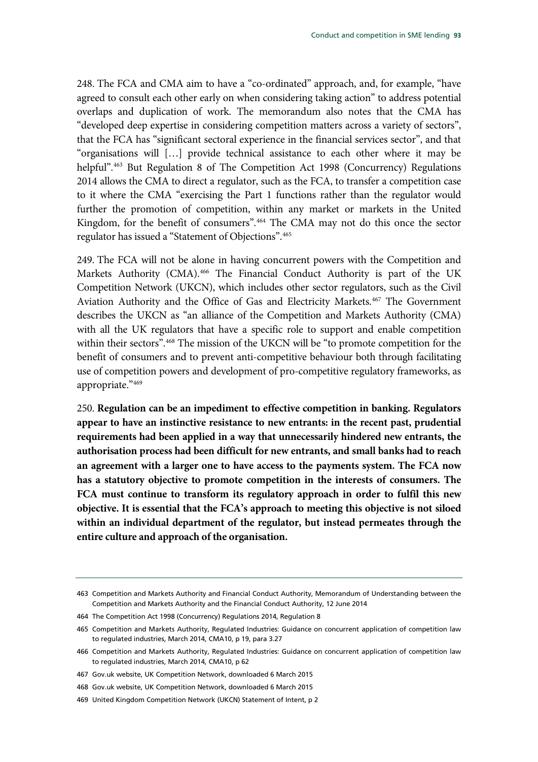248. The FCA and CMA aim to have a "co-ordinated" approach, and, for example, "have agreed to consult each other early on when considering taking action" to address potential overlaps and duplication of work. The memorandum also notes that the CMA has "developed deep expertise in considering competition matters across a variety of sectors", that the FCA has "significant sectoral experience in the financial services sector", and that "organisations will […] provide technical assistance to each other where it may be helpful".[463] But Regulation 8 of The Competition Act 1998 (Concurrency) Regulations 2014 allows the CMA to direct a regulator, such as the FCA, to transfer a competition case to it where the CMA "exercising the Part 1 functions rather than the regulator would further the promotion of competition, within any market or markets in the United Kingdom, for the benefit of consumers".[464] The CMA may not do this once the sector regulator has issued a "Statement of Objections".[465]

249. The FCA will not be alone in having concurrent powers with the Competition and Markets Authority (CMA).[466] The Financial Conduct Authority is part of the UK Competition Network (UKCN), which includes other sector regulators, such as the Civil Aviation Authority and the Office of Gas and Electricity Markets.[467] The Government describes the UKCN as "an alliance of the Competition and Markets Authority (CMA) with all the UK regulators that have a specific role to support and enable competition within their sectors".[468] The mission of the UKCN will be "to promote competition for the benefit of consumers and to prevent anti-competitive behaviour both through facilitating use of competition powers and development of pro-competitive regulatory frameworks, as appropriate."[469]

250. **Regulation can be an impediment to effective competition in banking. Regulators appear to have an instinctive resistance to new entrants: in the recent past, prudential requirements had been applied in a way that unnecessarily hindered new entrants, the authorisation process had been difficult for new entrants, and small banks had to reach an agreement with a larger one to have access to the payments system. The FCA now has a statutory objective to promote competition in the interests of consumers. The FCA must continue to transform its regulatory approach in order to fulfil this new objective. It is essential that the FCA's approach to meeting this objective is not siloed within an individual department of the regulator, but instead permeates through the entire culture and approach of the organisation.**

---

463 Competition and Markets Authority and Financial Conduct Authority, Memorandum of Understanding between the Competition and Markets Authority and the Financial Conduct Authority, 12 June 2014

464 The Competition Act 1998 (Concurrency) Regulations 2014, Regulation 8

465 Competition and Markets Authority, Regulated Industries: Guidance on concurrent application of competition law to regulated industries, March 2014, CMA10, p 19, para 3.27

466 Competition and Markets Authority, Regulated Industries: Guidance on concurrent application of competition law to regulated industries, March 2014, CMA10, p 62

467 Gov.uk website, UK Competition Network, downloaded 6 March 2015

468 Gov.uk website, UK Competition Network, downloaded 6 March 2015

469 United Kingdom Competition Network (UKCN) Statement of Intent, p 2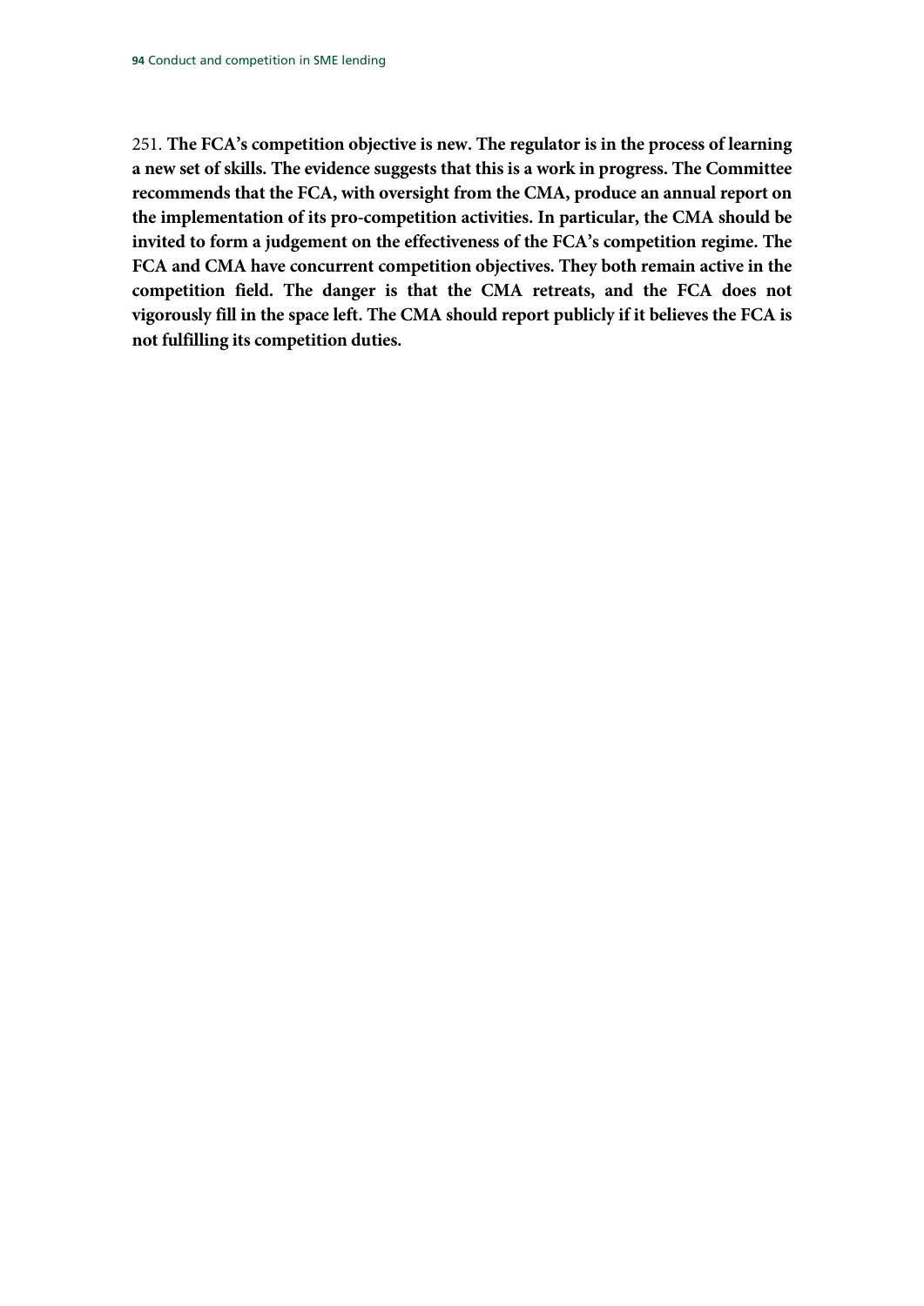251. **The FCA's competition objective is new. The regulator is in the process of learning a new set of skills. The evidence suggests that this is a work in progress. The Committee recommends that the FCA, with oversight from the CMA, produce an annual report on the implementation of its pro-competition activities. In particular, the CMA should be invited to form a judgement on the effectiveness of the FCA's competition regime. The FCA and CMA have concurrent competition objectives. They both remain active in the competition field. The danger is that the CMA retreats, and the FCA does not vigorously fill in the space left. The CMA should report publicly if it believes the FCA is not fulfilling its competition duties.**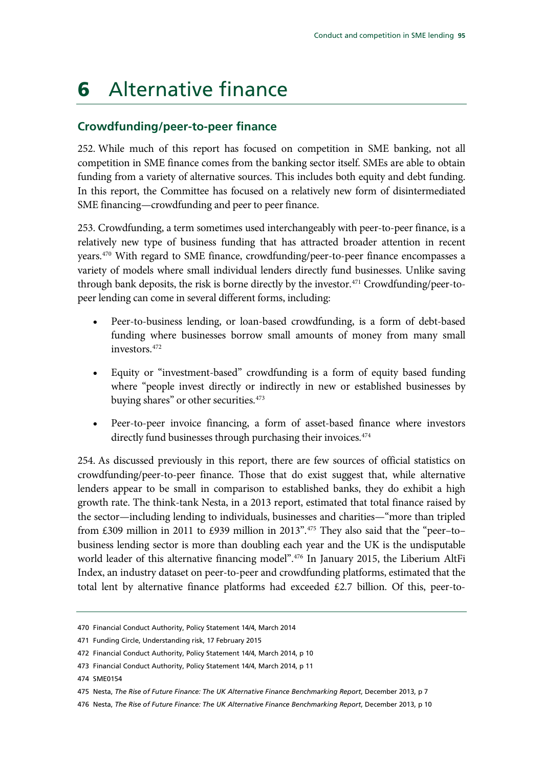# 6 Alternative finance

## Crowdfunding/peer-to-peer finance

252. While much of this report has focused on competition in SME banking, not all competition in SME finance comes from the banking sector itself. SMEs are able to obtain funding from a variety of alternative sources. This includes both equity and debt funding. In this report, the Committee has focused on a relatively new form of disintermediated SME financing—crowdfunding and peer to peer finance.

253. Crowdfunding, a term sometimes used interchangeably with peer-to-peer finance, is a relatively new type of business funding that has attracted broader attention in recent years.[470] With regard to SME finance, crowdfunding/peer-to-peer finance encompasses a variety of models where small individual lenders directly fund businesses. Unlike saving through bank deposits, the risk is borne directly by the investor.[471] Crowdfunding/peer-to-peer lending can come in several different forms, including:

- Peer-to-business lending, or loan-based crowdfunding, is a form of debt-based funding where businesses borrow small amounts of money from many small investors.[472]
- Equity or "investment-based" crowdfunding is a form of equity based funding where "people invest directly or indirectly in new or established businesses by buying shares" or other securities.[473]
- Peer-to-peer invoice financing, a form of asset-based finance where investors directly fund businesses through purchasing their invoices.[474]

254. As discussed previously in this report, there are few sources of official statistics on crowdfunding/peer-to-peer finance. Those that do exist suggest that, while alternative lenders appear to be small in comparison to established banks, they do exhibit a high growth rate. The think-tank Nesta, in a 2013 report, estimated that total finance raised by the sector—including lending to individuals, businesses and charities—"more than tripled from £309 million in 2011 to £939 million in 2013".[475] They also said that the "peer–to–business lending sector is more than doubling each year and the UK is the undisputable world leader of this alternative financing model".[476] In January 2015, the Liberium AltFi Index, an industry dataset on peer-to-peer and crowdfunding platforms, estimated that the total lent by alternative finance platforms had exceeded £2.7 billion. Of this, peer-to-

470 Financial Conduct Authority, Policy Statement 14/4, March 2014

471 Funding Circle, Understanding risk, 17 February 2015

472 Financial Conduct Authority, Policy Statement 14/4, March 2014, p 10

473 Financial Conduct Authority, Policy Statement 14/4, March 2014, p 11

474 SME0154

475 Nesta, *The Rise of Future Finance: The UK Alternative Finance Benchmarking Report*, December 2013, p 7

476 Nesta, *The Rise of Future Finance: The UK Alternative Finance Benchmarking Report*, December 2013, p 10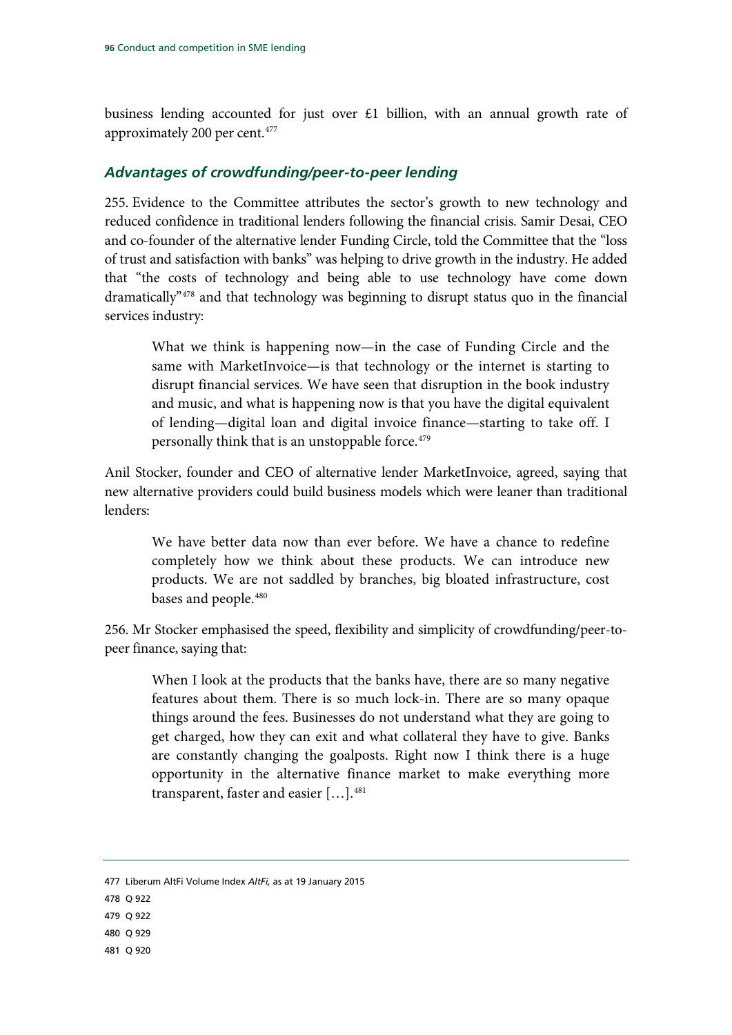business lending accounted for just over £1 billion, with an annual growth rate of approximately 200 per cent.[477]

### *Advantages of crowdfunding/peer-to-peer lending*

255. Evidence to the Committee attributes the sector's growth to new technology and reduced confidence in traditional lenders following the financial crisis. Samir Desai, CEO and co-founder of the alternative lender Funding Circle, told the Committee that the "loss of trust and satisfaction with banks" was helping to drive growth in the industry. He added that "the costs of technology and being able to use technology have come down dramatically"[478] and that technology was beginning to disrupt status quo in the financial services industry:

> What we think is happening now—in the case of Funding Circle and the same with MarketInvoice—is that technology or the internet is starting to disrupt financial services. We have seen that disruption in the book industry and music, and what is happening now is that you have the digital equivalent of lending—digital loan and digital invoice finance—starting to take off. I personally think that is an unstoppable force.[479]

Anil Stocker, founder and CEO of alternative lender MarketInvoice, agreed, saying that new alternative providers could build business models which were leaner than traditional lenders:

> We have better data now than ever before. We have a chance to redefine completely how we think about these products. We can introduce new products. We are not saddled by branches, big bloated infrastructure, cost bases and people.[480]

256. Mr Stocker emphasised the speed, flexibility and simplicity of crowdfunding/peer-to-peer finance, saying that:

> When I look at the products that the banks have, there are so many negative features about them. There is so much lock-in. There are so many opaque things around the fees. Businesses do not understand what they are going to get charged, how they can exit and what collateral they have to give. Banks are constantly changing the goalposts. Right now I think there is a huge opportunity in the alternative finance market to make everything more transparent, faster and easier […].[481]

---

477 Liberum AltFi Volume Index *AltFi,* as at 19 January 2015

478 Q 922

479 Q 922

480 Q 929

481 Q 920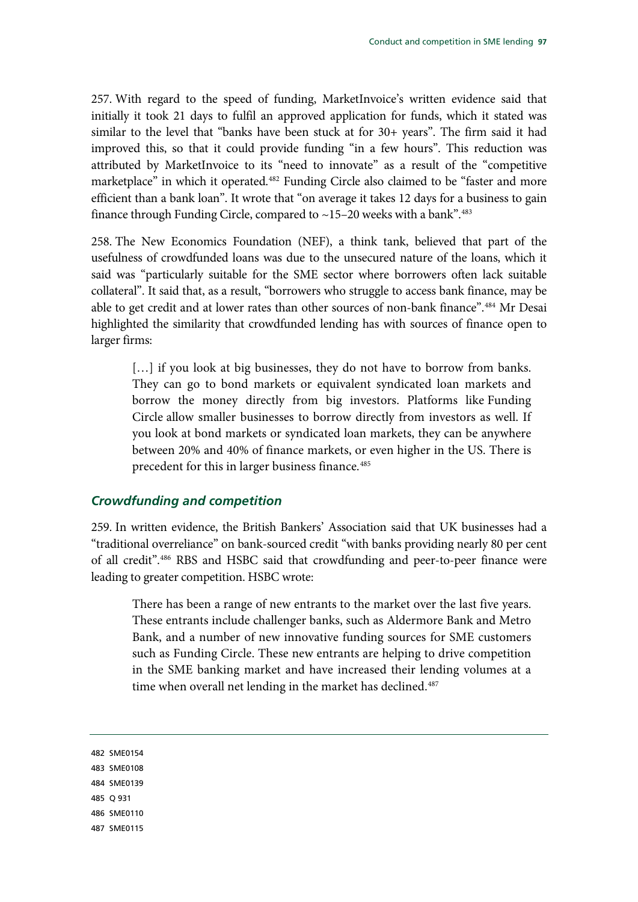257. With regard to the speed of funding, MarketInvoice's written evidence said that initially it took 21 days to fulfil an approved application for funds, which it stated was similar to the level that "banks have been stuck at for 30+ years". The firm said it had improved this, so that it could provide funding "in a few hours". This reduction was attributed by MarketInvoice to its "need to innovate" as a result of the "competitive marketplace" in which it operated.[482] Funding Circle also claimed to be "faster and more efficient than a bank loan". It wrote that "on average it takes 12 days for a business to gain finance through Funding Circle, compared to ~15–20 weeks with a bank".[483]

258. The New Economics Foundation (NEF), a think tank, believed that part of the usefulness of crowdfunded loans was due to the unsecured nature of the loans, which it said was "particularly suitable for the SME sector where borrowers often lack suitable collateral". It said that, as a result, "borrowers who struggle to access bank finance, may be able to get credit and at lower rates than other sources of non-bank finance".[484] Mr Desai highlighted the similarity that crowdfunded lending has with sources of finance open to larger firms:

> […] if you look at big businesses, they do not have to borrow from banks. They can go to bond markets or equivalent syndicated loan markets and borrow the money directly from big investors. Platforms like Funding Circle allow smaller businesses to borrow directly from investors as well. If you look at bond markets or syndicated loan markets, they can be anywhere between 20% and 40% of finance markets, or even higher in the US. There is precedent for this in larger business finance.[485]

### *Crowdfunding and competition*

259. In written evidence, the British Bankers' Association said that UK businesses had a "traditional overreliance" on bank-sourced credit "with banks providing nearly 80 per cent of all credit".[486] RBS and HSBC said that crowdfunding and peer-to-peer finance were leading to greater competition. HSBC wrote:

> There has been a range of new entrants to the market over the last five years. These entrants include challenger banks, such as Aldermore Bank and Metro Bank, and a number of new innovative funding sources for SME customers such as Funding Circle. These new entrants are helping to drive competition in the SME banking market and have increased their lending volumes at a time when overall net lending in the market has declined.[487]

---

482 SME0154
483 SME0108
484 SME0139
485 Q 931
486 SME0110
487 SME0115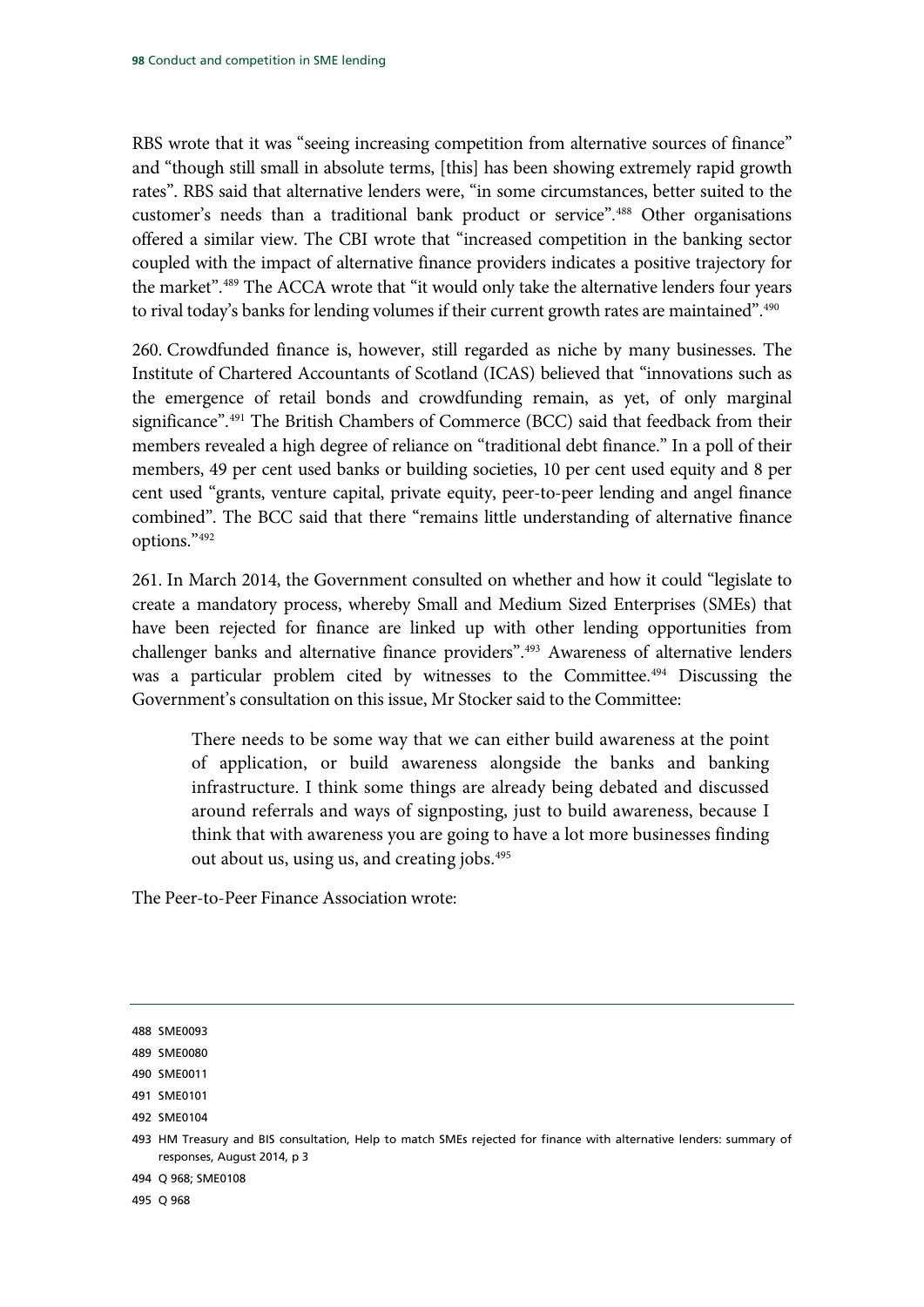RBS wrote that it was "seeing increasing competition from alternative sources of finance" and "though still small in absolute terms, [this] has been showing extremely rapid growth rates". RBS said that alternative lenders were, "in some circumstances, better suited to the customer's needs than a traditional bank product or service".[488] Other organisations offered a similar view. The CBI wrote that "increased competition in the banking sector coupled with the impact of alternative finance providers indicates a positive trajectory for the market".[489] The ACCA wrote that "it would only take the alternative lenders four years to rival today's banks for lending volumes if their current growth rates are maintained".[490]

260. Crowdfunded finance is, however, still regarded as niche by many businesses. The Institute of Chartered Accountants of Scotland (ICAS) believed that "innovations such as the emergence of retail bonds and crowdfunding remain, as yet, of only marginal significance".[491] The British Chambers of Commerce (BCC) said that feedback from their members revealed a high degree of reliance on "traditional debt finance." In a poll of their members, 49 per cent used banks or building societies, 10 per cent used equity and 8 per cent used "grants, venture capital, private equity, peer-to-peer lending and angel finance combined". The BCC said that there "remains little understanding of alternative finance options."[492]

261. In March 2014, the Government consulted on whether and how it could "legislate to create a mandatory process, whereby Small and Medium Sized Enterprises (SMEs) that have been rejected for finance are linked up with other lending opportunities from challenger banks and alternative finance providers".[493] Awareness of alternative lenders was a particular problem cited by witnesses to the Committee.[494] Discussing the Government's consultation on this issue, Mr Stocker said to the Committee:

> There needs to be some way that we can either build awareness at the point of application, or build awareness alongside the banks and banking infrastructure. I think some things are already being debated and discussed around referrals and ways of signposting, just to build awareness, because I think that with awareness you are going to have a lot more businesses finding out about us, using us, and creating jobs.[495]

The Peer-to-Peer Finance Association wrote:

---

488 SME0093

489 SME0080

490 SME0011

491 SME0101

492 SME0104

493 HM Treasury and BIS consultation, Help to match SMEs rejected for finance with alternative lenders: summary of responses, August 2014, p 3

494 Q 968; SME0108

495 Q 968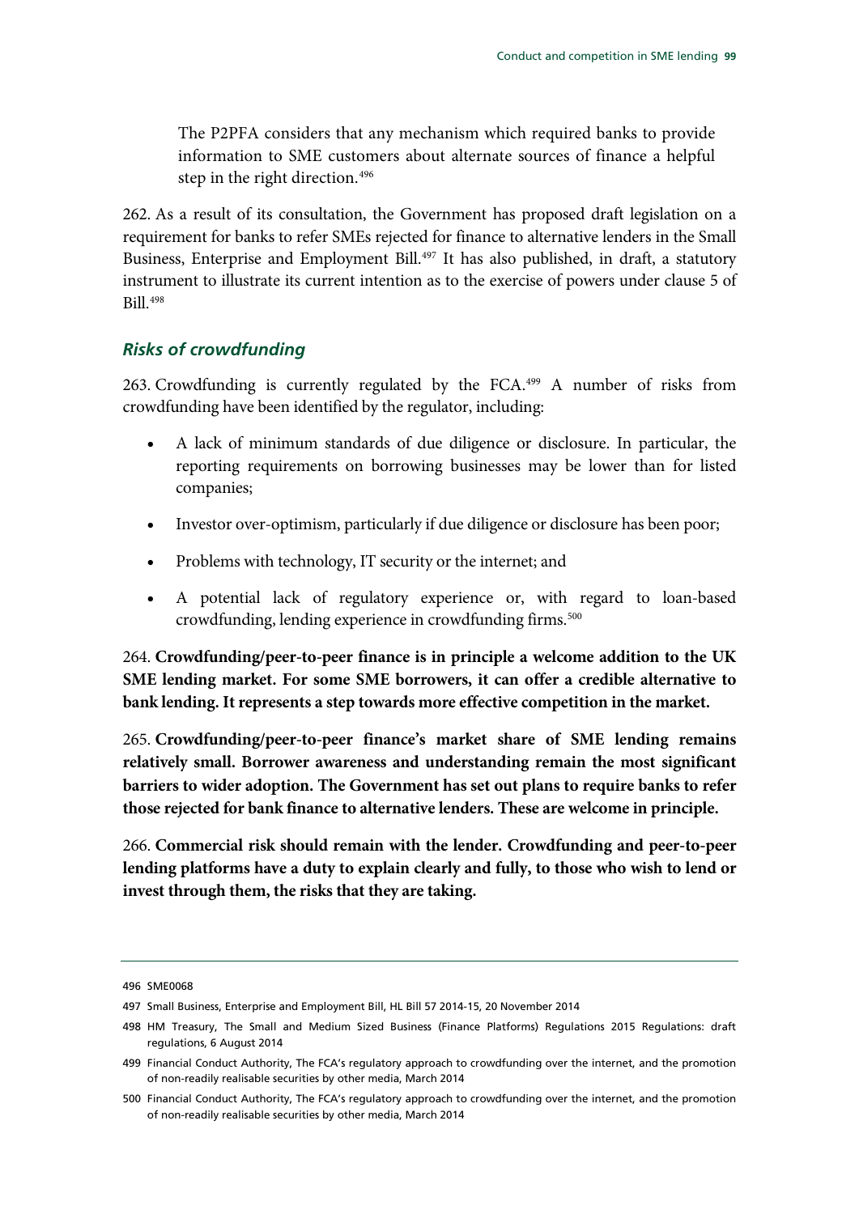> The P2PFA considers that any mechanism which required banks to provide information to SME customers about alternate sources of finance a helpful step in the right direction.[496]

262. As a result of its consultation, the Government has proposed draft legislation on a requirement for banks to refer SMEs rejected for finance to alternative lenders in the Small Business, Enterprise and Employment Bill.[497] It has also published, in draft, a statutory instrument to illustrate its current intention as to the exercise of powers under clause 5 of Bill.[498]

### *Risks of crowdfunding*

263. Crowdfunding is currently regulated by the FCA.[499] A number of risks from crowdfunding have been identified by the regulator, including:

- A lack of minimum standards of due diligence or disclosure. In particular, the reporting requirements on borrowing businesses may be lower than for listed companies;
- Investor over-optimism, particularly if due diligence or disclosure has been poor;
- Problems with technology, IT security or the internet; and
- A potential lack of regulatory experience or, with regard to loan-based crowdfunding, lending experience in crowdfunding firms.[500]

264. **Crowdfunding/peer-to-peer finance is in principle a welcome addition to the UK SME lending market. For some SME borrowers, it can offer a credible alternative to bank lending. It represents a step towards more effective competition in the market.**

265. **Crowdfunding/peer-to-peer finance's market share of SME lending remains relatively small. Borrower awareness and understanding remain the most significant barriers to wider adoption. The Government has set out plans to require banks to refer those rejected for bank finance to alternative lenders. These are welcome in principle.**

266. **Commercial risk should remain with the lender. Crowdfunding and peer-to-peer lending platforms have a duty to explain clearly and fully, to those who wish to lend or invest through them, the risks that they are taking.**

---

496 SME0068

497 Small Business, Enterprise and Employment Bill, HL Bill 57 2014-15, 20 November 2014

498 HM Treasury, The Small and Medium Sized Business (Finance Platforms) Regulations 2015 Regulations: draft regulations, 6 August 2014

499 Financial Conduct Authority, The FCA's regulatory approach to crowdfunding over the internet, and the promotion of non-readily realisable securities by other media, March 2014

500 Financial Conduct Authority, The FCA's regulatory approach to crowdfunding over the internet, and the promotion of non-readily realisable securities by other media, March 2014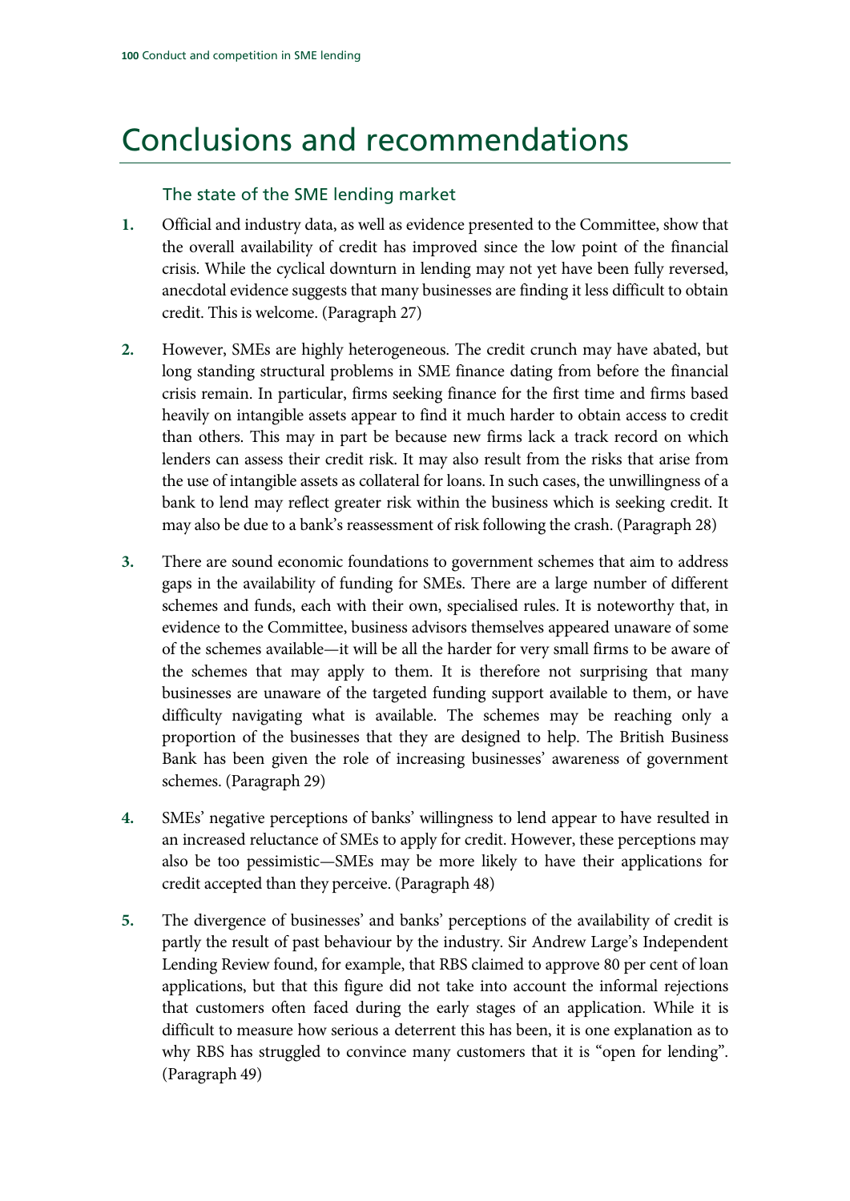# Conclusions and recommendations

## The state of the SME lending market

1. Official and industry data, as well as evidence presented to the Committee, show that the overall availability of credit has improved since the low point of the financial crisis. While the cyclical downturn in lending may not yet have been fully reversed, anecdotal evidence suggests that many businesses are finding it less difficult to obtain credit. This is welcome. (Paragraph 27)

2. However, SMEs are highly heterogeneous. The credit crunch may have abated, but long standing structural problems in SME finance dating from before the financial crisis remain. In particular, firms seeking finance for the first time and firms based heavily on intangible assets appear to find it much harder to obtain access to credit than others. This may in part be because new firms lack a track record on which lenders can assess their credit risk. It may also result from the risks that arise from the use of intangible assets as collateral for loans. In such cases, the unwillingness of a bank to lend may reflect greater risk within the business which is seeking credit. It may also be due to a bank's reassessment of risk following the crash. (Paragraph 28)

3. There are sound economic foundations to government schemes that aim to address gaps in the availability of funding for SMEs. There are a large number of different schemes and funds, each with their own, specialised rules. It is noteworthy that, in evidence to the Committee, business advisors themselves appeared unaware of some of the schemes available—it will be all the harder for very small firms to be aware of the schemes that may apply to them. It is therefore not surprising that many businesses are unaware of the targeted funding support available to them, or have difficulty navigating what is available. The schemes may be reaching only a proportion of the businesses that they are designed to help. The British Business Bank has been given the role of increasing businesses' awareness of government schemes. (Paragraph 29)

4. SMEs' negative perceptions of banks' willingness to lend appear to have resulted in an increased reluctance of SMEs to apply for credit. However, these perceptions may also be too pessimistic—SMEs may be more likely to have their applications for credit accepted than they perceive. (Paragraph 48)

5. The divergence of businesses' and banks' perceptions of the availability of credit is partly the result of past behaviour by the industry. Sir Andrew Large's Independent Lending Review found, for example, that RBS claimed to approve 80 per cent of loan applications, but that this figure did not take into account the informal rejections that customers often faced during the early stages of an application. While it is difficult to measure how serious a deterrent this has been, it is one explanation as to why RBS has struggled to convince many customers that it is "open for lending". (Paragraph 49)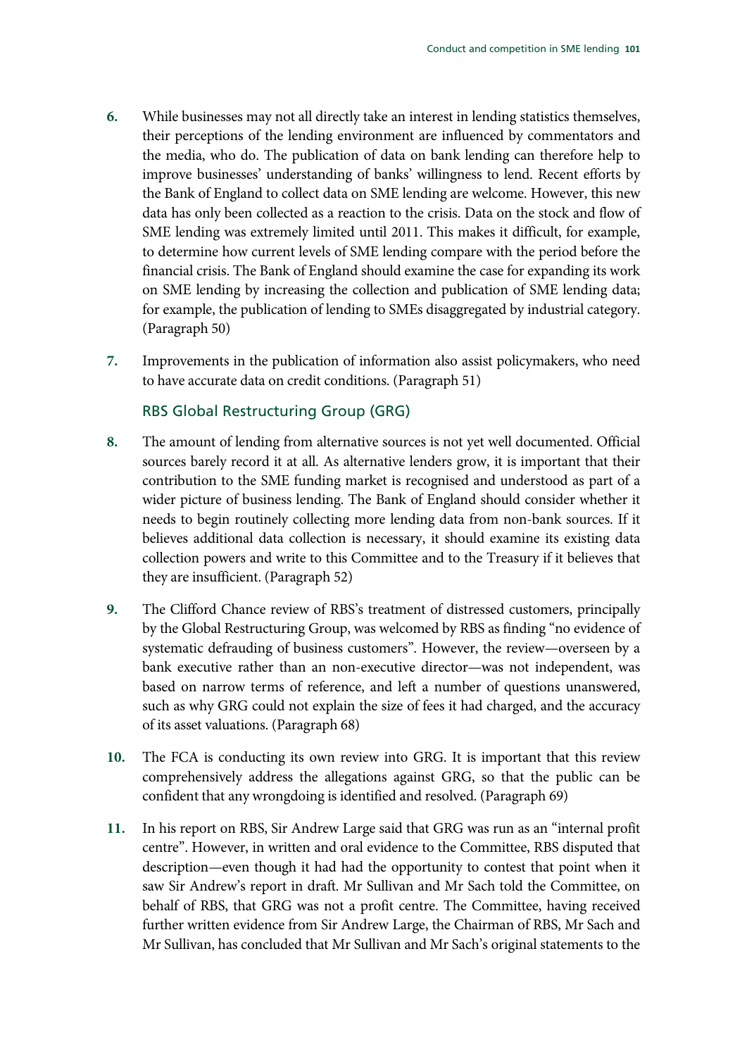6. While businesses may not all directly take an interest in lending statistics themselves, their perceptions of the lending environment are influenced by commentators and the media, who do. The publication of data on bank lending can therefore help to improve businesses' understanding of banks' willingness to lend. Recent efforts by the Bank of England to collect data on SME lending are welcome. However, this new data has only been collected as a reaction to the crisis. Data on the stock and flow of SME lending was extremely limited until 2011. This makes it difficult, for example, to determine how current levels of SME lending compare with the period before the financial crisis. The Bank of England should examine the case for expanding its work on SME lending by increasing the collection and publication of SME lending data; for example, the publication of lending to SMEs disaggregated by industrial category. (Paragraph 50)

7. Improvements in the publication of information also assist policymakers, who need to have accurate data on credit conditions. (Paragraph 51)

### RBS Global Restructuring Group (GRG)

8. The amount of lending from alternative sources is not yet well documented. Official sources barely record it at all. As alternative lenders grow, it is important that their contribution to the SME funding market is recognised and understood as part of a wider picture of business lending. The Bank of England should consider whether it needs to begin routinely collecting more lending data from non-bank sources. If it believes additional data collection is necessary, it should examine its existing data collection powers and write to this Committee and to the Treasury if it believes that they are insufficient. (Paragraph 52)

9. The Clifford Chance review of RBS's treatment of distressed customers, principally by the Global Restructuring Group, was welcomed by RBS as finding "no evidence of systematic defrauding of business customers". However, the review—overseen by a bank executive rather than an non-executive director—was not independent, was based on narrow terms of reference, and left a number of questions unanswered, such as why GRG could not explain the size of fees it had charged, and the accuracy of its asset valuations. (Paragraph 68)

10. The FCA is conducting its own review into GRG. It is important that this review comprehensively address the allegations against GRG, so that the public can be confident that any wrongdoing is identified and resolved. (Paragraph 69)

11. In his report on RBS, Sir Andrew Large said that GRG was run as an "internal profit centre". However, in written and oral evidence to the Committee, RBS disputed that description—even though it had had the opportunity to contest that point when it saw Sir Andrew's report in draft. Mr Sullivan and Mr Sach told the Committee, on behalf of RBS, that GRG was not a profit centre. The Committee, having received further written evidence from Sir Andrew Large, the Chairman of RBS, Mr Sach and Mr Sullivan, has concluded that Mr Sullivan and Mr Sach's original statements to the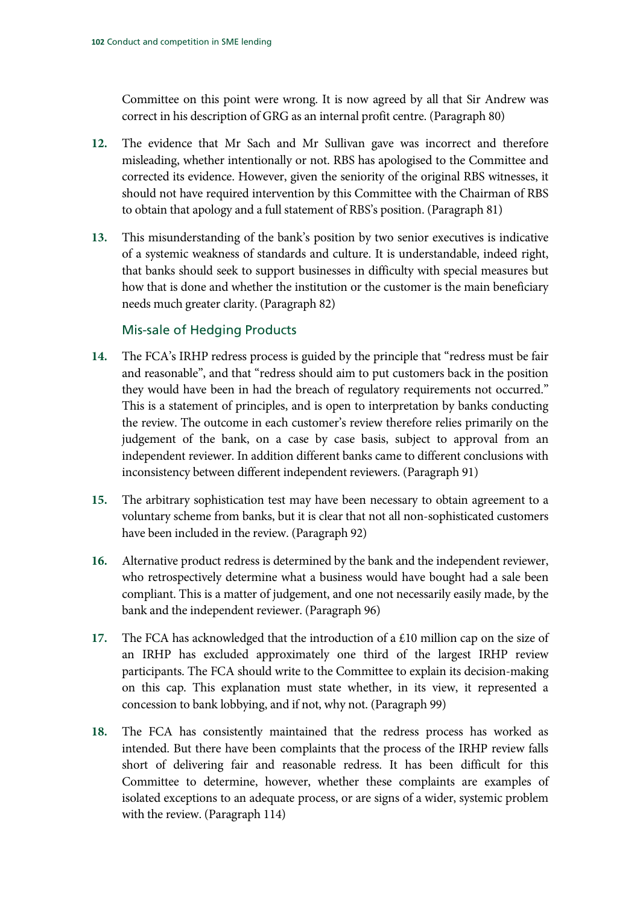Committee on this point were wrong. It is now agreed by all that Sir Andrew was correct in his description of GRG as an internal profit centre. (Paragraph 80)

**12.** The evidence that Mr Sach and Mr Sullivan gave was incorrect and therefore misleading, whether intentionally or not. RBS has apologised to the Committee and corrected its evidence. However, given the seniority of the original RBS witnesses, it should not have required intervention by this Committee with the Chairman of RBS to obtain that apology and a full statement of RBS's position. (Paragraph 81)

**13.** This misunderstanding of the bank's position by two senior executives is indicative of a systemic weakness of standards and culture. It is understandable, indeed right, that banks should seek to support businesses in difficulty with special measures but how that is done and whether the institution or the customer is the main beneficiary needs much greater clarity. (Paragraph 82)

### Mis-sale of Hedging Products

**14.** The FCA's IRHP redress process is guided by the principle that "redress must be fair and reasonable", and that "redress should aim to put customers back in the position they would have been in had the breach of regulatory requirements not occurred." This is a statement of principles, and is open to interpretation by banks conducting the review. The outcome in each customer's review therefore relies primarily on the judgement of the bank, on a case by case basis, subject to approval from an independent reviewer. In addition different banks came to different conclusions with inconsistency between different independent reviewers. (Paragraph 91)

**15.** The arbitrary sophistication test may have been necessary to obtain agreement to a voluntary scheme from banks, but it is clear that not all non-sophisticated customers have been included in the review. (Paragraph 92)

**16.** Alternative product redress is determined by the bank and the independent reviewer, who retrospectively determine what a business would have bought had a sale been compliant. This is a matter of judgement, and one not necessarily easily made, by the bank and the independent reviewer. (Paragraph 96)

**17.** The FCA has acknowledged that the introduction of a £10 million cap on the size of an IRHP has excluded approximately one third of the largest IRHP review participants. The FCA should write to the Committee to explain its decision-making on this cap. This explanation must state whether, in its view, it represented a concession to bank lobbying, and if not, why not. (Paragraph 99)

**18.** The FCA has consistently maintained that the redress process has worked as intended. But there have been complaints that the process of the IRHP review falls short of delivering fair and reasonable redress. It has been difficult for this Committee to determine, however, whether these complaints are examples of isolated exceptions to an adequate process, or are signs of a wider, systemic problem with the review. (Paragraph 114)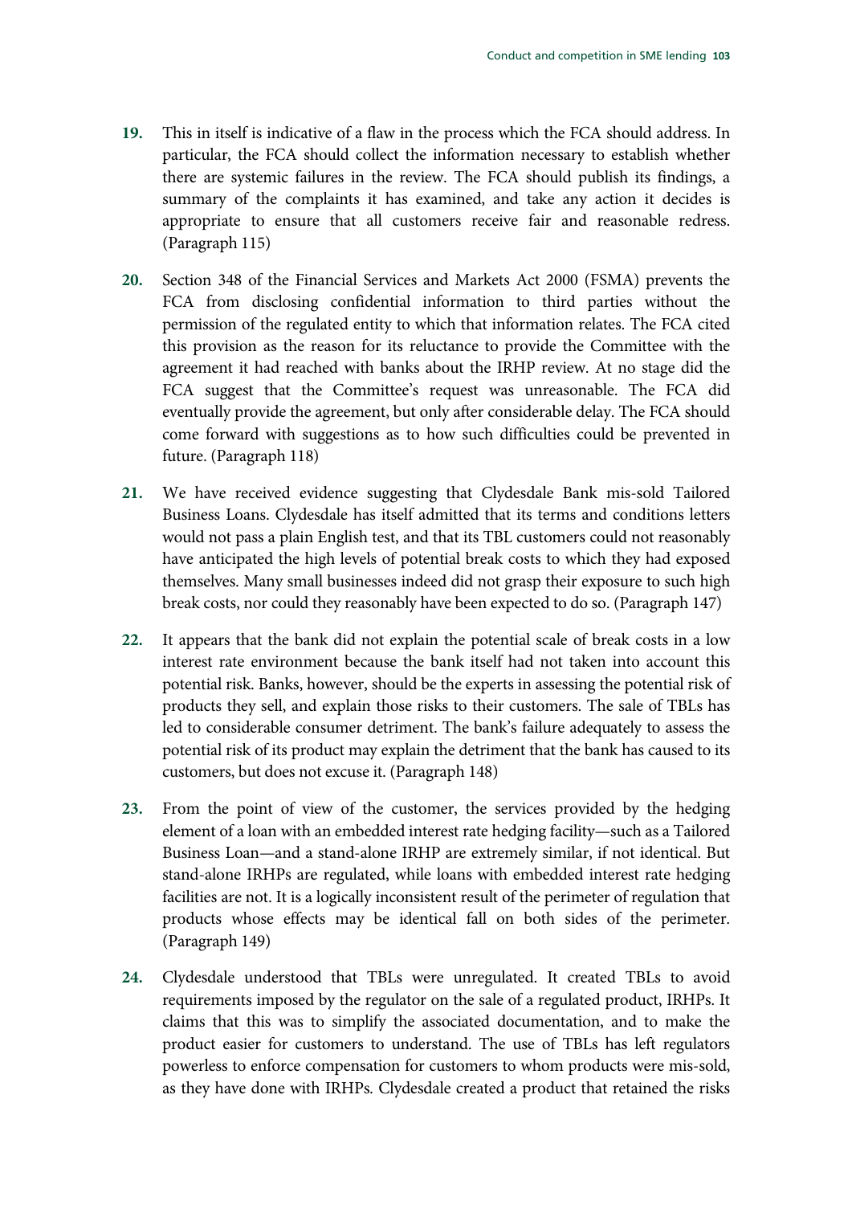**19.** This in itself is indicative of a flaw in the process which the FCA should address. In particular, the FCA should collect the information necessary to establish whether there are systemic failures in the review. The FCA should publish its findings, a summary of the complaints it has examined, and take any action it decides is appropriate to ensure that all customers receive fair and reasonable redress. (Paragraph 115)

**20.** Section 348 of the Financial Services and Markets Act 2000 (FSMA) prevents the FCA from disclosing confidential information to third parties without the permission of the regulated entity to which that information relates. The FCA cited this provision as the reason for its reluctance to provide the Committee with the agreement it had reached with banks about the IRHP review. At no stage did the FCA suggest that the Committee's request was unreasonable. The FCA did eventually provide the agreement, but only after considerable delay. The FCA should come forward with suggestions as to how such difficulties could be prevented in future. (Paragraph 118)

**21.** We have received evidence suggesting that Clydesdale Bank mis-sold Tailored Business Loans. Clydesdale has itself admitted that its terms and conditions letters would not pass a plain English test, and that its TBL customers could not reasonably have anticipated the high levels of potential break costs to which they had exposed themselves. Many small businesses indeed did not grasp their exposure to such high break costs, nor could they reasonably have been expected to do so. (Paragraph 147)

**22.** It appears that the bank did not explain the potential scale of break costs in a low interest rate environment because the bank itself had not taken into account this potential risk. Banks, however, should be the experts in assessing the potential risk of products they sell, and explain those risks to their customers. The sale of TBLs has led to considerable consumer detriment. The bank's failure adequately to assess the potential risk of its product may explain the detriment that the bank has caused to its customers, but does not excuse it. (Paragraph 148)

**23.** From the point of view of the customer, the services provided by the hedging element of a loan with an embedded interest rate hedging facility—such as a Tailored Business Loan—and a stand-alone IRHP are extremely similar, if not identical. But stand-alone IRHPs are regulated, while loans with embedded interest rate hedging facilities are not. It is a logically inconsistent result of the perimeter of regulation that products whose effects may be identical fall on both sides of the perimeter. (Paragraph 149)

**24.** Clydesdale understood that TBLs were unregulated. It created TBLs to avoid requirements imposed by the regulator on the sale of a regulated product, IRHPs. It claims that this was to simplify the associated documentation, and to make the product easier for customers to understand. The use of TBLs has left regulators powerless to enforce compensation for customers to whom products were mis-sold, as they have done with IRHPs. Clydesdale created a product that retained the risks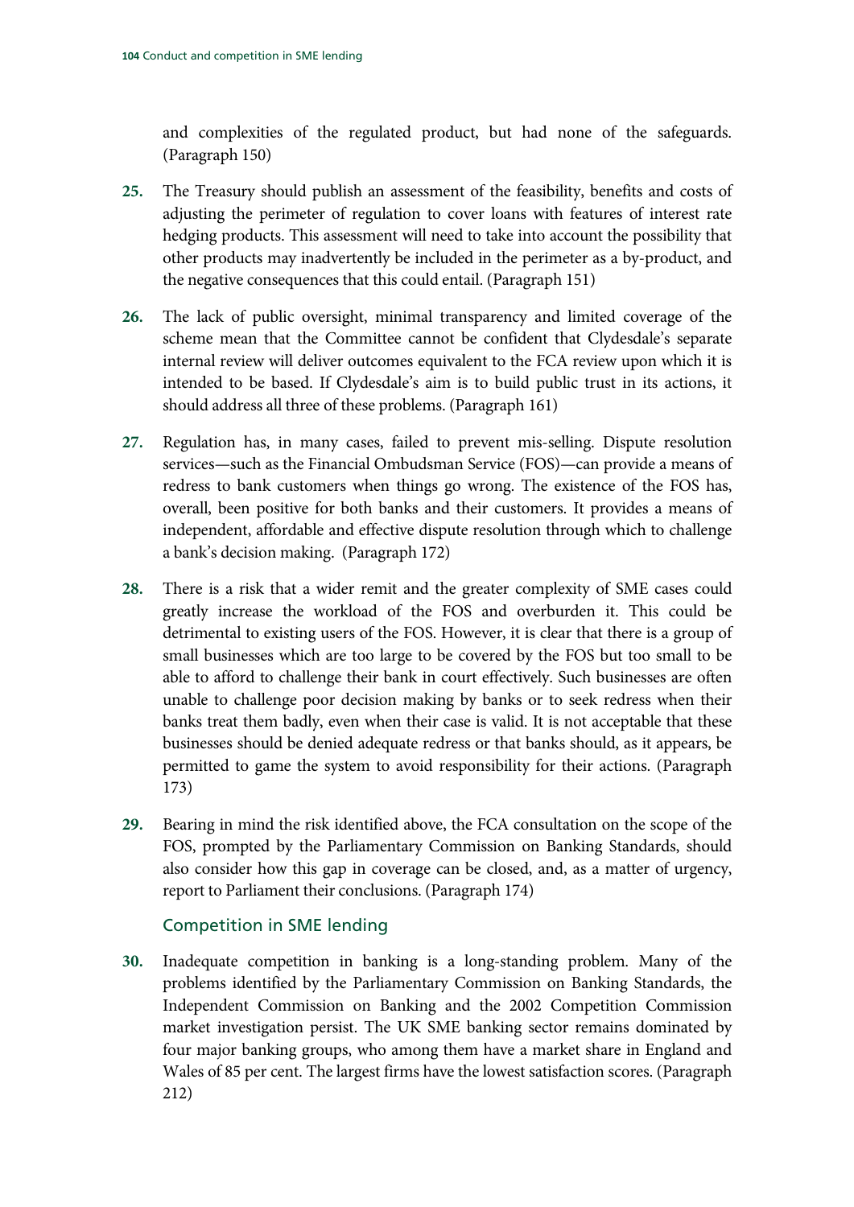and complexities of the regulated product, but had none of the safeguards. (Paragraph 150)

**25.** The Treasury should publish an assessment of the feasibility, benefits and costs of adjusting the perimeter of regulation to cover loans with features of interest rate hedging products. This assessment will need to take into account the possibility that other products may inadvertently be included in the perimeter as a by-product, and the negative consequences that this could entail. (Paragraph 151)

**26.** The lack of public oversight, minimal transparency and limited coverage of the scheme mean that the Committee cannot be confident that Clydesdale's separate internal review will deliver outcomes equivalent to the FCA review upon which it is intended to be based. If Clydesdale's aim is to build public trust in its actions, it should address all three of these problems. (Paragraph 161)

**27.** Regulation has, in many cases, failed to prevent mis-selling. Dispute resolution services—such as the Financial Ombudsman Service (FOS)—can provide a means of redress to bank customers when things go wrong. The existence of the FOS has, overall, been positive for both banks and their customers. It provides a means of independent, affordable and effective dispute resolution through which to challenge a bank's decision making. (Paragraph 172)

**28.** There is a risk that a wider remit and the greater complexity of SME cases could greatly increase the workload of the FOS and overburden it. This could be detrimental to existing users of the FOS. However, it is clear that there is a group of small businesses which are too large to be covered by the FOS but too small to be able to afford to challenge their bank in court effectively. Such businesses are often unable to challenge poor decision making by banks or to seek redress when their banks treat them badly, even when their case is valid. It is not acceptable that these businesses should be denied adequate redress or that banks should, as it appears, be permitted to game the system to avoid responsibility for their actions. (Paragraph 173)

**29.** Bearing in mind the risk identified above, the FCA consultation on the scope of the FOS, prompted by the Parliamentary Commission on Banking Standards, should also consider how this gap in coverage can be closed, and, as a matter of urgency, report to Parliament their conclusions. (Paragraph 174)

## Competition in SME lending

**30.** Inadequate competition in banking is a long-standing problem. Many of the problems identified by the Parliamentary Commission on Banking Standards, the Independent Commission on Banking and the 2002 Competition Commission market investigation persist. The UK SME banking sector remains dominated by four major banking groups, who among them have a market share in England and Wales of 85 per cent. The largest firms have the lowest satisfaction scores. (Paragraph 212)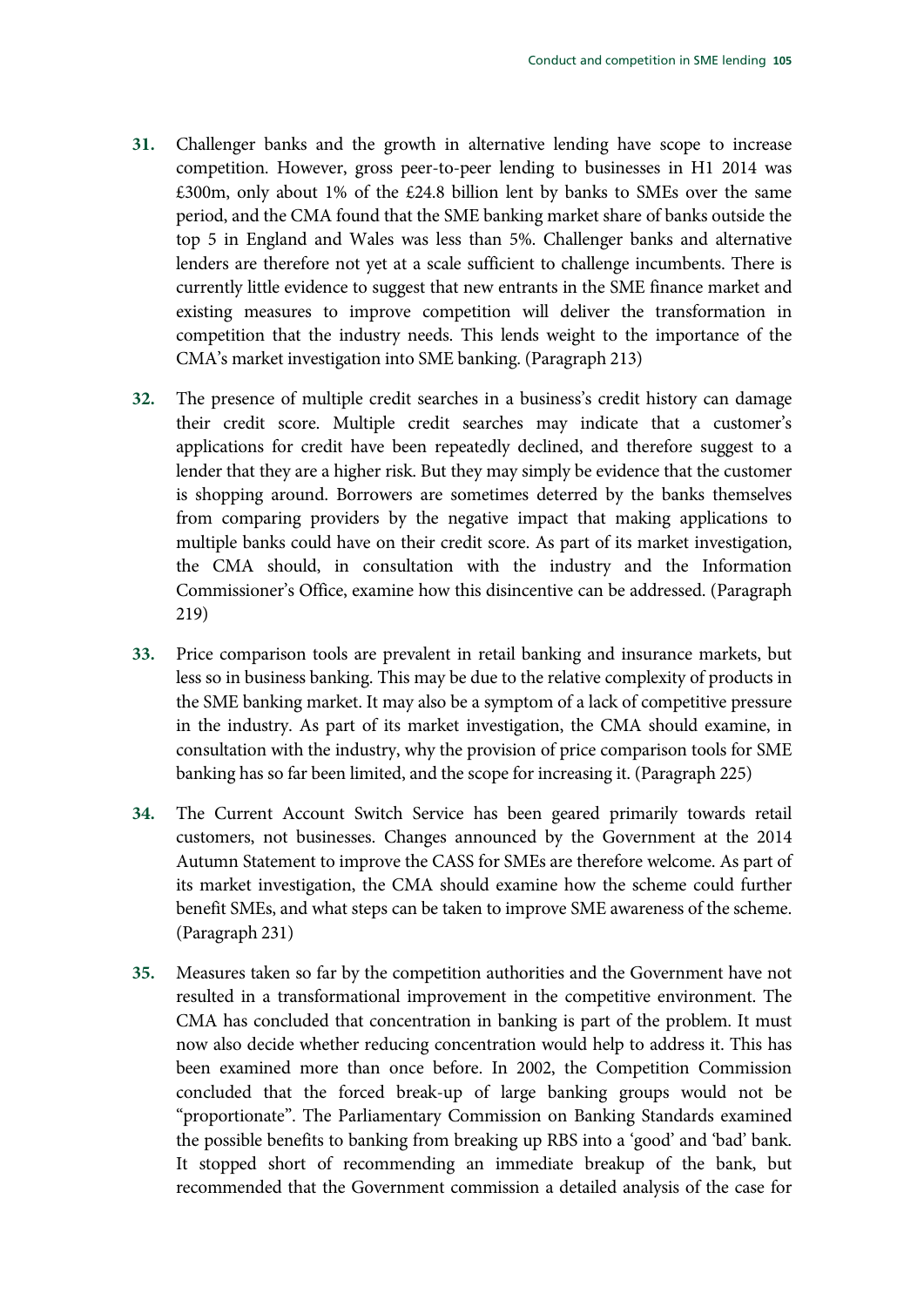**31.** Challenger banks and the growth in alternative lending have scope to increase competition. However, gross peer-to-peer lending to businesses in H1 2014 was £300m, only about 1% of the £24.8 billion lent by banks to SMEs over the same period, and the CMA found that the SME banking market share of banks outside the top 5 in England and Wales was less than 5%. Challenger banks and alternative lenders are therefore not yet at a scale sufficient to challenge incumbents. There is currently little evidence to suggest that new entrants in the SME finance market and existing measures to improve competition will deliver the transformation in competition that the industry needs. This lends weight to the importance of the CMA's market investigation into SME banking. (Paragraph 213)

**32.** The presence of multiple credit searches in a business's credit history can damage their credit score. Multiple credit searches may indicate that a customer's applications for credit have been repeatedly declined, and therefore suggest to a lender that they are a higher risk. But they may simply be evidence that the customer is shopping around. Borrowers are sometimes deterred by the banks themselves from comparing providers by the negative impact that making applications to multiple banks could have on their credit score. As part of its market investigation, the CMA should, in consultation with the industry and the Information Commissioner's Office, examine how this disincentive can be addressed. (Paragraph 219)

**33.** Price comparison tools are prevalent in retail banking and insurance markets, but less so in business banking. This may be due to the relative complexity of products in the SME banking market. It may also be a symptom of a lack of competitive pressure in the industry. As part of its market investigation, the CMA should examine, in consultation with the industry, why the provision of price comparison tools for SME banking has so far been limited, and the scope for increasing it. (Paragraph 225)

**34.** The Current Account Switch Service has been geared primarily towards retail customers, not businesses. Changes announced by the Government at the 2014 Autumn Statement to improve the CASS for SMEs are therefore welcome. As part of its market investigation, the CMA should examine how the scheme could further benefit SMEs, and what steps can be taken to improve SME awareness of the scheme. (Paragraph 231)

**35.** Measures taken so far by the competition authorities and the Government have not resulted in a transformational improvement in the competitive environment. The CMA has concluded that concentration in banking is part of the problem. It must now also decide whether reducing concentration would help to address it. This has been examined more than once before. In 2002, the Competition Commission concluded that the forced break-up of large banking groups would not be "proportionate". The Parliamentary Commission on Banking Standards examined the possible benefits to banking from breaking up RBS into a 'good' and 'bad' bank. It stopped short of recommending an immediate breakup of the bank, but recommended that the Government commission a detailed analysis of the case for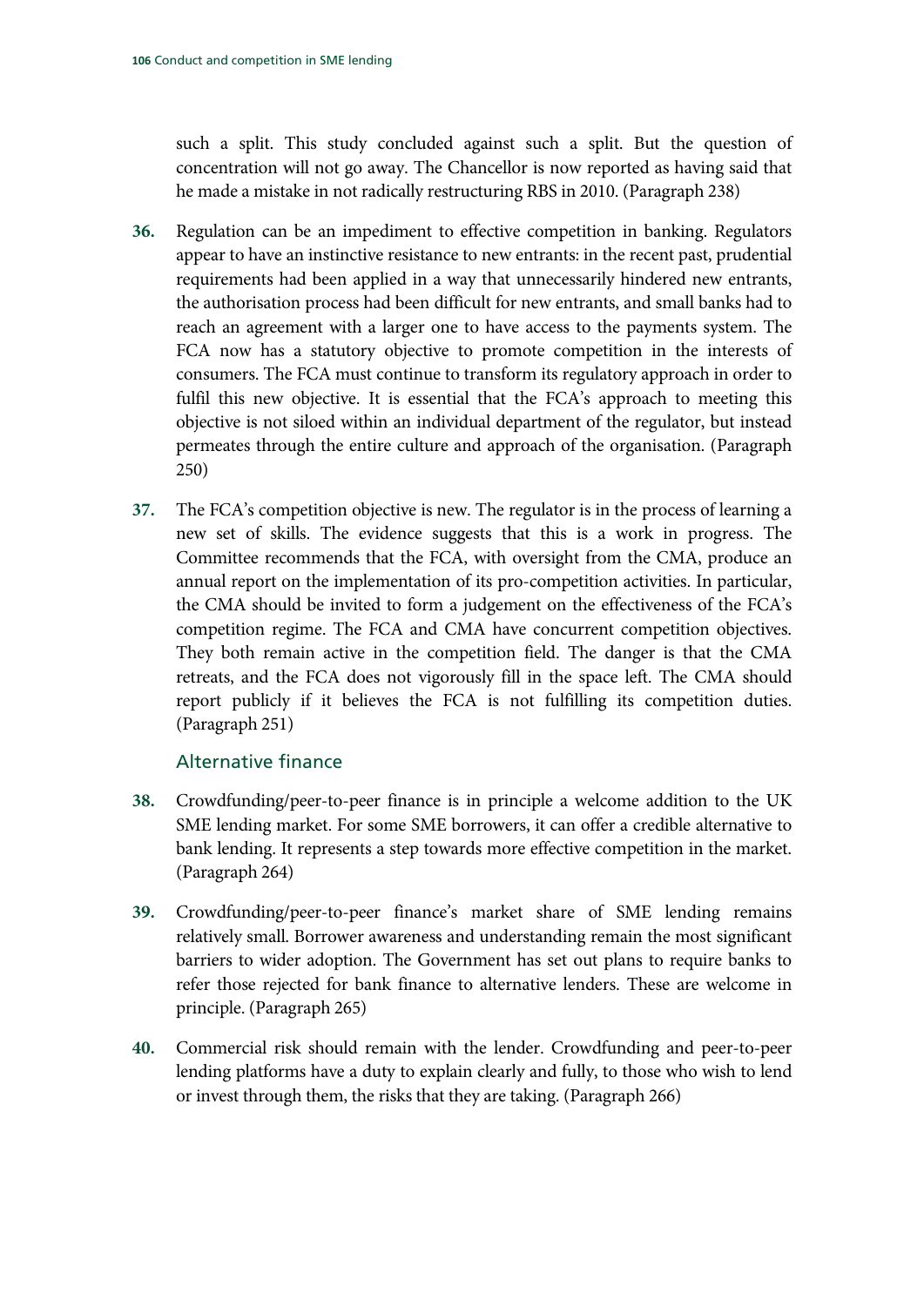such a split. This study concluded against such a split. But the question of concentration will not go away. The Chancellor is now reported as having said that he made a mistake in not radically restructuring RBS in 2010. (Paragraph 238)

**36.** Regulation can be an impediment to effective competition in banking. Regulators appear to have an instinctive resistance to new entrants: in the recent past, prudential requirements had been applied in a way that unnecessarily hindered new entrants, the authorisation process had been difficult for new entrants, and small banks had to reach an agreement with a larger one to have access to the payments system. The FCA now has a statutory objective to promote competition in the interests of consumers. The FCA must continue to transform its regulatory approach in order to fulfil this new objective. It is essential that the FCA's approach to meeting this objective is not siloed within an individual department of the regulator, but instead permeates through the entire culture and approach of the organisation. (Paragraph 250)

**37.** The FCA's competition objective is new. The regulator is in the process of learning a new set of skills. The evidence suggests that this is a work in progress. The Committee recommends that the FCA, with oversight from the CMA, produce an annual report on the implementation of its pro-competition activities. In particular, the CMA should be invited to form a judgement on the effectiveness of the FCA's competition regime. The FCA and CMA have concurrent competition objectives. They both remain active in the competition field. The danger is that the CMA retreats, and the FCA does not vigorously fill in the space left. The CMA should report publicly if it believes the FCA is not fulfilling its competition duties. (Paragraph 251)

### Alternative finance

**38.** Crowdfunding/peer-to-peer finance is in principle a welcome addition to the UK SME lending market. For some SME borrowers, it can offer a credible alternative to bank lending. It represents a step towards more effective competition in the market. (Paragraph 264)

**39.** Crowdfunding/peer-to-peer finance's market share of SME lending remains relatively small. Borrower awareness and understanding remain the most significant barriers to wider adoption. The Government has set out plans to require banks to refer those rejected for bank finance to alternative lenders. These are welcome in principle. (Paragraph 265)

**40.** Commercial risk should remain with the lender. Crowdfunding and peer-to-peer lending platforms have a duty to explain clearly and fully, to those who wish to lend or invest through them, the risks that they are taking. (Paragraph 266)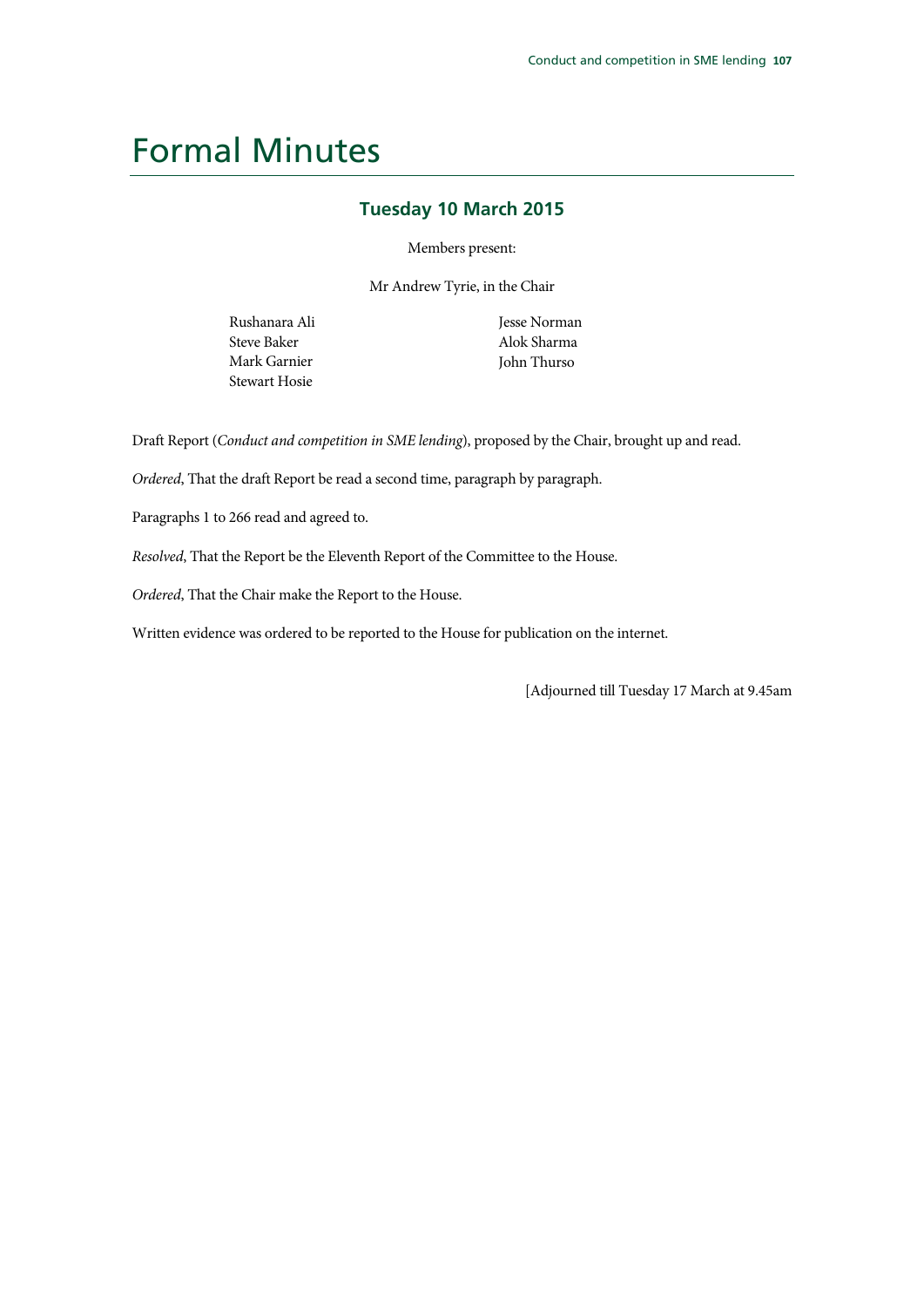# Formal Minutes

## Tuesday 10 March 2015

Members present:

Mr Andrew Tyrie, in the Chair

Rushanara Ali
Steve Baker
Mark Garnier
Stewart Hosie
Jesse Norman
Alok Sharma
John Thurso

Draft Report (*Conduct and competition in SME lending*), proposed by the Chair, brought up and read.

*Ordered*, That the draft Report be read a second time, paragraph by paragraph.

Paragraphs 1 to 266 read and agreed to.

*Resolved*, That the Report be the Eleventh Report of the Committee to the House.

*Ordered*, That the Chair make the Report to the House.

Written evidence was ordered to be reported to the House for publication on the internet.

[Adjourned till Tuesday 17 March at 9.45am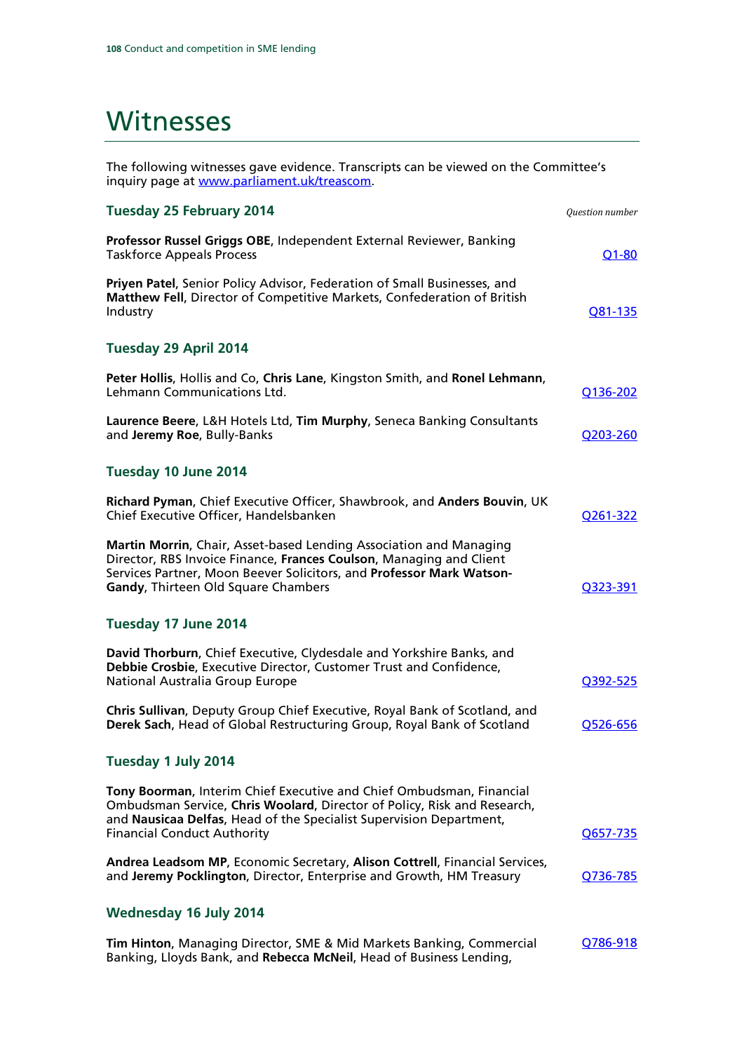# Witnesses

The following witnesses gave evidence. Transcripts can be viewed on the Committee's inquiry page at www.parliament.uk/treascom.

## Tuesday 25 February 2014

*Question number*

**Professor Russel Griggs OBE**, Independent External Reviewer, Banking Taskforce Appeals Process — Q1-80

**Priyen Patel**, Senior Policy Advisor, Federation of Small Businesses, and **Matthew Fell**, Director of Competitive Markets, Confederation of British Industry — Q81-135

## Tuesday 29 April 2014

**Peter Hollis**, Hollis and Co, **Chris Lane**, Kingston Smith, and **Ronel Lehmann**, Lehmann Communications Ltd. — Q136-202

**Laurence Beere**, L&H Hotels Ltd, **Tim Murphy**, Seneca Banking Consultants and **Jeremy Roe**, Bully-Banks — Q203-260

## Tuesday 10 June 2014

**Richard Pyman**, Chief Executive Officer, Shawbrook, and **Anders Bouvin**, UK Chief Executive Officer, Handelsbanken — Q261-322

**Martin Morrin**, Chair, Asset-based Lending Association and Managing Director, RBS Invoice Finance, **Frances Coulson**, Managing and Client Services Partner, Moon Beever Solicitors, and **Professor Mark Watson-Gandy**, Thirteen Old Square Chambers — Q323-391

## Tuesday 17 June 2014

**David Thorburn**, Chief Executive, Clydesdale and Yorkshire Banks, and **Debbie Crosbie**, Executive Director, Customer Trust and Confidence, National Australia Group Europe — Q392-525

**Chris Sullivan**, Deputy Group Chief Executive, Royal Bank of Scotland, and **Derek Sach**, Head of Global Restructuring Group, Royal Bank of Scotland — Q526-656

## Tuesday 1 July 2014

**Tony Boorman**, Interim Chief Executive and Chief Ombudsman, Financial Ombudsman Service, **Chris Woolard**, Director of Policy, Risk and Research, and **Nausicaa Delfas**, Head of the Specialist Supervision Department, Financial Conduct Authority — Q657-735

**Andrea Leadsom MP**, Economic Secretary, **Alison Cottrell**, Financial Services, and **Jeremy Pocklington**, Director, Enterprise and Growth, HM Treasury — Q736-785

## Wednesday 16 July 2014

**Tim Hinton**, Managing Director, SME & Mid Markets Banking, Commercial Banking, Lloyds Bank, and **Rebecca McNeil**, Head of Business Lending, — Q786-918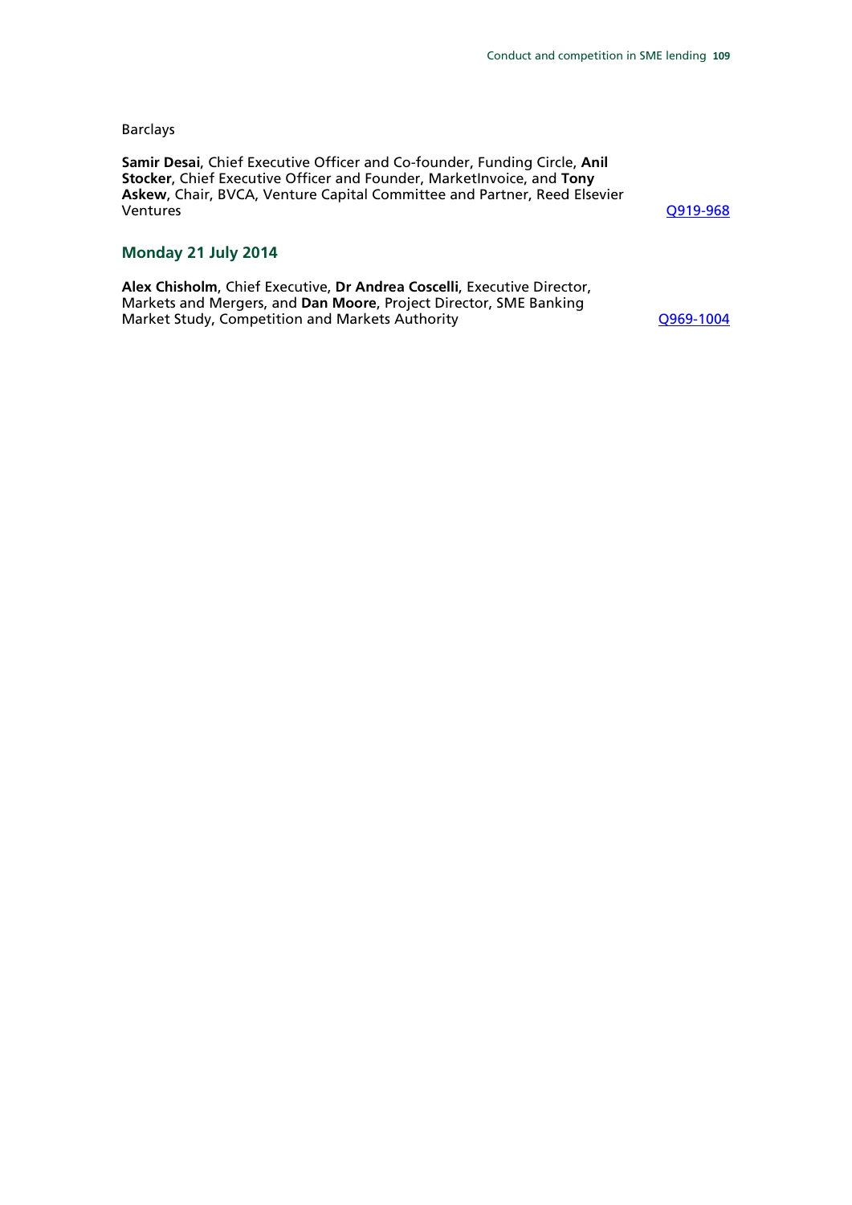Barclays

**Samir Desai**, Chief Executive Officer and Co-founder, Funding Circle, **Anil Stocker**, Chief Executive Officer and Founder, MarketInvoice, and **Tony Askew**, Chair, BVCA, Venture Capital Committee and Partner, Reed Elsevier Ventures — Q919-968

## Monday 21 July 2014

**Alex Chisholm**, Chief Executive, **Dr Andrea Coscelli**, Executive Director, Markets and Mergers, and **Dan Moore**, Project Director, SME Banking Market Study, Competition and Markets Authority — Q969-1004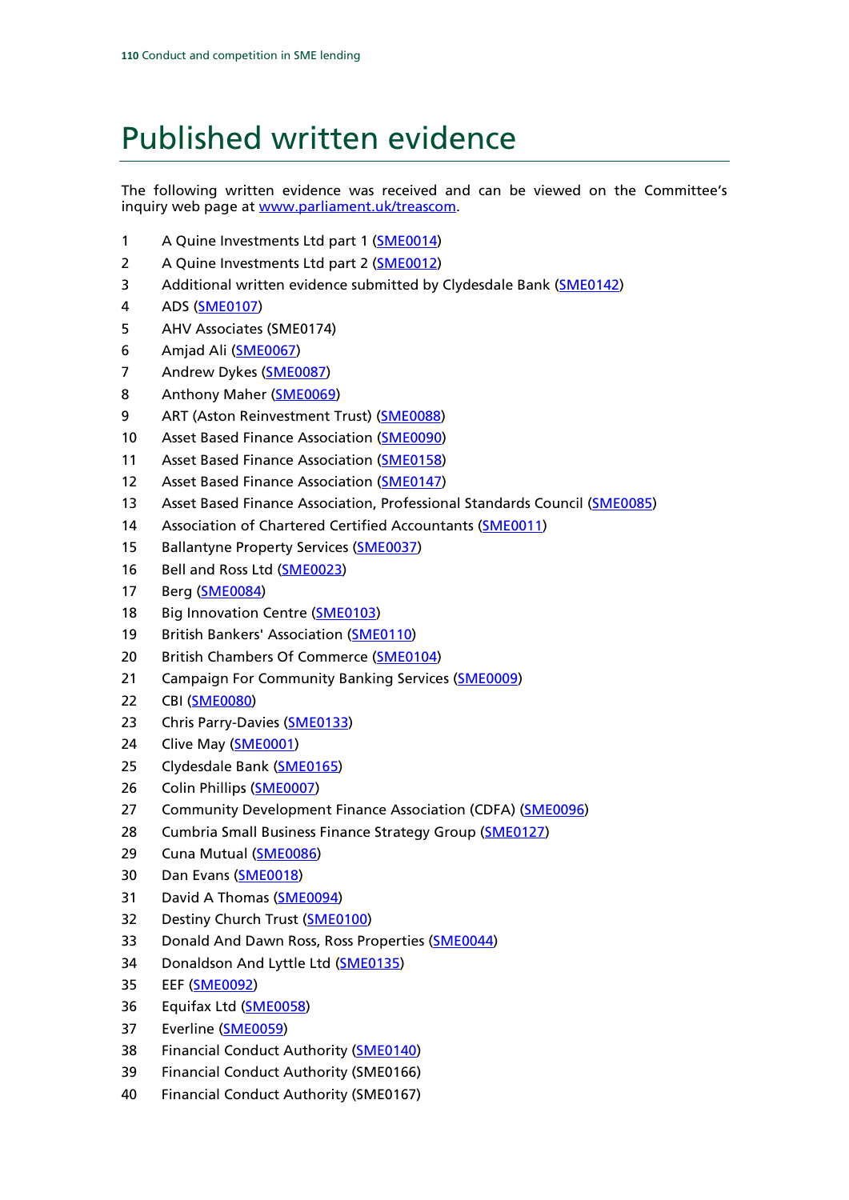# Published written evidence

The following written evidence was received and can be viewed on the Committee's inquiry web page at [www.parliament.uk/treascom](www.parliament.uk/treascom).

1 A Quine Investments Ltd part 1 ([SME0014](SME0014))
2 A Quine Investments Ltd part 2 ([SME0012](SME0012))
3 Additional written evidence submitted by Clydesdale Bank ([SME0142](SME0142))
4 ADS ([SME0107](SME0107))
5 AHV Associates (SME0174)
6 Amjad Ali ([SME0067](SME0067))
7 Andrew Dykes ([SME0087](SME0087))
8 Anthony Maher ([SME0069](SME0069))
9 ART (Aston Reinvestment Trust) ([SME0088](SME0088))
10 Asset Based Finance Association ([SME0090](SME0090))
11 Asset Based Finance Association ([SME0158](SME0158))
12 Asset Based Finance Association ([SME0147](SME0147))
13 Asset Based Finance Association, Professional Standards Council ([SME0085](SME0085))
14 Association of Chartered Certified Accountants ([SME0011](SME0011))
15 Ballantyne Property Services ([SME0037](SME0037))
16 Bell and Ross Ltd ([SME0023](SME0023))
17 Berg ([SME0084](SME0084))
18 Big Innovation Centre ([SME0103](SME0103))
19 British Bankers' Association ([SME0110](SME0110))
20 British Chambers Of Commerce ([SME0104](SME0104))
21 Campaign For Community Banking Services ([SME0009](SME0009))
22 CBI ([SME0080](SME0080))
23 Chris Parry-Davies ([SME0133](SME0133))
24 Clive May ([SME0001](SME0001))
25 Clydesdale Bank ([SME0165](SME0165))
26 Colin Phillips ([SME0007](SME0007))
27 Community Development Finance Association (CDFA) ([SME0096](SME0096))
28 Cumbria Small Business Finance Strategy Group ([SME0127](SME0127))
29 Cuna Mutual ([SME0086](SME0086))
30 Dan Evans ([SME0018](SME0018))
31 David A Thomas ([SME0094](SME0094))
32 Destiny Church Trust ([SME0100](SME0100))
33 Donald And Dawn Ross, Ross Properties ([SME0044](SME0044))
34 Donaldson And Lyttle Ltd ([SME0135](SME0135))
35 EEF ([SME0092](SME0092))
36 Equifax Ltd ([SME0058](SME0058))
37 Everline ([SME0059](SME0059))
38 Financial Conduct Authority ([SME0140](SME0140))
39 Financial Conduct Authority (SME0166)
40 Financial Conduct Authority (SME0167)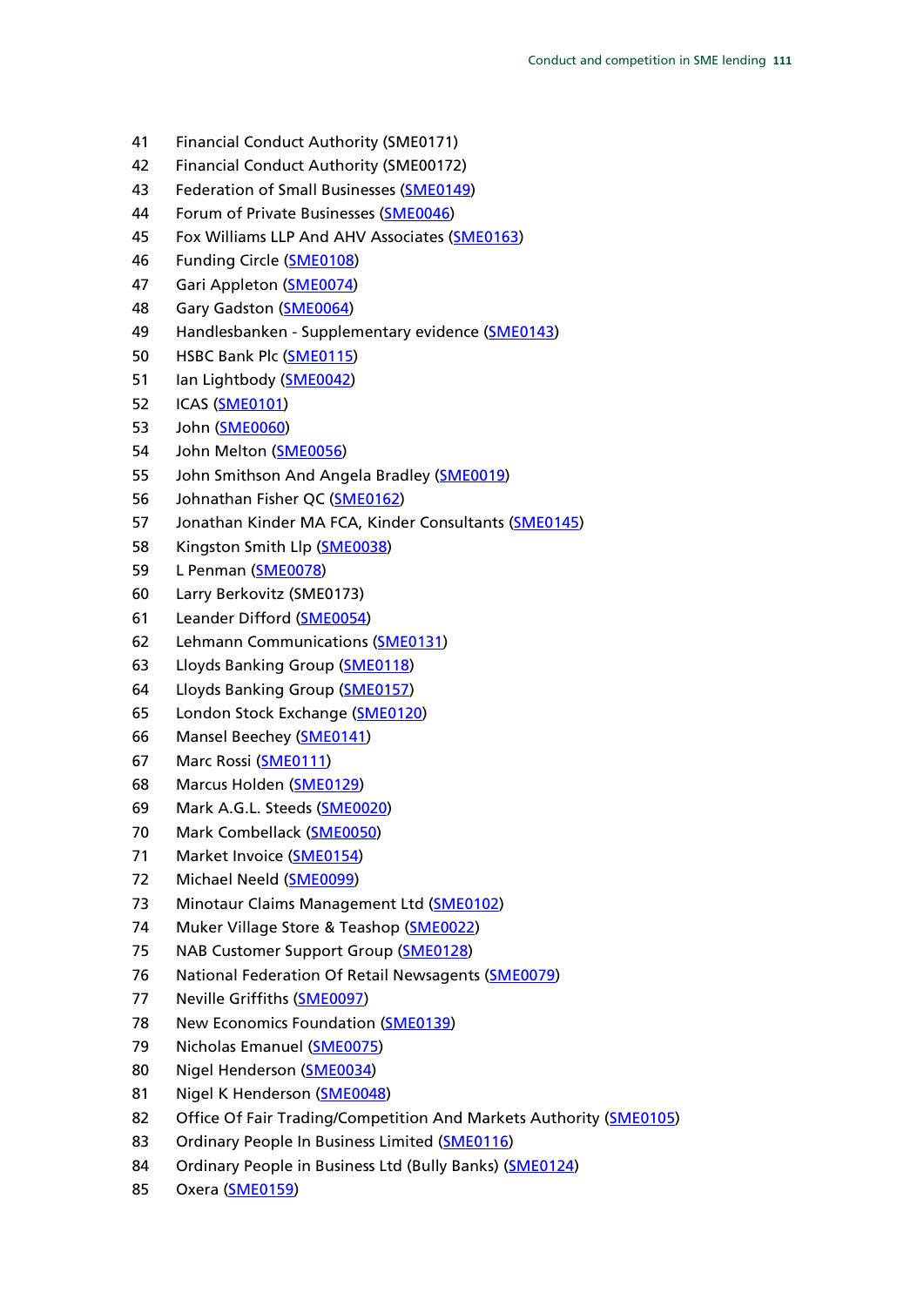41 Financial Conduct Authority (SME0171)
42 Financial Conduct Authority (SME00172)
43 Federation of Small Businesses (SME0149)
44 Forum of Private Businesses (SME0046)
45 Fox Williams LLP And AHV Associates (SME0163)
46 Funding Circle (SME0108)
47 Gari Appleton (SME0074)
48 Gary Gadston (SME0064)
49 Handlesbanken - Supplementary evidence (SME0143)
50 HSBC Bank Plc (SME0115)
51 Ian Lightbody (SME0042)
52 ICAS (SME0101)
53 John (SME0060)
54 John Melton (SME0056)
55 John Smithson And Angela Bradley (SME0019)
56 Johnathan Fisher QC (SME0162)
57 Jonathan Kinder MA FCA, Kinder Consultants (SME0145)
58 Kingston Smith Llp (SME0038)
59 L Penman (SME0078)
60 Larry Berkovitz (SME0173)
61 Leander Difford (SME0054)
62 Lehmann Communications (SME0131)
63 Lloyds Banking Group (SME0118)
64 Lloyds Banking Group (SME0157)
65 London Stock Exchange (SME0120)
66 Mansel Beechey (SME0141)
67 Marc Rossi (SME0111)
68 Marcus Holden (SME0129)
69 Mark A.G.L. Steeds (SME0020)
70 Mark Combellack (SME0050)
71 Market Invoice (SME0154)
72 Michael Neeld (SME0099)
73 Minotaur Claims Management Ltd (SME0102)
74 Muker Village Store & Teashop (SME0022)
75 NAB Customer Support Group (SME0128)
76 National Federation Of Retail Newsagents (SME0079)
77 Neville Griffiths (SME0097)
78 New Economics Foundation (SME0139)
79 Nicholas Emanuel (SME0075)
80 Nigel Henderson (SME0034)
81 Nigel K Henderson (SME0048)
82 Office Of Fair Trading/Competition And Markets Authority (SME0105)
83 Ordinary People In Business Limited (SME0116)
84 Ordinary People in Business Ltd (Bully Banks) (SME0124)
85 Oxera (SME0159)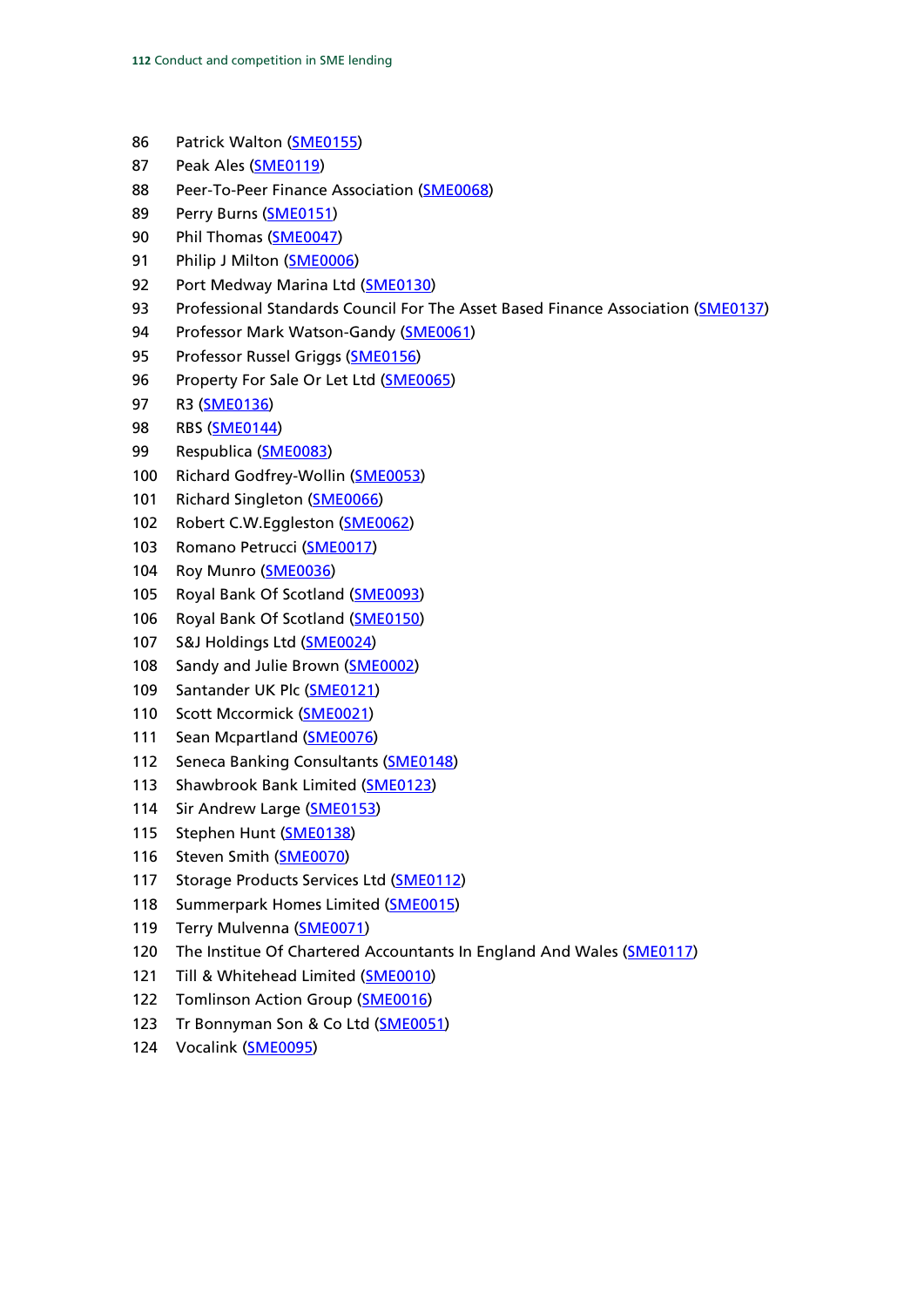86 Patrick Walton (SME0155)
87 Peak Ales (SME0119)
88 Peer-To-Peer Finance Association (SME0068)
89 Perry Burns (SME0151)
90 Phil Thomas (SME0047)
91 Philip J Milton (SME0006)
92 Port Medway Marina Ltd (SME0130)
93 Professional Standards Council For The Asset Based Finance Association (SME0137)
94 Professor Mark Watson-Gandy (SME0061)
95 Professor Russel Griggs (SME0156)
96 Property For Sale Or Let Ltd (SME0065)
97 R3 (SME0136)
98 RBS (SME0144)
99 Respublica (SME0083)
100 Richard Godfrey-Wollin (SME0053)
101 Richard Singleton (SME0066)
102 Robert C.W.Eggleston (SME0062)
103 Romano Petrucci (SME0017)
104 Roy Munro (SME0036)
105 Royal Bank Of Scotland (SME0093)
106 Royal Bank Of Scotland (SME0150)
107 S&J Holdings Ltd (SME0024)
108 Sandy and Julie Brown (SME0002)
109 Santander UK Plc (SME0121)
110 Scott Mccormick (SME0021)
111 Sean Mcpartland (SME0076)
112 Seneca Banking Consultants (SME0148)
113 Shawbrook Bank Limited (SME0123)
114 Sir Andrew Large (SME0153)
115 Stephen Hunt (SME0138)
116 Steven Smith (SME0070)
117 Storage Products Services Ltd (SME0112)
118 Summerpark Homes Limited (SME0015)
119 Terry Mulvenna (SME0071)
120 The Institue Of Chartered Accountants In England And Wales (SME0117)
121 Till & Whitehead Limited (SME0010)
122 Tomlinson Action Group (SME0016)
123 Tr Bonnyman Son & Co Ltd (SME0051)
124 Vocalink (SME0095)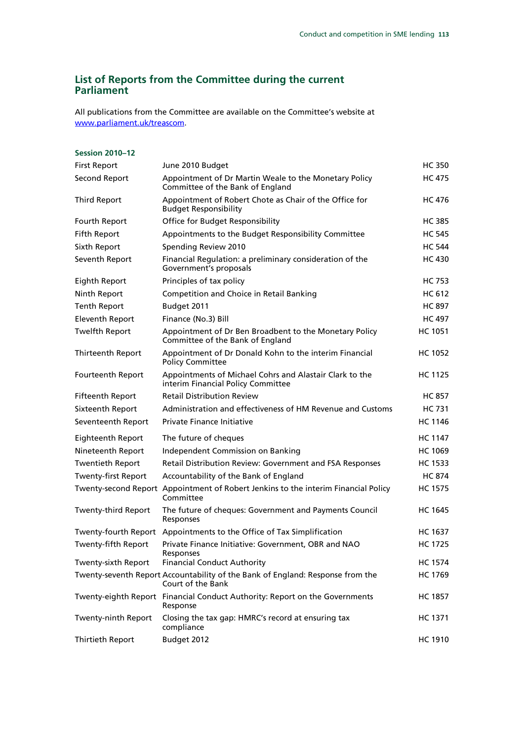## List of Reports from the Committee during the current Parliament

All publications from the Committee are available on the Committee's website at www.parliament.uk/treascom.

**Session 2010–12**

| | | |
|---|---|---|
| First Report | June 2010 Budget | HC 350 |
| Second Report | Appointment of Dr Martin Weale to the Monetary Policy Committee of the Bank of England | HC 475 |
| Third Report | Appointment of Robert Chote as Chair of the Office for Budget Responsibility | HC 476 |
| Fourth Report | Office for Budget Responsibility | HC 385 |
| Fifth Report | Appointments to the Budget Responsibility Committee | HC 545 |
| Sixth Report | Spending Review 2010 | HC 544 |
| Seventh Report | Financial Regulation: a preliminary consideration of the Government's proposals | HC 430 |
| Eighth Report | Principles of tax policy | HC 753 |
| Ninth Report | Competition and Choice in Retail Banking | HC 612 |
| Tenth Report | Budget 2011 | HC 897 |
| Eleventh Report | Finance (No.3) Bill | HC 497 |
| Twelfth Report | Appointment of Dr Ben Broadbent to the Monetary Policy Committee of the Bank of England | HC 1051 |
| Thirteenth Report | Appointment of Dr Donald Kohn to the interim Financial Policy Committee | HC 1052 |
| Fourteenth Report | Appointments of Michael Cohrs and Alastair Clark to the interim Financial Policy Committee | HC 1125 |
| Fifteenth Report | Retail Distribution Review | HC 857 |
| Sixteenth Report | Administration and effectiveness of HM Revenue and Customs | HC 731 |
| Seventeenth Report | Private Finance Initiative | HC 1146 |
| Eighteenth Report | The future of cheques | HC 1147 |
| Nineteenth Report | Independent Commission on Banking | HC 1069 |
| Twentieth Report | Retail Distribution Review: Government and FSA Responses | HC 1533 |
| Twenty-first Report | Accountability of the Bank of England | HC 874 |
| Twenty-second Report | Appointment of Robert Jenkins to the interim Financial Policy Committee | HC 1575 |
| Twenty-third Report | The future of cheques: Government and Payments Council Responses | HC 1645 |
| Twenty-fourth Report | Appointments to the Office of Tax Simplification | HC 1637 |
| Twenty-fifth Report | Private Finance Initiative: Government, OBR and NAO Responses | HC 1725 |
| Twenty-sixth Report | Financial Conduct Authority | HC 1574 |
| Twenty-seventh Report | Accountability of the Bank of England: Response from the Court of the Bank | HC 1769 |
| Twenty-eighth Report | Financial Conduct Authority: Report on the Governments Response | HC 1857 |
| Twenty-ninth Report | Closing the tax gap: HMRC's record at ensuring tax compliance | HC 1371 |
| Thirtieth Report | Budget 2012 | HC 1910 |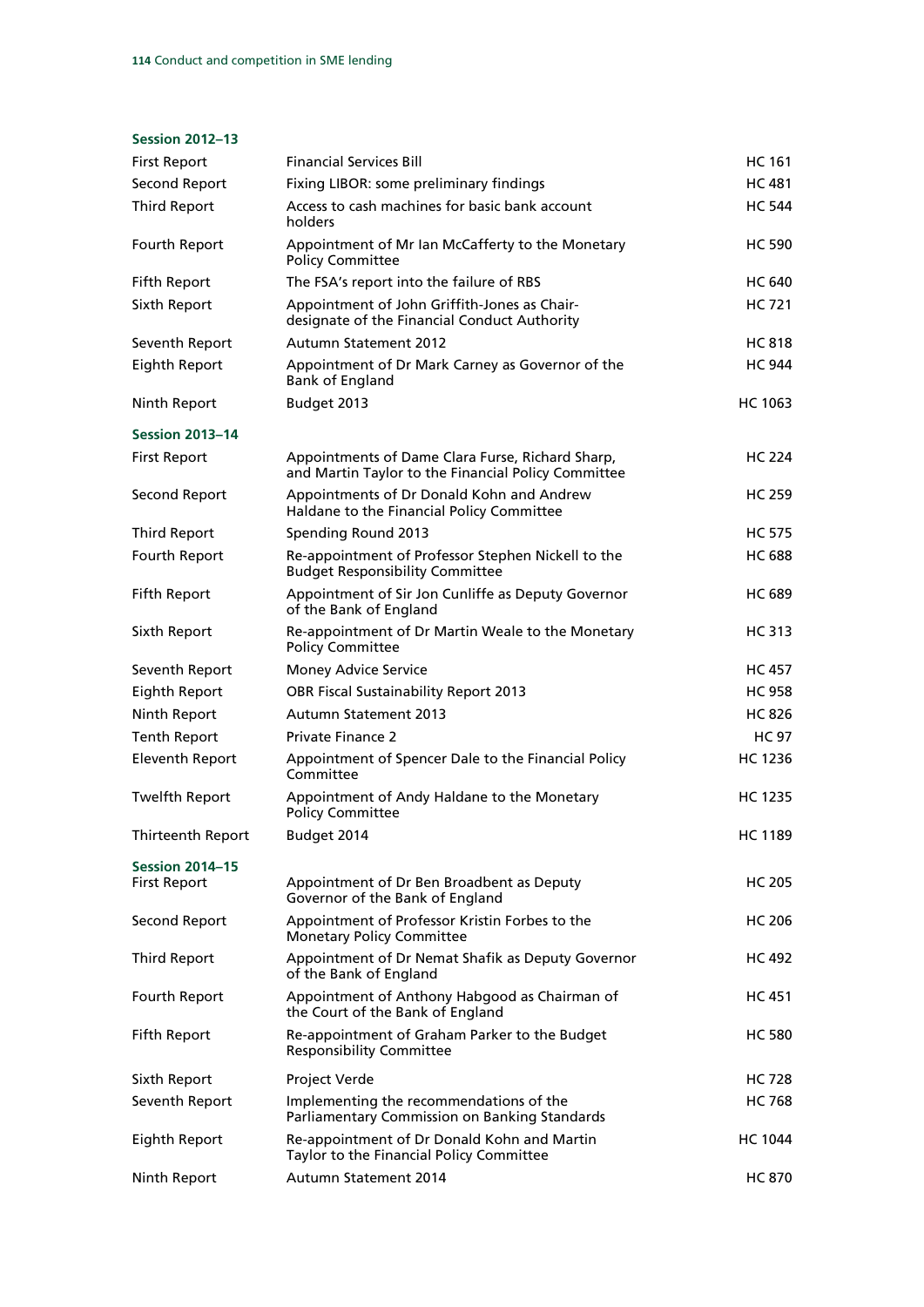### Session 2012–13

| | | |
|---|---|---|
| First Report | Financial Services Bill | HC 161 |
| Second Report | Fixing LIBOR: some preliminary findings | HC 481 |
| Third Report | Access to cash machines for basic bank account holders | HC 544 |
| Fourth Report | Appointment of Mr Ian McCafferty to the Monetary Policy Committee | HC 590 |
| Fifth Report | The FSA's report into the failure of RBS | HC 640 |
| Sixth Report | Appointment of John Griffith-Jones as Chair-designate of the Financial Conduct Authority | HC 721 |
| Seventh Report | Autumn Statement 2012 | HC 818 |
| Eighth Report | Appointment of Dr Mark Carney as Governor of the Bank of England | HC 944 |
| Ninth Report | Budget 2013 | HC 1063 |

### Session 2013–14

| | | |
|---|---|---|
| First Report | Appointments of Dame Clara Furse, Richard Sharp, and Martin Taylor to the Financial Policy Committee | HC 224 |
| Second Report | Appointments of Dr Donald Kohn and Andrew Haldane to the Financial Policy Committee | HC 259 |
| Third Report | Spending Round 2013 | HC 575 |
| Fourth Report | Re-appointment of Professor Stephen Nickell to the Budget Responsibility Committee | HC 688 |
| Fifth Report | Appointment of Sir Jon Cunliffe as Deputy Governor of the Bank of England | HC 689 |
| Sixth Report | Re-appointment of Dr Martin Weale to the Monetary Policy Committee | HC 313 |
| Seventh Report | Money Advice Service | HC 457 |
| Eighth Report | OBR Fiscal Sustainability Report 2013 | HC 958 |
| Ninth Report | Autumn Statement 2013 | HC 826 |
| Tenth Report | Private Finance 2 | HC 97 |
| Eleventh Report | Appointment of Spencer Dale to the Financial Policy Committee | HC 1236 |
| Twelfth Report | Appointment of Andy Haldane to the Monetary Policy Committee | HC 1235 |
| Thirteenth Report | Budget 2014 | HC 1189 |

### Session 2014–15

| | | |
|---|---|---|
| First Report | Appointment of Dr Ben Broadbent as Deputy Governor of the Bank of England | HC 205 |
| Second Report | Appointment of Professor Kristin Forbes to the Monetary Policy Committee | HC 206 |
| Third Report | Appointment of Dr Nemat Shafik as Deputy Governor of the Bank of England | HC 492 |
| Fourth Report | Appointment of Anthony Habgood as Chairman of the Court of the Bank of England | HC 451 |
| Fifth Report | Re-appointment of Graham Parker to the Budget Responsibility Committee | HC 580 |
| Sixth Report | Project Verde | HC 728 |
| Seventh Report | Implementing the recommendations of the Parliamentary Commission on Banking Standards | HC 768 |
| Eighth Report | Re-appointment of Dr Donald Kohn and Martin Taylor to the Financial Policy Committee | HC 1044 |
| Ninth Report | Autumn Statement 2014 | HC 870 |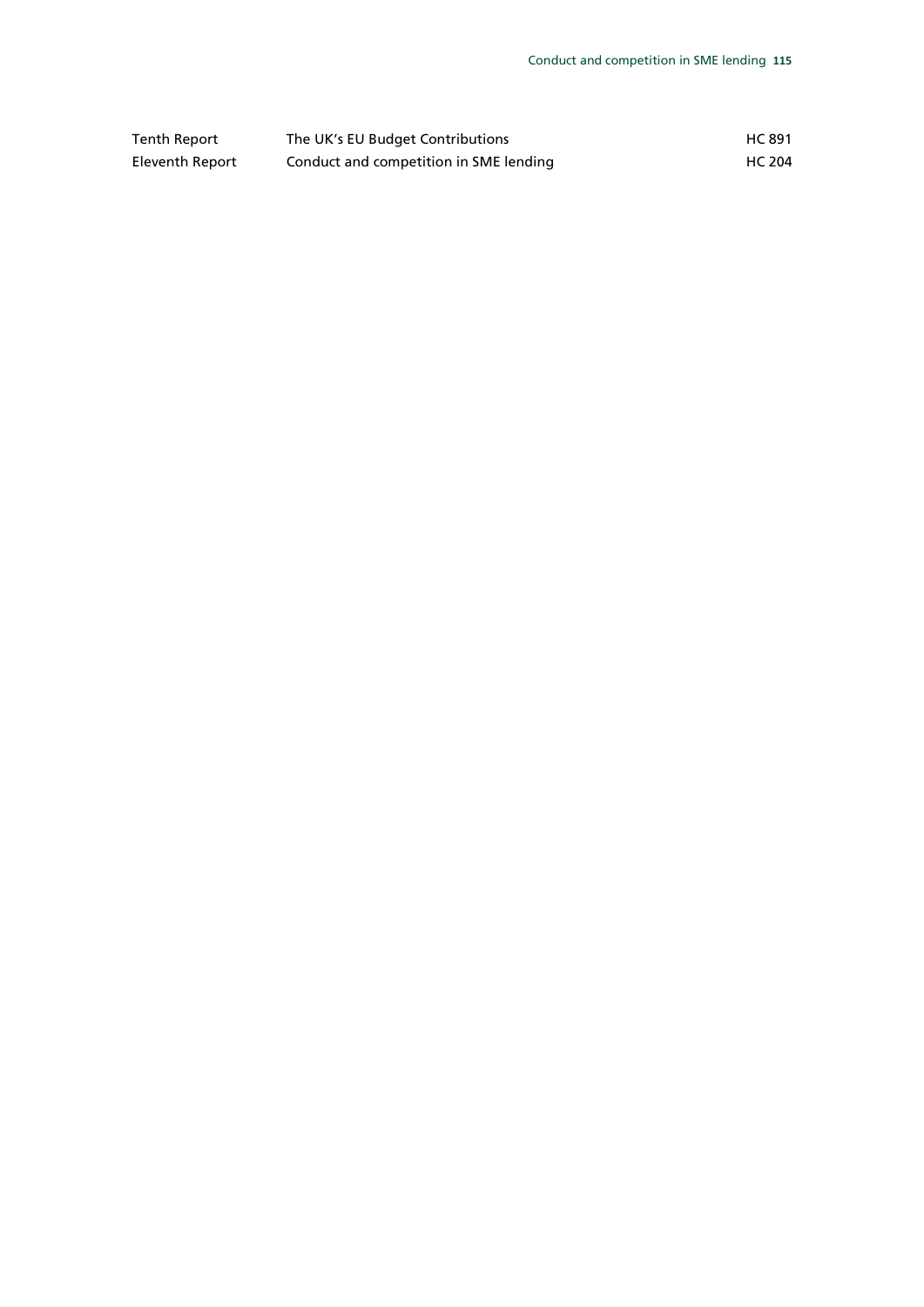| | | |
|---|---|---|
| Tenth Report | The UK's EU Budget Contributions | HC 891 |
| Eleventh Report | Conduct and competition in SME lending | HC 204 |